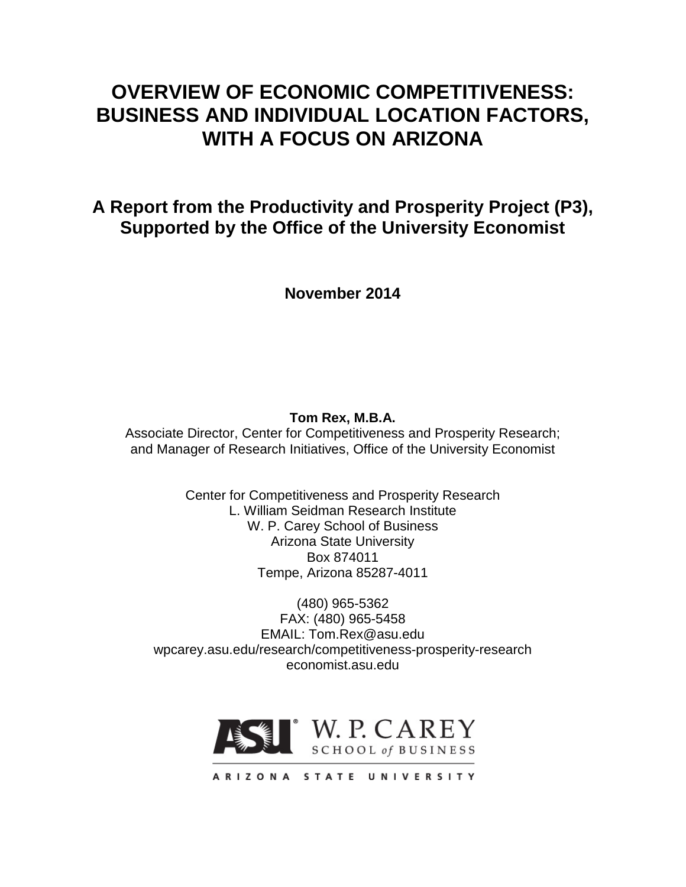# OVERVIEW OF ECONOMIC COMPETITIVENESS: BUSINESS AND INDIVIDUAL LOCATION FACTORS, WITH A FOCUS ON ARIZONA

## A Report from the Productivity and Prosperity Project (P3), Supported by the Office of the University Economist

**November 2014**

**Tom Rex, M.B.A.**
Associate Director, Center for Competitiveness and Prosperity Research;
and Manager of Research Initiatives, Office of the University Economist

Center for Competitiveness and Prosperity Research
L. William Seidman Research Institute
W. P. Carey School of Business
Arizona State University
Box 874011
Tempe, Arizona 85287-4011

(480) 965-5362
FAX: (480) 965-5458
EMAIL: Tom.Rex@asu.edu
wpcarey.asu.edu/research/competitiveness-prosperity-research
economist.asu.edu

ASU W. P. CAREY SCHOOL of BUSINESS
ARIZONA STATE UNIVERSITY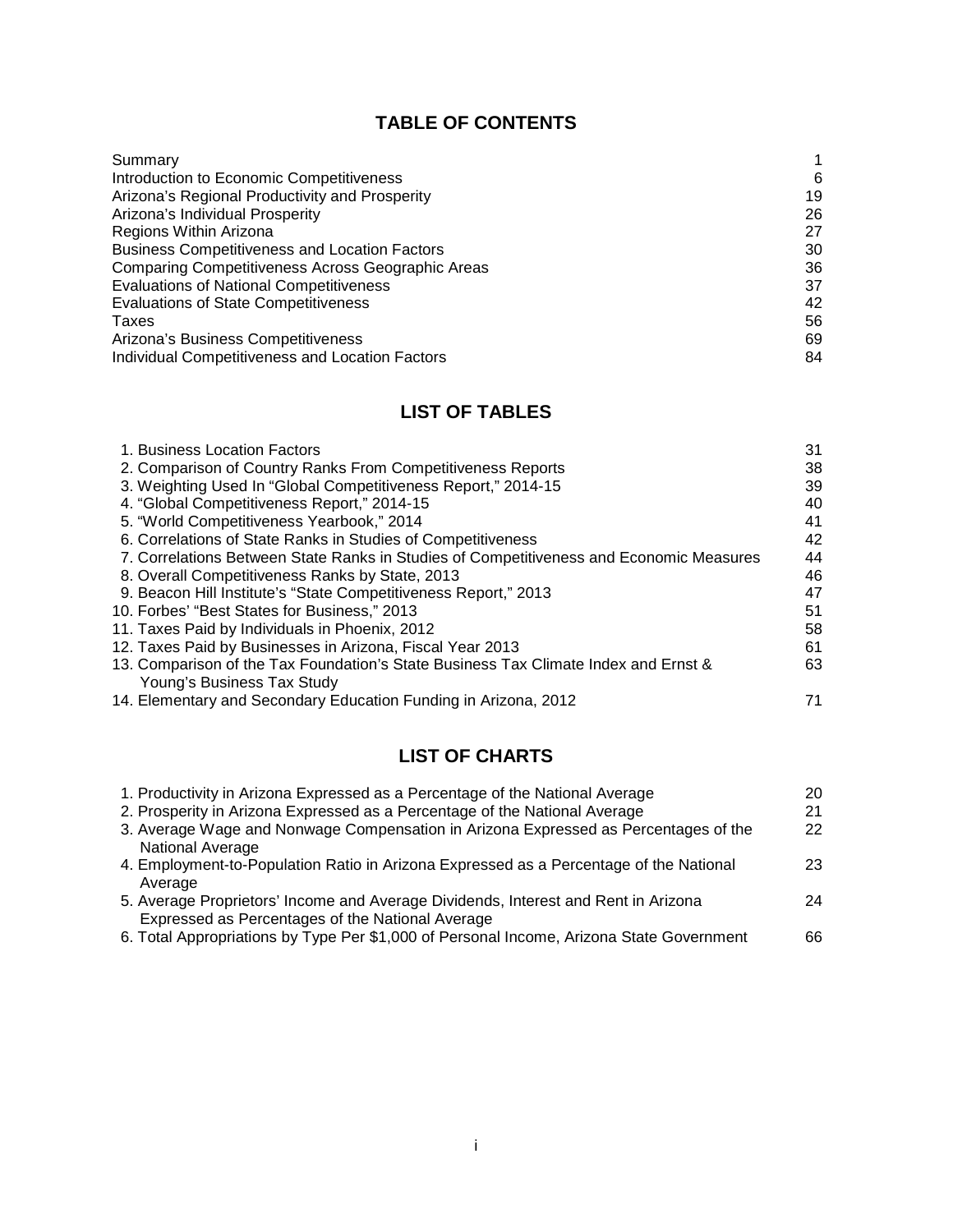# TABLE OF CONTENTS

| | |
|---|---|
| Summary | 1 |
| Introduction to Economic Competitiveness | 6 |
| Arizona's Regional Productivity and Prosperity | 19 |
| Arizona's Individual Prosperity | 26 |
| Regions Within Arizona | 27 |
| Business Competitiveness and Location Factors | 30 |
| Comparing Competitiveness Across Geographic Areas | 36 |
| Evaluations of National Competitiveness | 37 |
| Evaluations of State Competitiveness | 42 |
| Taxes | 56 |
| Arizona's Business Competitiveness | 69 |
| Individual Competitiveness and Location Factors | 84 |

# LIST OF TABLES

| | |
|---|---|
| 1. Business Location Factors | 31 |
| 2. Comparison of Country Ranks From Competitiveness Reports | 38 |
| 3. Weighting Used In "Global Competitiveness Report," 2014-15 | 39 |
| 4. "Global Competitiveness Report," 2014-15 | 40 |
| 5. "World Competitiveness Yearbook," 2014 | 41 |
| 6. Correlations of State Ranks in Studies of Competitiveness | 42 |
| 7. Correlations Between State Ranks in Studies of Competitiveness and Economic Measures | 44 |
| 8. Overall Competitiveness Ranks by State, 2013 | 46 |
| 9. Beacon Hill Institute's "State Competitiveness Report," 2013 | 47 |
| 10. Forbes' "Best States for Business," 2013 | 51 |
| 11. Taxes Paid by Individuals in Phoenix, 2012 | 58 |
| 12. Taxes Paid by Businesses in Arizona, Fiscal Year 2013 | 61 |
| 13. Comparison of the Tax Foundation's State Business Tax Climate Index and Ernst & Young's Business Tax Study | 63 |
| 14. Elementary and Secondary Education Funding in Arizona, 2012 | 71 |

# LIST OF CHARTS

| | |
|---|---|
| 1. Productivity in Arizona Expressed as a Percentage of the National Average | 20 |
| 2. Prosperity in Arizona Expressed as a Percentage of the National Average | 21 |
| 3. Average Wage and Nonwage Compensation in Arizona Expressed as Percentages of the National Average | 22 |
| 4. Employment-to-Population Ratio in Arizona Expressed as a Percentage of the National Average | 23 |
| 5. Average Proprietors' Income and Average Dividends, Interest and Rent in Arizona Expressed as Percentages of the National Average | 24 |
| 6. Total Appropriations by Type Per $1,000 of Personal Income, Arizona State Government | 66 |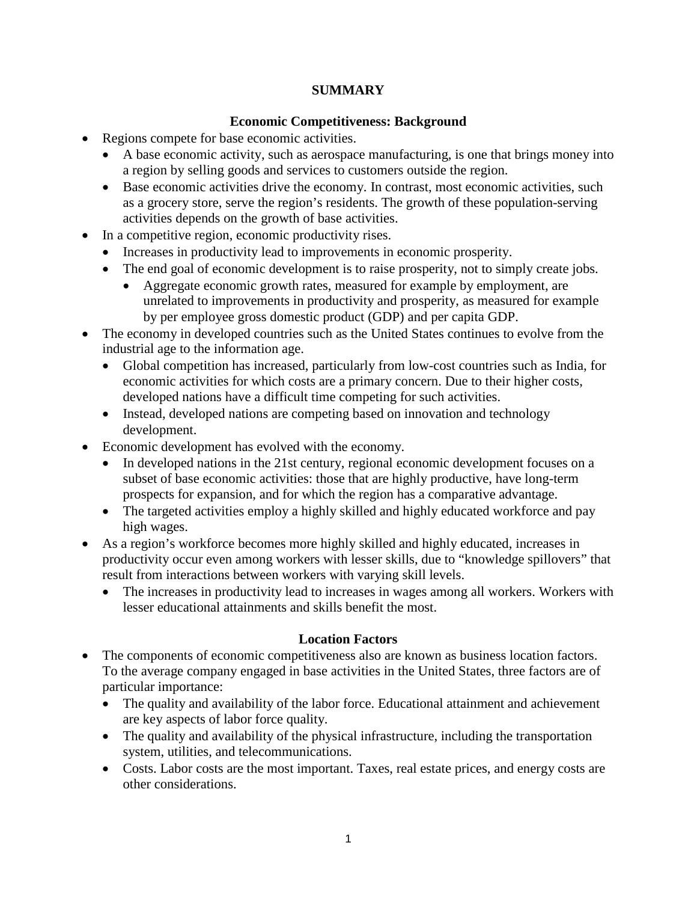# SUMMARY

## Economic Competitiveness: Background

- Regions compete for base economic activities.
  - A base economic activity, such as aerospace manufacturing, is one that brings money into a region by selling goods and services to customers outside the region.
  - Base economic activities drive the economy. In contrast, most economic activities, such as a grocery store, serve the region's residents. The growth of these population-serving activities depends on the growth of base activities.
- In a competitive region, economic productivity rises.
  - Increases in productivity lead to improvements in economic prosperity.
  - The end goal of economic development is to raise prosperity, not to simply create jobs.
    - Aggregate economic growth rates, measured for example by employment, are unrelated to improvements in productivity and prosperity, as measured for example by per employee gross domestic product (GDP) and per capita GDP.
- The economy in developed countries such as the United States continues to evolve from the industrial age to the information age.
  - Global competition has increased, particularly from low-cost countries such as India, for economic activities for which costs are a primary concern. Due to their higher costs, developed nations have a difficult time competing for such activities.
  - Instead, developed nations are competing based on innovation and technology development.
- Economic development has evolved with the economy.
  - In developed nations in the 21st century, regional economic development focuses on a subset of base economic activities: those that are highly productive, have long-term prospects for expansion, and for which the region has a comparative advantage.
  - The targeted activities employ a highly skilled and highly educated workforce and pay high wages.
- As a region's workforce becomes more highly skilled and highly educated, increases in productivity occur even among workers with lesser skills, due to "knowledge spillovers" that result from interactions between workers with varying skill levels.
  - The increases in productivity lead to increases in wages among all workers. Workers with lesser educational attainments and skills benefit the most.

## Location Factors

- The components of economic competitiveness also are known as business location factors. To the average company engaged in base activities in the United States, three factors are of particular importance:
  - The quality and availability of the labor force. Educational attainment and achievement are key aspects of labor force quality.
  - The quality and availability of the physical infrastructure, including the transportation system, utilities, and telecommunications.
  - Costs. Labor costs are the most important. Taxes, real estate prices, and energy costs are other considerations.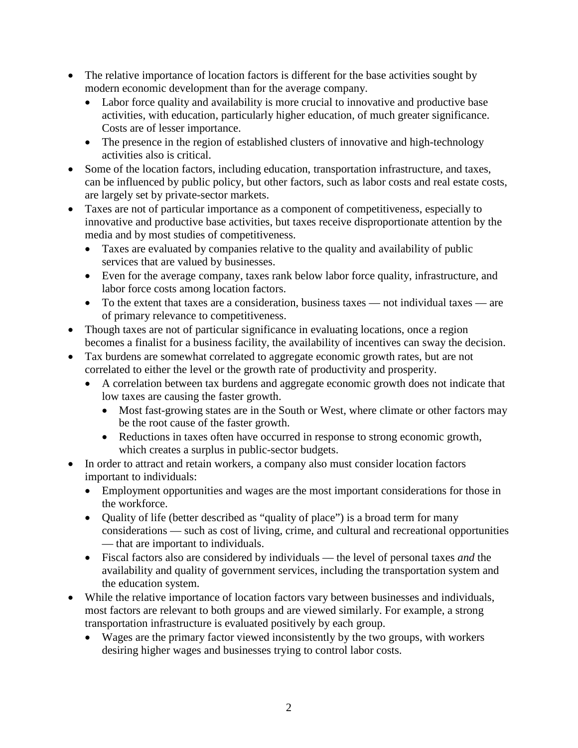- The relative importance of location factors is different for the base activities sought by modern economic development than for the average company.
  - Labor force quality and availability is more crucial to innovative and productive base activities, with education, particularly higher education, of much greater significance. Costs are of lesser importance.
  - The presence in the region of established clusters of innovative and high-technology activities also is critical.
- Some of the location factors, including education, transportation infrastructure, and taxes, can be influenced by public policy, but other factors, such as labor costs and real estate costs, are largely set by private-sector markets.
- Taxes are not of particular importance as a component of competitiveness, especially to innovative and productive base activities, but taxes receive disproportionate attention by the media and by most studies of competitiveness.
  - Taxes are evaluated by companies relative to the quality and availability of public services that are valued by businesses.
  - Even for the average company, taxes rank below labor force quality, infrastructure, and labor force costs among location factors.
  - To the extent that taxes are a consideration, business taxes — not individual taxes — are of primary relevance to competitiveness.
- Though taxes are not of particular significance in evaluating locations, once a region becomes a finalist for a business facility, the availability of incentives can sway the decision.
- Tax burdens are somewhat correlated to aggregate economic growth rates, but are not correlated to either the level or the growth rate of productivity and prosperity.
  - A correlation between tax burdens and aggregate economic growth does not indicate that low taxes are causing the faster growth.
    - Most fast-growing states are in the South or West, where climate or other factors may be the root cause of the faster growth.
    - Reductions in taxes often have occurred in response to strong economic growth, which creates a surplus in public-sector budgets.
- In order to attract and retain workers, a company also must consider location factors important to individuals:
  - Employment opportunities and wages are the most important considerations for those in the workforce.
  - Quality of life (better described as "quality of place") is a broad term for many considerations — such as cost of living, crime, and cultural and recreational opportunities — that are important to individuals.
  - Fiscal factors also are considered by individuals — the level of personal taxes *and* the availability and quality of government services, including the transportation system and the education system.
- While the relative importance of location factors vary between businesses and individuals, most factors are relevant to both groups and are viewed similarly. For example, a strong transportation infrastructure is evaluated positively by each group.
  - Wages are the primary factor viewed inconsistently by the two groups, with workers desiring higher wages and businesses trying to control labor costs.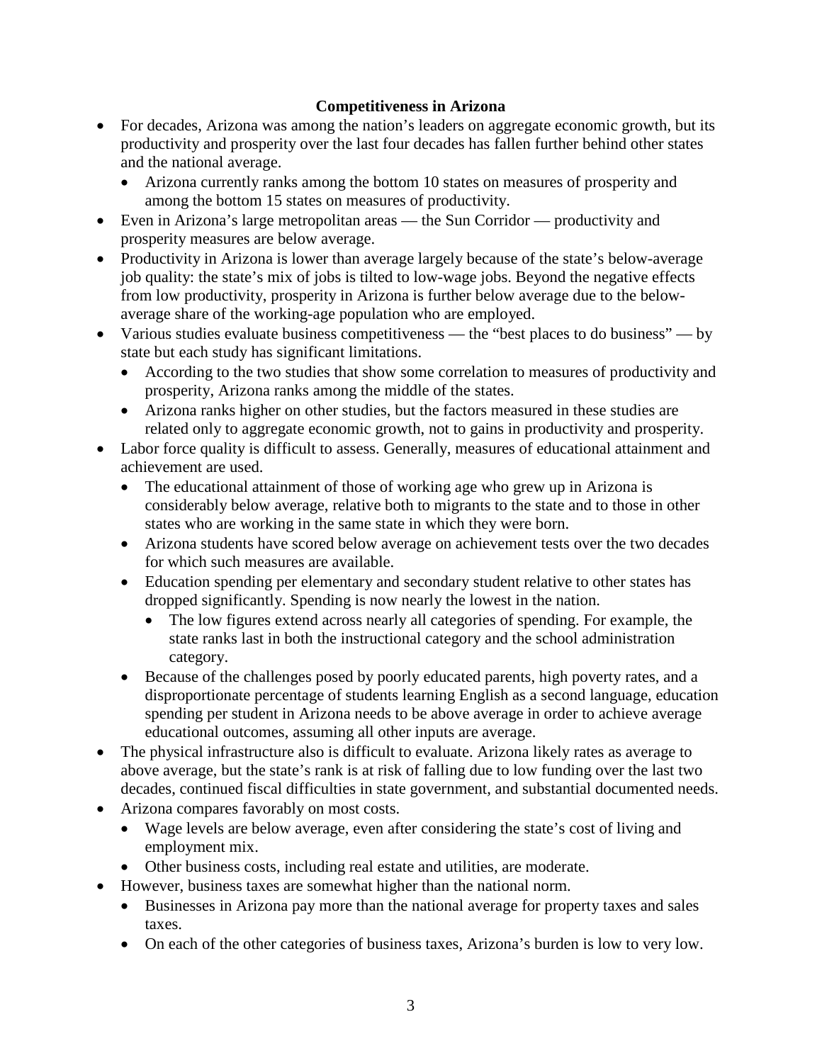## Competitiveness in Arizona

- For decades, Arizona was among the nation's leaders on aggregate economic growth, but its productivity and prosperity over the last four decades has fallen further behind other states and the national average.
  - Arizona currently ranks among the bottom 10 states on measures of prosperity and among the bottom 15 states on measures of productivity.
- Even in Arizona's large metropolitan areas — the Sun Corridor — productivity and prosperity measures are below average.
- Productivity in Arizona is lower than average largely because of the state's below-average job quality: the state's mix of jobs is tilted to low-wage jobs. Beyond the negative effects from low productivity, prosperity in Arizona is further below average due to the below-average share of the working-age population who are employed.
- Various studies evaluate business competitiveness — the "best places to do business" — by state but each study has significant limitations.
  - According to the two studies that show some correlation to measures of productivity and prosperity, Arizona ranks among the middle of the states.
  - Arizona ranks higher on other studies, but the factors measured in these studies are related only to aggregate economic growth, not to gains in productivity and prosperity.
- Labor force quality is difficult to assess. Generally, measures of educational attainment and achievement are used.
  - The educational attainment of those of working age who grew up in Arizona is considerably below average, relative both to migrants to the state and to those in other states who are working in the same state in which they were born.
  - Arizona students have scored below average on achievement tests over the two decades for which such measures are available.
  - Education spending per elementary and secondary student relative to other states has dropped significantly. Spending is now nearly the lowest in the nation.
    - The low figures extend across nearly all categories of spending. For example, the state ranks last in both the instructional category and the school administration category.
  - Because of the challenges posed by poorly educated parents, high poverty rates, and a disproportionate percentage of students learning English as a second language, education spending per student in Arizona needs to be above average in order to achieve average educational outcomes, assuming all other inputs are average.
- The physical infrastructure also is difficult to evaluate. Arizona likely rates as average to above average, but the state's rank is at risk of falling due to low funding over the last two decades, continued fiscal difficulties in state government, and substantial documented needs.
- Arizona compares favorably on most costs.
  - Wage levels are below average, even after considering the state's cost of living and employment mix.
  - Other business costs, including real estate and utilities, are moderate.
- However, business taxes are somewhat higher than the national norm.
  - Businesses in Arizona pay more than the national average for property taxes and sales taxes.
  - On each of the other categories of business taxes, Arizona's burden is low to very low.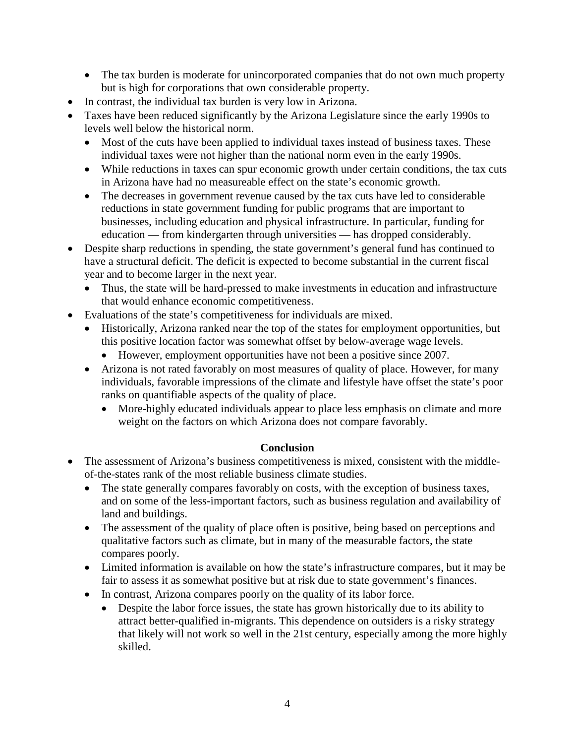- The tax burden is moderate for unincorporated companies that do not own much property but is high for corporations that own considerable property.
- In contrast, the individual tax burden is very low in Arizona.
- Taxes have been reduced significantly by the Arizona Legislature since the early 1990s to levels well below the historical norm.
    - Most of the cuts have been applied to individual taxes instead of business taxes. These individual taxes were not higher than the national norm even in the early 1990s.
    - While reductions in taxes can spur economic growth under certain conditions, the tax cuts in Arizona have had no measureable effect on the state's economic growth.
    - The decreases in government revenue caused by the tax cuts have led to considerable reductions in state government funding for public programs that are important to businesses, including education and physical infrastructure. In particular, funding for education — from kindergarten through universities — has dropped considerably.
- Despite sharp reductions in spending, the state government's general fund has continued to have a structural deficit. The deficit is expected to become substantial in the current fiscal year and to become larger in the next year.
    - Thus, the state will be hard-pressed to make investments in education and infrastructure that would enhance economic competitiveness.
- Evaluations of the state's competitiveness for individuals are mixed.
    - Historically, Arizona ranked near the top of the states for employment opportunities, but this positive location factor was somewhat offset by below-average wage levels.
        - However, employment opportunities have not been a positive since 2007.
    - Arizona is not rated favorably on most measures of quality of place. However, for many individuals, favorable impressions of the climate and lifestyle have offset the state's poor ranks on quantifiable aspects of the quality of place.
        - More-highly educated individuals appear to place less emphasis on climate and more weight on the factors on which Arizona does not compare favorably.

**Conclusion**

- The assessment of Arizona's business competitiveness is mixed, consistent with the middle-of-the-states rank of the most reliable business climate studies.
    - The state generally compares favorably on costs, with the exception of business taxes, and on some of the less-important factors, such as business regulation and availability of land and buildings.
    - The assessment of the quality of place often is positive, being based on perceptions and qualitative factors such as climate, but in many of the measurable factors, the state compares poorly.
    - Limited information is available on how the state's infrastructure compares, but it may be fair to assess it as somewhat positive but at risk due to state government's finances.
    - In contrast, Arizona compares poorly on the quality of its labor force.
        - Despite the labor force issues, the state has grown historically due to its ability to attract better-qualified in-migrants. This dependence on outsiders is a risky strategy that likely will not work so well in the 21st century, especially among the more highly skilled.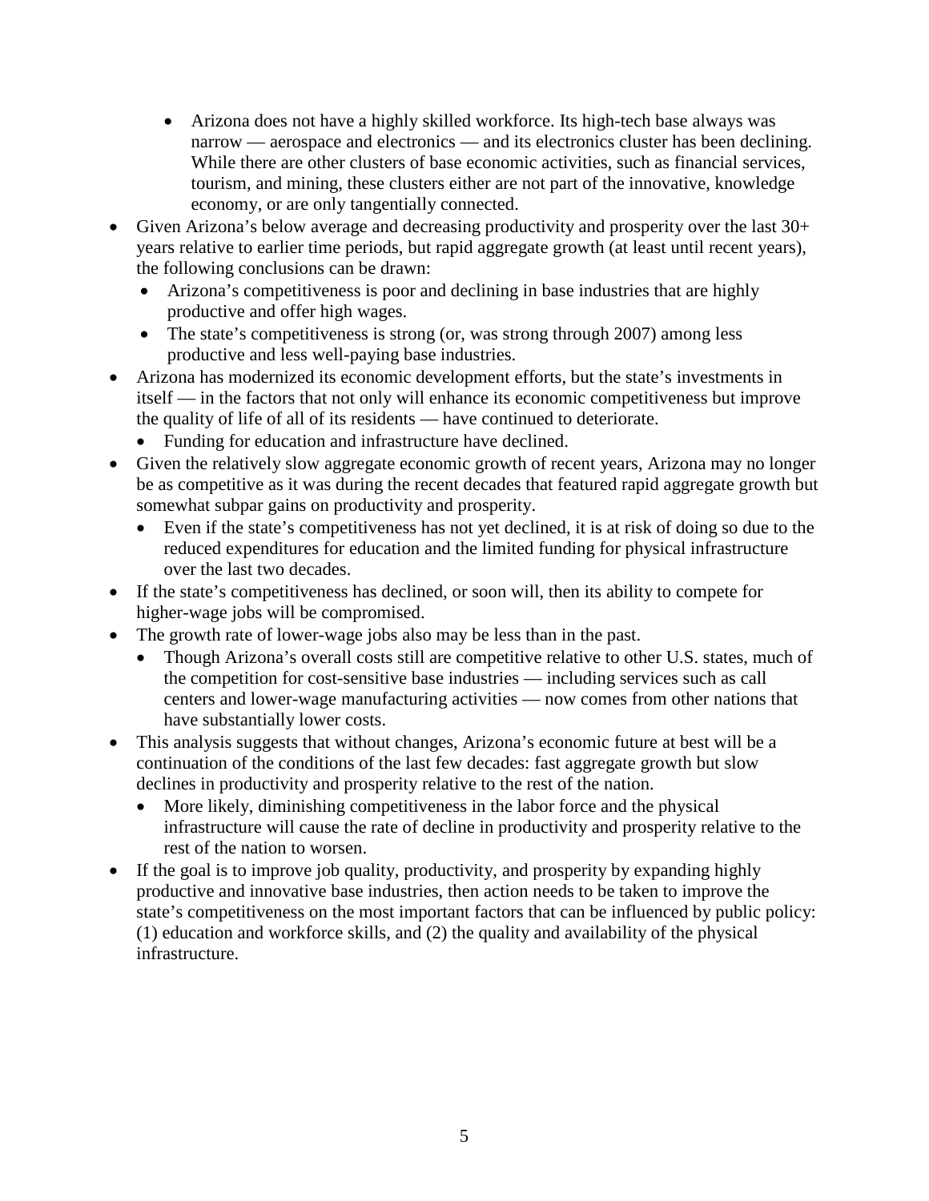- Arizona does not have a highly skilled workforce. Its high-tech base always was narrow — aerospace and electronics — and its electronics cluster has been declining. While there are other clusters of base economic activities, such as financial services, tourism, and mining, these clusters either are not part of the innovative, knowledge economy, or are only tangentially connected.
- Given Arizona's below average and decreasing productivity and prosperity over the last 30+ years relative to earlier time periods, but rapid aggregate growth (at least until recent years), the following conclusions can be drawn:
  - Arizona's competitiveness is poor and declining in base industries that are highly productive and offer high wages.
  - The state's competitiveness is strong (or, was strong through 2007) among less productive and less well-paying base industries.
- Arizona has modernized its economic development efforts, but the state's investments in itself — in the factors that not only will enhance its economic competitiveness but improve the quality of life of all of its residents — have continued to deteriorate.
  - Funding for education and infrastructure have declined.
- Given the relatively slow aggregate economic growth of recent years, Arizona may no longer be as competitive as it was during the recent decades that featured rapid aggregate growth but somewhat subpar gains on productivity and prosperity.
  - Even if the state's competitiveness has not yet declined, it is at risk of doing so due to the reduced expenditures for education and the limited funding for physical infrastructure over the last two decades.
- If the state's competitiveness has declined, or soon will, then its ability to compete for higher-wage jobs will be compromised.
- The growth rate of lower-wage jobs also may be less than in the past.
  - Though Arizona's overall costs still are competitive relative to other U.S. states, much of the competition for cost-sensitive base industries — including services such as call centers and lower-wage manufacturing activities — now comes from other nations that have substantially lower costs.
- This analysis suggests that without changes, Arizona's economic future at best will be a continuation of the conditions of the last few decades: fast aggregate growth but slow declines in productivity and prosperity relative to the rest of the nation.
  - More likely, diminishing competitiveness in the labor force and the physical infrastructure will cause the rate of decline in productivity and prosperity relative to the rest of the nation to worsen.
- If the goal is to improve job quality, productivity, and prosperity by expanding highly productive and innovative base industries, then action needs to be taken to improve the state's competitiveness on the most important factors that can be influenced by public policy: (1) education and workforce skills, and (2) the quality and availability of the physical infrastructure.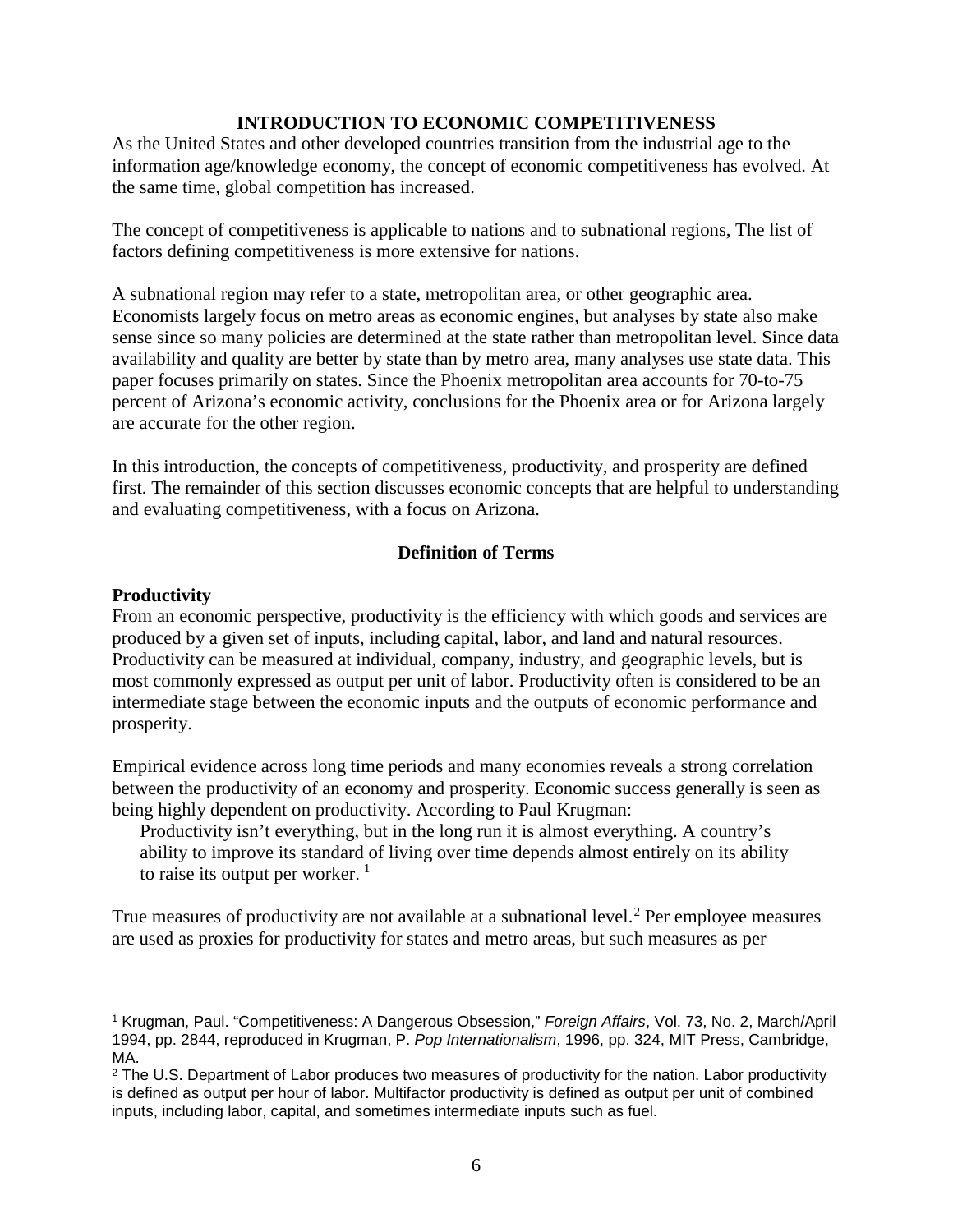## INTRODUCTION TO ECONOMIC COMPETITIVENESS

As the United States and other developed countries transition from the industrial age to the information age/knowledge economy, the concept of economic competitiveness has evolved. At the same time, global competition has increased.

The concept of competitiveness is applicable to nations and to subnational regions, The list of factors defining competitiveness is more extensive for nations.

A subnational region may refer to a state, metropolitan area, or other geographic area. Economists largely focus on metro areas as economic engines, but analyses by state also make sense since so many policies are determined at the state rather than metropolitan level. Since data availability and quality are better by state than by metro area, many analyses use state data. This paper focuses primarily on states. Since the Phoenix metropolitan area accounts for 70-to-75 percent of Arizona's economic activity, conclusions for the Phoenix area or for Arizona largely are accurate for the other region.

In this introduction, the concepts of competitiveness, productivity, and prosperity are defined first. The remainder of this section discusses economic concepts that are helpful to understanding and evaluating competitiveness, with a focus on Arizona.

### Definition of Terms

**Productivity**

From an economic perspective, productivity is the efficiency with which goods and services are produced by a given set of inputs, including capital, labor, and land and natural resources. Productivity can be measured at individual, company, industry, and geographic levels, but is most commonly expressed as output per unit of labor. Productivity often is considered to be an intermediate stage between the economic inputs and the outputs of economic performance and prosperity.

Empirical evidence across long time periods and many economies reveals a strong correlation between the productivity of an economy and prosperity. Economic success generally is seen as being highly dependent on productivity. According to Paul Krugman:

> Productivity isn't everything, but in the long run it is almost everything. A country's ability to improve its standard of living over time depends almost entirely on its ability to raise its output per worker. [1]

True measures of productivity are not available at a subnational level.[2] Per employee measures are used as proxies for productivity for states and metro areas, but such measures as per

---

[1] Krugman, Paul. "Competitiveness: A Dangerous Obsession," *Foreign Affairs*, Vol. 73, No. 2, March/April 1994, pp. 2844, reproduced in Krugman, P. *Pop Internationalism*, 1996, pp. 324, MIT Press, Cambridge, MA.

[2] The U.S. Department of Labor produces two measures of productivity for the nation. Labor productivity is defined as output per hour of labor. Multifactor productivity is defined as output per unit of combined inputs, including labor, capital, and sometimes intermediate inputs such as fuel.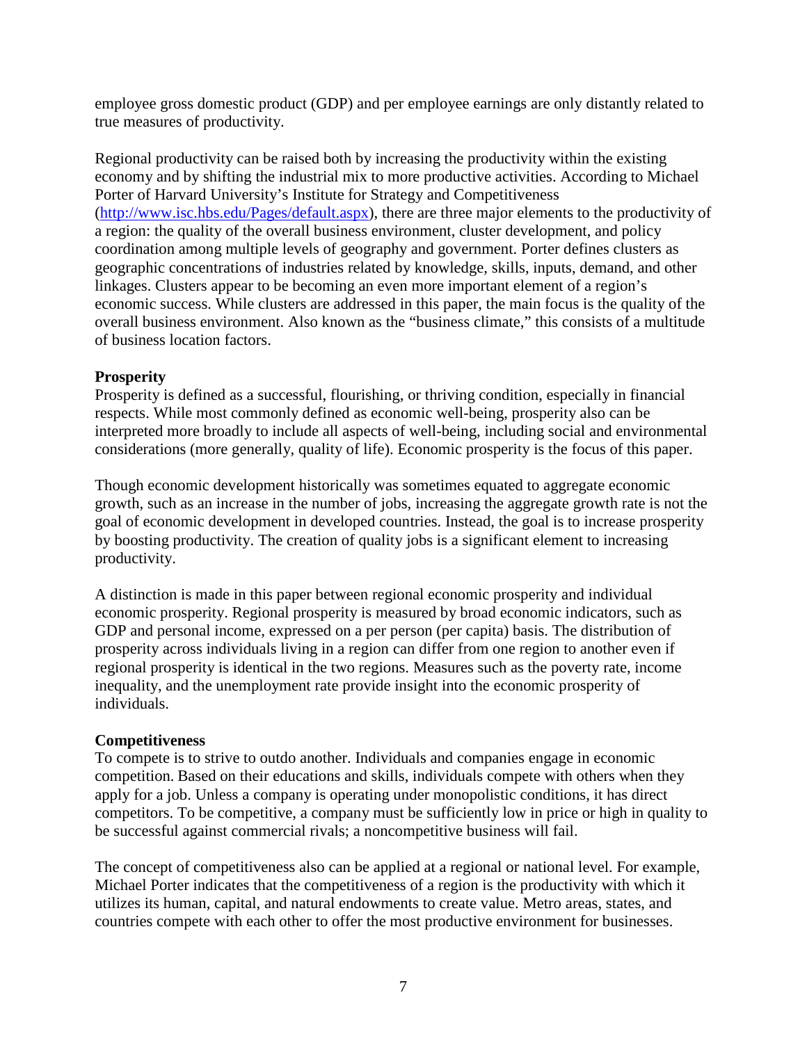employee gross domestic product (GDP) and per employee earnings are only distantly related to true measures of productivity.

Regional productivity can be raised both by increasing the productivity within the existing economy and by shifting the industrial mix to more productive activities. According to Michael Porter of Harvard University's Institute for Strategy and Competitiveness (http://www.isc.hbs.edu/Pages/default.aspx), there are three major elements to the productivity of a region: the quality of the overall business environment, cluster development, and policy coordination among multiple levels of geography and government. Porter defines clusters as geographic concentrations of industries related by knowledge, skills, inputs, demand, and other linkages. Clusters appear to be becoming an even more important element of a region's economic success. While clusters are addressed in this paper, the main focus is the quality of the overall business environment. Also known as the "business climate," this consists of a multitude of business location factors.

**Prosperity**

Prosperity is defined as a successful, flourishing, or thriving condition, especially in financial respects. While most commonly defined as economic well-being, prosperity also can be interpreted more broadly to include all aspects of well-being, including social and environmental considerations (more generally, quality of life). Economic prosperity is the focus of this paper.

Though economic development historically was sometimes equated to aggregate economic growth, such as an increase in the number of jobs, increasing the aggregate growth rate is not the goal of economic development in developed countries. Instead, the goal is to increase prosperity by boosting productivity. The creation of quality jobs is a significant element to increasing productivity.

A distinction is made in this paper between regional economic prosperity and individual economic prosperity. Regional prosperity is measured by broad economic indicators, such as GDP and personal income, expressed on a per person (per capita) basis. The distribution of prosperity across individuals living in a region can differ from one region to another even if regional prosperity is identical in the two regions. Measures such as the poverty rate, income inequality, and the unemployment rate provide insight into the economic prosperity of individuals.

**Competitiveness**

To compete is to strive to outdo another. Individuals and companies engage in economic competition. Based on their educations and skills, individuals compete with others when they apply for a job. Unless a company is operating under monopolistic conditions, it has direct competitors. To be competitive, a company must be sufficiently low in price or high in quality to be successful against commercial rivals; a noncompetitive business will fail.

The concept of competitiveness also can be applied at a regional or national level. For example, Michael Porter indicates that the competitiveness of a region is the productivity with which it utilizes its human, capital, and natural endowments to create value. Metro areas, states, and countries compete with each other to offer the most productive environment for businesses.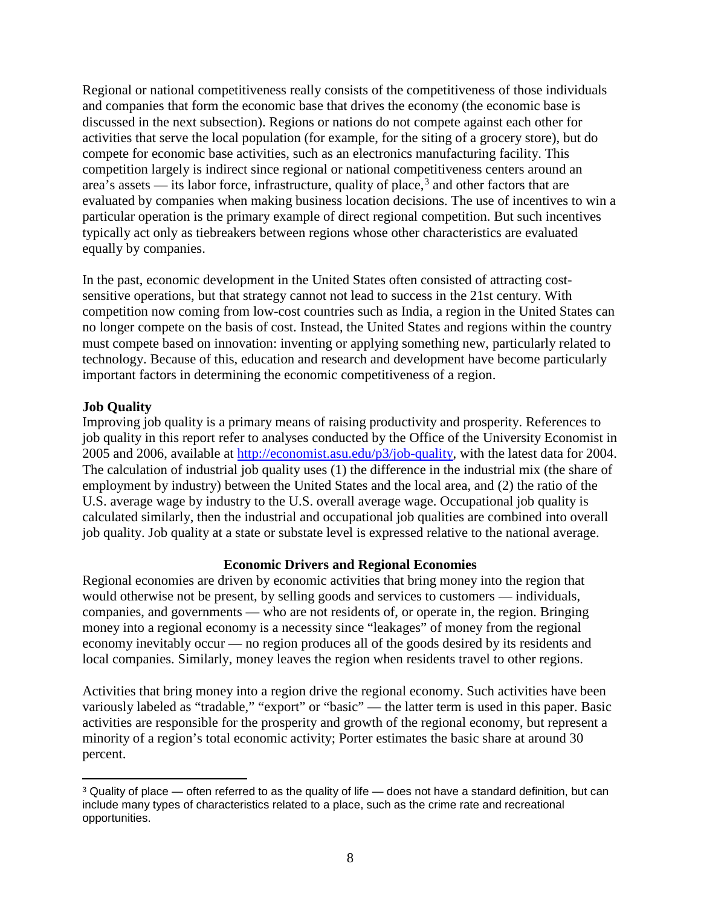Regional or national competitiveness really consists of the competitiveness of those individuals and companies that form the economic base that drives the economy (the economic base is discussed in the next subsection). Regions or nations do not compete against each other for activities that serve the local population (for example, for the siting of a grocery store), but do compete for economic base activities, such as an electronics manufacturing facility. This competition largely is indirect since regional or national competitiveness centers around an area's assets — its labor force, infrastructure, quality of place,[3] and other factors that are evaluated by companies when making business location decisions. The use of incentives to win a particular operation is the primary example of direct regional competition. But such incentives typically act only as tiebreakers between regions whose other characteristics are evaluated equally by companies.

In the past, economic development in the United States often consisted of attracting cost-sensitive operations, but that strategy cannot not lead to success in the 21st century. With competition now coming from low-cost countries such as India, a region in the United States can no longer compete on the basis of cost. Instead, the United States and regions within the country must compete based on innovation: inventing or applying something new, particularly related to technology. Because of this, education and research and development have become particularly important factors in determining the economic competitiveness of a region.

**Job Quality**

Improving job quality is a primary means of raising productivity and prosperity. References to job quality in this report refer to analyses conducted by the Office of the University Economist in 2005 and 2006, available at http://economist.asu.edu/p3/job-quality, with the latest data for 2004. The calculation of industrial job quality uses (1) the difference in the industrial mix (the share of employment by industry) between the United States and the local area, and (2) the ratio of the U.S. average wage by industry to the U.S. overall average wage. Occupational job quality is calculated similarly, then the industrial and occupational job qualities are combined into overall job quality. Job quality at a state or substate level is expressed relative to the national average.

## Economic Drivers and Regional Economies

Regional economies are driven by economic activities that bring money into the region that would otherwise not be present, by selling goods and services to customers — individuals, companies, and governments — who are not residents of, or operate in, the region. Bringing money into a regional economy is a necessity since "leakages" of money from the regional economy inevitably occur — no region produces all of the goods desired by its residents and local companies. Similarly, money leaves the region when residents travel to other regions.

Activities that bring money into a region drive the regional economy. Such activities have been variously labeled as "tradable," "export" or "basic" — the latter term is used in this paper. Basic activities are responsible for the prosperity and growth of the regional economy, but represent a minority of a region's total economic activity; Porter estimates the basic share at around 30 percent.

---

[3] Quality of place — often referred to as the quality of life — does not have a standard definition, but can include many types of characteristics related to a place, such as the crime rate and recreational opportunities.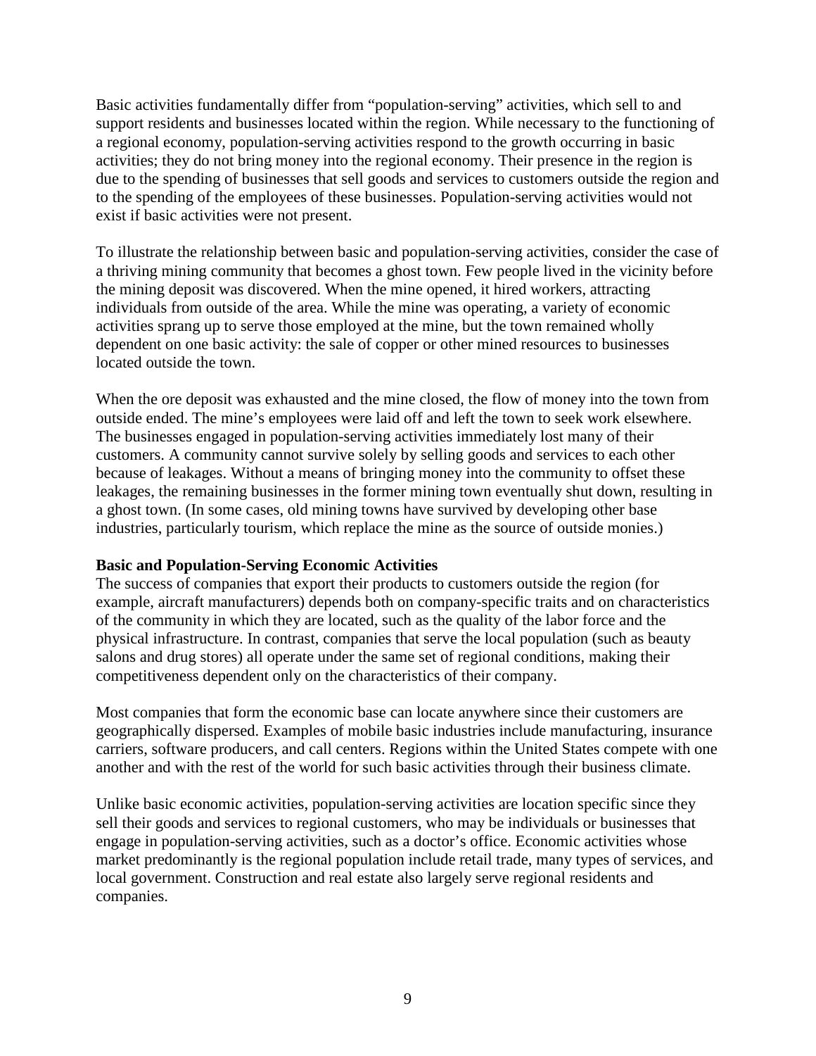Basic activities fundamentally differ from "population-serving" activities, which sell to and support residents and businesses located within the region. While necessary to the functioning of a regional economy, population-serving activities respond to the growth occurring in basic activities; they do not bring money into the regional economy. Their presence in the region is due to the spending of businesses that sell goods and services to customers outside the region and to the spending of the employees of these businesses. Population-serving activities would not exist if basic activities were not present.

To illustrate the relationship between basic and population-serving activities, consider the case of a thriving mining community that becomes a ghost town. Few people lived in the vicinity before the mining deposit was discovered. When the mine opened, it hired workers, attracting individuals from outside of the area. While the mine was operating, a variety of economic activities sprang up to serve those employed at the mine, but the town remained wholly dependent on one basic activity: the sale of copper or other mined resources to businesses located outside the town.

When the ore deposit was exhausted and the mine closed, the flow of money into the town from outside ended. The mine's employees were laid off and left the town to seek work elsewhere. The businesses engaged in population-serving activities immediately lost many of their customers. A community cannot survive solely by selling goods and services to each other because of leakages. Without a means of bringing money into the community to offset these leakages, the remaining businesses in the former mining town eventually shut down, resulting in a ghost town. (In some cases, old mining towns have survived by developing other base industries, particularly tourism, which replace the mine as the source of outside monies.)

**Basic and Population-Serving Economic Activities**

The success of companies that export their products to customers outside the region (for example, aircraft manufacturers) depends both on company-specific traits and on characteristics of the community in which they are located, such as the quality of the labor force and the physical infrastructure. In contrast, companies that serve the local population (such as beauty salons and drug stores) all operate under the same set of regional conditions, making their competitiveness dependent only on the characteristics of their company.

Most companies that form the economic base can locate anywhere since their customers are geographically dispersed. Examples of mobile basic industries include manufacturing, insurance carriers, software producers, and call centers. Regions within the United States compete with one another and with the rest of the world for such basic activities through their business climate.

Unlike basic economic activities, population-serving activities are location specific since they sell their goods and services to regional customers, who may be individuals or businesses that engage in population-serving activities, such as a doctor's office. Economic activities whose market predominantly is the regional population include retail trade, many types of services, and local government. Construction and real estate also largely serve regional residents and companies.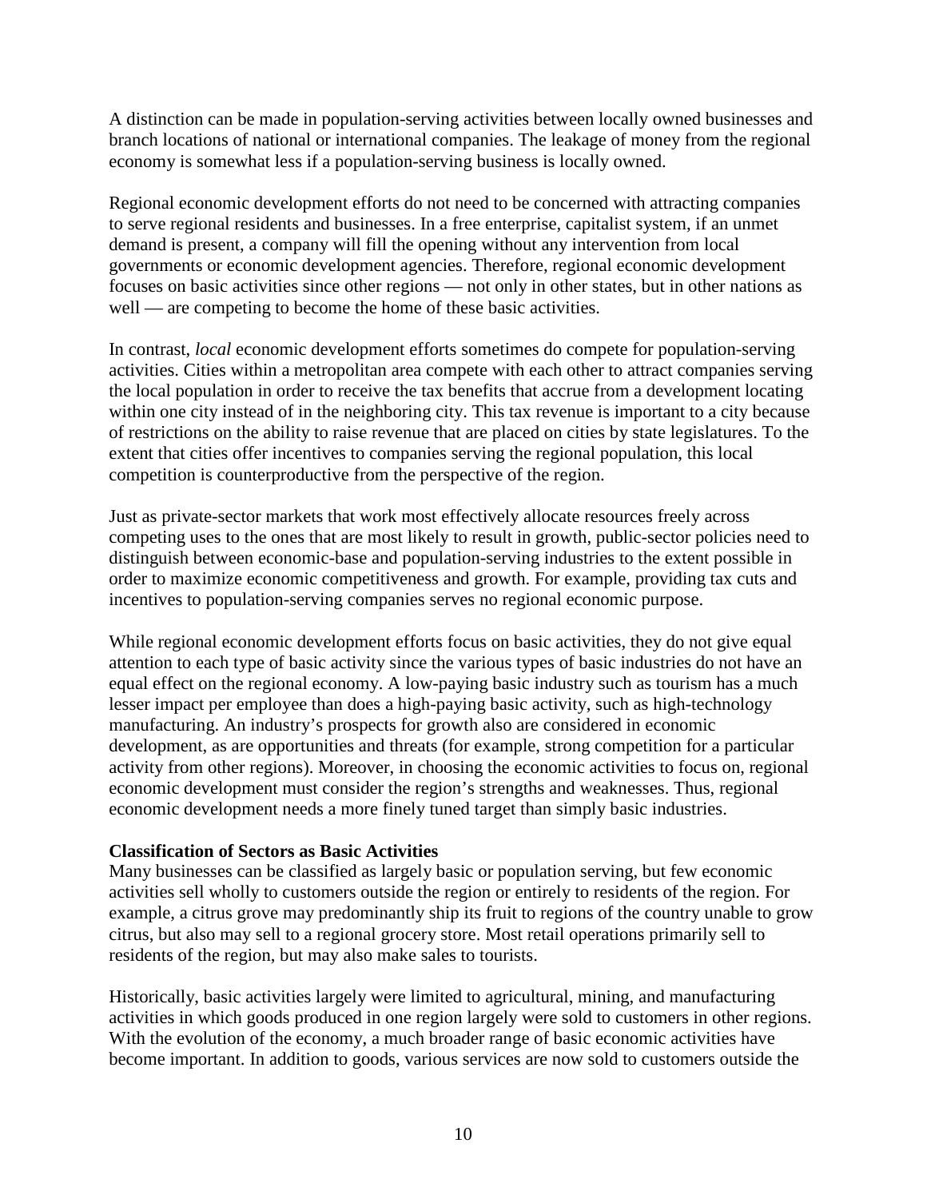A distinction can be made in population-serving activities between locally owned businesses and branch locations of national or international companies. The leakage of money from the regional economy is somewhat less if a population-serving business is locally owned.

Regional economic development efforts do not need to be concerned with attracting companies to serve regional residents and businesses. In a free enterprise, capitalist system, if an unmet demand is present, a company will fill the opening without any intervention from local governments or economic development agencies. Therefore, regional economic development focuses on basic activities since other regions — not only in other states, but in other nations as well — are competing to become the home of these basic activities.

In contrast, *local* economic development efforts sometimes do compete for population-serving activities. Cities within a metropolitan area compete with each other to attract companies serving the local population in order to receive the tax benefits that accrue from a development locating within one city instead of in the neighboring city. This tax revenue is important to a city because of restrictions on the ability to raise revenue that are placed on cities by state legislatures. To the extent that cities offer incentives to companies serving the regional population, this local competition is counterproductive from the perspective of the region.

Just as private-sector markets that work most effectively allocate resources freely across competing uses to the ones that are most likely to result in growth, public-sector policies need to distinguish between economic-base and population-serving industries to the extent possible in order to maximize economic competitiveness and growth. For example, providing tax cuts and incentives to population-serving companies serves no regional economic purpose.

While regional economic development efforts focus on basic activities, they do not give equal attention to each type of basic activity since the various types of basic industries do not have an equal effect on the regional economy. A low-paying basic industry such as tourism has a much lesser impact per employee than does a high-paying basic activity, such as high-technology manufacturing. An industry's prospects for growth also are considered in economic development, as are opportunities and threats (for example, strong competition for a particular activity from other regions). Moreover, in choosing the economic activities to focus on, regional economic development must consider the region's strengths and weaknesses. Thus, regional economic development needs a more finely tuned target than simply basic industries.

**Classification of Sectors as Basic Activities**

Many businesses can be classified as largely basic or population serving, but few economic activities sell wholly to customers outside the region or entirely to residents of the region. For example, a citrus grove may predominantly ship its fruit to regions of the country unable to grow citrus, but also may sell to a regional grocery store. Most retail operations primarily sell to residents of the region, but may also make sales to tourists.

Historically, basic activities largely were limited to agricultural, mining, and manufacturing activities in which goods produced in one region largely were sold to customers in other regions. With the evolution of the economy, a much broader range of basic economic activities have become important. In addition to goods, various services are now sold to customers outside the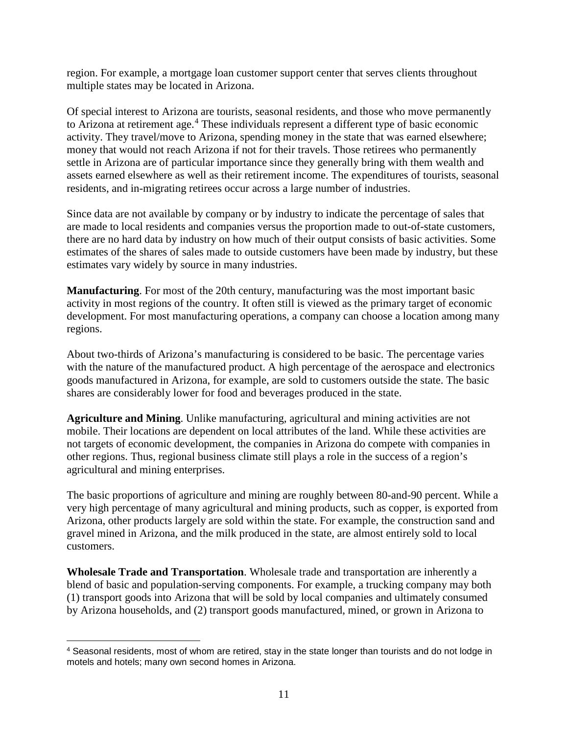region. For example, a mortgage loan customer support center that serves clients throughout multiple states may be located in Arizona.

Of special interest to Arizona are tourists, seasonal residents, and those who move permanently to Arizona at retirement age.[4] These individuals represent a different type of basic economic activity. They travel/move to Arizona, spending money in the state that was earned elsewhere; money that would not reach Arizona if not for their travels. Those retirees who permanently settle in Arizona are of particular importance since they generally bring with them wealth and assets earned elsewhere as well as their retirement income. The expenditures of tourists, seasonal residents, and in-migrating retirees occur across a large number of industries.

Since data are not available by company or by industry to indicate the percentage of sales that are made to local residents and companies versus the proportion made to out-of-state customers, there are no hard data by industry on how much of their output consists of basic activities. Some estimates of the shares of sales made to outside customers have been made by industry, but these estimates vary widely by source in many industries.

**Manufacturing**. For most of the 20th century, manufacturing was the most important basic activity in most regions of the country. It often still is viewed as the primary target of economic development. For most manufacturing operations, a company can choose a location among many regions.

About two-thirds of Arizona's manufacturing is considered to be basic. The percentage varies with the nature of the manufactured product. A high percentage of the aerospace and electronics goods manufactured in Arizona, for example, are sold to customers outside the state. The basic shares are considerably lower for food and beverages produced in the state.

**Agriculture and Mining**. Unlike manufacturing, agricultural and mining activities are not mobile. Their locations are dependent on local attributes of the land. While these activities are not targets of economic development, the companies in Arizona do compete with companies in other regions. Thus, regional business climate still plays a role in the success of a region's agricultural and mining enterprises.

The basic proportions of agriculture and mining are roughly between 80-and-90 percent. While a very high percentage of many agricultural and mining products, such as copper, is exported from Arizona, other products largely are sold within the state. For example, the construction sand and gravel mined in Arizona, and the milk produced in the state, are almost entirely sold to local customers.

**Wholesale Trade and Transportation**. Wholesale trade and transportation are inherently a blend of basic and population-serving components. For example, a trucking company may both (1) transport goods into Arizona that will be sold by local companies and ultimately consumed by Arizona households, and (2) transport goods manufactured, mined, or grown in Arizona to

---

[4] Seasonal residents, most of whom are retired, stay in the state longer than tourists and do not lodge in motels and hotels; many own second homes in Arizona.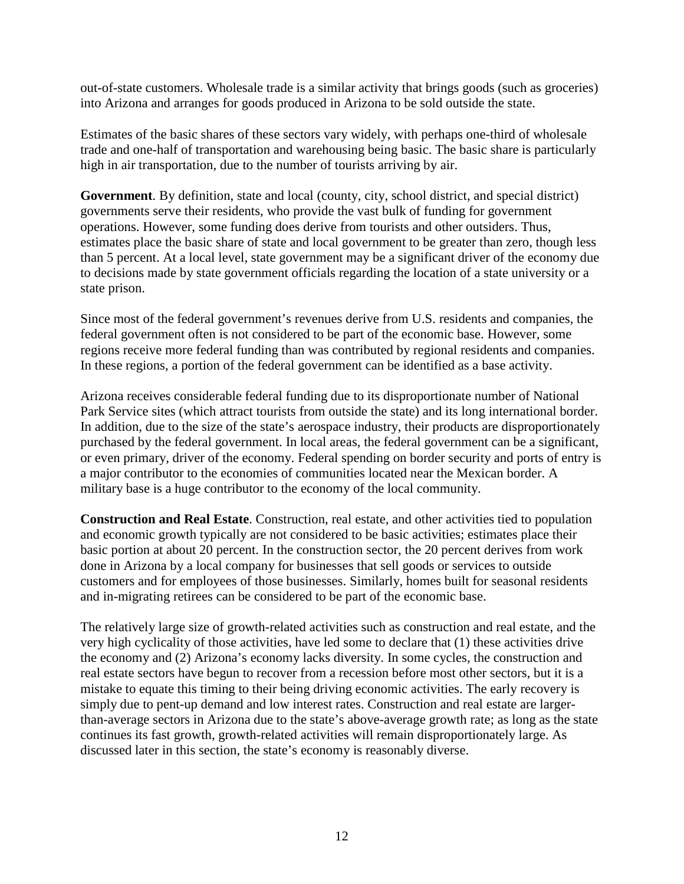out-of-state customers. Wholesale trade is a similar activity that brings goods (such as groceries) into Arizona and arranges for goods produced in Arizona to be sold outside the state.

Estimates of the basic shares of these sectors vary widely, with perhaps one-third of wholesale trade and one-half of transportation and warehousing being basic. The basic share is particularly high in air transportation, due to the number of tourists arriving by air.

**Government**. By definition, state and local (county, city, school district, and special district) governments serve their residents, who provide the vast bulk of funding for government operations. However, some funding does derive from tourists and other outsiders. Thus, estimates place the basic share of state and local government to be greater than zero, though less than 5 percent. At a local level, state government may be a significant driver of the economy due to decisions made by state government officials regarding the location of a state university or a state prison.

Since most of the federal government's revenues derive from U.S. residents and companies, the federal government often is not considered to be part of the economic base. However, some regions receive more federal funding than was contributed by regional residents and companies. In these regions, a portion of the federal government can be identified as a base activity.

Arizona receives considerable federal funding due to its disproportionate number of National Park Service sites (which attract tourists from outside the state) and its long international border. In addition, due to the size of the state's aerospace industry, their products are disproportionately purchased by the federal government. In local areas, the federal government can be a significant, or even primary, driver of the economy. Federal spending on border security and ports of entry is a major contributor to the economies of communities located near the Mexican border. A military base is a huge contributor to the economy of the local community.

**Construction and Real Estate**. Construction, real estate, and other activities tied to population and economic growth typically are not considered to be basic activities; estimates place their basic portion at about 20 percent. In the construction sector, the 20 percent derives from work done in Arizona by a local company for businesses that sell goods or services to outside customers and for employees of those businesses. Similarly, homes built for seasonal residents and in-migrating retirees can be considered to be part of the economic base.

The relatively large size of growth-related activities such as construction and real estate, and the very high cyclicality of those activities, have led some to declare that (1) these activities drive the economy and (2) Arizona's economy lacks diversity. In some cycles, the construction and real estate sectors have begun to recover from a recession before most other sectors, but it is a mistake to equate this timing to their being driving economic activities. The early recovery is simply due to pent-up demand and low interest rates. Construction and real estate are larger-than-average sectors in Arizona due to the state's above-average growth rate; as long as the state continues its fast growth, growth-related activities will remain disproportionately large. As discussed later in this section, the state's economy is reasonably diverse.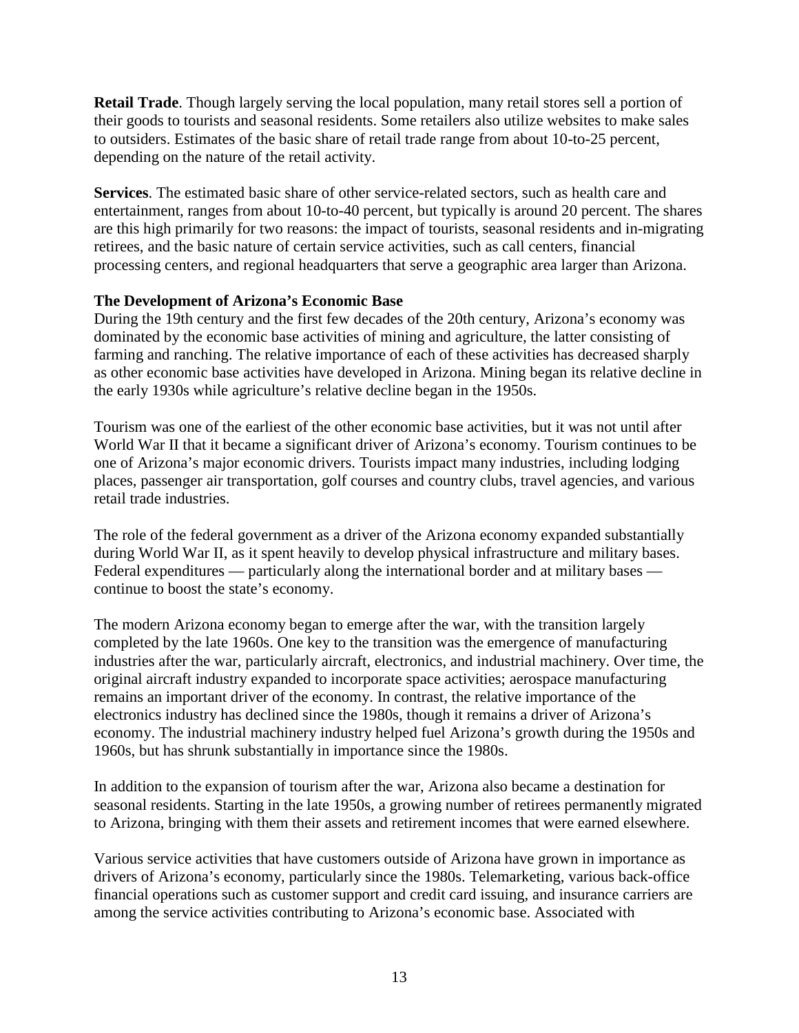**Retail Trade**. Though largely serving the local population, many retail stores sell a portion of their goods to tourists and seasonal residents. Some retailers also utilize websites to make sales to outsiders. Estimates of the basic share of retail trade range from about 10-to-25 percent, depending on the nature of the retail activity.

**Services**. The estimated basic share of other service-related sectors, such as health care and entertainment, ranges from about 10-to-40 percent, but typically is around 20 percent. The shares are this high primarily for two reasons: the impact of tourists, seasonal residents and in-migrating retirees, and the basic nature of certain service activities, such as call centers, financial processing centers, and regional headquarters that serve a geographic area larger than Arizona.

### The Development of Arizona's Economic Base

During the 19th century and the first few decades of the 20th century, Arizona's economy was dominated by the economic base activities of mining and agriculture, the latter consisting of farming and ranching. The relative importance of each of these activities has decreased sharply as other economic base activities have developed in Arizona. Mining began its relative decline in the early 1930s while agriculture's relative decline began in the 1950s.

Tourism was one of the earliest of the other economic base activities, but it was not until after World War II that it became a significant driver of Arizona's economy. Tourism continues to be one of Arizona's major economic drivers. Tourists impact many industries, including lodging places, passenger air transportation, golf courses and country clubs, travel agencies, and various retail trade industries.

The role of the federal government as a driver of the Arizona economy expanded substantially during World War II, as it spent heavily to develop physical infrastructure and military bases. Federal expenditures — particularly along the international border and at military bases — continue to boost the state's economy.

The modern Arizona economy began to emerge after the war, with the transition largely completed by the late 1960s. One key to the transition was the emergence of manufacturing industries after the war, particularly aircraft, electronics, and industrial machinery. Over time, the original aircraft industry expanded to incorporate space activities; aerospace manufacturing remains an important driver of the economy. In contrast, the relative importance of the electronics industry has declined since the 1980s, though it remains a driver of Arizona's economy. The industrial machinery industry helped fuel Arizona's growth during the 1950s and 1960s, but has shrunk substantially in importance since the 1980s.

In addition to the expansion of tourism after the war, Arizona also became a destination for seasonal residents. Starting in the late 1950s, a growing number of retirees permanently migrated to Arizona, bringing with them their assets and retirement incomes that were earned elsewhere.

Various service activities that have customers outside of Arizona have grown in importance as drivers of Arizona's economy, particularly since the 1980s. Telemarketing, various back-office financial operations such as customer support and credit card issuing, and insurance carriers are among the service activities contributing to Arizona's economic base. Associated with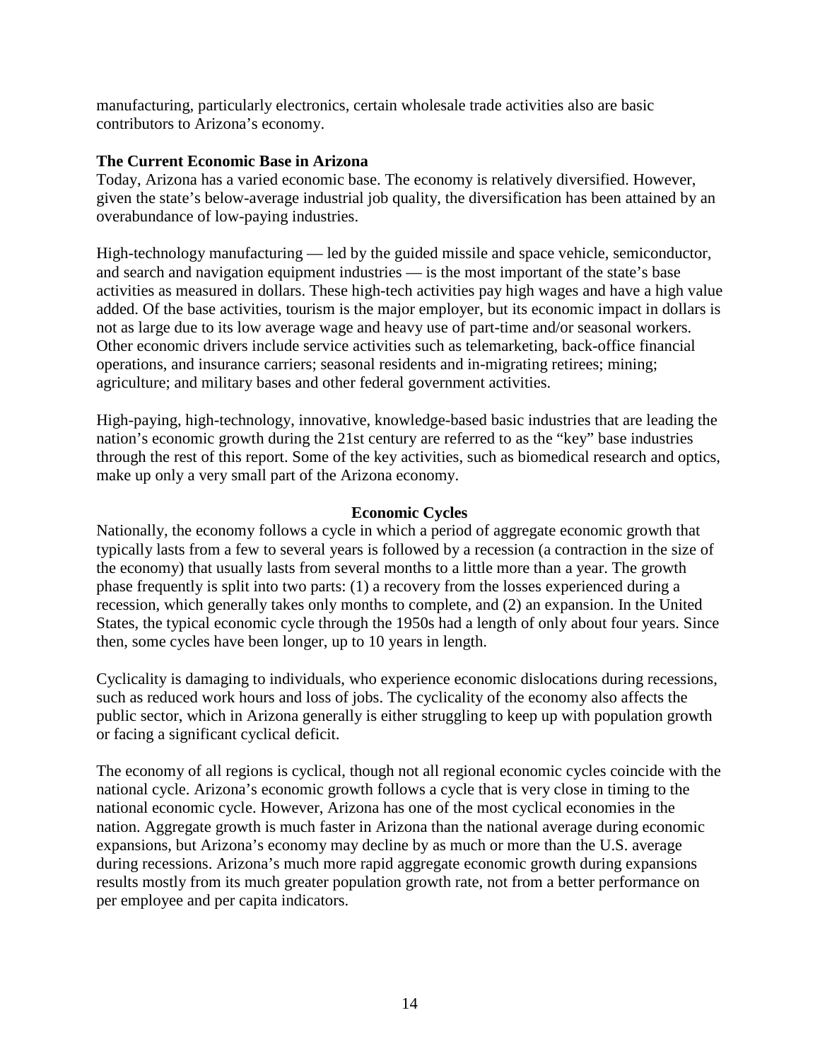manufacturing, particularly electronics, certain wholesale trade activities also are basic contributors to Arizona's economy.

**The Current Economic Base in Arizona**

Today, Arizona has a varied economic base. The economy is relatively diversified. However, given the state's below-average industrial job quality, the diversification has been attained by an overabundance of low-paying industries.

High-technology manufacturing — led by the guided missile and space vehicle, semiconductor, and search and navigation equipment industries — is the most important of the state's base activities as measured in dollars. These high-tech activities pay high wages and have a high value added. Of the base activities, tourism is the major employer, but its economic impact in dollars is not as large due to its low average wage and heavy use of part-time and/or seasonal workers. Other economic drivers include service activities such as telemarketing, back-office financial operations, and insurance carriers; seasonal residents and in-migrating retirees; mining; agriculture; and military bases and other federal government activities.

High-paying, high-technology, innovative, knowledge-based basic industries that are leading the nation's economic growth during the 21st century are referred to as the "key" base industries through the rest of this report. Some of the key activities, such as biomedical research and optics, make up only a very small part of the Arizona economy.

## Economic Cycles

Nationally, the economy follows a cycle in which a period of aggregate economic growth that typically lasts from a few to several years is followed by a recession (a contraction in the size of the economy) that usually lasts from several months to a little more than a year. The growth phase frequently is split into two parts: (1) a recovery from the losses experienced during a recession, which generally takes only months to complete, and (2) an expansion. In the United States, the typical economic cycle through the 1950s had a length of only about four years. Since then, some cycles have been longer, up to 10 years in length.

Cyclicality is damaging to individuals, who experience economic dislocations during recessions, such as reduced work hours and loss of jobs. The cyclicality of the economy also affects the public sector, which in Arizona generally is either struggling to keep up with population growth or facing a significant cyclical deficit.

The economy of all regions is cyclical, though not all regional economic cycles coincide with the national cycle. Arizona's economic growth follows a cycle that is very close in timing to the national economic cycle. However, Arizona has one of the most cyclical economies in the nation. Aggregate growth is much faster in Arizona than the national average during economic expansions, but Arizona's economy may decline by as much or more than the U.S. average during recessions. Arizona's much more rapid aggregate economic growth during expansions results mostly from its much greater population growth rate, not from a better performance on per employee and per capita indicators.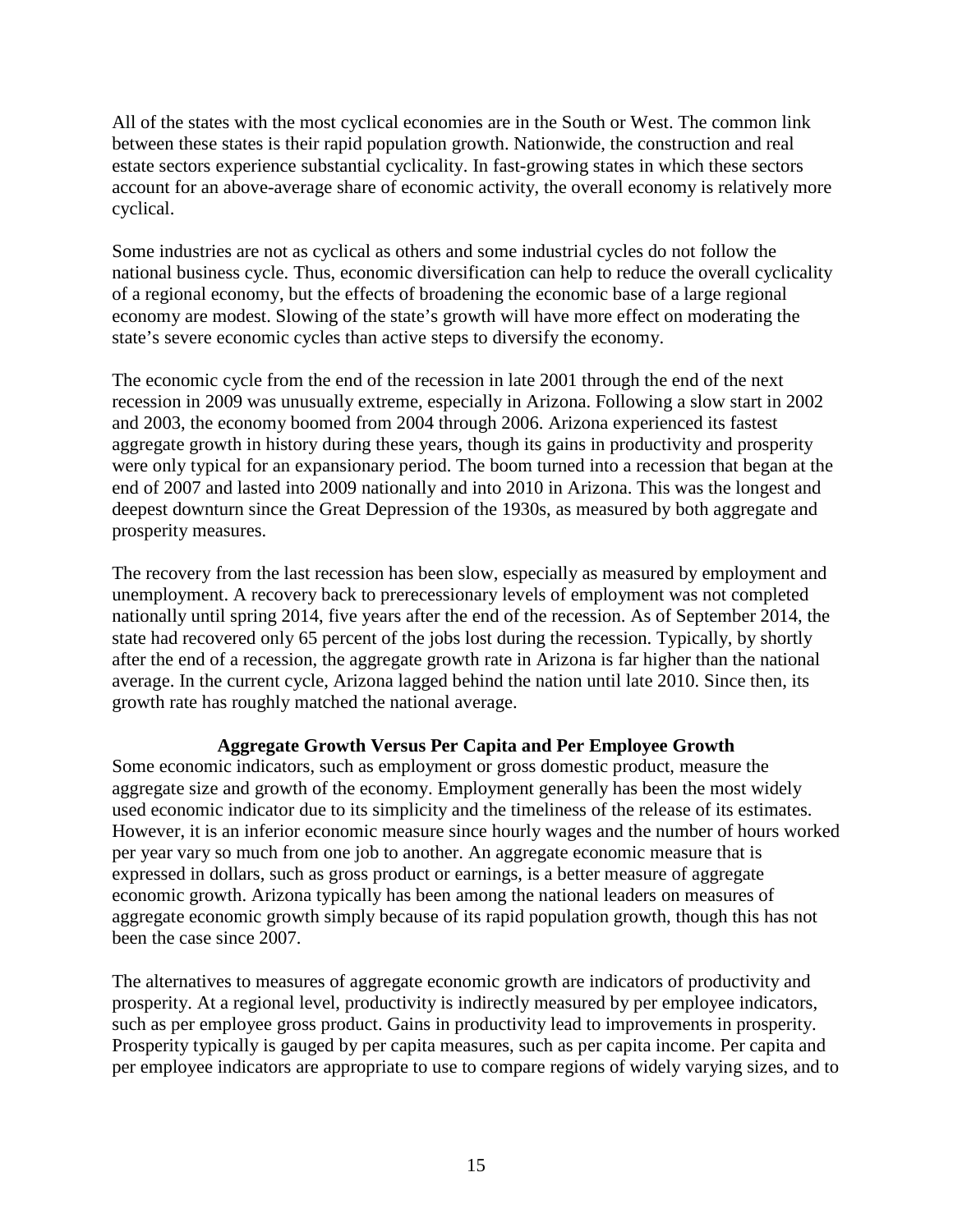All of the states with the most cyclical economies are in the South or West. The common link between these states is their rapid population growth. Nationwide, the construction and real estate sectors experience substantial cyclicality. In fast-growing states in which these sectors account for an above-average share of economic activity, the overall economy is relatively more cyclical.

Some industries are not as cyclical as others and some industrial cycles do not follow the national business cycle. Thus, economic diversification can help to reduce the overall cyclicality of a regional economy, but the effects of broadening the economic base of a large regional economy are modest. Slowing of the state's growth will have more effect on moderating the state's severe economic cycles than active steps to diversify the economy.

The economic cycle from the end of the recession in late 2001 through the end of the next recession in 2009 was unusually extreme, especially in Arizona. Following a slow start in 2002 and 2003, the economy boomed from 2004 through 2006. Arizona experienced its fastest aggregate growth in history during these years, though its gains in productivity and prosperity were only typical for an expansionary period. The boom turned into a recession that began at the end of 2007 and lasted into 2009 nationally and into 2010 in Arizona. This was the longest and deepest downturn since the Great Depression of the 1930s, as measured by both aggregate and prosperity measures.

The recovery from the last recession has been slow, especially as measured by employment and unemployment. A recovery back to prerecessionary levels of employment was not completed nationally until spring 2014, five years after the end of the recession. As of September 2014, the state had recovered only 65 percent of the jobs lost during the recession. Typically, by shortly after the end of a recession, the aggregate growth rate in Arizona is far higher than the national average. In the current cycle, Arizona lagged behind the nation until late 2010. Since then, its growth rate has roughly matched the national average.

## Aggregate Growth Versus Per Capita and Per Employee Growth

Some economic indicators, such as employment or gross domestic product, measure the aggregate size and growth of the economy. Employment generally has been the most widely used economic indicator due to its simplicity and the timeliness of the release of its estimates. However, it is an inferior economic measure since hourly wages and the number of hours worked per year vary so much from one job to another. An aggregate economic measure that is expressed in dollars, such as gross product or earnings, is a better measure of aggregate economic growth. Arizona typically has been among the national leaders on measures of aggregate economic growth simply because of its rapid population growth, though this has not been the case since 2007.

The alternatives to measures of aggregate economic growth are indicators of productivity and prosperity. At a regional level, productivity is indirectly measured by per employee indicators, such as per employee gross product. Gains in productivity lead to improvements in prosperity. Prosperity typically is gauged by per capita measures, such as per capita income. Per capita and per employee indicators are appropriate to use to compare regions of widely varying sizes, and to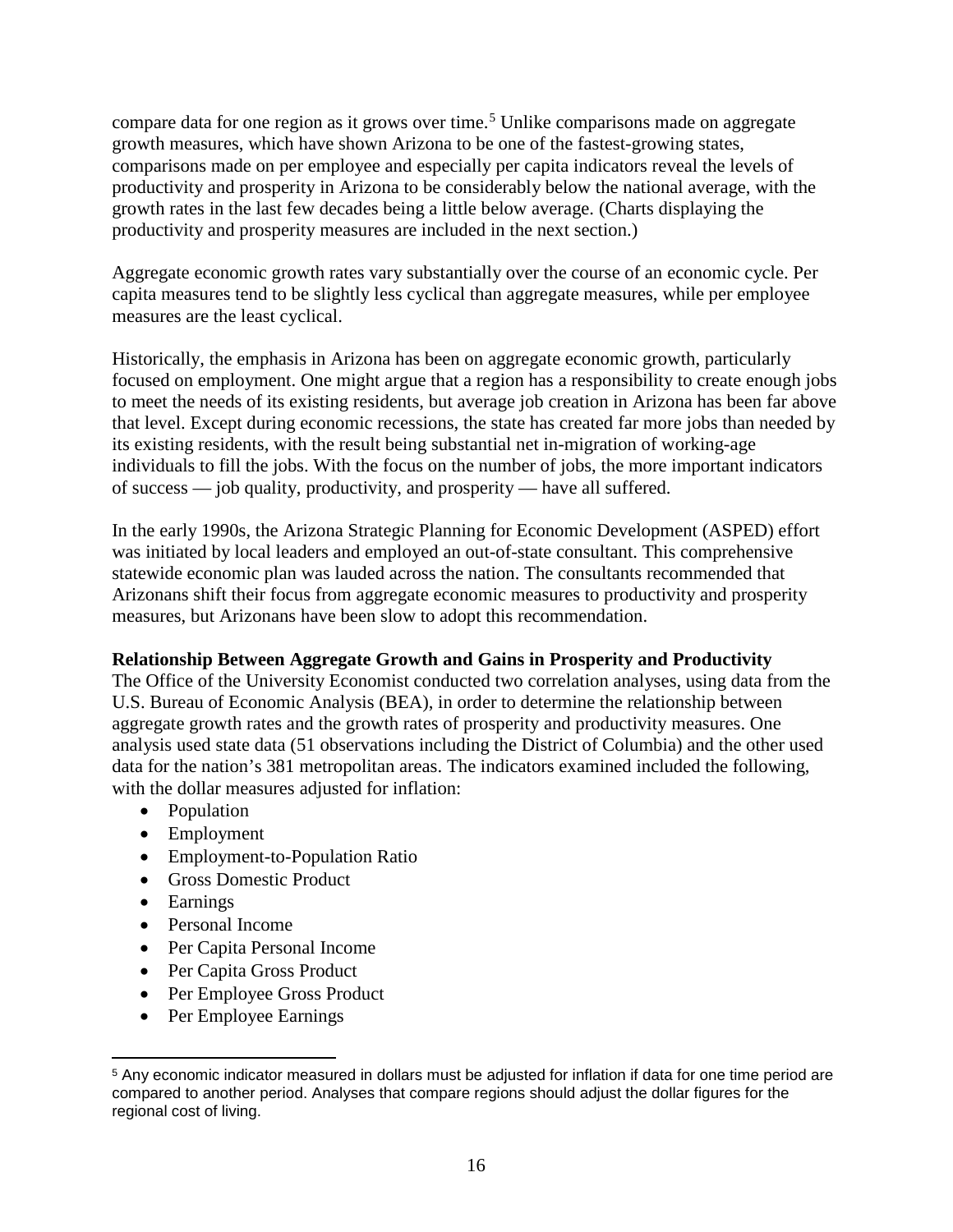compare data for one region as it grows over time.[5] Unlike comparisons made on aggregate growth measures, which have shown Arizona to be one of the fastest-growing states, comparisons made on per employee and especially per capita indicators reveal the levels of productivity and prosperity in Arizona to be considerably below the national average, with the growth rates in the last few decades being a little below average. (Charts displaying the productivity and prosperity measures are included in the next section.)

Aggregate economic growth rates vary substantially over the course of an economic cycle. Per capita measures tend to be slightly less cyclical than aggregate measures, while per employee measures are the least cyclical.

Historically, the emphasis in Arizona has been on aggregate economic growth, particularly focused on employment. One might argue that a region has a responsibility to create enough jobs to meet the needs of its existing residents, but average job creation in Arizona has been far above that level. Except during economic recessions, the state has created far more jobs than needed by its existing residents, with the result being substantial net in-migration of working-age individuals to fill the jobs. With the focus on the number of jobs, the more important indicators of success — job quality, productivity, and prosperity — have all suffered.

In the early 1990s, the Arizona Strategic Planning for Economic Development (ASPED) effort was initiated by local leaders and employed an out-of-state consultant. This comprehensive statewide economic plan was lauded across the nation. The consultants recommended that Arizonans shift their focus from aggregate economic measures to productivity and prosperity measures, but Arizonans have been slow to adopt this recommendation.

**Relationship Between Aggregate Growth and Gains in Prosperity and Productivity**

The Office of the University Economist conducted two correlation analyses, using data from the U.S. Bureau of Economic Analysis (BEA), in order to determine the relationship between aggregate growth rates and the growth rates of prosperity and productivity measures. One analysis used state data (51 observations including the District of Columbia) and the other used data for the nation's 381 metropolitan areas. The indicators examined included the following, with the dollar measures adjusted for inflation:

- Population
- Employment
- Employment-to-Population Ratio
- Gross Domestic Product
- Earnings
- Personal Income
- Per Capita Personal Income
- Per Capita Gross Product
- Per Employee Gross Product
- Per Employee Earnings

[5] Any economic indicator measured in dollars must be adjusted for inflation if data for one time period are compared to another period. Analyses that compare regions should adjust the dollar figures for the regional cost of living.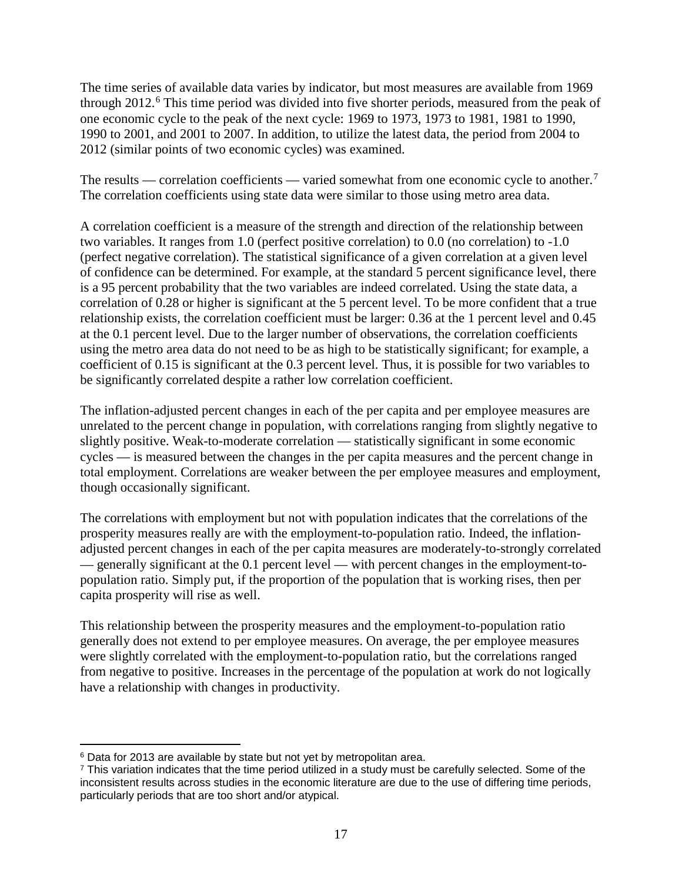The time series of available data varies by indicator, but most measures are available from 1969 through 2012.[6] This time period was divided into five shorter periods, measured from the peak of one economic cycle to the peak of the next cycle: 1969 to 1973, 1973 to 1981, 1981 to 1990, 1990 to 2001, and 2001 to 2007. In addition, to utilize the latest data, the period from 2004 to 2012 (similar points of two economic cycles) was examined.

The results — correlation coefficients — varied somewhat from one economic cycle to another.[7] The correlation coefficients using state data were similar to those using metro area data.

A correlation coefficient is a measure of the strength and direction of the relationship between two variables. It ranges from 1.0 (perfect positive correlation) to 0.0 (no correlation) to -1.0 (perfect negative correlation). The statistical significance of a given correlation at a given level of confidence can be determined. For example, at the standard 5 percent significance level, there is a 95 percent probability that the two variables are indeed correlated. Using the state data, a correlation of 0.28 or higher is significant at the 5 percent level. To be more confident that a true relationship exists, the correlation coefficient must be larger: 0.36 at the 1 percent level and 0.45 at the 0.1 percent level. Due to the larger number of observations, the correlation coefficients using the metro area data do not need to be as high to be statistically significant; for example, a coefficient of 0.15 is significant at the 0.3 percent level. Thus, it is possible for two variables to be significantly correlated despite a rather low correlation coefficient.

The inflation-adjusted percent changes in each of the per capita and per employee measures are unrelated to the percent change in population, with correlations ranging from slightly negative to slightly positive. Weak-to-moderate correlation — statistically significant in some economic cycles — is measured between the changes in the per capita measures and the percent change in total employment. Correlations are weaker between the per employee measures and employment, though occasionally significant.

The correlations with employment but not with population indicates that the correlations of the prosperity measures really are with the employment-to-population ratio. Indeed, the inflation-adjusted percent changes in each of the per capita measures are moderately-to-strongly correlated — generally significant at the 0.1 percent level — with percent changes in the employment-to-population ratio. Simply put, if the proportion of the population that is working rises, then per capita prosperity will rise as well.

This relationship between the prosperity measures and the employment-to-population ratio generally does not extend to per employee measures. On average, the per employee measures were slightly correlated with the employment-to-population ratio, but the correlations ranged from negative to positive. Increases in the percentage of the population at work do not logically have a relationship with changes in productivity.

---

[6] Data for 2013 are available by state but not yet by metropolitan area.

[7] This variation indicates that the time period utilized in a study must be carefully selected. Some of the inconsistent results across studies in the economic literature are due to the use of differing time periods, particularly periods that are too short and/or atypical.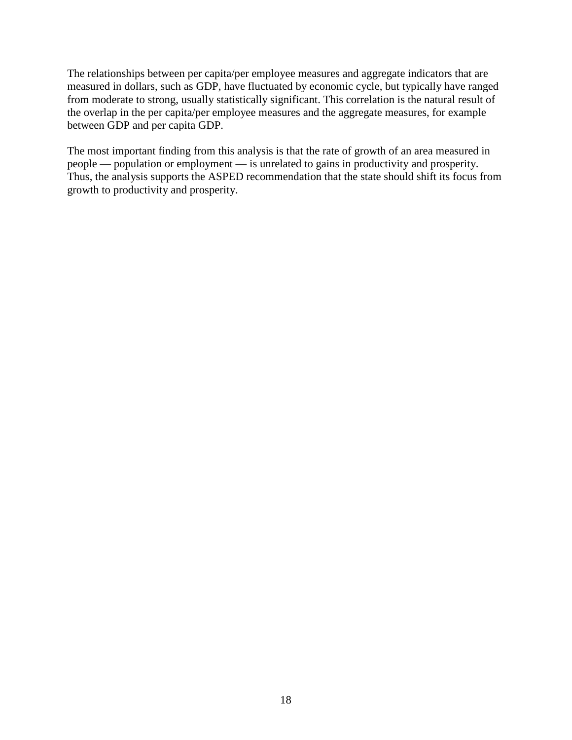The relationships between per capita/per employee measures and aggregate indicators that are measured in dollars, such as GDP, have fluctuated by economic cycle, but typically have ranged from moderate to strong, usually statistically significant. This correlation is the natural result of the overlap in the per capita/per employee measures and the aggregate measures, for example between GDP and per capita GDP.

The most important finding from this analysis is that the rate of growth of an area measured in people — population or employment — is unrelated to gains in productivity and prosperity. Thus, the analysis supports the ASPED recommendation that the state should shift its focus from growth to productivity and prosperity.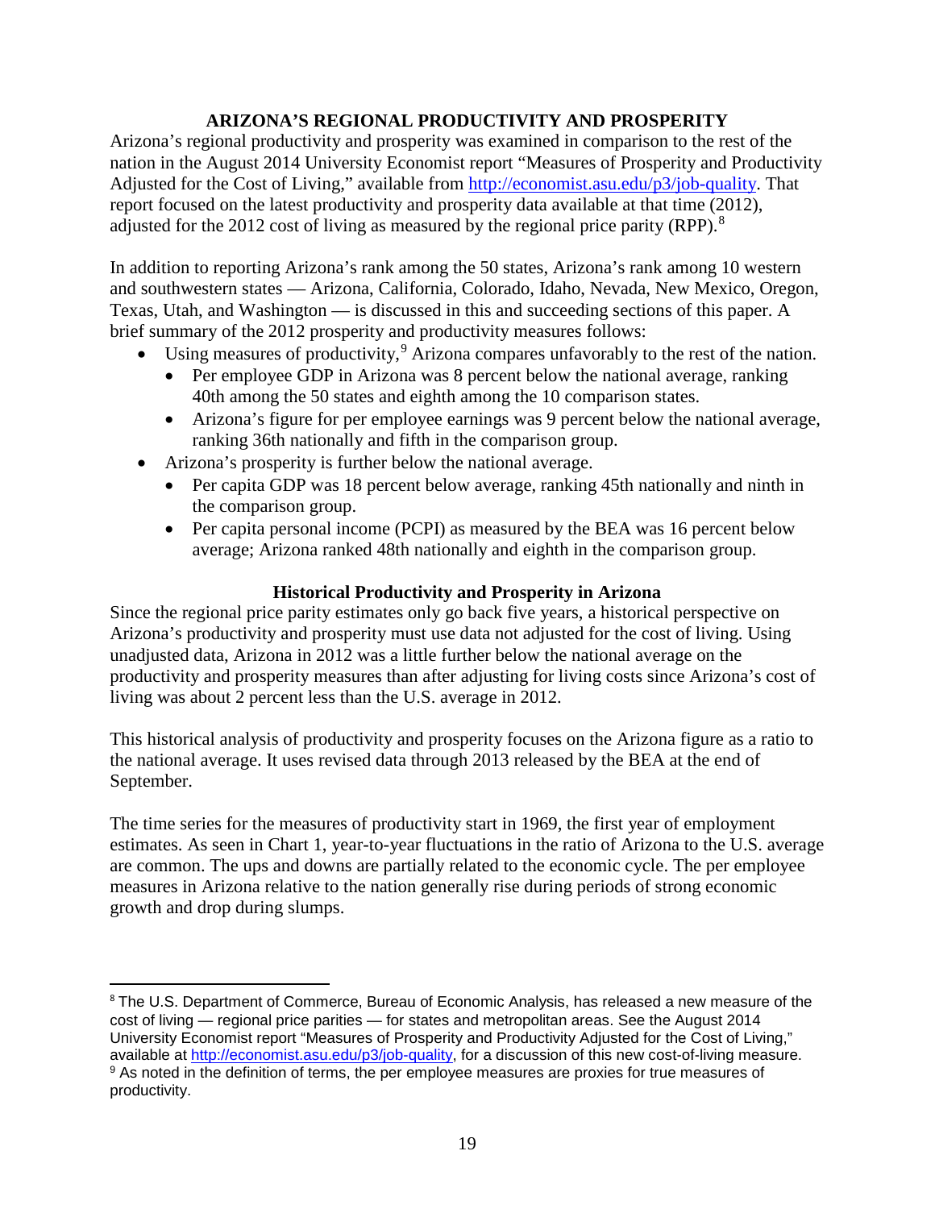## ARIZONA'S REGIONAL PRODUCTIVITY AND PROSPERITY

Arizona's regional productivity and prosperity was examined in comparison to the rest of the nation in the August 2014 University Economist report "Measures of Prosperity and Productivity Adjusted for the Cost of Living," available from http://economist.asu.edu/p3/job-quality. That report focused on the latest productivity and prosperity data available at that time (2012), adjusted for the 2012 cost of living as measured by the regional price parity (RPP).[8]

In addition to reporting Arizona's rank among the 50 states, Arizona's rank among 10 western and southwestern states — Arizona, California, Colorado, Idaho, Nevada, New Mexico, Oregon, Texas, Utah, and Washington — is discussed in this and succeeding sections of this paper. A brief summary of the 2012 prosperity and productivity measures follows:

- Using measures of productivity,[9] Arizona compares unfavorably to the rest of the nation.
  - Per employee GDP in Arizona was 8 percent below the national average, ranking 40th among the 50 states and eighth among the 10 comparison states.
  - Arizona's figure for per employee earnings was 9 percent below the national average, ranking 36th nationally and fifth in the comparison group.
- Arizona's prosperity is further below the national average.
  - Per capita GDP was 18 percent below average, ranking 45th nationally and ninth in the comparison group.
  - Per capita personal income (PCPI) as measured by the BEA was 16 percent below average; Arizona ranked 48th nationally and eighth in the comparison group.

### Historical Productivity and Prosperity in Arizona

Since the regional price parity estimates only go back five years, a historical perspective on Arizona's productivity and prosperity must use data not adjusted for the cost of living. Using unadjusted data, Arizona in 2012 was a little further below the national average on the productivity and prosperity measures than after adjusting for living costs since Arizona's cost of living was about 2 percent less than the U.S. average in 2012.

This historical analysis of productivity and prosperity focuses on the Arizona figure as a ratio to the national average. It uses revised data through 2013 released by the BEA at the end of September.

The time series for the measures of productivity start in 1969, the first year of employment estimates. As seen in Chart 1, year-to-year fluctuations in the ratio of Arizona to the U.S. average are common. The ups and downs are partially related to the economic cycle. The per employee measures in Arizona relative to the nation generally rise during periods of strong economic growth and drop during slumps.

---

[8] The U.S. Department of Commerce, Bureau of Economic Analysis, has released a new measure of the cost of living — regional price parities — for states and metropolitan areas. See the August 2014 University Economist report "Measures of Prosperity and Productivity Adjusted for the Cost of Living," available at http://economist.asu.edu/p3/job-quality, for a discussion of this new cost-of-living measure.

[9] As noted in the definition of terms, the per employee measures are proxies for true measures of productivity.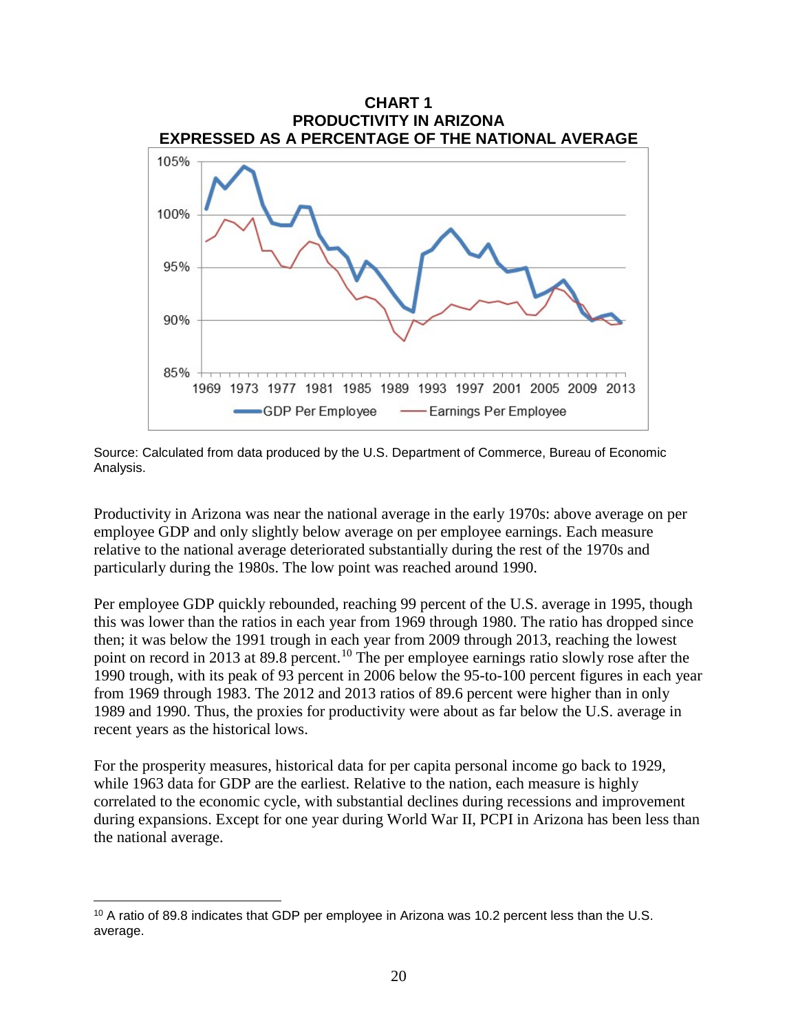**CHART 1**
**PRODUCTIVITY IN ARIZONA**
**EXPRESSED AS A PERCENTAGE OF THE NATIONAL AVERAGE**

Source: Calculated from data produced by the U.S. Department of Commerce, Bureau of Economic Analysis.

Productivity in Arizona was near the national average in the early 1970s: above average on per employee GDP and only slightly below average on per employee earnings. Each measure relative to the national average deteriorated substantially during the rest of the 1970s and particularly during the 1980s. The low point was reached around 1990.

Per employee GDP quickly rebounded, reaching 99 percent of the U.S. average in 1995, though this was lower than the ratios in each year from 1969 through 1980. The ratio has dropped since then; it was below the 1991 trough in each year from 2009 through 2013, reaching the lowest point on record in 2013 at 89.8 percent.[10] The per employee earnings ratio slowly rose after the 1990 trough, with its peak of 93 percent in 2006 below the 95-to-100 percent figures in each year from 1969 through 1983. The 2012 and 2013 ratios of 89.6 percent were higher than in only 1989 and 1990. Thus, the proxies for productivity were about as far below the U.S. average in recent years as the historical lows.

For the prosperity measures, historical data for per capita personal income go back to 1929, while 1963 data for GDP are the earliest. Relative to the nation, each measure is highly correlated to the economic cycle, with substantial declines during recessions and improvement during expansions. Except for one year during World War II, PCPI in Arizona has been less than the national average.

[10] A ratio of 89.8 indicates that GDP per employee in Arizona was 10.2 percent less than the U.S. average.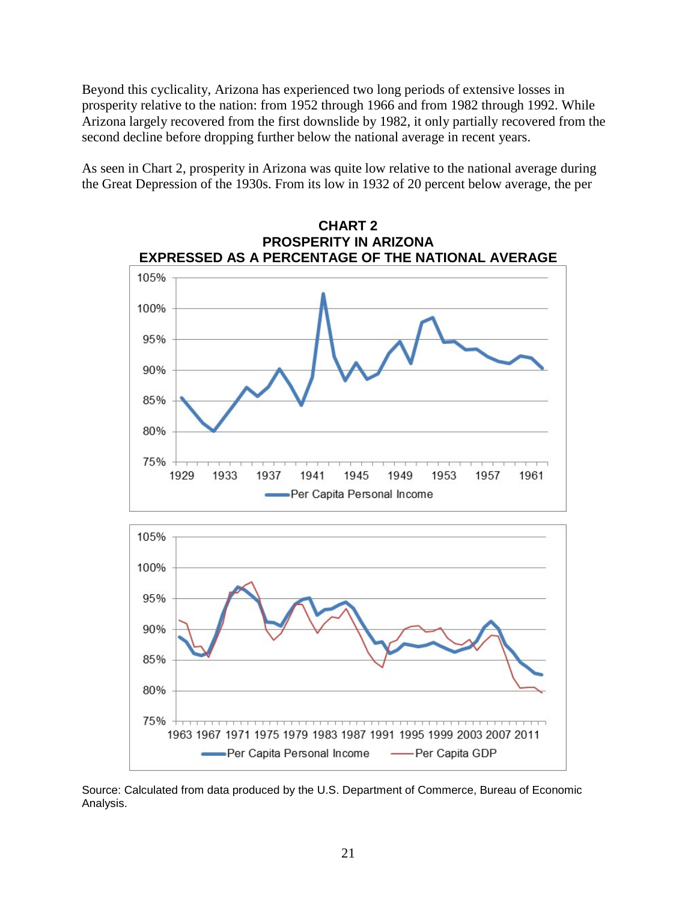Beyond this cyclicality, Arizona has experienced two long periods of extensive losses in prosperity relative to the nation: from 1952 through 1966 and from 1982 through 1992. While Arizona largely recovered from the first downslide by 1982, it only partially recovered from the second decline before dropping further below the national average in recent years.

As seen in Chart 2, prosperity in Arizona was quite low relative to the national average during the Great Depression of the 1930s. From its low in 1932 of 20 percent below average, the per

**CHART 2**
**PROSPERITY IN ARIZONA**
**EXPRESSED AS A PERCENTAGE OF THE NATIONAL AVERAGE**

Source: Calculated from data produced by the U.S. Department of Commerce, Bureau of Economic Analysis.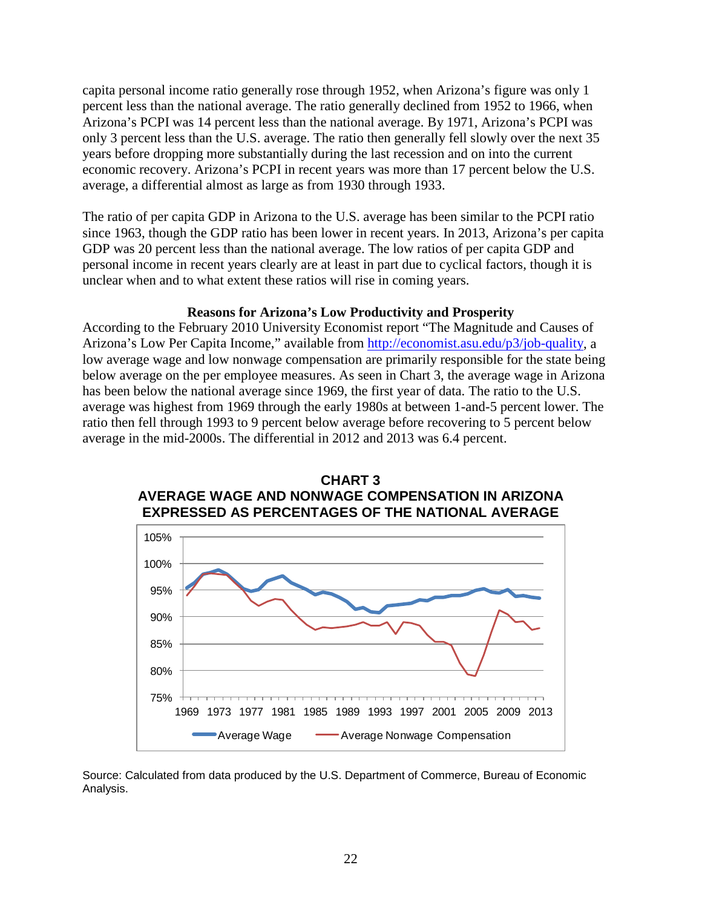capita personal income ratio generally rose through 1952, when Arizona's figure was only 1 percent less than the national average. The ratio generally declined from 1952 to 1966, when Arizona's PCPI was 14 percent less than the national average. By 1971, Arizona's PCPI was only 3 percent less than the U.S. average. The ratio then generally fell slowly over the next 35 years before dropping more substantially during the last recession and on into the current economic recovery. Arizona's PCPI in recent years was more than 17 percent below the U.S. average, a differential almost as large as from 1930 through 1933.

The ratio of per capita GDP in Arizona to the U.S. average has been similar to the PCPI ratio since 1963, though the GDP ratio has been lower in recent years. In 2013, Arizona's per capita GDP was 20 percent less than the national average. The low ratios of per capita GDP and personal income in recent years clearly are at least in part due to cyclical factors, though it is unclear when and to what extent these ratios will rise in coming years.

### Reasons for Arizona's Low Productivity and Prosperity

According to the February 2010 University Economist report "The Magnitude and Causes of Arizona's Low Per Capita Income," available from http://economist.asu.edu/p3/job-quality, a low average wage and low nonwage compensation are primarily responsible for the state being below average on the per employee measures. As seen in Chart 3, the average wage in Arizona has been below the national average since 1969, the first year of data. The ratio to the U.S. average was highest from 1969 through the early 1980s at between 1-and-5 percent lower. The ratio then fell through 1993 to 9 percent below average before recovering to 5 percent below average in the mid-2000s. The differential in 2012 and 2013 was 6.4 percent.

**CHART 3**
**AVERAGE WAGE AND NONWAGE COMPENSATION IN ARIZONA EXPRESSED AS PERCENTAGES OF THE NATIONAL AVERAGE**

Source: Calculated from data produced by the U.S. Department of Commerce, Bureau of Economic Analysis.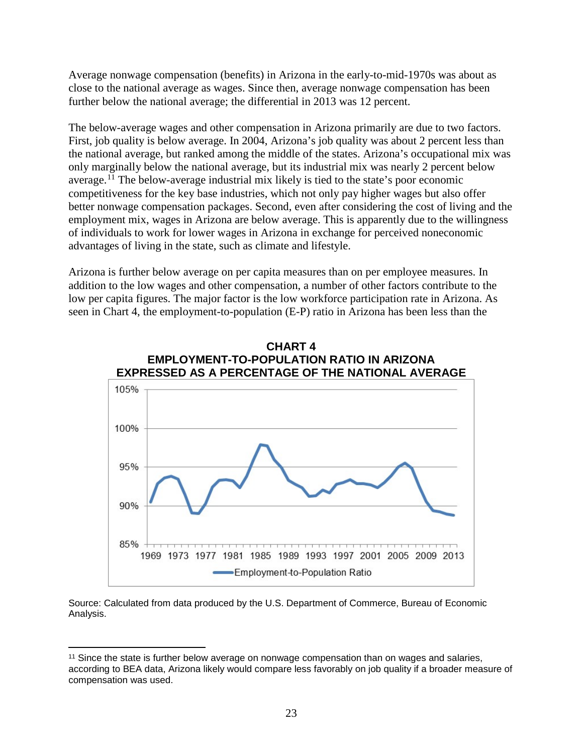Average nonwage compensation (benefits) in Arizona in the early-to-mid-1970s was about as close to the national average as wages. Since then, average nonwage compensation has been further below the national average; the differential in 2013 was 12 percent.

The below-average wages and other compensation in Arizona primarily are due to two factors. First, job quality is below average. In 2004, Arizona's job quality was about 2 percent less than the national average, but ranked among the middle of the states. Arizona's occupational mix was only marginally below the national average, but its industrial mix was nearly 2 percent below average.[11] The below-average industrial mix likely is tied to the state's poor economic competitiveness for the key base industries, which not only pay higher wages but also offer better nonwage compensation packages. Second, even after considering the cost of living and the employment mix, wages in Arizona are below average. This is apparently due to the willingness of individuals to work for lower wages in Arizona in exchange for perceived noneconomic advantages of living in the state, such as climate and lifestyle.

Arizona is further below average on per capita measures than on per employee measures. In addition to the low wages and other compensation, a number of other factors contribute to the low per capita figures. The major factor is the low workforce participation rate in Arizona. As seen in Chart 4, the employment-to-population (E-P) ratio in Arizona has been less than the

**CHART 4**
**EMPLOYMENT-TO-POPULATION RATIO IN ARIZONA EXPRESSED AS A PERCENTAGE OF THE NATIONAL AVERAGE**

Source: Calculated from data produced by the U.S. Department of Commerce, Bureau of Economic Analysis.

---

[11] Since the state is further below average on nonwage compensation than on wages and salaries, according to BEA data, Arizona likely would compare less favorably on job quality if a broader measure of compensation was used.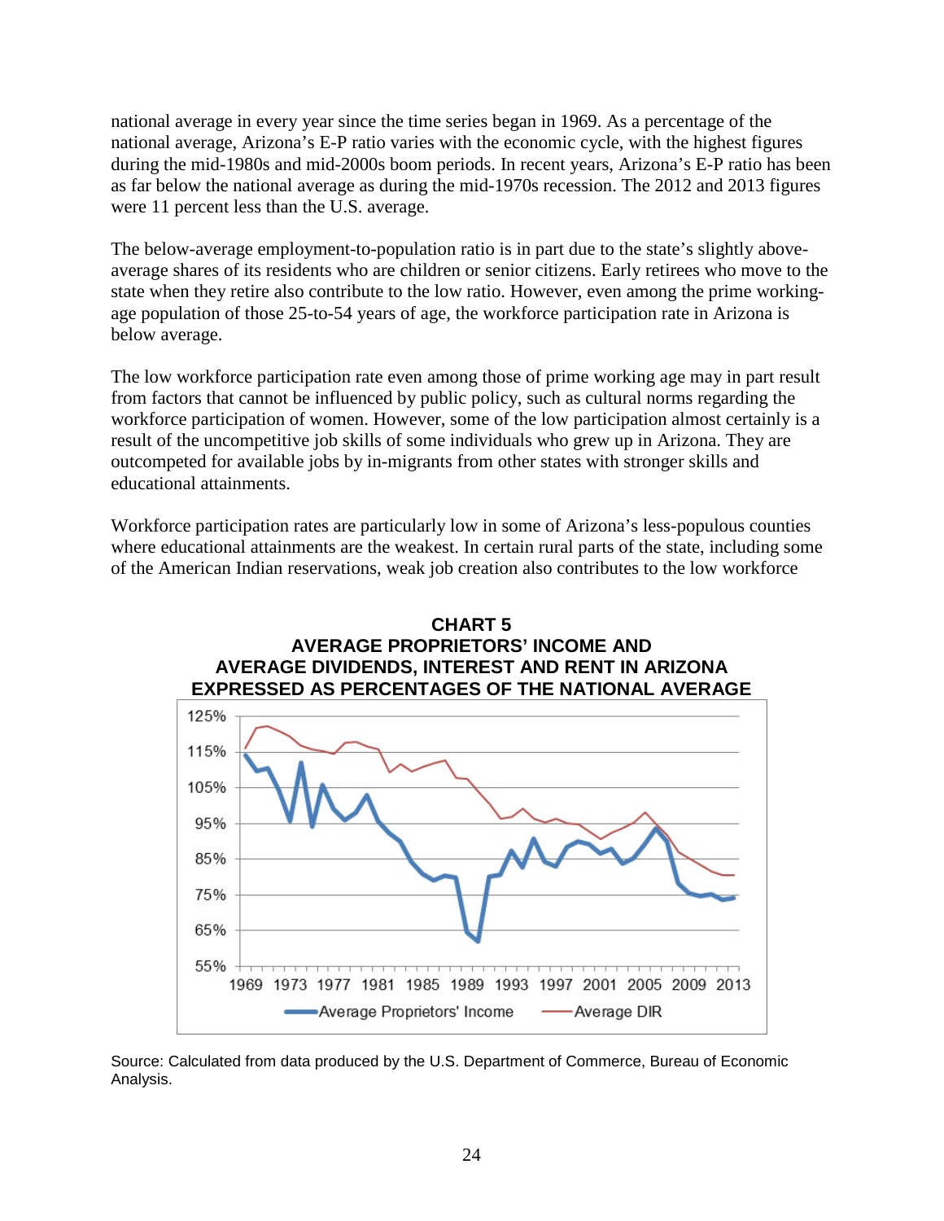national average in every year since the time series began in 1969. As a percentage of the national average, Arizona's E-P ratio varies with the economic cycle, with the highest figures during the mid-1980s and mid-2000s boom periods. In recent years, Arizona's E-P ratio has been as far below the national average as during the mid-1970s recession. The 2012 and 2013 figures were 11 percent less than the U.S. average.

The below-average employment-to-population ratio is in part due to the state's slightly above-average shares of its residents who are children or senior citizens. Early retirees who move to the state when they retire also contribute to the low ratio. However, even among the prime working-age population of those 25-to-54 years of age, the workforce participation rate in Arizona is below average.

The low workforce participation rate even among those of prime working age may in part result from factors that cannot be influenced by public policy, such as cultural norms regarding the workforce participation of women. However, some of the low participation almost certainly is a result of the uncompetitive job skills of some individuals who grew up in Arizona. They are outcompeted for available jobs by in-migrants from other states with stronger skills and educational attainments.

Workforce participation rates are particularly low in some of Arizona's less-populous counties where educational attainments are the weakest. In certain rural parts of the state, including some of the American Indian reservations, weak job creation also contributes to the low workforce

**CHART 5**
**AVERAGE PROPRIETORS' INCOME AND AVERAGE DIVIDENDS, INTEREST AND RENT IN ARIZONA EXPRESSED AS PERCENTAGES OF THE NATIONAL AVERAGE**

Source: Calculated from data produced by the U.S. Department of Commerce, Bureau of Economic Analysis.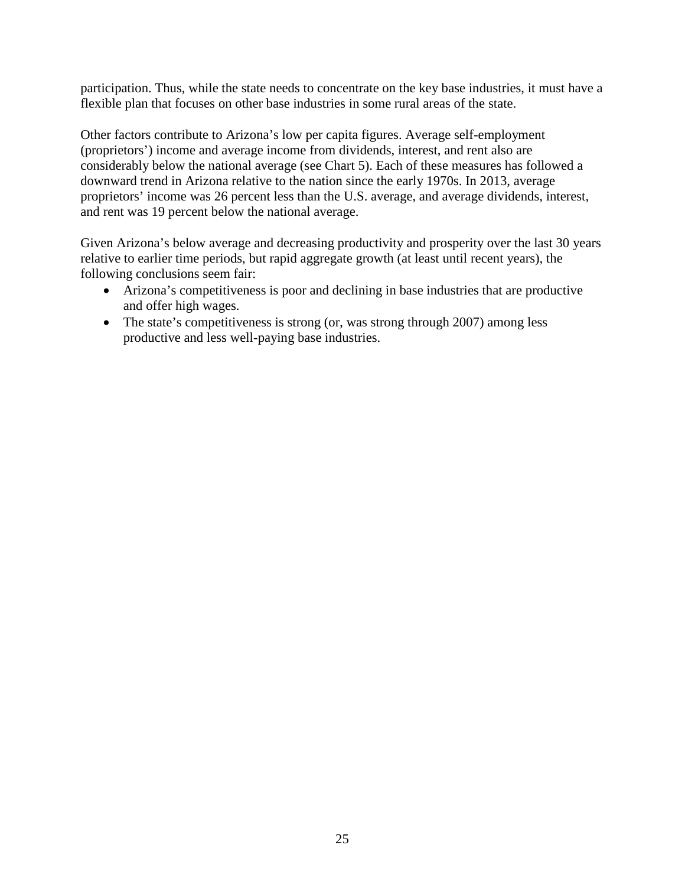participation. Thus, while the state needs to concentrate on the key base industries, it must have a flexible plan that focuses on other base industries in some rural areas of the state.

Other factors contribute to Arizona's low per capita figures. Average self-employment (proprietors') income and average income from dividends, interest, and rent also are considerably below the national average (see Chart 5). Each of these measures has followed a downward trend in Arizona relative to the nation since the early 1970s. In 2013, average proprietors' income was 26 percent less than the U.S. average, and average dividends, interest, and rent was 19 percent below the national average.

Given Arizona's below average and decreasing productivity and prosperity over the last 30 years relative to earlier time periods, but rapid aggregate growth (at least until recent years), the following conclusions seem fair:

- Arizona's competitiveness is poor and declining in base industries that are productive and offer high wages.
- The state's competitiveness is strong (or, was strong through 2007) among less productive and less well-paying base industries.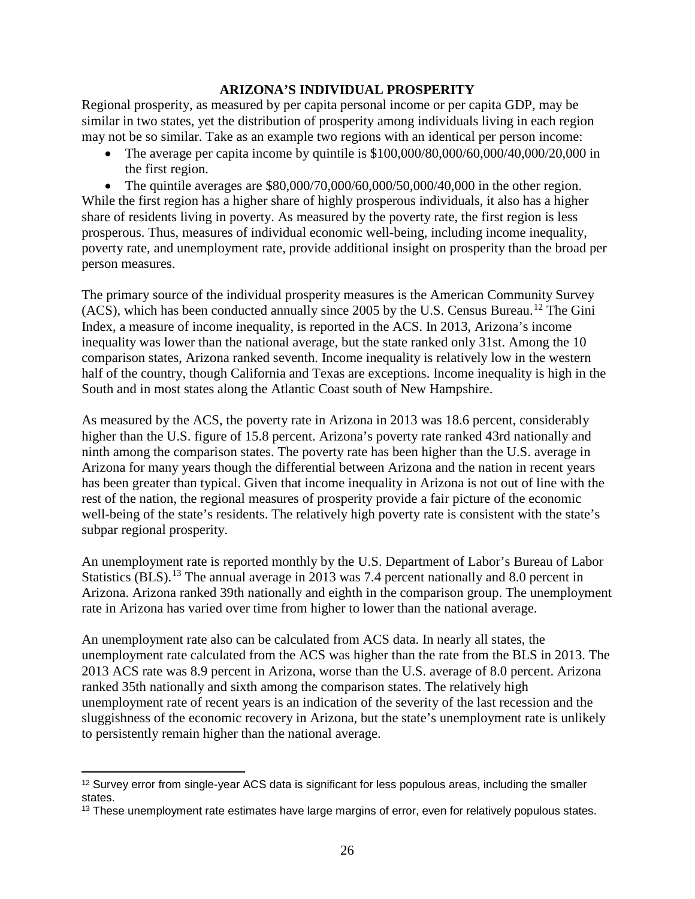## ARIZONA'S INDIVIDUAL PROSPERITY

Regional prosperity, as measured by per capita personal income or per capita GDP, may be similar in two states, yet the distribution of prosperity among individuals living in each region may not be so similar. Take as an example two regions with an identical per person income:

- The average per capita income by quintile is $100,000/80,000/60,000/40,000/20,000 in the first region.
- The quintile averages are $80,000/70,000/60,000/50,000/40,000 in the other region.

While the first region has a higher share of highly prosperous individuals, it also has a higher share of residents living in poverty. As measured by the poverty rate, the first region is less prosperous. Thus, measures of individual economic well-being, including income inequality, poverty rate, and unemployment rate, provide additional insight on prosperity than the broad per person measures.

The primary source of the individual prosperity measures is the American Community Survey (ACS), which has been conducted annually since 2005 by the U.S. Census Bureau.[12] The Gini Index, a measure of income inequality, is reported in the ACS. In 2013, Arizona's income inequality was lower than the national average, but the state ranked only 31st. Among the 10 comparison states, Arizona ranked seventh. Income inequality is relatively low in the western half of the country, though California and Texas are exceptions. Income inequality is high in the South and in most states along the Atlantic Coast south of New Hampshire.

As measured by the ACS, the poverty rate in Arizona in 2013 was 18.6 percent, considerably higher than the U.S. figure of 15.8 percent. Arizona's poverty rate ranked 43rd nationally and ninth among the comparison states. The poverty rate has been higher than the U.S. average in Arizona for many years though the differential between Arizona and the nation in recent years has been greater than typical. Given that income inequality in Arizona is not out of line with the rest of the nation, the regional measures of prosperity provide a fair picture of the economic well-being of the state's residents. The relatively high poverty rate is consistent with the state's subpar regional prosperity.

An unemployment rate is reported monthly by the U.S. Department of Labor's Bureau of Labor Statistics (BLS).[13] The annual average in 2013 was 7.4 percent nationally and 8.0 percent in Arizona. Arizona ranked 39th nationally and eighth in the comparison group. The unemployment rate in Arizona has varied over time from higher to lower than the national average.

An unemployment rate also can be calculated from ACS data. In nearly all states, the unemployment rate calculated from the ACS was higher than the rate from the BLS in 2013. The 2013 ACS rate was 8.9 percent in Arizona, worse than the U.S. average of 8.0 percent. Arizona ranked 35th nationally and sixth among the comparison states. The relatively high unemployment rate of recent years is an indication of the severity of the last recession and the sluggishness of the economic recovery in Arizona, but the state's unemployment rate is unlikely to persistently remain higher than the national average.

---

[12] Survey error from single-year ACS data is significant for less populous areas, including the smaller states.

[13] These unemployment rate estimates have large margins of error, even for relatively populous states.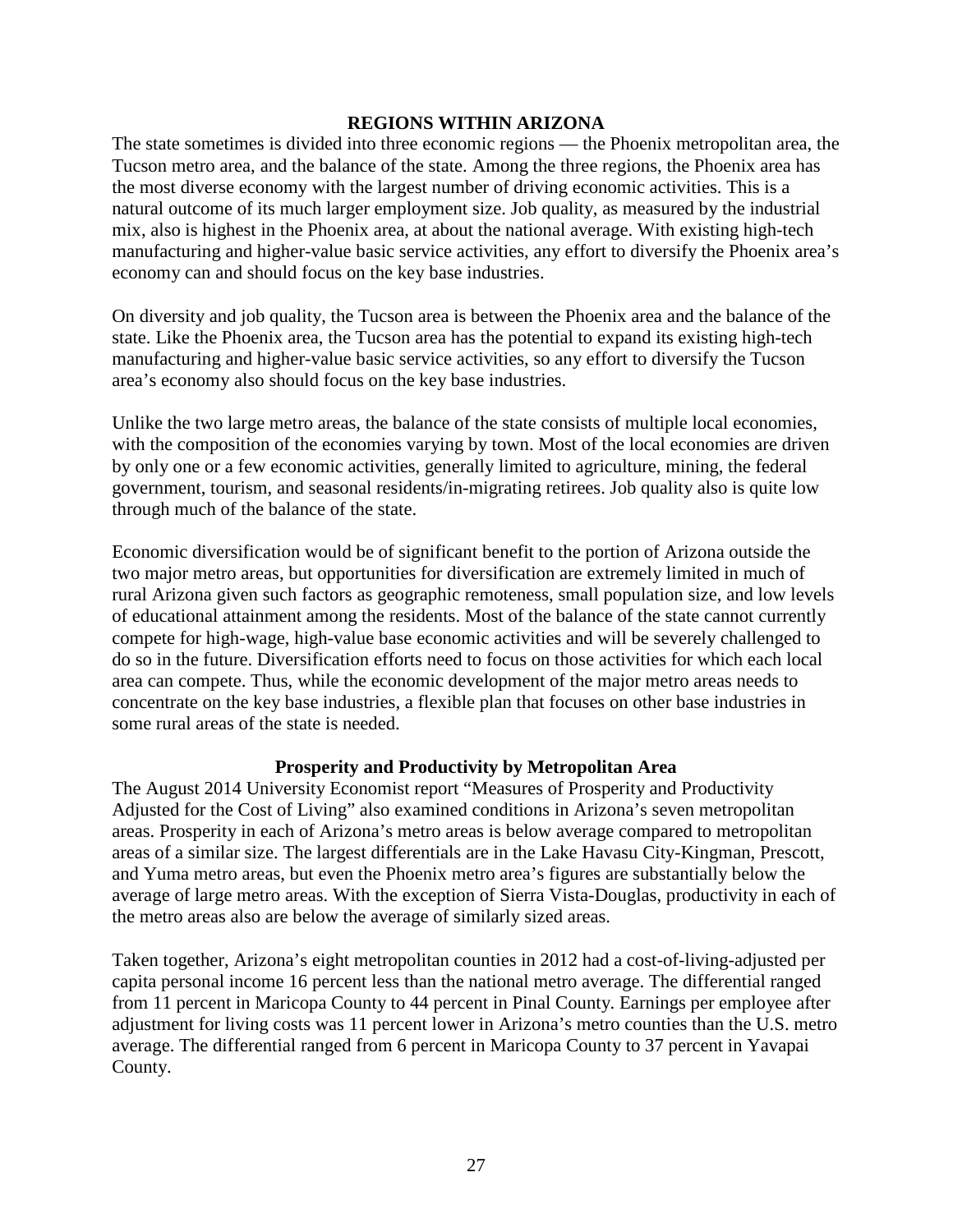## REGIONS WITHIN ARIZONA

The state sometimes is divided into three economic regions — the Phoenix metropolitan area, the Tucson metro area, and the balance of the state. Among the three regions, the Phoenix area has the most diverse economy with the largest number of driving economic activities. This is a natural outcome of its much larger employment size. Job quality, as measured by the industrial mix, also is highest in the Phoenix area, at about the national average. With existing high-tech manufacturing and higher-value basic service activities, any effort to diversify the Phoenix area's economy can and should focus on the key base industries.

On diversity and job quality, the Tucson area is between the Phoenix area and the balance of the state. Like the Phoenix area, the Tucson area has the potential to expand its existing high-tech manufacturing and higher-value basic service activities, so any effort to diversify the Tucson area's economy also should focus on the key base industries.

Unlike the two large metro areas, the balance of the state consists of multiple local economies, with the composition of the economies varying by town. Most of the local economies are driven by only one or a few economic activities, generally limited to agriculture, mining, the federal government, tourism, and seasonal residents/in-migrating retirees. Job quality also is quite low through much of the balance of the state.

Economic diversification would be of significant benefit to the portion of Arizona outside the two major metro areas, but opportunities for diversification are extremely limited in much of rural Arizona given such factors as geographic remoteness, small population size, and low levels of educational attainment among the residents. Most of the balance of the state cannot currently compete for high-wage, high-value base economic activities and will be severely challenged to do so in the future. Diversification efforts need to focus on those activities for which each local area can compete. Thus, while the economic development of the major metro areas needs to concentrate on the key base industries, a flexible plan that focuses on other base industries in some rural areas of the state is needed.

### Prosperity and Productivity by Metropolitan Area

The August 2014 University Economist report "Measures of Prosperity and Productivity Adjusted for the Cost of Living" also examined conditions in Arizona's seven metropolitan areas. Prosperity in each of Arizona's metro areas is below average compared to metropolitan areas of a similar size. The largest differentials are in the Lake Havasu City-Kingman, Prescott, and Yuma metro areas, but even the Phoenix metro area's figures are substantially below the average of large metro areas. With the exception of Sierra Vista-Douglas, productivity in each of the metro areas also are below the average of similarly sized areas.

Taken together, Arizona's eight metropolitan counties in 2012 had a cost-of-living-adjusted per capita personal income 16 percent less than the national metro average. The differential ranged from 11 percent in Maricopa County to 44 percent in Pinal County. Earnings per employee after adjustment for living costs was 11 percent lower in Arizona's metro counties than the U.S. metro average. The differential ranged from 6 percent in Maricopa County to 37 percent in Yavapai County.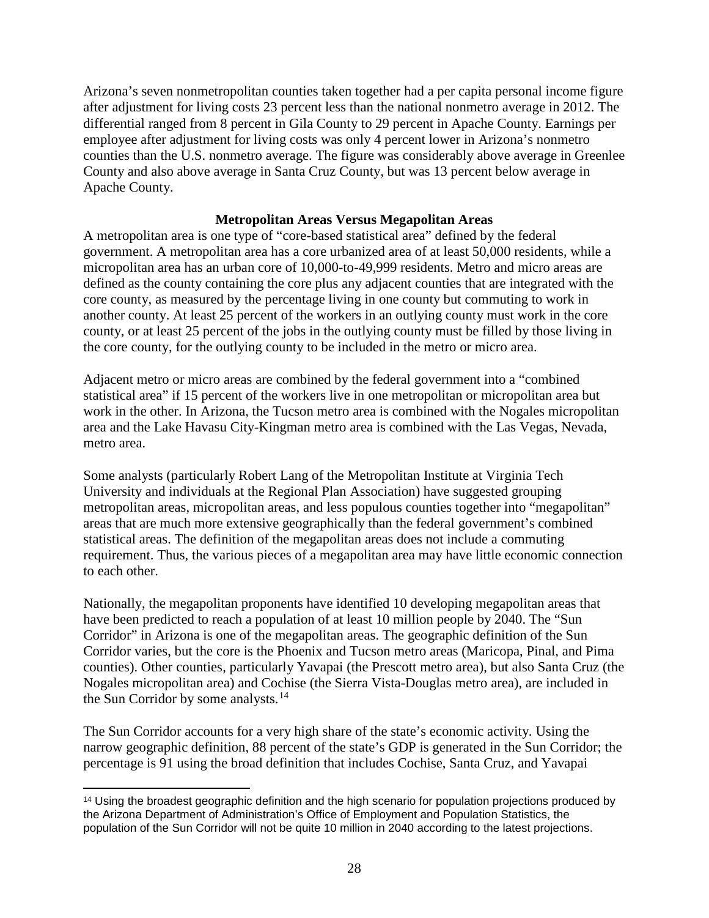Arizona's seven nonmetropolitan counties taken together had a per capita personal income figure after adjustment for living costs 23 percent less than the national nonmetro average in 2012. The differential ranged from 8 percent in Gila County to 29 percent in Apache County. Earnings per employee after adjustment for living costs was only 4 percent lower in Arizona's nonmetro counties than the U.S. nonmetro average. The figure was considerably above average in Greenlee County and also above average in Santa Cruz County, but was 13 percent below average in Apache County.

## Metropolitan Areas Versus Megapolitan Areas

A metropolitan area is one type of "core-based statistical area" defined by the federal government. A metropolitan area has a core urbanized area of at least 50,000 residents, while a micropolitan area has an urban core of 10,000-to-49,999 residents. Metro and micro areas are defined as the county containing the core plus any adjacent counties that are integrated with the core county, as measured by the percentage living in one county but commuting to work in another county. At least 25 percent of the workers in an outlying county must work in the core county, or at least 25 percent of the jobs in the outlying county must be filled by those living in the core county, for the outlying county to be included in the metro or micro area.

Adjacent metro or micro areas are combined by the federal government into a "combined statistical area" if 15 percent of the workers live in one metropolitan or micropolitan area but work in the other. In Arizona, the Tucson metro area is combined with the Nogales micropolitan area and the Lake Havasu City-Kingman metro area is combined with the Las Vegas, Nevada, metro area.

Some analysts (particularly Robert Lang of the Metropolitan Institute at Virginia Tech University and individuals at the Regional Plan Association) have suggested grouping metropolitan areas, micropolitan areas, and less populous counties together into "megapolitan" areas that are much more extensive geographically than the federal government's combined statistical areas. The definition of the megapolitan areas does not include a commuting requirement. Thus, the various pieces of a megapolitan area may have little economic connection to each other.

Nationally, the megapolitan proponents have identified 10 developing megapolitan areas that have been predicted to reach a population of at least 10 million people by 2040. The "Sun Corridor" in Arizona is one of the megapolitan areas. The geographic definition of the Sun Corridor varies, but the core is the Phoenix and Tucson metro areas (Maricopa, Pinal, and Pima counties). Other counties, particularly Yavapai (the Prescott metro area), but also Santa Cruz (the Nogales micropolitan area) and Cochise (the Sierra Vista-Douglas metro area), are included in the Sun Corridor by some analysts.[14]

The Sun Corridor accounts for a very high share of the state's economic activity. Using the narrow geographic definition, 88 percent of the state's GDP is generated in the Sun Corridor; the percentage is 91 using the broad definition that includes Cochise, Santa Cruz, and Yavapai

---

[14] Using the broadest geographic definition and the high scenario for population projections produced by the Arizona Department of Administration's Office of Employment and Population Statistics, the population of the Sun Corridor will not be quite 10 million in 2040 according to the latest projections.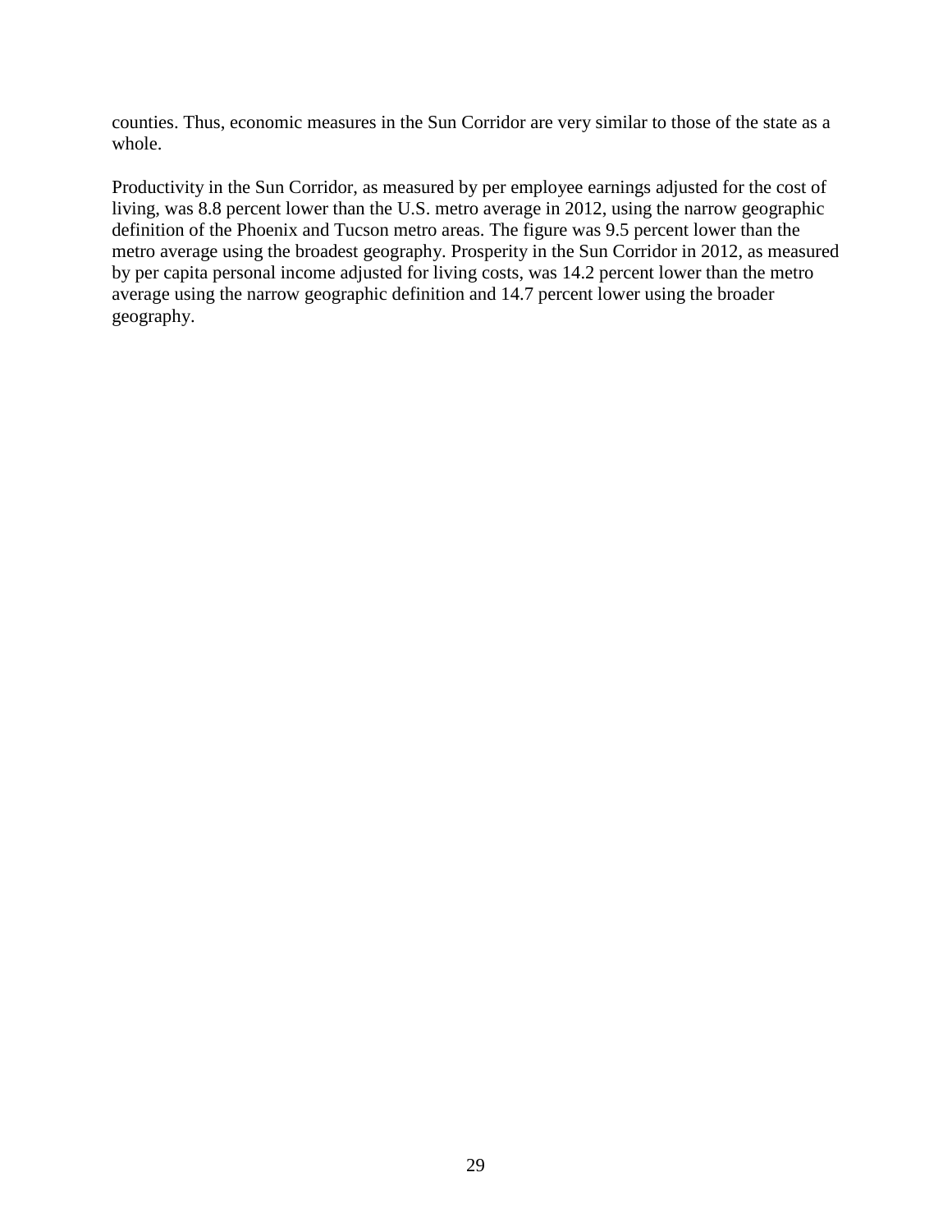counties. Thus, economic measures in the Sun Corridor are very similar to those of the state as a whole.

Productivity in the Sun Corridor, as measured by per employee earnings adjusted for the cost of living, was 8.8 percent lower than the U.S. metro average in 2012, using the narrow geographic definition of the Phoenix and Tucson metro areas. The figure was 9.5 percent lower than the metro average using the broadest geography. Prosperity in the Sun Corridor in 2012, as measured by per capita personal income adjusted for living costs, was 14.2 percent lower than the metro average using the narrow geographic definition and 14.7 percent lower using the broader geography.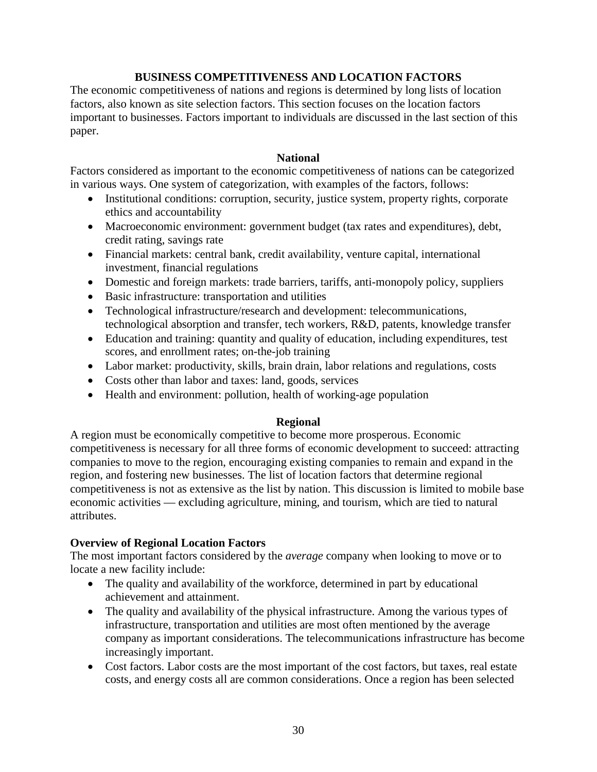## BUSINESS COMPETITIVENESS AND LOCATION FACTORS

The economic competitiveness of nations and regions is determined by long lists of location factors, also known as site selection factors. This section focuses on the location factors important to businesses. Factors important to individuals are discussed in the last section of this paper.

### National

Factors considered as important to the economic competitiveness of nations can be categorized in various ways. One system of categorization, with examples of the factors, follows:

- Institutional conditions: corruption, security, justice system, property rights, corporate ethics and accountability
- Macroeconomic environment: government budget (tax rates and expenditures), debt, credit rating, savings rate
- Financial markets: central bank, credit availability, venture capital, international investment, financial regulations
- Domestic and foreign markets: trade barriers, tariffs, anti-monopoly policy, suppliers
- Basic infrastructure: transportation and utilities
- Technological infrastructure/research and development: telecommunications, technological absorption and transfer, tech workers, R&D, patents, knowledge transfer
- Education and training: quantity and quality of education, including expenditures, test scores, and enrollment rates; on-the-job training
- Labor market: productivity, skills, brain drain, labor relations and regulations, costs
- Costs other than labor and taxes: land, goods, services
- Health and environment: pollution, health of working-age population

### Regional

A region must be economically competitive to become more prosperous. Economic competitiveness is necessary for all three forms of economic development to succeed: attracting companies to move to the region, encouraging existing companies to remain and expand in the region, and fostering new businesses. The list of location factors that determine regional competitiveness is not as extensive as the list by nation. This discussion is limited to mobile base economic activities — excluding agriculture, mining, and tourism, which are tied to natural attributes.

#### Overview of Regional Location Factors

The most important factors considered by the *average* company when looking to move or to locate a new facility include:

- The quality and availability of the workforce, determined in part by educational achievement and attainment.
- The quality and availability of the physical infrastructure. Among the various types of infrastructure, transportation and utilities are most often mentioned by the average company as important considerations. The telecommunications infrastructure has become increasingly important.
- Cost factors. Labor costs are the most important of the cost factors, but taxes, real estate costs, and energy costs all are common considerations. Once a region has been selected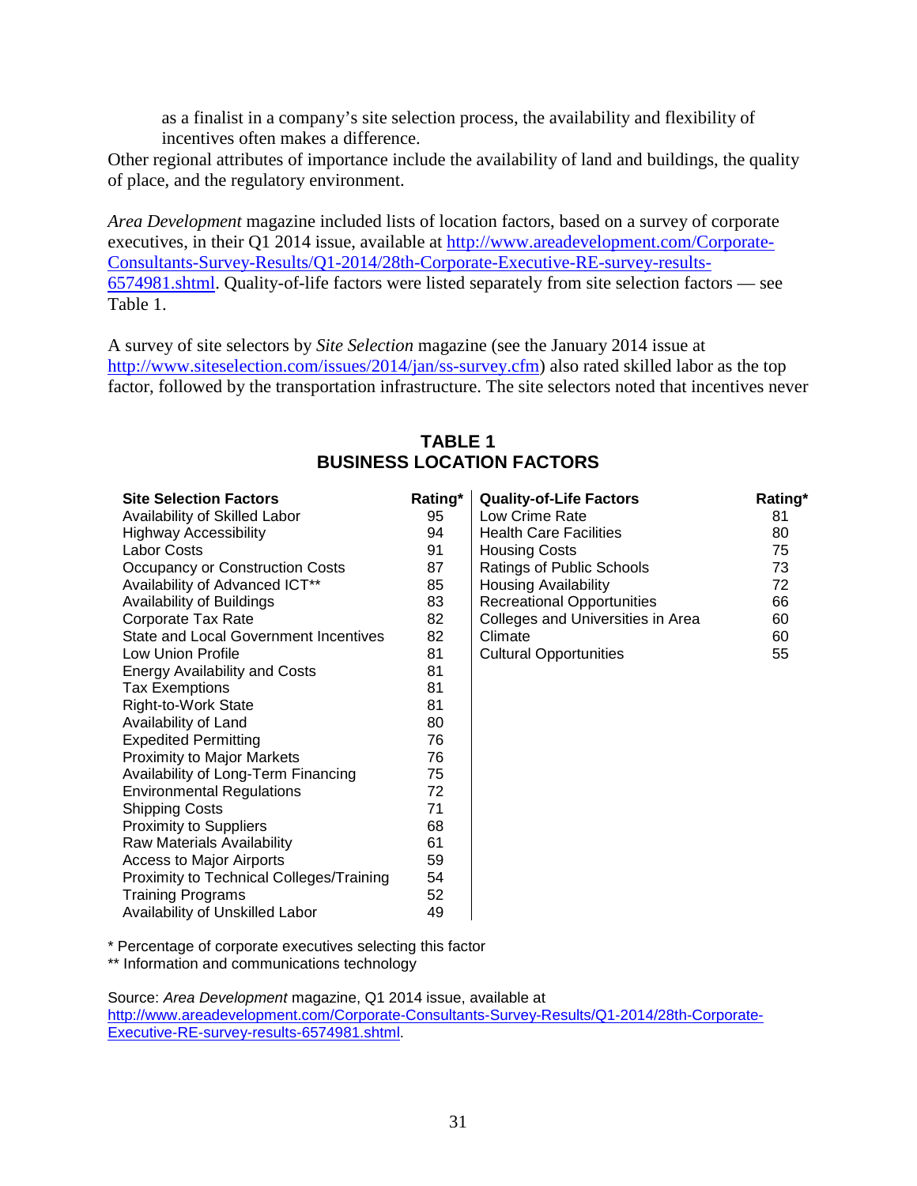as a finalist in a company's site selection process, the availability and flexibility of incentives often makes a difference.

Other regional attributes of importance include the availability of land and buildings, the quality of place, and the regulatory environment.

*Area Development* magazine included lists of location factors, based on a survey of corporate executives, in their Q1 2014 issue, available at http://www.areadevelopment.com/Corporate-Consultants-Survey-Results/Q1-2014/28th-Corporate-Executive-RE-survey-results-6574981.shtml. Quality-of-life factors were listed separately from site selection factors — see Table 1.

A survey of site selectors by *Site Selection* magazine (see the January 2014 issue at http://www.siteselection.com/issues/2014/jan/ss-survey.cfm) also rated skilled labor as the top factor, followed by the transportation infrastructure. The site selectors noted that incentives never

## TABLE 1
## BUSINESS LOCATION FACTORS

| Site Selection Factors | Rating* | Quality-of-Life Factors | Rating* |
|---|---|---|---|
| Availability of Skilled Labor | 95 | Low Crime Rate | 81 |
| Highway Accessibility | 94 | Health Care Facilities | 80 |
| Labor Costs | 91 | Housing Costs | 75 |
| Occupancy or Construction Costs | 87 | Ratings of Public Schools | 73 |
| Availability of Advanced ICT** | 85 | Housing Availability | 72 |
| Availability of Buildings | 83 | Recreational Opportunities | 66 |
| Corporate Tax Rate | 82 | Colleges and Universities in Area | 60 |
| State and Local Government Incentives | 82 | Climate | 60 |
| Low Union Profile | 81 | Cultural Opportunities | 55 |
| Energy Availability and Costs | 81 | | |
| Tax Exemptions | 81 | | |
| Right-to-Work State | 81 | | |
| Availability of Land | 80 | | |
| Expedited Permitting | 76 | | |
| Proximity to Major Markets | 76 | | |
| Availability of Long-Term Financing | 75 | | |
| Environmental Regulations | 72 | | |
| Shipping Costs | 71 | | |
| Proximity to Suppliers | 68 | | |
| Raw Materials Availability | 61 | | |
| Access to Major Airports | 59 | | |
| Proximity to Technical Colleges/Training | 54 | | |
| Training Programs | 52 | | |
| Availability of Unskilled Labor | 49 | | |

\* Percentage of corporate executives selecting this factor

** Information and communications technology

Source: *Area Development* magazine, Q1 2014 issue, available at http://www.areadevelopment.com/Corporate-Consultants-Survey-Results/Q1-2014/28th-Corporate-Executive-RE-survey-results-6574981.shtml.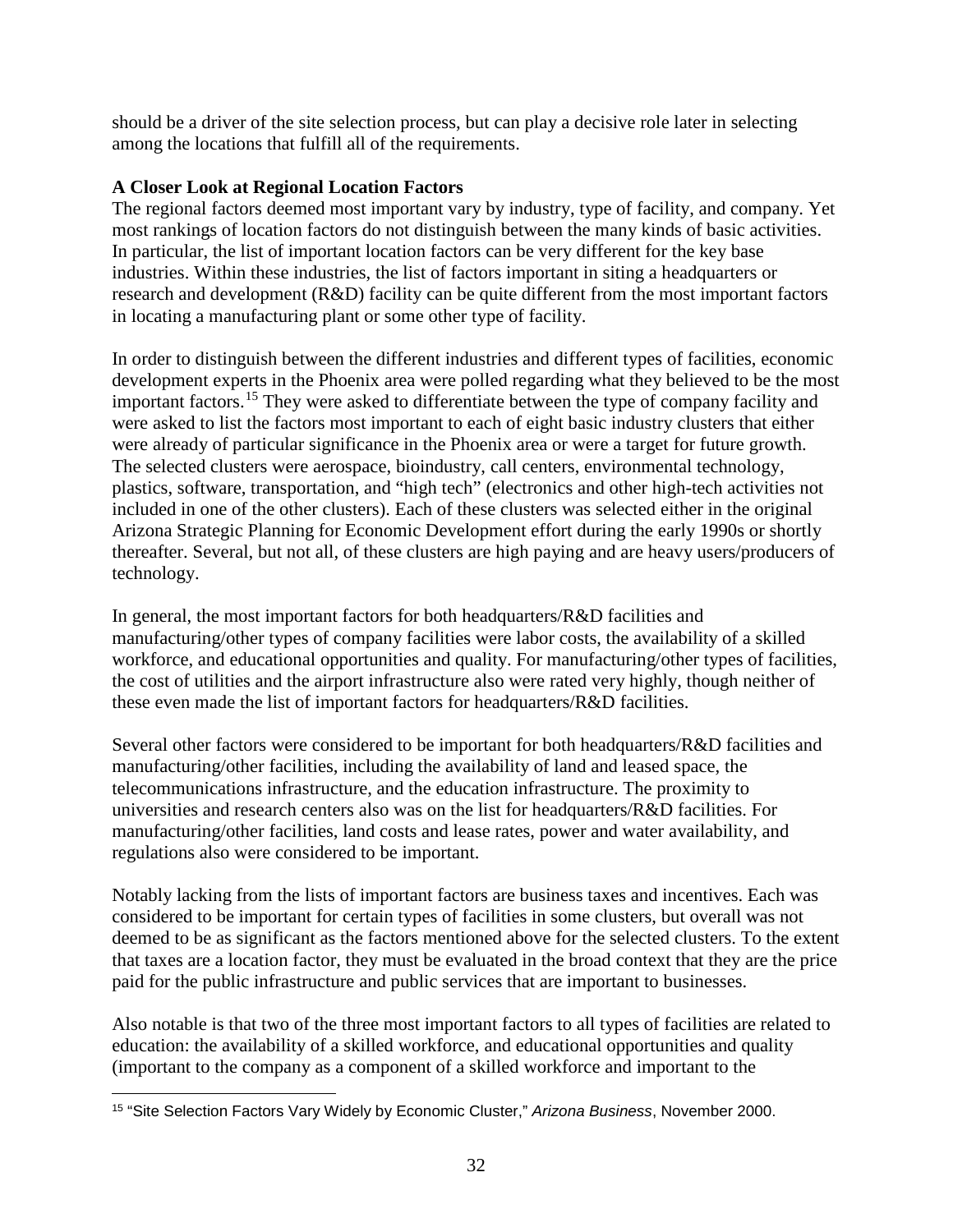should be a driver of the site selection process, but can play a decisive role later in selecting among the locations that fulfill all of the requirements.

**A Closer Look at Regional Location Factors**

The regional factors deemed most important vary by industry, type of facility, and company. Yet most rankings of location factors do not distinguish between the many kinds of basic activities. In particular, the list of important location factors can be very different for the key base industries. Within these industries, the list of factors important in siting a headquarters or research and development (R&D) facility can be quite different from the most important factors in locating a manufacturing plant or some other type of facility.

In order to distinguish between the different industries and different types of facilities, economic development experts in the Phoenix area were polled regarding what they believed to be the most important factors.[15] They were asked to differentiate between the type of company facility and were asked to list the factors most important to each of eight basic industry clusters that either were already of particular significance in the Phoenix area or were a target for future growth. The selected clusters were aerospace, bioindustry, call centers, environmental technology, plastics, software, transportation, and "high tech" (electronics and other high-tech activities not included in one of the other clusters). Each of these clusters was selected either in the original Arizona Strategic Planning for Economic Development effort during the early 1990s or shortly thereafter. Several, but not all, of these clusters are high paying and are heavy users/producers of technology.

In general, the most important factors for both headquarters/R&D facilities and manufacturing/other types of company facilities were labor costs, the availability of a skilled workforce, and educational opportunities and quality. For manufacturing/other types of facilities, the cost of utilities and the airport infrastructure also were rated very highly, though neither of these even made the list of important factors for headquarters/R&D facilities.

Several other factors were considered to be important for both headquarters/R&D facilities and manufacturing/other facilities, including the availability of land and leased space, the telecommunications infrastructure, and the education infrastructure. The proximity to universities and research centers also was on the list for headquarters/R&D facilities. For manufacturing/other facilities, land costs and lease rates, power and water availability, and regulations also were considered to be important.

Notably lacking from the lists of important factors are business taxes and incentives. Each was considered to be important for certain types of facilities in some clusters, but overall was not deemed to be as significant as the factors mentioned above for the selected clusters. To the extent that taxes are a location factor, they must be evaluated in the broad context that they are the price paid for the public infrastructure and public services that are important to businesses.

Also notable is that two of the three most important factors to all types of facilities are related to education: the availability of a skilled workforce, and educational opportunities and quality (important to the company as a component of a skilled workforce and important to the

[15] "Site Selection Factors Vary Widely by Economic Cluster," *Arizona Business*, November 2000.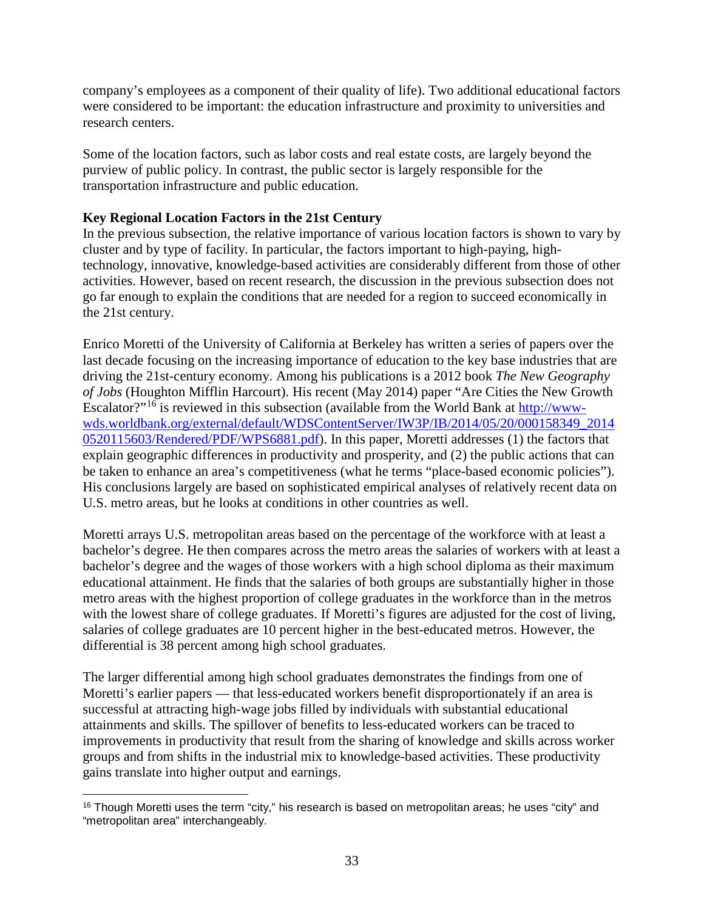company's employees as a component of their quality of life). Two additional educational factors were considered to be important: the education infrastructure and proximity to universities and research centers.

Some of the location factors, such as labor costs and real estate costs, are largely beyond the purview of public policy. In contrast, the public sector is largely responsible for the transportation infrastructure and public education.

**Key Regional Location Factors in the 21st Century**

In the previous subsection, the relative importance of various location factors is shown to vary by cluster and by type of facility. In particular, the factors important to high-paying, high-technology, innovative, knowledge-based activities are considerably different from those of other activities. However, based on recent research, the discussion in the previous subsection does not go far enough to explain the conditions that are needed for a region to succeed economically in the 21st century.

Enrico Moretti of the University of California at Berkeley has written a series of papers over the last decade focusing on the increasing importance of education to the key base industries that are driving the 21st-century economy. Among his publications is a 2012 book *The New Geography of Jobs* (Houghton Mifflin Harcourt). His recent (May 2014) paper "Are Cities the New Growth Escalator?"[16] is reviewed in this subsection (available from the World Bank at [http://www-wds.worldbank.org/external/default/WDSContentServer/IW3P/IB/2014/05/20/000158349_20140520115603/Rendered/PDF/WPS6881.pdf](http://www-wds.worldbank.org/external/default/WDSContentServer/IW3P/IB/2014/05/20/000158349_20140520115603/Rendered/PDF/WPS6881.pdf)). In this paper, Moretti addresses (1) the factors that explain geographic differences in productivity and prosperity, and (2) the public actions that can be taken to enhance an area's competitiveness (what he terms "place-based economic policies"). His conclusions largely are based on sophisticated empirical analyses of relatively recent data on U.S. metro areas, but he looks at conditions in other countries as well.

Moretti arrays U.S. metropolitan areas based on the percentage of the workforce with at least a bachelor's degree. He then compares across the metro areas the salaries of workers with at least a bachelor's degree and the wages of those workers with a high school diploma as their maximum educational attainment. He finds that the salaries of both groups are substantially higher in those metro areas with the highest proportion of college graduates in the workforce than in the metros with the lowest share of college graduates. If Moretti's figures are adjusted for the cost of living, salaries of college graduates are 10 percent higher in the best-educated metros. However, the differential is 38 percent among high school graduates.

The larger differential among high school graduates demonstrates the findings from one of Moretti's earlier papers — that less-educated workers benefit disproportionately if an area is successful at attracting high-wage jobs filled by individuals with substantial educational attainments and skills. The spillover of benefits to less-educated workers can be traced to improvements in productivity that result from the sharing of knowledge and skills across worker groups and from shifts in the industrial mix to knowledge-based activities. These productivity gains translate into higher output and earnings.

---

[16] Though Moretti uses the term "city," his research is based on metropolitan areas; he uses "city" and "metropolitan area" interchangeably.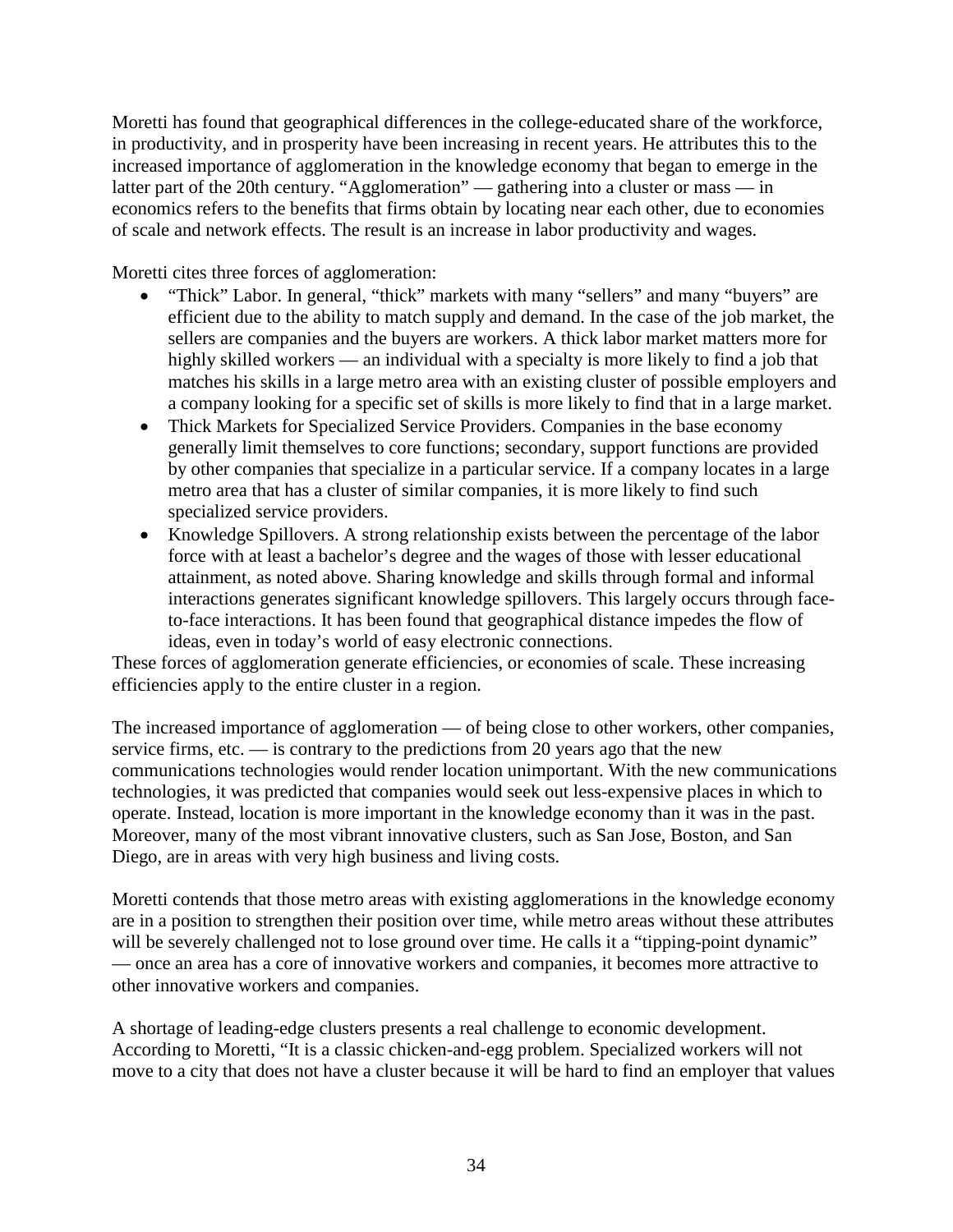Moretti has found that geographical differences in the college-educated share of the workforce, in productivity, and in prosperity have been increasing in recent years. He attributes this to the increased importance of agglomeration in the knowledge economy that began to emerge in the latter part of the 20th century. "Agglomeration" — gathering into a cluster or mass — in economics refers to the benefits that firms obtain by locating near each other, due to economies of scale and network effects. The result is an increase in labor productivity and wages.

Moretti cites three forces of agglomeration:

- "Thick" Labor. In general, "thick" markets with many "sellers" and many "buyers" are efficient due to the ability to match supply and demand. In the case of the job market, the sellers are companies and the buyers are workers. A thick labor market matters more for highly skilled workers — an individual with a specialty is more likely to find a job that matches his skills in a large metro area with an existing cluster of possible employers and a company looking for a specific set of skills is more likely to find that in a large market.
- Thick Markets for Specialized Service Providers. Companies in the base economy generally limit themselves to core functions; secondary, support functions are provided by other companies that specialize in a particular service. If a company locates in a large metro area that has a cluster of similar companies, it is more likely to find such specialized service providers.
- Knowledge Spillovers. A strong relationship exists between the percentage of the labor force with at least a bachelor's degree and the wages of those with lesser educational attainment, as noted above. Sharing knowledge and skills through formal and informal interactions generates significant knowledge spillovers. This largely occurs through face-to-face interactions. It has been found that geographical distance impedes the flow of ideas, even in today's world of easy electronic connections.

These forces of agglomeration generate efficiencies, or economies of scale. These increasing efficiencies apply to the entire cluster in a region.

The increased importance of agglomeration — of being close to other workers, other companies, service firms, etc. — is contrary to the predictions from 20 years ago that the new communications technologies would render location unimportant. With the new communications technologies, it was predicted that companies would seek out less-expensive places in which to operate. Instead, location is more important in the knowledge economy than it was in the past. Moreover, many of the most vibrant innovative clusters, such as San Jose, Boston, and San Diego, are in areas with very high business and living costs.

Moretti contends that those metro areas with existing agglomerations in the knowledge economy are in a position to strengthen their position over time, while metro areas without these attributes will be severely challenged not to lose ground over time. He calls it a "tipping-point dynamic" — once an area has a core of innovative workers and companies, it becomes more attractive to other innovative workers and companies.

A shortage of leading-edge clusters presents a real challenge to economic development. According to Moretti, "It is a classic chicken-and-egg problem. Specialized workers will not move to a city that does not have a cluster because it will be hard to find an employer that values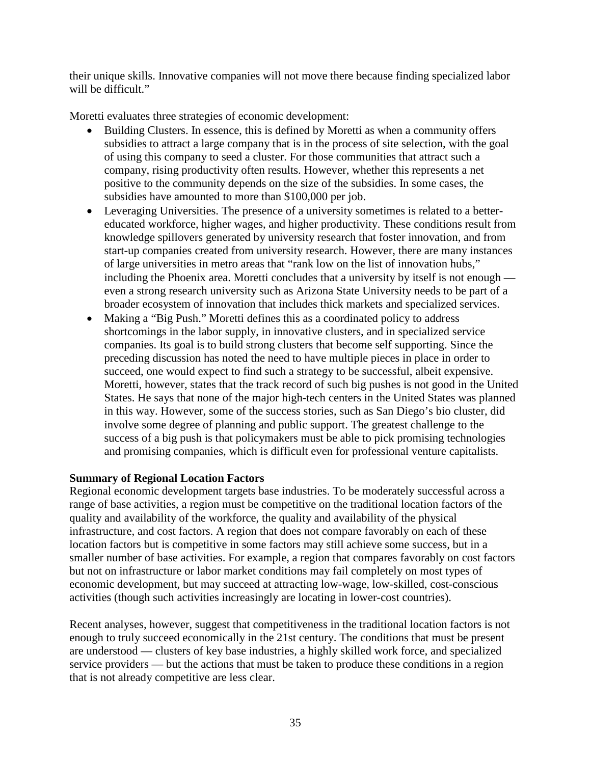their unique skills. Innovative companies will not move there because finding specialized labor will be difficult."

Moretti evaluates three strategies of economic development:

- Building Clusters. In essence, this is defined by Moretti as when a community offers subsidies to attract a large company that is in the process of site selection, with the goal of using this company to seed a cluster. For those communities that attract such a company, rising productivity often results. However, whether this represents a net positive to the community depends on the size of the subsidies. In some cases, the subsidies have amounted to more than $100,000 per job.
- Leveraging Universities. The presence of a university sometimes is related to a better-educated workforce, higher wages, and higher productivity. These conditions result from knowledge spillovers generated by university research that foster innovation, and from start-up companies created from university research. However, there are many instances of large universities in metro areas that "rank low on the list of innovation hubs," including the Phoenix area. Moretti concludes that a university by itself is not enough — even a strong research university such as Arizona State University needs to be part of a broader ecosystem of innovation that includes thick markets and specialized services.
- Making a "Big Push." Moretti defines this as a coordinated policy to address shortcomings in the labor supply, in innovative clusters, and in specialized service companies. Its goal is to build strong clusters that become self supporting. Since the preceding discussion has noted the need to have multiple pieces in place in order to succeed, one would expect to find such a strategy to be successful, albeit expensive. Moretti, however, states that the track record of such big pushes is not good in the United States. He says that none of the major high-tech centers in the United States was planned in this way. However, some of the success stories, such as San Diego's bio cluster, did involve some degree of planning and public support. The greatest challenge to the success of a big push is that policymakers must be able to pick promising technologies and promising companies, which is difficult even for professional venture capitalists.

**Summary of Regional Location Factors**

Regional economic development targets base industries. To be moderately successful across a range of base activities, a region must be competitive on the traditional location factors of the quality and availability of the workforce, the quality and availability of the physical infrastructure, and cost factors. A region that does not compare favorably on each of these location factors but is competitive in some factors may still achieve some success, but in a smaller number of base activities. For example, a region that compares favorably on cost factors but not on infrastructure or labor market conditions may fail completely on most types of economic development, but may succeed at attracting low-wage, low-skilled, cost-conscious activities (though such activities increasingly are locating in lower-cost countries).

Recent analyses, however, suggest that competitiveness in the traditional location factors is not enough to truly succeed economically in the 21st century. The conditions that must be present are understood — clusters of key base industries, a highly skilled work force, and specialized service providers — but the actions that must be taken to produce these conditions in a region that is not already competitive are less clear.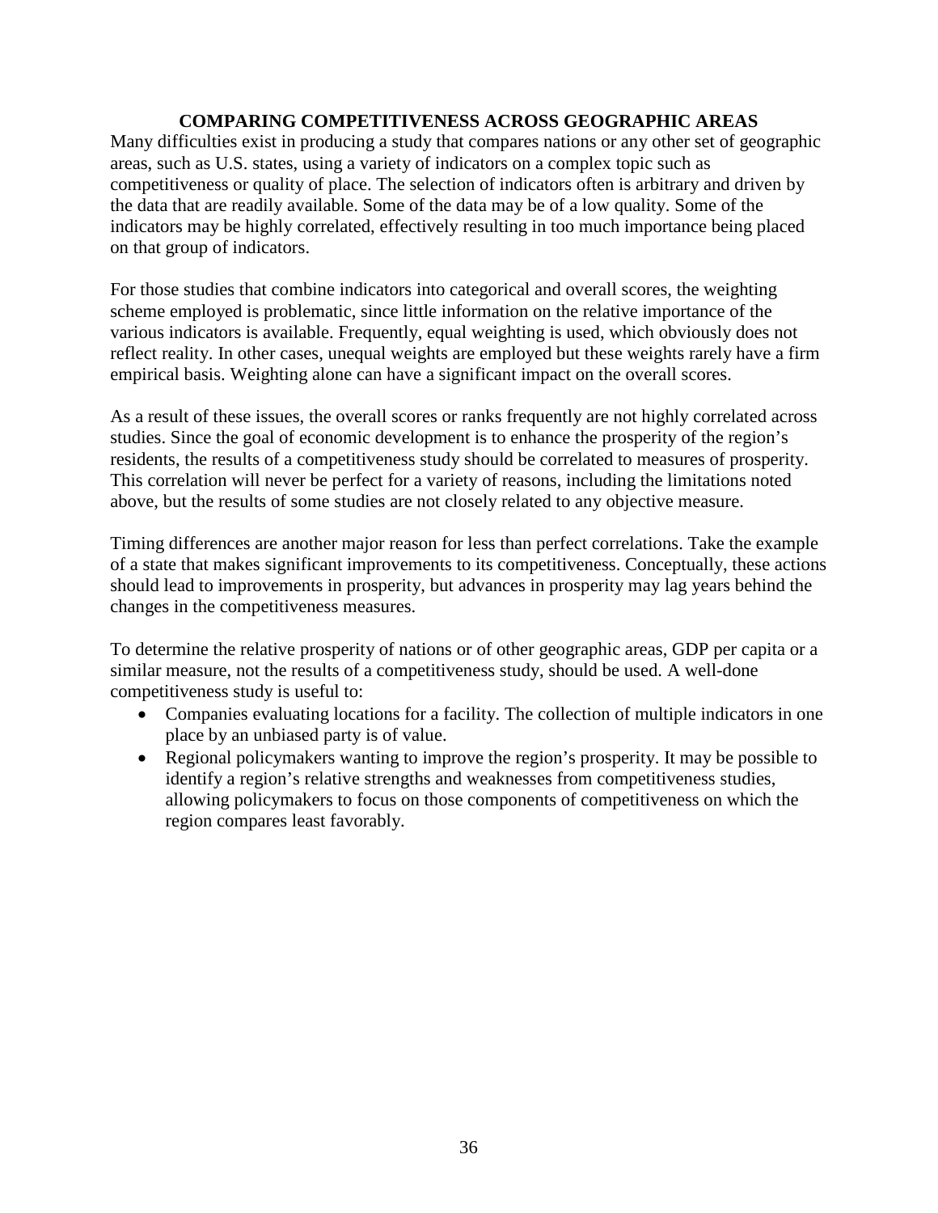## COMPARING COMPETITIVENESS ACROSS GEOGRAPHIC AREAS

Many difficulties exist in producing a study that compares nations or any other set of geographic areas, such as U.S. states, using a variety of indicators on a complex topic such as competitiveness or quality of place. The selection of indicators often is arbitrary and driven by the data that are readily available. Some of the data may be of a low quality. Some of the indicators may be highly correlated, effectively resulting in too much importance being placed on that group of indicators.

For those studies that combine indicators into categorical and overall scores, the weighting scheme employed is problematic, since little information on the relative importance of the various indicators is available. Frequently, equal weighting is used, which obviously does not reflect reality. In other cases, unequal weights are employed but these weights rarely have a firm empirical basis. Weighting alone can have a significant impact on the overall scores.

As a result of these issues, the overall scores or ranks frequently are not highly correlated across studies. Since the goal of economic development is to enhance the prosperity of the region's residents, the results of a competitiveness study should be correlated to measures of prosperity. This correlation will never be perfect for a variety of reasons, including the limitations noted above, but the results of some studies are not closely related to any objective measure.

Timing differences are another major reason for less than perfect correlations. Take the example of a state that makes significant improvements to its competitiveness. Conceptually, these actions should lead to improvements in prosperity, but advances in prosperity may lag years behind the changes in the competitiveness measures.

To determine the relative prosperity of nations or of other geographic areas, GDP per capita or a similar measure, not the results of a competitiveness study, should be used. A well-done competitiveness study is useful to:

- Companies evaluating locations for a facility. The collection of multiple indicators in one place by an unbiased party is of value.
- Regional policymakers wanting to improve the region's prosperity. It may be possible to identify a region's relative strengths and weaknesses from competitiveness studies, allowing policymakers to focus on those components of competitiveness on which the region compares least favorably.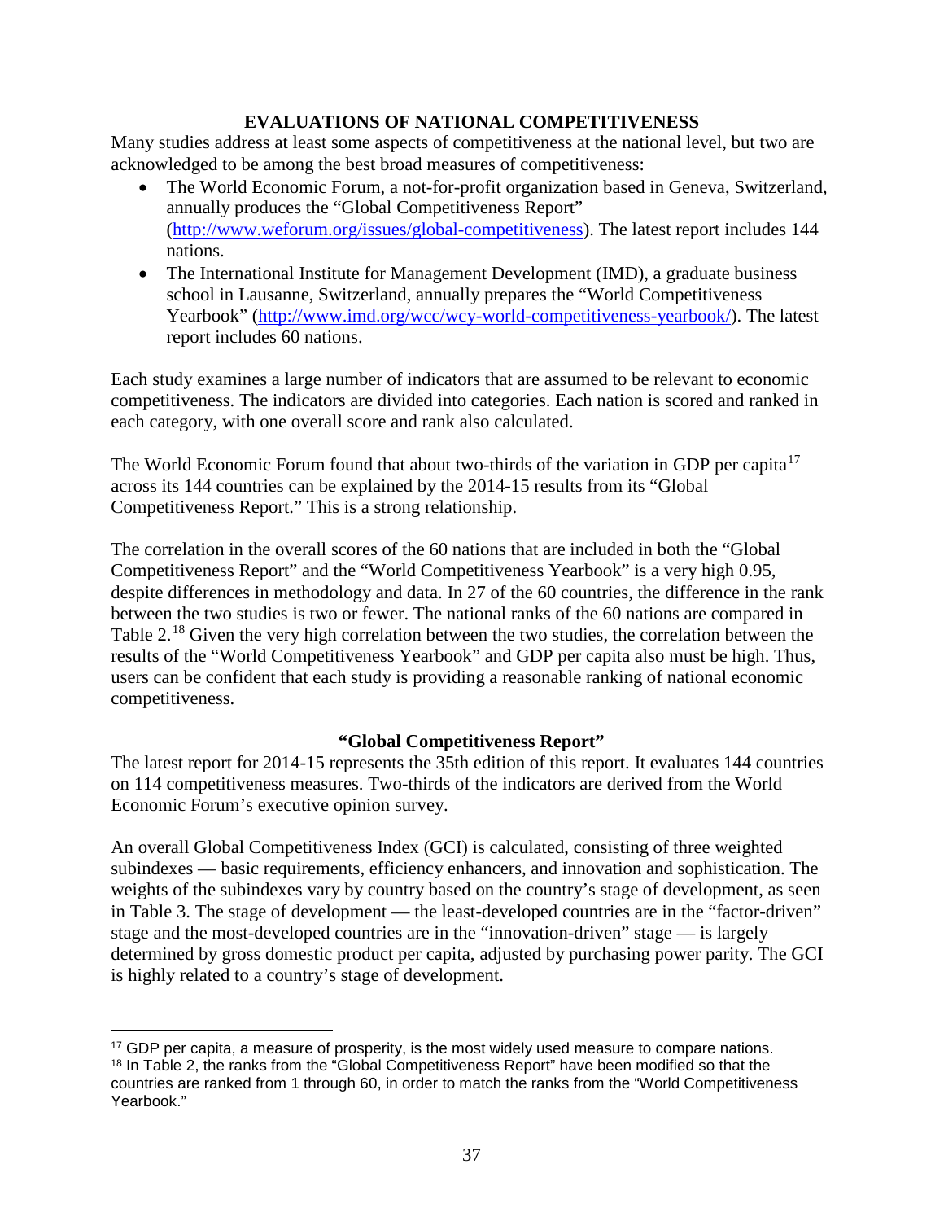## EVALUATIONS OF NATIONAL COMPETITIVENESS

Many studies address at least some aspects of competitiveness at the national level, but two are acknowledged to be among the best broad measures of competitiveness:

- The World Economic Forum, a not-for-profit organization based in Geneva, Switzerland, annually produces the "Global Competitiveness Report" (http://www.weforum.org/issues/global-competitiveness). The latest report includes 144 nations.
- The International Institute for Management Development (IMD), a graduate business school in Lausanne, Switzerland, annually prepares the "World Competitiveness Yearbook" (http://www.imd.org/wcc/wcy-world-competitiveness-yearbook/). The latest report includes 60 nations.

Each study examines a large number of indicators that are assumed to be relevant to economic competitiveness. The indicators are divided into categories. Each nation is scored and ranked in each category, with one overall score and rank also calculated.

The World Economic Forum found that about two-thirds of the variation in GDP per capita[17] across its 144 countries can be explained by the 2014-15 results from its "Global Competitiveness Report." This is a strong relationship.

The correlation in the overall scores of the 60 nations that are included in both the "Global Competitiveness Report" and the "World Competitiveness Yearbook" is a very high 0.95, despite differences in methodology and data. In 27 of the 60 countries, the difference in the rank between the two studies is two or fewer. The national ranks of the 60 nations are compared in Table 2.[18] Given the very high correlation between the two studies, the correlation between the results of the "World Competitiveness Yearbook" and GDP per capita also must be high. Thus, users can be confident that each study is providing a reasonable ranking of national economic competitiveness.

### "Global Competitiveness Report"

The latest report for 2014-15 represents the 35th edition of this report. It evaluates 144 countries on 114 competitiveness measures. Two-thirds of the indicators are derived from the World Economic Forum's executive opinion survey.

An overall Global Competitiveness Index (GCI) is calculated, consisting of three weighted subindexes — basic requirements, efficiency enhancers, and innovation and sophistication. The weights of the subindexes vary by country based on the country's stage of development, as seen in Table 3. The stage of development — the least-developed countries are in the "factor-driven" stage and the most-developed countries are in the "innovation-driven" stage — is largely determined by gross domestic product per capita, adjusted by purchasing power parity. The GCI is highly related to a country's stage of development.

[17] GDP per capita, a measure of prosperity, is the most widely used measure to compare nations.

[18] In Table 2, the ranks from the "Global Competitiveness Report" have been modified so that the countries are ranked from 1 through 60, in order to match the ranks from the "World Competitiveness Yearbook."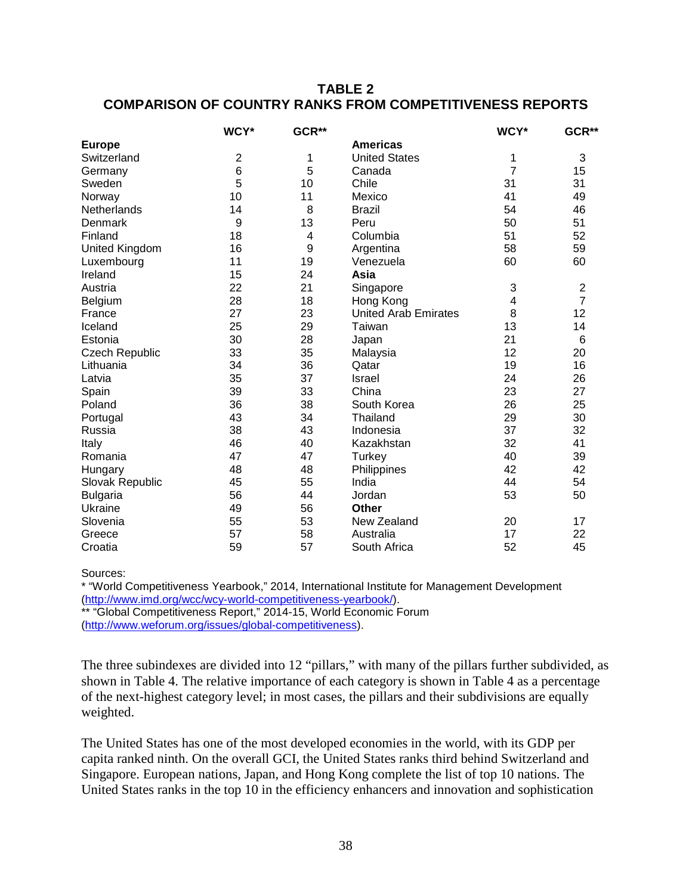**TABLE 2**
**COMPARISON OF COUNTRY RANKS FROM COMPETITIVENESS REPORTS**

| | WCY* | GCR** | | WCY* | GCR** |
|---|---|---|---|---|---|
| **Europe** | | | **Americas** | | |
| Switzerland | 2 | 1 | United States | 1 | 3 |
| Germany | 6 | 5 | Canada | 7 | 15 |
| Sweden | 5 | 10 | Chile | 31 | 31 |
| Norway | 10 | 11 | Mexico | 41 | 49 |
| Netherlands | 14 | 8 | Brazil | 54 | 46 |
| Denmark | 9 | 13 | Peru | 50 | 51 |
| Finland | 18 | 4 | Columbia | 51 | 52 |
| United Kingdom | 16 | 9 | Argentina | 58 | 59 |
| Luxembourg | 11 | 19 | Venezuela | 60 | 60 |
| Ireland | 15 | 24 | **Asia** | | |
| Austria | 22 | 21 | Singapore | 3 | 2 |
| Belgium | 28 | 18 | Hong Kong | 4 | 7 |
| France | 27 | 23 | United Arab Emirates | 8 | 12 |
| Iceland | 25 | 29 | Taiwan | 13 | 14 |
| Estonia | 30 | 28 | Japan | 21 | 6 |
| Czech Republic | 33 | 35 | Malaysia | 12 | 20 |
| Lithuania | 34 | 36 | Qatar | 19 | 16 |
| Latvia | 35 | 37 | Israel | 24 | 26 |
| Spain | 39 | 33 | China | 23 | 27 |
| Poland | 36 | 38 | South Korea | 26 | 25 |
| Portugal | 43 | 34 | Thailand | 29 | 30 |
| Russia | 38 | 43 | Indonesia | 37 | 32 |
| Italy | 46 | 40 | Kazakhstan | 32 | 41 |
| Romania | 47 | 47 | Turkey | 40 | 39 |
| Hungary | 48 | 48 | Philippines | 42 | 42 |
| Slovak Republic | 45 | 55 | India | 44 | 54 |
| Bulgaria | 56 | 44 | Jordan | 53 | 50 |
| Ukraine | 49 | 56 | **Other** | | |
| Slovenia | 55 | 53 | New Zealand | 20 | 17 |
| Greece | 57 | 58 | Australia | 17 | 22 |
| Croatia | 59 | 57 | South Africa | 52 | 45 |

Sources:
* "World Competitiveness Yearbook," 2014, International Institute for Management Development (http://www.imd.org/wcc/wcy-world-competitiveness-yearbook/).
** "Global Competitiveness Report," 2014-15, World Economic Forum (http://www.weforum.org/issues/global-competitiveness).

The three subindexes are divided into 12 "pillars," with many of the pillars further subdivided, as shown in Table 4. The relative importance of each category is shown in Table 4 as a percentage of the next-highest category level; in most cases, the pillars and their subdivisions are equally weighted.

The United States has one of the most developed economies in the world, with its GDP per capita ranked ninth. On the overall GCI, the United States ranks third behind Switzerland and Singapore. European nations, Japan, and Hong Kong complete the list of top 10 nations. The United States ranks in the top 10 in the efficiency enhancers and innovation and sophistication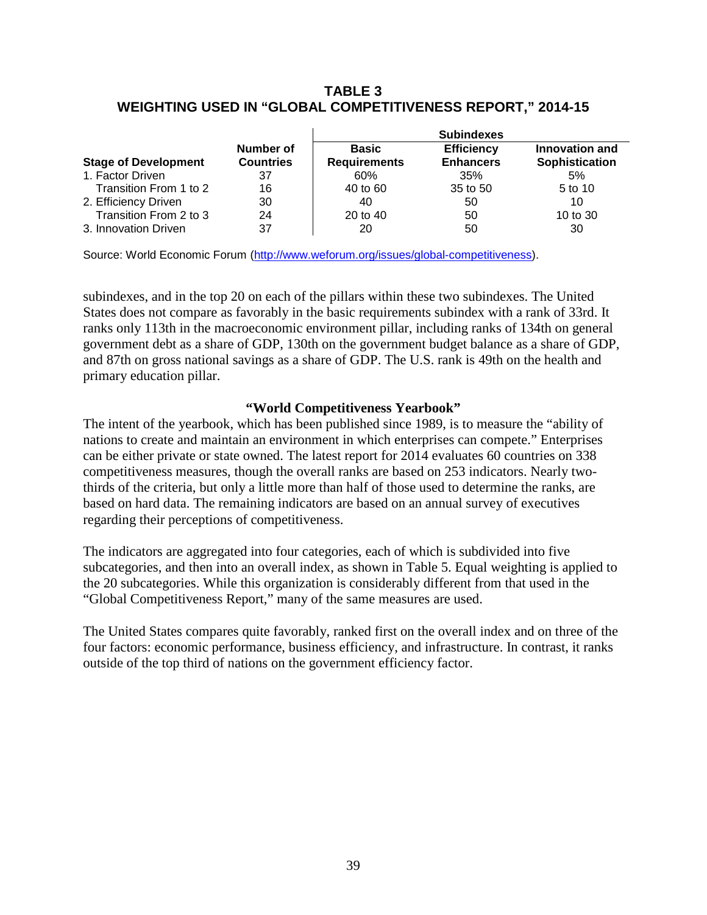**TABLE 3**
**WEIGHTING USED IN "GLOBAL COMPETITIVENESS REPORT," 2014-15**

| | | Subindexes | | |
|---|---|---|---|---|
| **Stage of Development** | **Number of Countries** | **Basic Requirements** | **Efficiency Enhancers** | **Innovation and Sophistication** |
| 1. Factor Driven | 37 | 60% | 35% | 5% |
| Transition From 1 to 2 | 16 | 40 to 60 | 35 to 50 | 5 to 10 |
| 2. Efficiency Driven | 30 | 40 | 50 | 10 |
| Transition From 2 to 3 | 24 | 20 to 40 | 50 | 10 to 30 |
| 3. Innovation Driven | 37 | 20 | 50 | 30 |

Source: World Economic Forum (http://www.weforum.org/issues/global-competitiveness).

subindexes, and in the top 20 on each of the pillars within these two subindexes. The United States does not compare as favorably in the basic requirements subindex with a rank of 33rd. It ranks only 113th in the macroeconomic environment pillar, including ranks of 134th on general government debt as a share of GDP, 130th on the government budget balance as a share of GDP, and 87th on gross national savings as a share of GDP. The U.S. rank is 49th on the health and primary education pillar.

### "World Competitiveness Yearbook"

The intent of the yearbook, which has been published since 1989, is to measure the "ability of nations to create and maintain an environment in which enterprises can compete." Enterprises can be either private or state owned. The latest report for 2014 evaluates 60 countries on 338 competitiveness measures, though the overall ranks are based on 253 indicators. Nearly two-thirds of the criteria, but only a little more than half of those used to determine the ranks, are based on hard data. The remaining indicators are based on an annual survey of executives regarding their perceptions of competitiveness.

The indicators are aggregated into four categories, each of which is subdivided into five subcategories, and then into an overall index, as shown in Table 5. Equal weighting is applied to the 20 subcategories. While this organization is considerably different from that used in the "Global Competitiveness Report," many of the same measures are used.

The United States compares quite favorably, ranked first on the overall index and on three of the four factors: economic performance, business efficiency, and infrastructure. In contrast, it ranks outside of the top third of nations on the government efficiency factor.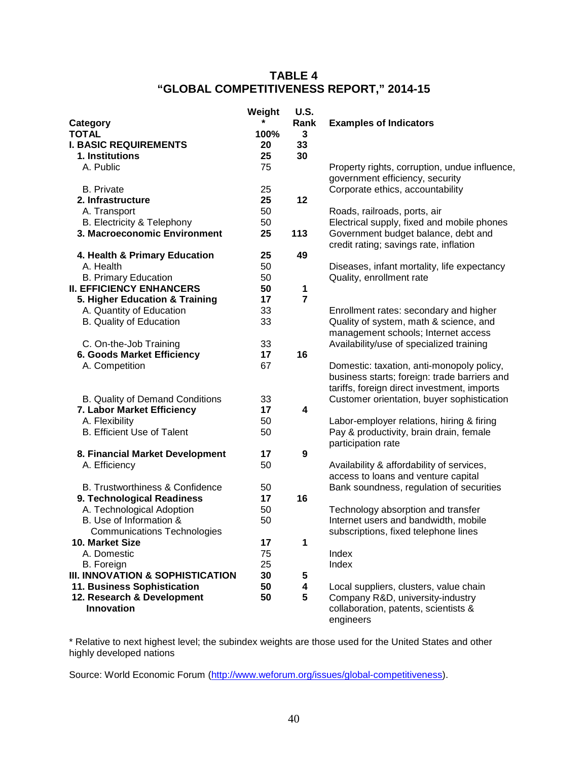**TABLE 4**
**"GLOBAL COMPETITIVENESS REPORT," 2014-15**

| Category | Weight * | U.S. Rank | Examples of Indicators |
|---|---|---|---|
| **TOTAL** | **100%** | **3** | |
| **I. BASIC REQUIREMENTS** | **20** | **33** | |
| **1. Institutions** | **25** | **30** | |
| A. Public | 75 | | Property rights, corruption, undue influence, government efficiency, security |
| B. Private | 25 | | Corporate ethics, accountability |
| **2. Infrastructure** | **25** | **12** | |
| A. Transport | 50 | | Roads, railroads, ports, air |
| B. Electricity & Telephony | 50 | | Electrical supply, fixed and mobile phones |
| **3. Macroeconomic Environment** | **25** | **113** | Government budget balance, debt and credit rating; savings rate, inflation |
| **4. Health & Primary Education** | **25** | **49** | |
| A. Health | 50 | | Diseases, infant mortality, life expectancy |
| B. Primary Education | 50 | | Quality, enrollment rate |
| **II. EFFICIENCY ENHANCERS** | **50** | **1** | |
| **5. Higher Education & Training** | **17** | **7** | |
| A. Quantity of Education | 33 | | Enrollment rates: secondary and higher |
| B. Quality of Education | 33 | | Quality of system, math & science, and management schools; Internet access |
| C. On-the-Job Training | 33 | | Availability/use of specialized training |
| **6. Goods Market Efficiency** | **17** | **16** | |
| A. Competition | 67 | | Domestic: taxation, anti-monopoly policy, business starts; foreign: trade barriers and tariffs, foreign direct investment, imports |
| B. Quality of Demand Conditions | 33 | | Customer orientation, buyer sophistication |
| **7. Labor Market Efficiency** | **17** | **4** | |
| A. Flexibility | 50 | | Labor-employer relations, hiring & firing |
| B. Efficient Use of Talent | 50 | | Pay & productivity, brain drain, female participation rate |
| **8. Financial Market Development** | **17** | **9** | |
| A. Efficiency | 50 | | Availability & affordability of services, access to loans and venture capital |
| B. Trustworthiness & Confidence | 50 | | Bank soundness, regulation of securities |
| **9. Technological Readiness** | **17** | **16** | |
| A. Technological Adoption | 50 | | Technology absorption and transfer |
| B. Use of Information & Communications Technologies | 50 | | Internet users and bandwidth, mobile subscriptions, fixed telephone lines |
| **10. Market Size** | **17** | **1** | |
| A. Domestic | 75 | | Index |
| B. Foreign | 25 | | Index |
| **III. INNOVATION & SOPHISTICATION** | **30** | **5** | |
| **11. Business Sophistication** | **50** | **4** | Local suppliers, clusters, value chain |
| **12. Research & Development Innovation** | **50** | **5** | Company R&D, university-industry collaboration, patents, scientists & engineers |

* Relative to next highest level; the subindex weights are those used for the United States and other highly developed nations

Source: World Economic Forum (http://www.weforum.org/issues/global-competitiveness).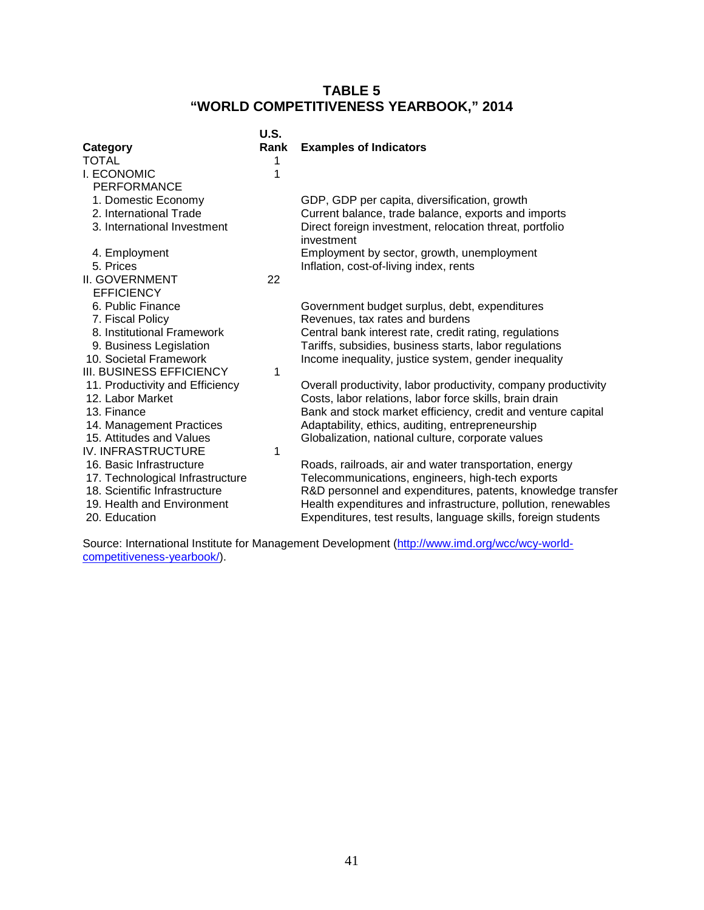## TABLE 5
## "WORLD COMPETITIVENESS YEARBOOK," 2014

| Category | U.S. Rank | Examples of Indicators |
|---|---|---|
| TOTAL | 1 | |
| I. ECONOMIC PERFORMANCE | 1 | |
| 1. Domestic Economy | | GDP, GDP per capita, diversification, growth |
| 2. International Trade | | Current balance, trade balance, exports and imports |
| 3. International Investment | | Direct foreign investment, relocation threat, portfolio investment |
| 4. Employment | | Employment by sector, growth, unemployment |
| 5. Prices | | Inflation, cost-of-living index, rents |
| II. GOVERNMENT EFFICIENCY | 22 | |
| 6. Public Finance | | Government budget surplus, debt, expenditures |
| 7. Fiscal Policy | | Revenues, tax rates and burdens |
| 8. Institutional Framework | | Central bank interest rate, credit rating, regulations |
| 9. Business Legislation | | Tariffs, subsidies, business starts, labor regulations |
| 10. Societal Framework | | Income inequality, justice system, gender inequality |
| III. BUSINESS EFFICIENCY | 1 | |
| 11. Productivity and Efficiency | | Overall productivity, labor productivity, company productivity |
| 12. Labor Market | | Costs, labor relations, labor force skills, brain drain |
| 13. Finance | | Bank and stock market efficiency, credit and venture capital |
| 14. Management Practices | | Adaptability, ethics, auditing, entrepreneurship |
| 15. Attitudes and Values | | Globalization, national culture, corporate values |
| IV. INFRASTRUCTURE | 1 | |
| 16. Basic Infrastructure | | Roads, railroads, air and water transportation, energy |
| 17. Technological Infrastructure | | Telecommunications, engineers, high-tech exports |
| 18. Scientific Infrastructure | | R&D personnel and expenditures, patents, knowledge transfer |
| 19. Health and Environment | | Health expenditures and infrastructure, pollution, renewables |
| 20. Education | | Expenditures, test results, language skills, foreign students |

Source: International Institute for Management Development (http://www.imd.org/wcc/wcy-world-competitiveness-yearbook/).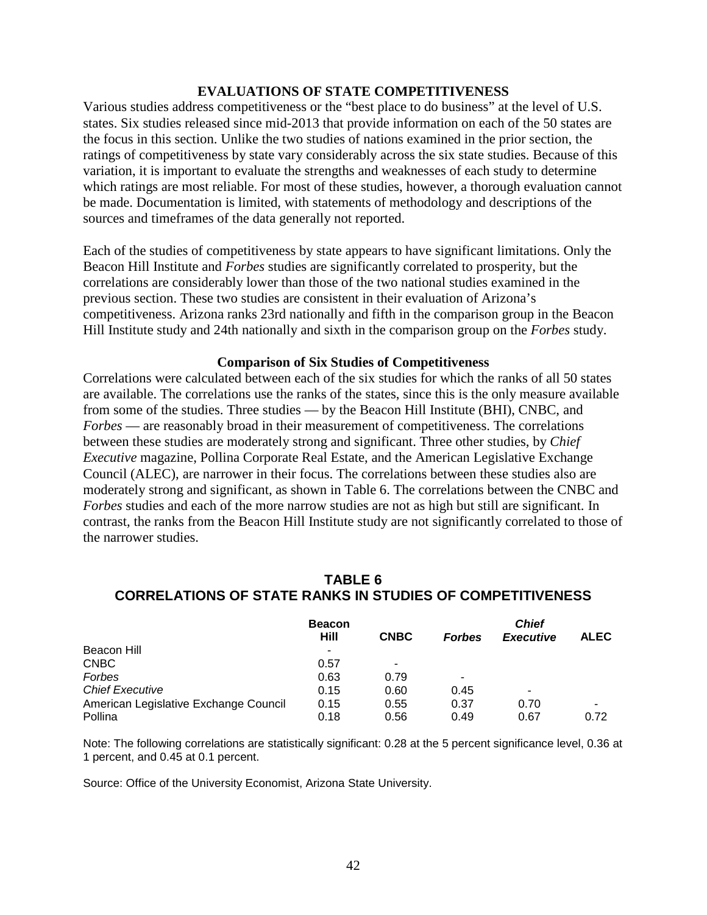## EVALUATIONS OF STATE COMPETITIVENESS

Various studies address competitiveness or the "best place to do business" at the level of U.S. states. Six studies released since mid-2013 that provide information on each of the 50 states are the focus in this section. Unlike the two studies of nations examined in the prior section, the ratings of competitiveness by state vary considerably across the six state studies. Because of this variation, it is important to evaluate the strengths and weaknesses of each study to determine which ratings are most reliable. For most of these studies, however, a thorough evaluation cannot be made. Documentation is limited, with statements of methodology and descriptions of the sources and timeframes of the data generally not reported.

Each of the studies of competitiveness by state appears to have significant limitations. Only the Beacon Hill Institute and *Forbes* studies are significantly correlated to prosperity, but the correlations are considerably lower than those of the two national studies examined in the previous section. These two studies are consistent in their evaluation of Arizona's competitiveness. Arizona ranks 23rd nationally and fifth in the comparison group in the Beacon Hill Institute study and 24th nationally and sixth in the comparison group on the *Forbes* study.

### Comparison of Six Studies of Competitiveness

Correlations were calculated between each of the six studies for which the ranks of all 50 states are available. The correlations use the ranks of the states, since this is the only measure available from some of the studies. Three studies — by the Beacon Hill Institute (BHI), CNBC, and *Forbes* — are reasonably broad in their measurement of competitiveness. The correlations between these studies are moderately strong and significant. Three other studies, by *Chief Executive* magazine, Pollina Corporate Real Estate, and the American Legislative Exchange Council (ALEC), are narrower in their focus. The correlations between these studies also are moderately strong and significant, as shown in Table 6. The correlations between the CNBC and *Forbes* studies and each of the more narrow studies are not as high but still are significant. In contrast, the ranks from the Beacon Hill Institute study are not significantly correlated to those of the narrower studies.

**TABLE 6**
**CORRELATIONS OF STATE RANKS IN STUDIES OF COMPETITIVENESS**

| | Beacon Hill | CNBC | *Forbes* | *Chief Executive* | ALEC |
|---|---|---|---|---|---|
| Beacon Hill | - | | | | |
| CNBC | 0.57 | - | | | |
| *Forbes* | 0.63 | 0.79 | - | | |
| *Chief Executive* | 0.15 | 0.60 | 0.45 | - | |
| American Legislative Exchange Council | 0.15 | 0.55 | 0.37 | 0.70 | - |
| Pollina | 0.18 | 0.56 | 0.49 | 0.67 | 0.72 |

Note: The following correlations are statistically significant: 0.28 at the 5 percent significance level, 0.36 at 1 percent, and 0.45 at 0.1 percent.

Source: Office of the University Economist, Arizona State University.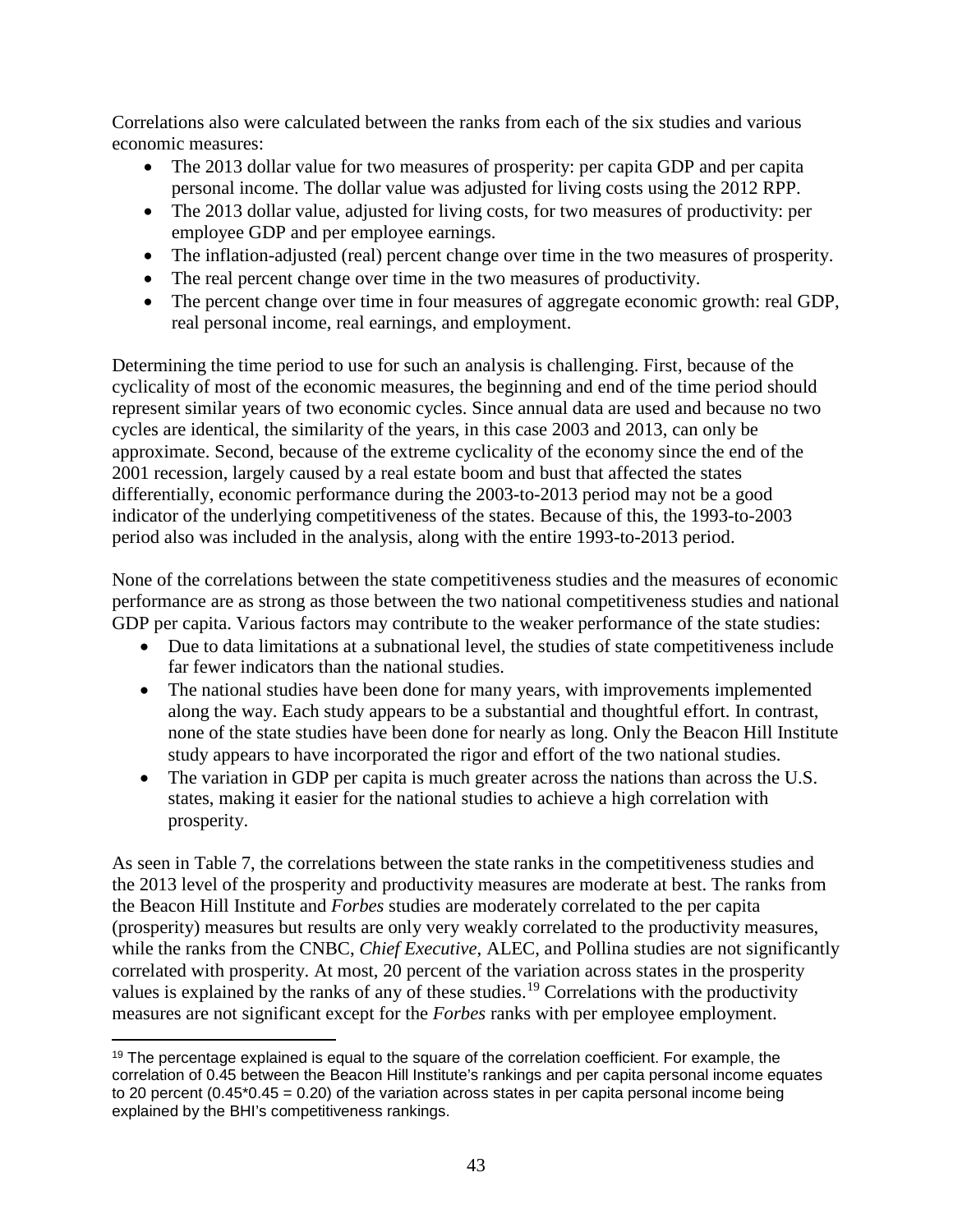Correlations also were calculated between the ranks from each of the six studies and various economic measures:

- The 2013 dollar value for two measures of prosperity: per capita GDP and per capita personal income. The dollar value was adjusted for living costs using the 2012 RPP.
- The 2013 dollar value, adjusted for living costs, for two measures of productivity: per employee GDP and per employee earnings.
- The inflation-adjusted (real) percent change over time in the two measures of prosperity.
- The real percent change over time in the two measures of productivity.
- The percent change over time in four measures of aggregate economic growth: real GDP, real personal income, real earnings, and employment.

Determining the time period to use for such an analysis is challenging. First, because of the cyclicality of most of the economic measures, the beginning and end of the time period should represent similar years of two economic cycles. Since annual data are used and because no two cycles are identical, the similarity of the years, in this case 2003 and 2013, can only be approximate. Second, because of the extreme cyclicality of the economy since the end of the 2001 recession, largely caused by a real estate boom and bust that affected the states differentially, economic performance during the 2003-to-2013 period may not be a good indicator of the underlying competitiveness of the states. Because of this, the 1993-to-2003 period also was included in the analysis, along with the entire 1993-to-2013 period.

None of the correlations between the state competitiveness studies and the measures of economic performance are as strong as those between the two national competitiveness studies and national GDP per capita. Various factors may contribute to the weaker performance of the state studies:

- Due to data limitations at a subnational level, the studies of state competitiveness include far fewer indicators than the national studies.
- The national studies have been done for many years, with improvements implemented along the way. Each study appears to be a substantial and thoughtful effort. In contrast, none of the state studies have been done for nearly as long. Only the Beacon Hill Institute study appears to have incorporated the rigor and effort of the two national studies.
- The variation in GDP per capita is much greater across the nations than across the U.S. states, making it easier for the national studies to achieve a high correlation with prosperity.

As seen in Table 7, the correlations between the state ranks in the competitiveness studies and the 2013 level of the prosperity and productivity measures are moderate at best. The ranks from the Beacon Hill Institute and *Forbes* studies are moderately correlated to the per capita (prosperity) measures but results are only very weakly correlated to the productivity measures, while the ranks from the CNBC, *Chief Executive*, ALEC, and Pollina studies are not significantly correlated with prosperity. At most, 20 percent of the variation across states in the prosperity values is explained by the ranks of any of these studies.[19] Correlations with the productivity measures are not significant except for the *Forbes* ranks with per employee employment.

[19] The percentage explained is equal to the square of the correlation coefficient. For example, the correlation of 0.45 between the Beacon Hill Institute's rankings and per capita personal income equates to 20 percent (0.45*0.45 = 0.20) of the variation across states in per capita personal income being explained by the BHI's competitiveness rankings.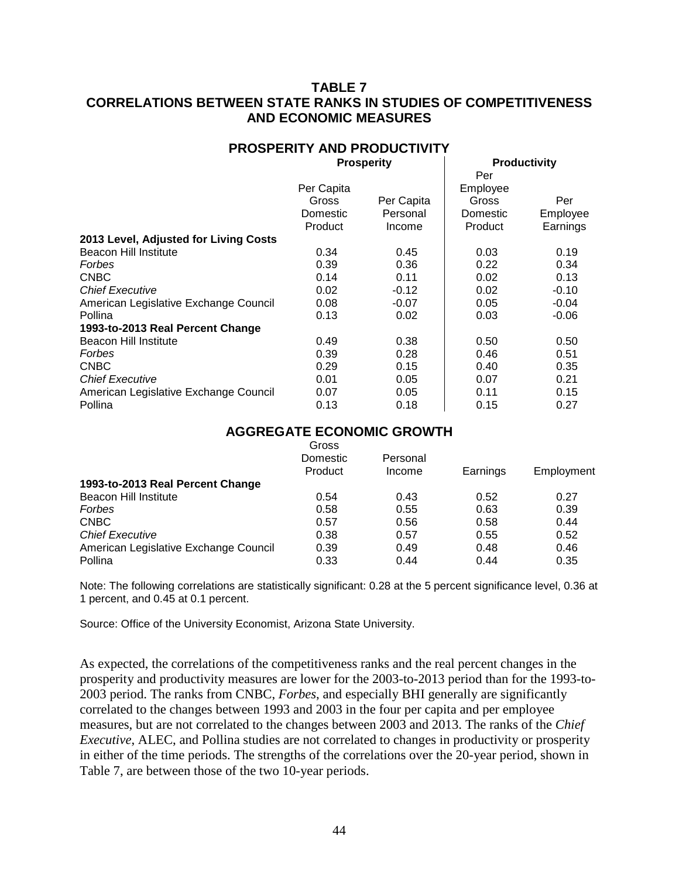**TABLE 7**
**CORRELATIONS BETWEEN STATE RANKS IN STUDIES OF COMPETITIVENESS AND ECONOMIC MEASURES**

**PROSPERITY AND PRODUCTIVITY**

| | **Prosperity** | | **Productivity** | |
|---|---|---|---|---|
| | Per Capita Gross Domestic Product | Per Capita Personal Income | Per Employee Gross Domestic Product | Per Employee Earnings |
| **2013 Level, Adjusted for Living Costs** | | | | |
| Beacon Hill Institute | 0.34 | 0.45 | 0.03 | 0.19 |
| *Forbes* | 0.39 | 0.36 | 0.22 | 0.34 |
| CNBC | 0.14 | 0.11 | 0.02 | 0.13 |
| *Chief Executive* | 0.02 | -0.12 | 0.02 | -0.10 |
| American Legislative Exchange Council | 0.08 | -0.07 | 0.05 | -0.04 |
| Pollina | 0.13 | 0.02 | 0.03 | -0.06 |
| **1993-to-2013 Real Percent Change** | | | | |
| Beacon Hill Institute | 0.49 | 0.38 | 0.50 | 0.50 |
| *Forbes* | 0.39 | 0.28 | 0.46 | 0.51 |
| CNBC | 0.29 | 0.15 | 0.40 | 0.35 |
| *Chief Executive* | 0.01 | 0.05 | 0.07 | 0.21 |
| American Legislative Exchange Council | 0.07 | 0.05 | 0.11 | 0.15 |
| Pollina | 0.13 | 0.18 | 0.15 | 0.27 |

**AGGREGATE ECONOMIC GROWTH**

| | Gross Domestic Product | Personal Income | Earnings | Employment |
|---|---|---|---|---|
| **1993-to-2013 Real Percent Change** | | | | |
| Beacon Hill Institute | 0.54 | 0.43 | 0.52 | 0.27 |
| *Forbes* | 0.58 | 0.55 | 0.63 | 0.39 |
| CNBC | 0.57 | 0.56 | 0.58 | 0.44 |
| *Chief Executive* | 0.38 | 0.57 | 0.55 | 0.52 |
| American Legislative Exchange Council | 0.39 | 0.49 | 0.48 | 0.46 |
| Pollina | 0.33 | 0.44 | 0.44 | 0.35 |

Note: The following correlations are statistically significant: 0.28 at the 5 percent significance level, 0.36 at 1 percent, and 0.45 at 0.1 percent.

Source: Office of the University Economist, Arizona State University.

As expected, the correlations of the competitiveness ranks and the real percent changes in the prosperity and productivity measures are lower for the 2003-to-2013 period than for the 1993-to-2003 period. The ranks from CNBC, *Forbes*, and especially BHI generally are significantly correlated to the changes between 1993 and 2003 in the four per capita and per employee measures, but are not correlated to the changes between 2003 and 2013. The ranks of the *Chief Executive*, ALEC, and Pollina studies are not correlated to changes in productivity or prosperity in either of the time periods. The strengths of the correlations over the 20-year period, shown in Table 7, are between those of the two 10-year periods.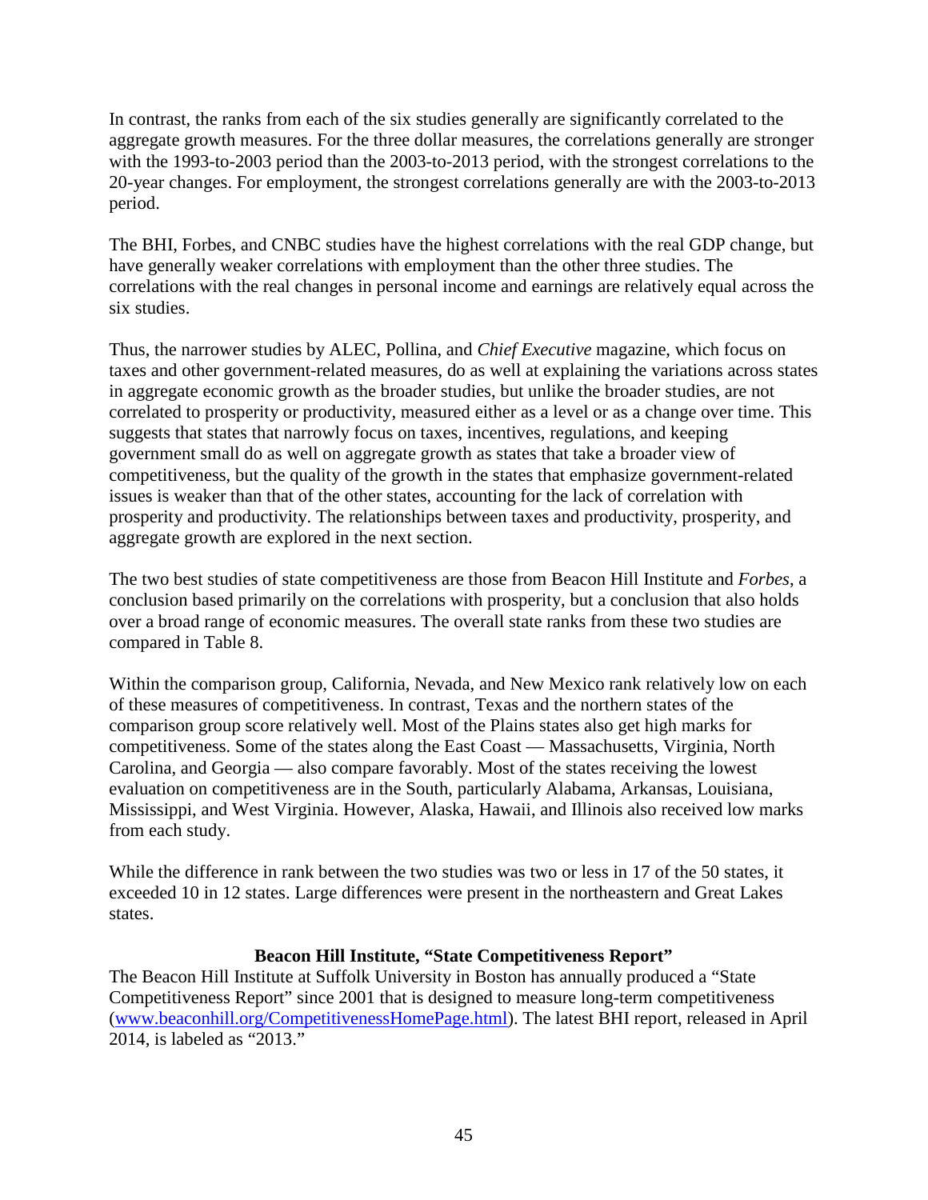In contrast, the ranks from each of the six studies generally are significantly correlated to the aggregate growth measures. For the three dollar measures, the correlations generally are stronger with the 1993-to-2003 period than the 2003-to-2013 period, with the strongest correlations to the 20-year changes. For employment, the strongest correlations generally are with the 2003-to-2013 period.

The BHI, Forbes, and CNBC studies have the highest correlations with the real GDP change, but have generally weaker correlations with employment than the other three studies. The correlations with the real changes in personal income and earnings are relatively equal across the six studies.

Thus, the narrower studies by ALEC, Pollina, and *Chief Executive* magazine, which focus on taxes and other government-related measures, do as well at explaining the variations across states in aggregate economic growth as the broader studies, but unlike the broader studies, are not correlated to prosperity or productivity, measured either as a level or as a change over time. This suggests that states that narrowly focus on taxes, incentives, regulations, and keeping government small do as well on aggregate growth as states that take a broader view of competitiveness, but the quality of the growth in the states that emphasize government-related issues is weaker than that of the other states, accounting for the lack of correlation with prosperity and productivity. The relationships between taxes and productivity, prosperity, and aggregate growth are explored in the next section.

The two best studies of state competitiveness are those from Beacon Hill Institute and *Forbes*, a conclusion based primarily on the correlations with prosperity, but a conclusion that also holds over a broad range of economic measures. The overall state ranks from these two studies are compared in Table 8.

Within the comparison group, California, Nevada, and New Mexico rank relatively low on each of these measures of competitiveness. In contrast, Texas and the northern states of the comparison group score relatively well. Most of the Plains states also get high marks for competitiveness. Some of the states along the East Coast — Massachusetts, Virginia, North Carolina, and Georgia — also compare favorably. Most of the states receiving the lowest evaluation on competitiveness are in the South, particularly Alabama, Arkansas, Louisiana, Mississippi, and West Virginia. However, Alaska, Hawaii, and Illinois also received low marks from each study.

While the difference in rank between the two studies was two or less in 17 of the 50 states, it exceeded 10 in 12 states. Large differences were present in the northeastern and Great Lakes states.

### Beacon Hill Institute, "State Competitiveness Report"

The Beacon Hill Institute at Suffolk University in Boston has annually produced a "State Competitiveness Report" since 2001 that is designed to measure long-term competitiveness (www.beaconhill.org/CompetitivenessHomePage.html). The latest BHI report, released in April 2014, is labeled as "2013."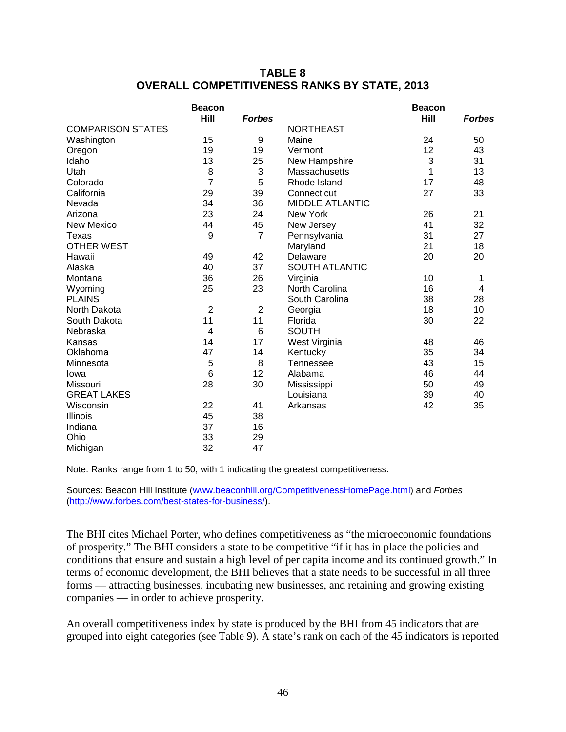**TABLE 8**
**OVERALL COMPETITIVENESS RANKS BY STATE, 2013**

| | Beacon Hill | *Forbes* | | Beacon Hill | *Forbes* |
|---|---|---|---|---|---|
| COMPARISON STATES | | | NORTHEAST | | |
| Washington | 15 | 9 | Maine | 24 | 50 |
| Oregon | 19 | 19 | Vermont | 12 | 43 |
| Idaho | 13 | 25 | New Hampshire | 3 | 31 |
| Utah | 8 | 3 | Massachusetts | 1 | 13 |
| Colorado | 7 | 5 | Rhode Island | 17 | 48 |
| California | 29 | 39 | Connecticut | 27 | 33 |
| Nevada | 34 | 36 | MIDDLE ATLANTIC | | |
| Arizona | 23 | 24 | New York | 26 | 21 |
| New Mexico | 44 | 45 | New Jersey | 41 | 32 |
| Texas | 9 | 7 | Pennsylvania | 31 | 27 |
| OTHER WEST | | | Maryland | 21 | 18 |
| Hawaii | 49 | 42 | Delaware | 20 | 20 |
| Alaska | 40 | 37 | SOUTH ATLANTIC | | |
| Montana | 36 | 26 | Virginia | 10 | 1 |
| Wyoming | 25 | 23 | North Carolina | 16 | 4 |
| PLAINS | | | South Carolina | 38 | 28 |
| North Dakota | 2 | 2 | Georgia | 18 | 10 |
| South Dakota | 11 | 11 | Florida | 30 | 22 |
| Nebraska | 4 | 6 | SOUTH | | |
| Kansas | 14 | 17 | West Virginia | 48 | 46 |
| Oklahoma | 47 | 14 | Kentucky | 35 | 34 |
| Minnesota | 5 | 8 | Tennessee | 43 | 15 |
| Iowa | 6 | 12 | Alabama | 46 | 44 |
| Missouri | 28 | 30 | Mississippi | 50 | 49 |
| GREAT LAKES | | | Louisiana | 39 | 40 |
| Wisconsin | 22 | 41 | Arkansas | 42 | 35 |
| Illinois | 45 | 38 | | | |
| Indiana | 37 | 16 | | | |
| Ohio | 33 | 29 | | | |
| Michigan | 32 | 47 | | | |

Note: Ranks range from 1 to 50, with 1 indicating the greatest competitiveness.

Sources: Beacon Hill Institute (www.beaconhill.org/CompetitivenessHomePage.html) and *Forbes* (http://www.forbes.com/best-states-for-business/).

The BHI cites Michael Porter, who defines competitiveness as "the microeconomic foundations of prosperity." The BHI considers a state to be competitive "if it has in place the policies and conditions that ensure and sustain a high level of per capita income and its continued growth." In terms of economic development, the BHI believes that a state needs to be successful in all three forms — attracting businesses, incubating new businesses, and retaining and growing existing companies — in order to achieve prosperity.

An overall competitiveness index by state is produced by the BHI from 45 indicators that are grouped into eight categories (see Table 9). A state's rank on each of the 45 indicators is reported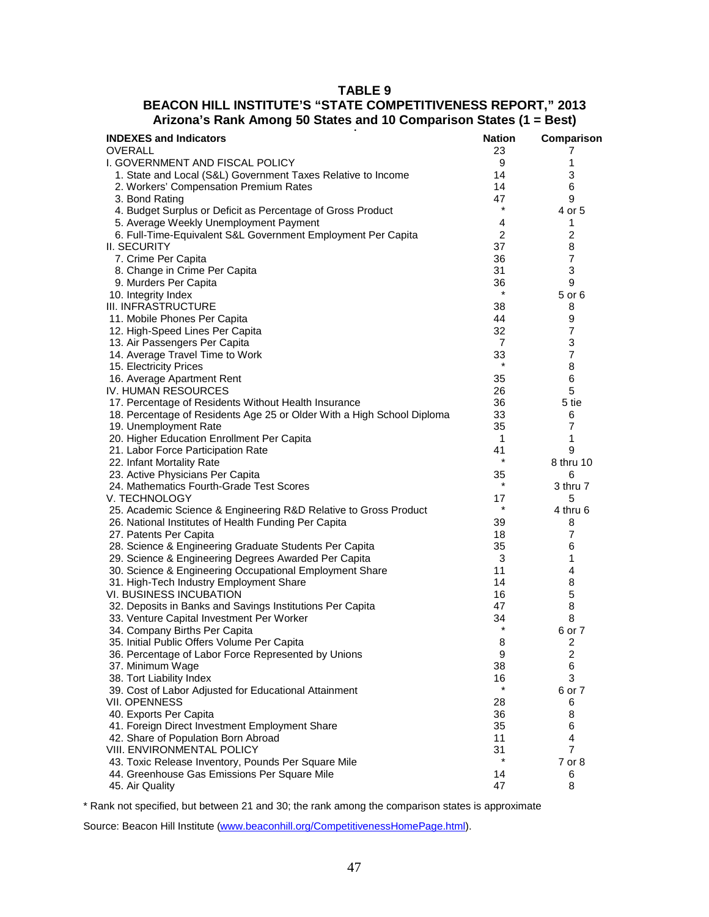# TABLE 9
## BEACON HILL INSTITUTE'S "STATE COMPETITIVENESS REPORT," 2013
## Arizona's Rank Among 50 States and 10 Comparison States (1 = Best)

| INDEXES and Indicators | Nation | Comparison |
|---|---|---|
| OVERALL | 23 | 7 |
| I. GOVERNMENT AND FISCAL POLICY | 9 | 1 |
| 1. State and Local (S&L) Government Taxes Relative to Income | 14 | 3 |
| 2. Workers' Compensation Premium Rates | 14 | 6 |
| 3. Bond Rating | 47 | 9 |
| 4. Budget Surplus or Deficit as Percentage of Gross Product | * | 4 or 5 |
| 5. Average Weekly Unemployment Payment | 4 | 1 |
| 6. Full-Time-Equivalent S&L Government Employment Per Capita | 2 | 2 |
| II. SECURITY | 37 | 8 |
| 7. Crime Per Capita | 36 | 7 |
| 8. Change in Crime Per Capita | 31 | 3 |
| 9. Murders Per Capita | 36 | 9 |
| 10. Integrity Index | * | 5 or 6 |
| III. INFRASTRUCTURE | 38 | 8 |
| 11. Mobile Phones Per Capita | 44 | 9 |
| 12. High-Speed Lines Per Capita | 32 | 7 |
| 13. Air Passengers Per Capita | 7 | 3 |
| 14. Average Travel Time to Work | 33 | 7 |
| 15. Electricity Prices | * | 8 |
| 16. Average Apartment Rent | 35 | 6 |
| IV. HUMAN RESOURCES | 26 | 5 |
| 17. Percentage of Residents Without Health Insurance | 36 | 5 tie |
| 18. Percentage of Residents Age 25 or Older With a High School Diploma | 33 | 6 |
| 19. Unemployment Rate | 35 | 7 |
| 20. Higher Education Enrollment Per Capita | 1 | 1 |
| 21. Labor Force Participation Rate | 41 | 9 |
| 22. Infant Mortality Rate | * | 8 thru 10 |
| 23. Active Physicians Per Capita | 35 | 6 |
| 24. Mathematics Fourth-Grade Test Scores | * | 3 thru 7 |
| V. TECHNOLOGY | 17 | 5 |
| 25. Academic Science & Engineering R&D Relative to Gross Product | * | 4 thru 6 |
| 26. National Institutes of Health Funding Per Capita | 39 | 8 |
| 27. Patents Per Capita | 18 | 7 |
| 28. Science & Engineering Graduate Students Per Capita | 35 | 6 |
| 29. Science & Engineering Degrees Awarded Per Capita | 3 | 1 |
| 30. Science & Engineering Occupational Employment Share | 11 | 4 |
| 31. High-Tech Industry Employment Share | 14 | 8 |
| VI. BUSINESS INCUBATION | 16 | 5 |
| 32. Deposits in Banks and Savings Institutions Per Capita | 47 | 8 |
| 33. Venture Capital Investment Per Worker | 34 | 8 |
| 34. Company Births Per Capita | * | 6 or 7 |
| 35. Initial Public Offers Volume Per Capita | 8 | 2 |
| 36. Percentage of Labor Force Represented by Unions | 9 | 2 |
| 37. Minimum Wage | 38 | 6 |
| 38. Tort Liability Index | 16 | 3 |
| 39. Cost of Labor Adjusted for Educational Attainment | * | 6 or 7 |
| VII. OPENNESS | 28 | 6 |
| 40. Exports Per Capita | 36 | 8 |
| 41. Foreign Direct Investment Employment Share | 35 | 6 |
| 42. Share of Population Born Abroad | 11 | 4 |
| VIII. ENVIRONMENTAL POLICY | 31 | 7 |
| 43. Toxic Release Inventory, Pounds Per Square Mile | * | 7 or 8 |
| 44. Greenhouse Gas Emissions Per Square Mile | 14 | 6 |
| 45. Air Quality | 47 | 8 |

* Rank not specified, but between 21 and 30; the rank among the comparison states is approximate

Source: Beacon Hill Institute (www.beaconhill.org/CompetitivenessHomePage.html).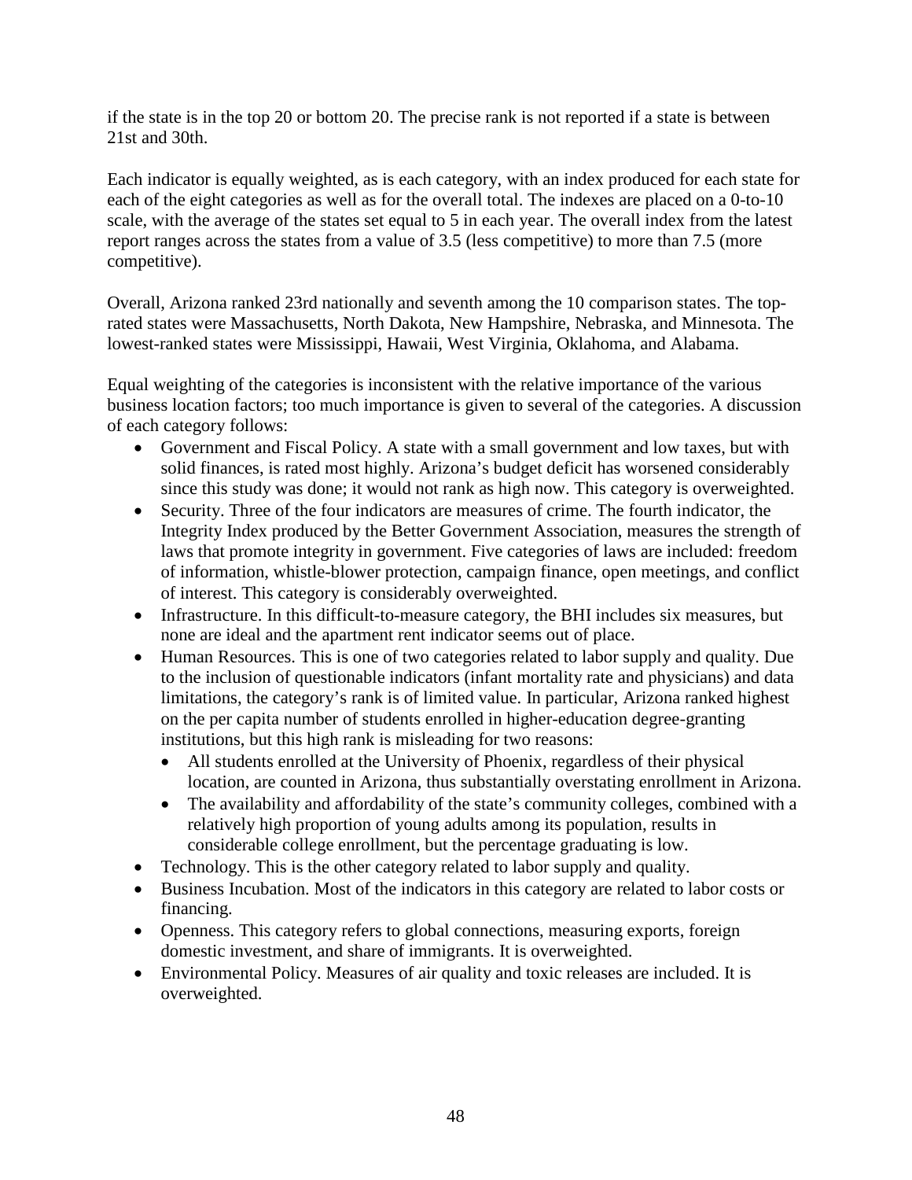if the state is in the top 20 or bottom 20. The precise rank is not reported if a state is between 21st and 30th.

Each indicator is equally weighted, as is each category, with an index produced for each state for each of the eight categories as well as for the overall total. The indexes are placed on a 0-to-10 scale, with the average of the states set equal to 5 in each year. The overall index from the latest report ranges across the states from a value of 3.5 (less competitive) to more than 7.5 (more competitive).

Overall, Arizona ranked 23rd nationally and seventh among the 10 comparison states. The top-rated states were Massachusetts, North Dakota, New Hampshire, Nebraska, and Minnesota. The lowest-ranked states were Mississippi, Hawaii, West Virginia, Oklahoma, and Alabama.

Equal weighting of the categories is inconsistent with the relative importance of the various business location factors; too much importance is given to several of the categories. A discussion of each category follows:

- Government and Fiscal Policy. A state with a small government and low taxes, but with solid finances, is rated most highly. Arizona's budget deficit has worsened considerably since this study was done; it would not rank as high now. This category is overweighted.
- Security. Three of the four indicators are measures of crime. The fourth indicator, the Integrity Index produced by the Better Government Association, measures the strength of laws that promote integrity in government. Five categories of laws are included: freedom of information, whistle-blower protection, campaign finance, open meetings, and conflict of interest. This category is considerably overweighted.
- Infrastructure. In this difficult-to-measure category, the BHI includes six measures, but none are ideal and the apartment rent indicator seems out of place.
- Human Resources. This is one of two categories related to labor supply and quality. Due to the inclusion of questionable indicators (infant mortality rate and physicians) and data limitations, the category's rank is of limited value. In particular, Arizona ranked highest on the per capita number of students enrolled in higher-education degree-granting institutions, but this high rank is misleading for two reasons:
  - All students enrolled at the University of Phoenix, regardless of their physical location, are counted in Arizona, thus substantially overstating enrollment in Arizona.
  - The availability and affordability of the state's community colleges, combined with a relatively high proportion of young adults among its population, results in considerable college enrollment, but the percentage graduating is low.
- Technology. This is the other category related to labor supply and quality.
- Business Incubation. Most of the indicators in this category are related to labor costs or financing.
- Openness. This category refers to global connections, measuring exports, foreign domestic investment, and share of immigrants. It is overweighted.
- Environmental Policy. Measures of air quality and toxic releases are included. It is overweighted.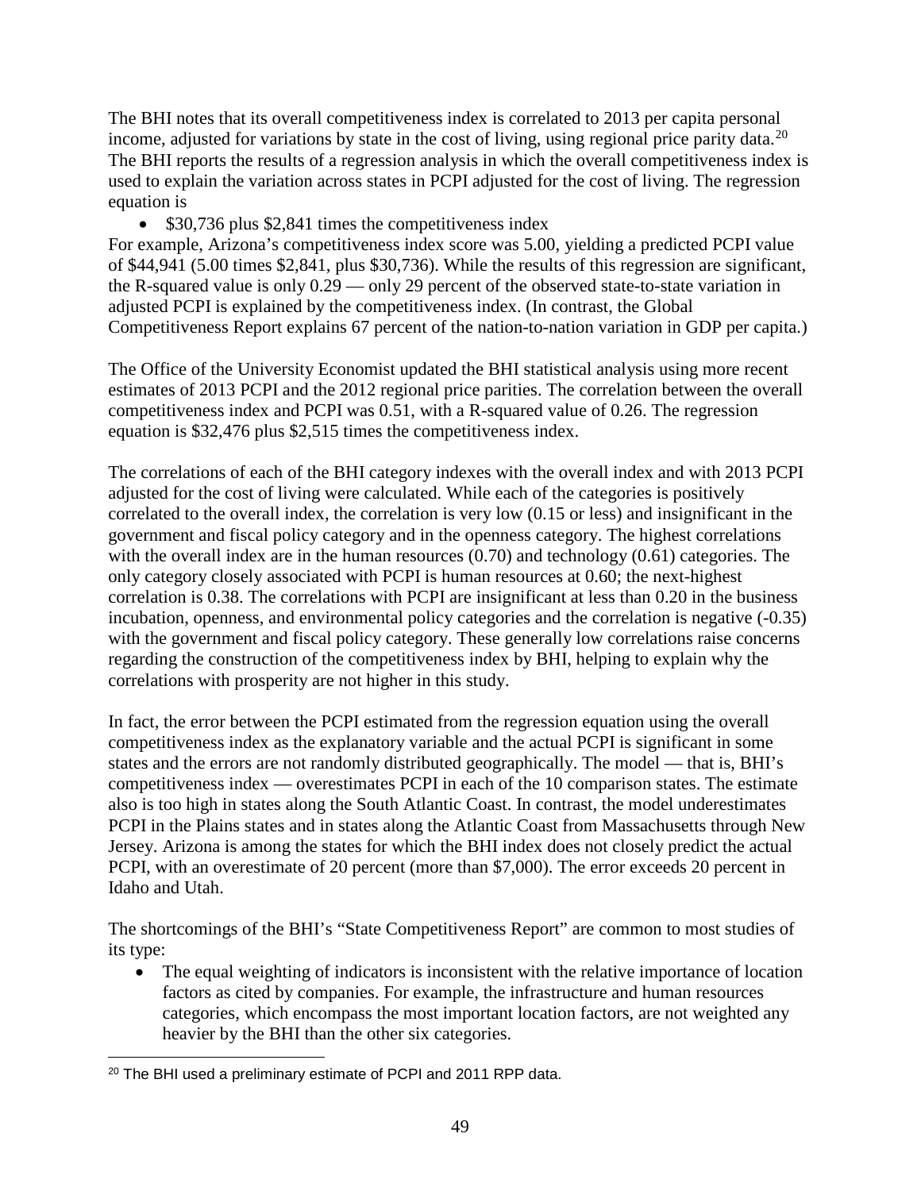The BHI notes that its overall competitiveness index is correlated to 2013 per capita personal income, adjusted for variations by state in the cost of living, using regional price parity data.[20] The BHI reports the results of a regression analysis in which the overall competitiveness index is used to explain the variation across states in PCPI adjusted for the cost of living. The regression equation is

- $30,736 plus $2,841 times the competitiveness index

For example, Arizona's competitiveness index score was 5.00, yielding a predicted PCPI value of $44,941 (5.00 times $2,841, plus $30,736). While the results of this regression are significant, the R-squared value is only 0.29 — only 29 percent of the observed state-to-state variation in adjusted PCPI is explained by the competitiveness index. (In contrast, the Global Competitiveness Report explains 67 percent of the nation-to-nation variation in GDP per capita.)

The Office of the University Economist updated the BHI statistical analysis using more recent estimates of 2013 PCPI and the 2012 regional price parities. The correlation between the overall competitiveness index and PCPI was 0.51, with a R-squared value of 0.26. The regression equation is $32,476 plus $2,515 times the competitiveness index.

The correlations of each of the BHI category indexes with the overall index and with 2013 PCPI adjusted for the cost of living were calculated. While each of the categories is positively correlated to the overall index, the correlation is very low (0.15 or less) and insignificant in the government and fiscal policy category and in the openness category. The highest correlations with the overall index are in the human resources (0.70) and technology (0.61) categories. The only category closely associated with PCPI is human resources at 0.60; the next-highest correlation is 0.38. The correlations with PCPI are insignificant at less than 0.20 in the business incubation, openness, and environmental policy categories and the correlation is negative (-0.35) with the government and fiscal policy category. These generally low correlations raise concerns regarding the construction of the competitiveness index by BHI, helping to explain why the correlations with prosperity are not higher in this study.

In fact, the error between the PCPI estimated from the regression equation using the overall competitiveness index as the explanatory variable and the actual PCPI is significant in some states and the errors are not randomly distributed geographically. The model — that is, BHI's competitiveness index — overestimates PCPI in each of the 10 comparison states. The estimate also is too high in states along the South Atlantic Coast. In contrast, the model underestimates PCPI in the Plains states and in states along the Atlantic Coast from Massachusetts through New Jersey. Arizona is among the states for which the BHI index does not closely predict the actual PCPI, with an overestimate of 20 percent (more than $7,000). The error exceeds 20 percent in Idaho and Utah.

The shortcomings of the BHI's "State Competitiveness Report" are common to most studies of its type:

- The equal weighting of indicators is inconsistent with the relative importance of location factors as cited by companies. For example, the infrastructure and human resources categories, which encompass the most important location factors, are not weighted any heavier by the BHI than the other six categories.

[20] The BHI used a preliminary estimate of PCPI and 2011 RPP data.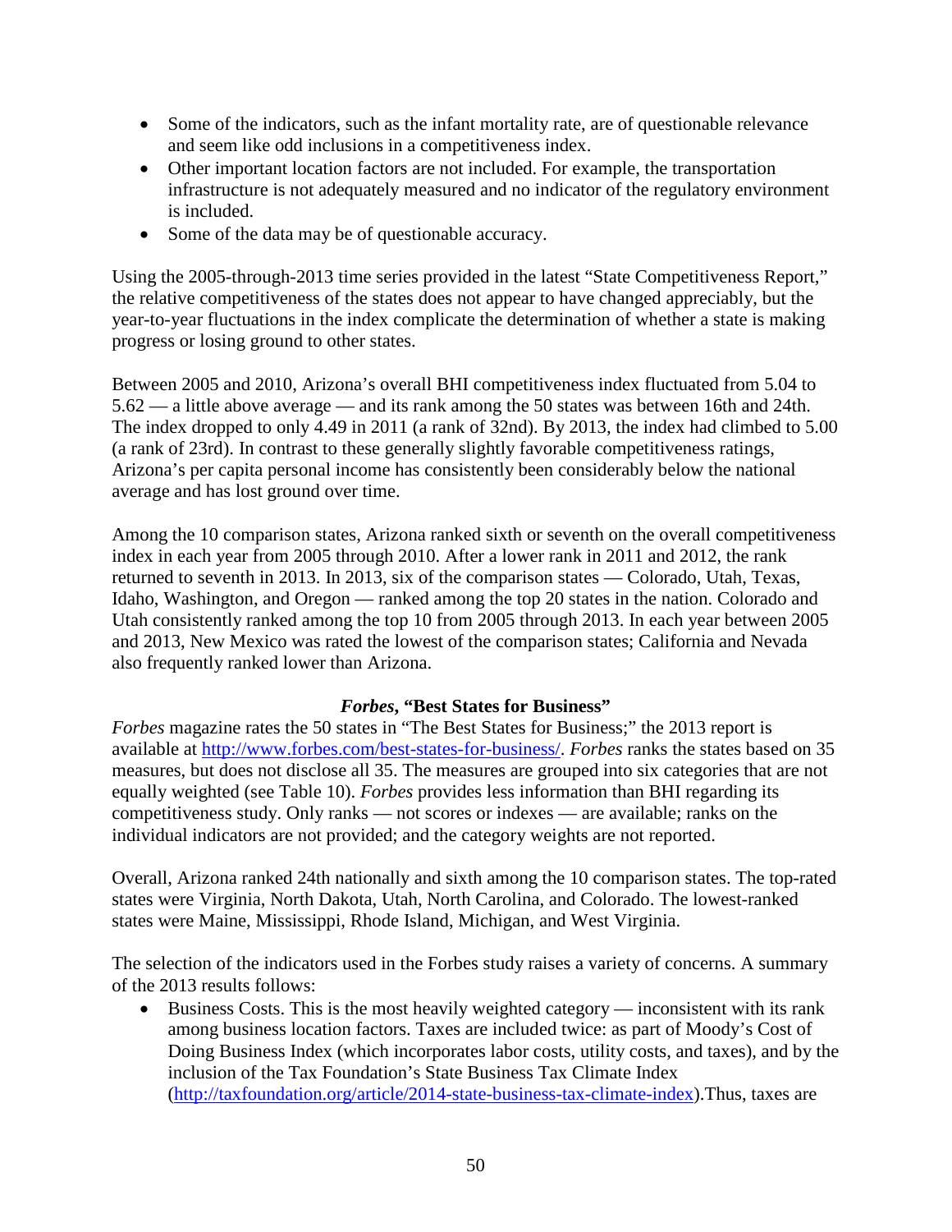- Some of the indicators, such as the infant mortality rate, are of questionable relevance and seem like odd inclusions in a competitiveness index.
- Other important location factors are not included. For example, the transportation infrastructure is not adequately measured and no indicator of the regulatory environment is included.
- Some of the data may be of questionable accuracy.

Using the 2005-through-2013 time series provided in the latest "State Competitiveness Report," the relative competitiveness of the states does not appear to have changed appreciably, but the year-to-year fluctuations in the index complicate the determination of whether a state is making progress or losing ground to other states.

Between 2005 and 2010, Arizona's overall BHI competitiveness index fluctuated from 5.04 to 5.62 — a little above average — and its rank among the 50 states was between 16th and 24th. The index dropped to only 4.49 in 2011 (a rank of 32nd). By 2013, the index had climbed to 5.00 (a rank of 23rd). In contrast to these generally slightly favorable competitiveness ratings, Arizona's per capita personal income has consistently been considerably below the national average and has lost ground over time.

Among the 10 comparison states, Arizona ranked sixth or seventh on the overall competitiveness index in each year from 2005 through 2010. After a lower rank in 2011 and 2012, the rank returned to seventh in 2013. In 2013, six of the comparison states — Colorado, Utah, Texas, Idaho, Washington, and Oregon — ranked among the top 20 states in the nation. Colorado and Utah consistently ranked among the top 10 from 2005 through 2013. In each year between 2005 and 2013, New Mexico was rated the lowest of the comparison states; California and Nevada also frequently ranked lower than Arizona.

### ***Forbes*, "Best States for Business"**

*Forbes* magazine rates the 50 states in "The Best States for Business;" the 2013 report is available at http://www.forbes.com/best-states-for-business/. *Forbes* ranks the states based on 35 measures, but does not disclose all 35. The measures are grouped into six categories that are not equally weighted (see Table 10). *Forbes* provides less information than BHI regarding its competitiveness study. Only ranks — not scores or indexes — are available; ranks on the individual indicators are not provided; and the category weights are not reported.

Overall, Arizona ranked 24th nationally and sixth among the 10 comparison states. The top-rated states were Virginia, North Dakota, Utah, North Carolina, and Colorado. The lowest-ranked states were Maine, Mississippi, Rhode Island, Michigan, and West Virginia.

The selection of the indicators used in the Forbes study raises a variety of concerns. A summary of the 2013 results follows:

- Business Costs. This is the most heavily weighted category — inconsistent with its rank among business location factors. Taxes are included twice: as part of Moody's Cost of Doing Business Index (which incorporates labor costs, utility costs, and taxes), and by the inclusion of the Tax Foundation's State Business Tax Climate Index (http://taxfoundation.org/article/2014-state-business-tax-climate-index).Thus, taxes are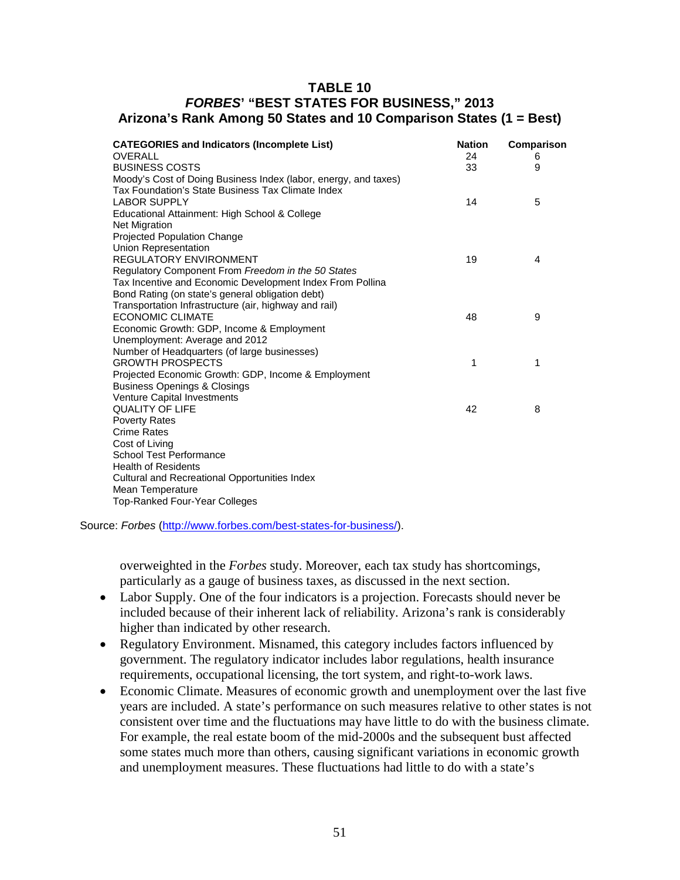**TABLE 10**
***FORBES*' "BEST STATES FOR BUSINESS," 2013**
**Arizona's Rank Among 50 States and 10 Comparison States (1 = Best)**

| CATEGORIES and Indicators (Incomplete List) | Nation | Comparison |
|---|---|---|
| OVERALL | 24 | 6 |
| BUSINESS COSTS | 33 | 9 |
| Moody's Cost of Doing Business Index (labor, energy, and taxes) | | |
| Tax Foundation's State Business Tax Climate Index | | |
| LABOR SUPPLY | 14 | 5 |
| Educational Attainment: High School & College | | |
| Net Migration | | |
| Projected Population Change | | |
| Union Representation | | |
| REGULATORY ENVIRONMENT | 19 | 4 |
| Regulatory Component From *Freedom in the 50 States* | | |
| Tax Incentive and Economic Development Index From Pollina | | |
| Bond Rating (on state's general obligation debt) | | |
| Transportation Infrastructure (air, highway and rail) | | |
| ECONOMIC CLIMATE | 48 | 9 |
| Economic Growth: GDP, Income & Employment | | |
| Unemployment: Average and 2012 | | |
| Number of Headquarters (of large businesses) | | |
| GROWTH PROSPECTS | 1 | 1 |
| Projected Economic Growth: GDP, Income & Employment | | |
| Business Openings & Closings | | |
| Venture Capital Investments | | |
| QUALITY OF LIFE | 42 | 8 |
| Poverty Rates | | |
| Crime Rates | | |
| Cost of Living | | |
| School Test Performance | | |
| Health of Residents | | |
| Cultural and Recreational Opportunities Index | | |
| Mean Temperature | | |
| Top-Ranked Four-Year Colleges | | |

Source: *Forbes* (http://www.forbes.com/best-states-for-business/).

overweighted in the *Forbes* study. Moreover, each tax study has shortcomings, particularly as a gauge of business taxes, as discussed in the next section.

- Labor Supply. One of the four indicators is a projection. Forecasts should never be included because of their inherent lack of reliability. Arizona's rank is considerably higher than indicated by other research.
- Regulatory Environment. Misnamed, this category includes factors influenced by government. The regulatory indicator includes labor regulations, health insurance requirements, occupational licensing, the tort system, and right-to-work laws.
- Economic Climate. Measures of economic growth and unemployment over the last five years are included. A state's performance on such measures relative to other states is not consistent over time and the fluctuations may have little to do with the business climate. For example, the real estate boom of the mid-2000s and the subsequent bust affected some states much more than others, causing significant variations in economic growth and unemployment measures. These fluctuations had little to do with a state's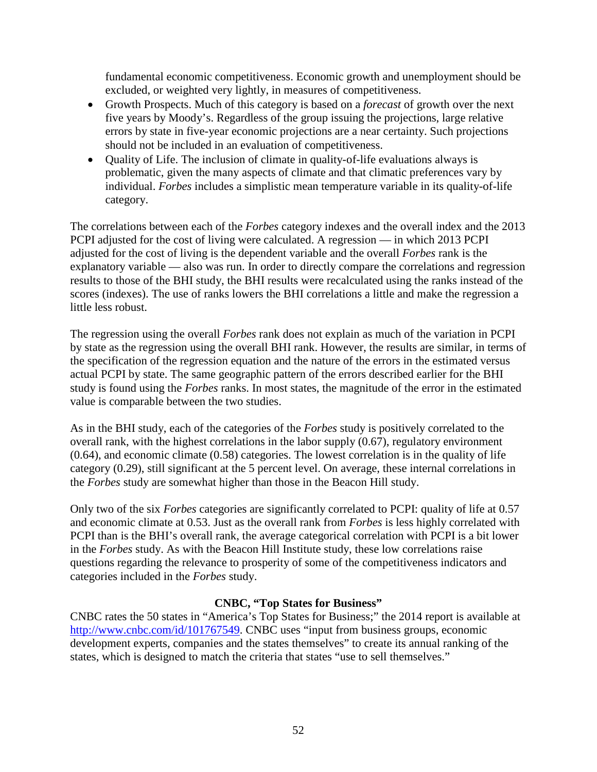fundamental economic competitiveness. Economic growth and unemployment should be excluded, or weighted very lightly, in measures of competitiveness.

- Growth Prospects. Much of this category is based on a *forecast* of growth over the next five years by Moody's. Regardless of the group issuing the projections, large relative errors by state in five-year economic projections are a near certainty. Such projections should not be included in an evaluation of competitiveness.
- Quality of Life. The inclusion of climate in quality-of-life evaluations always is problematic, given the many aspects of climate and that climatic preferences vary by individual. *Forbes* includes a simplistic mean temperature variable in its quality-of-life category.

The correlations between each of the *Forbes* category indexes and the overall index and the 2013 PCPI adjusted for the cost of living were calculated. A regression — in which 2013 PCPI adjusted for the cost of living is the dependent variable and the overall *Forbes* rank is the explanatory variable — also was run. In order to directly compare the correlations and regression results to those of the BHI study, the BHI results were recalculated using the ranks instead of the scores (indexes). The use of ranks lowers the BHI correlations a little and make the regression a little less robust.

The regression using the overall *Forbes* rank does not explain as much of the variation in PCPI by state as the regression using the overall BHI rank. However, the results are similar, in terms of the specification of the regression equation and the nature of the errors in the estimated versus actual PCPI by state. The same geographic pattern of the errors described earlier for the BHI study is found using the *Forbes* ranks. In most states, the magnitude of the error in the estimated value is comparable between the two studies.

As in the BHI study, each of the categories of the *Forbes* study is positively correlated to the overall rank, with the highest correlations in the labor supply (0.67), regulatory environment (0.64), and economic climate (0.58) categories. The lowest correlation is in the quality of life category (0.29), still significant at the 5 percent level. On average, these internal correlations in the *Forbes* study are somewhat higher than those in the Beacon Hill study.

Only two of the six *Forbes* categories are significantly correlated to PCPI: quality of life at 0.57 and economic climate at 0.53. Just as the overall rank from *Forbes* is less highly correlated with PCPI than is the BHI's overall rank, the average categorical correlation with PCPI is a bit lower in the *Forbes* study. As with the Beacon Hill Institute study, these low correlations raise questions regarding the relevance to prosperity of some of the competitiveness indicators and categories included in the *Forbes* study.

### CNBC, "Top States for Business"

CNBC rates the 50 states in "America's Top States for Business;" the 2014 report is available at http://www.cnbc.com/id/101767549. CNBC uses "input from business groups, economic development experts, companies and the states themselves" to create its annual ranking of the states, which is designed to match the criteria that states "use to sell themselves."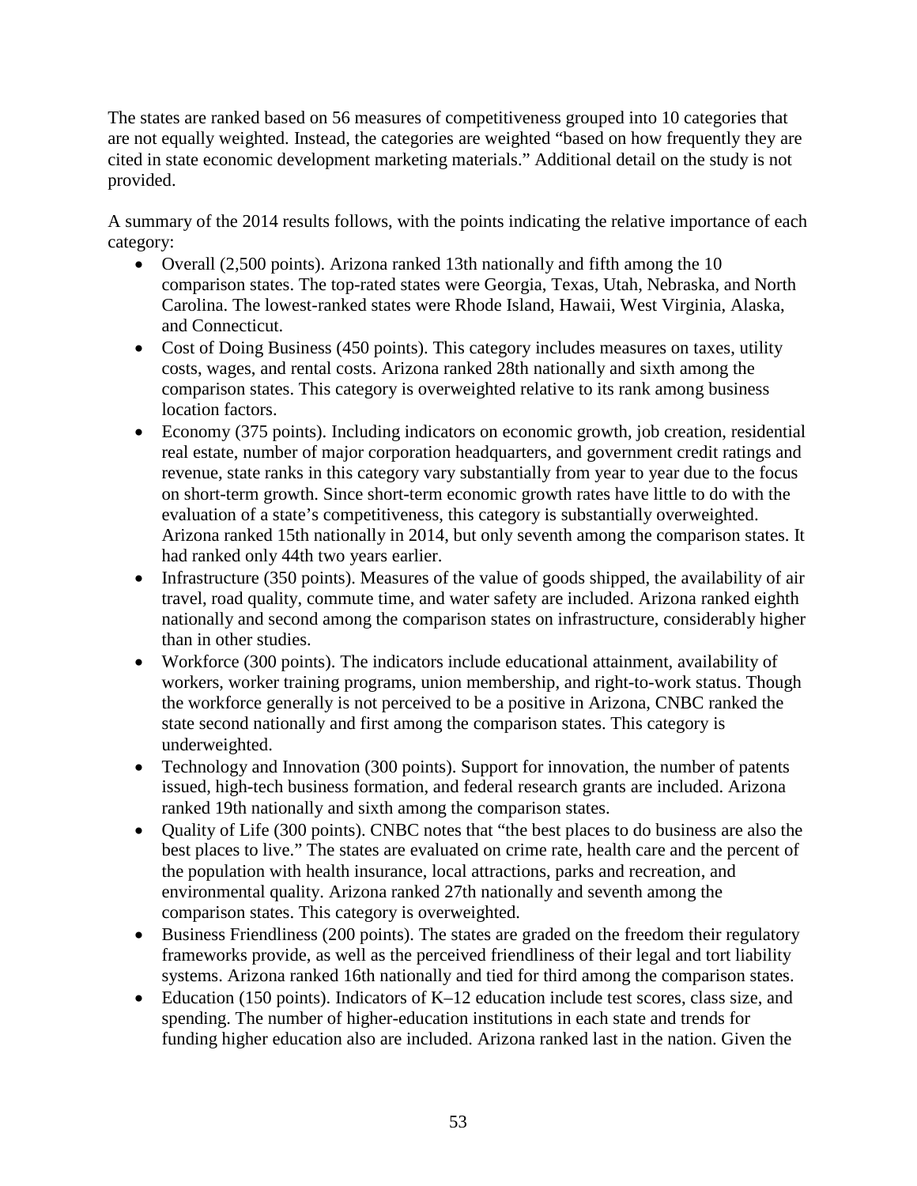The states are ranked based on 56 measures of competitiveness grouped into 10 categories that are not equally weighted. Instead, the categories are weighted "based on how frequently they are cited in state economic development marketing materials." Additional detail on the study is not provided.

A summary of the 2014 results follows, with the points indicating the relative importance of each category:

- Overall (2,500 points). Arizona ranked 13th nationally and fifth among the 10 comparison states. The top-rated states were Georgia, Texas, Utah, Nebraska, and North Carolina. The lowest-ranked states were Rhode Island, Hawaii, West Virginia, Alaska, and Connecticut.
- Cost of Doing Business (450 points). This category includes measures on taxes, utility costs, wages, and rental costs. Arizona ranked 28th nationally and sixth among the comparison states. This category is overweighted relative to its rank among business location factors.
- Economy (375 points). Including indicators on economic growth, job creation, residential real estate, number of major corporation headquarters, and government credit ratings and revenue, state ranks in this category vary substantially from year to year due to the focus on short-term growth. Since short-term economic growth rates have little to do with the evaluation of a state's competitiveness, this category is substantially overweighted. Arizona ranked 15th nationally in 2014, but only seventh among the comparison states. It had ranked only 44th two years earlier.
- Infrastructure (350 points). Measures of the value of goods shipped, the availability of air travel, road quality, commute time, and water safety are included. Arizona ranked eighth nationally and second among the comparison states on infrastructure, considerably higher than in other studies.
- Workforce (300 points). The indicators include educational attainment, availability of workers, worker training programs, union membership, and right-to-work status. Though the workforce generally is not perceived to be a positive in Arizona, CNBC ranked the state second nationally and first among the comparison states. This category is underweighted.
- Technology and Innovation (300 points). Support for innovation, the number of patents issued, high-tech business formation, and federal research grants are included. Arizona ranked 19th nationally and sixth among the comparison states.
- Quality of Life (300 points). CNBC notes that "the best places to do business are also the best places to live." The states are evaluated on crime rate, health care and the percent of the population with health insurance, local attractions, parks and recreation, and environmental quality. Arizona ranked 27th nationally and seventh among the comparison states. This category is overweighted.
- Business Friendliness (200 points). The states are graded on the freedom their regulatory frameworks provide, as well as the perceived friendliness of their legal and tort liability systems. Arizona ranked 16th nationally and tied for third among the comparison states.
- Education (150 points). Indicators of K–12 education include test scores, class size, and spending. The number of higher-education institutions in each state and trends for funding higher education also are included. Arizona ranked last in the nation. Given the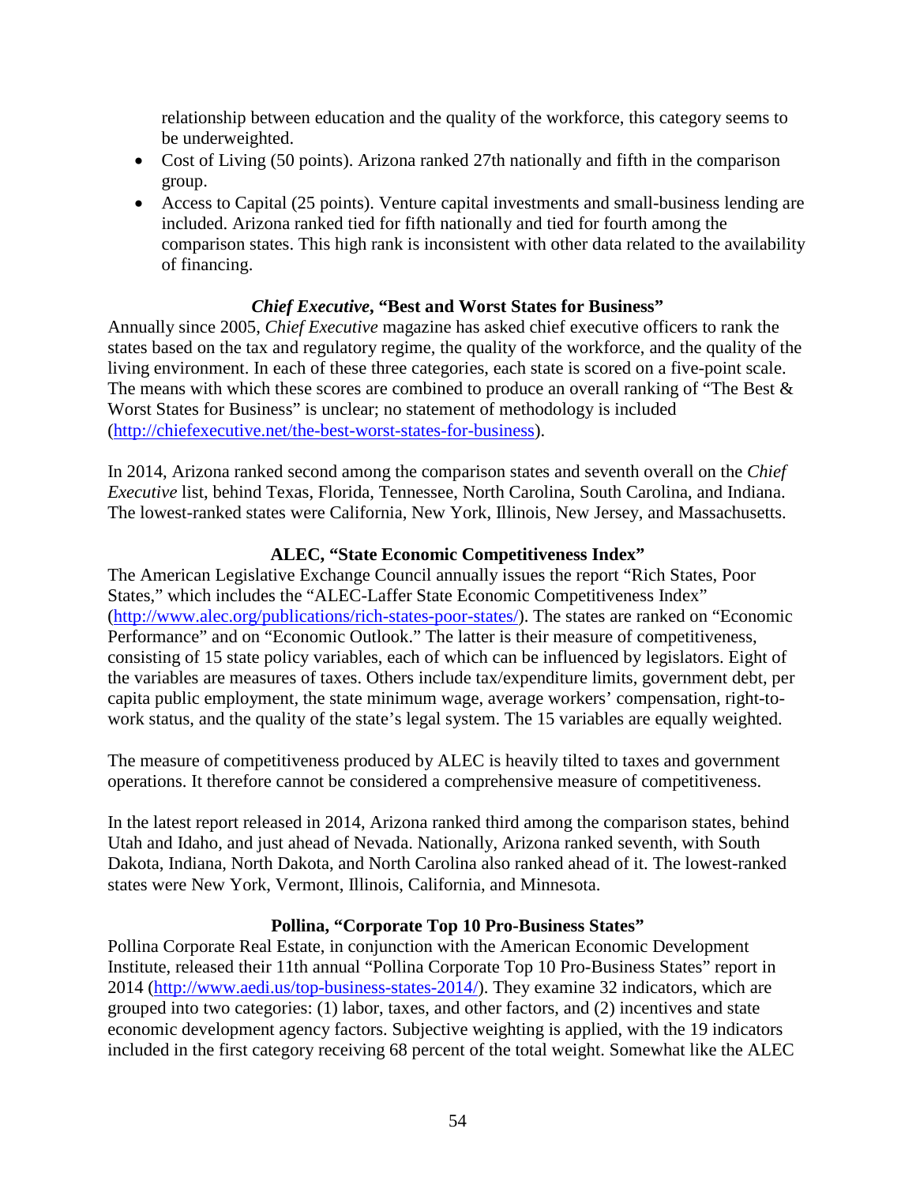relationship between education and the quality of the workforce, this category seems to be underweighted.

- Cost of Living (50 points). Arizona ranked 27th nationally and fifth in the comparison group.
- Access to Capital (25 points). Venture capital investments and small-business lending are included. Arizona ranked tied for fifth nationally and tied for fourth among the comparison states. This high rank is inconsistent with other data related to the availability of financing.

### *Chief Executive*, "Best and Worst States for Business"

Annually since 2005, *Chief Executive* magazine has asked chief executive officers to rank the states based on the tax and regulatory regime, the quality of the workforce, and the quality of the living environment. In each of these three categories, each state is scored on a five-point scale. The means with which these scores are combined to produce an overall ranking of "The Best & Worst States for Business" is unclear; no statement of methodology is included (http://chiefexecutive.net/the-best-worst-states-for-business).

In 2014, Arizona ranked second among the comparison states and seventh overall on the *Chief Executive* list, behind Texas, Florida, Tennessee, North Carolina, South Carolina, and Indiana. The lowest-ranked states were California, New York, Illinois, New Jersey, and Massachusetts.

### ALEC, "State Economic Competitiveness Index"

The American Legislative Exchange Council annually issues the report "Rich States, Poor States," which includes the "ALEC-Laffer State Economic Competitiveness Index" (http://www.alec.org/publications/rich-states-poor-states/). The states are ranked on "Economic Performance" and on "Economic Outlook." The latter is their measure of competitiveness, consisting of 15 state policy variables, each of which can be influenced by legislators. Eight of the variables are measures of taxes. Others include tax/expenditure limits, government debt, per capita public employment, the state minimum wage, average workers' compensation, right-to-work status, and the quality of the state's legal system. The 15 variables are equally weighted.

The measure of competitiveness produced by ALEC is heavily tilted to taxes and government operations. It therefore cannot be considered a comprehensive measure of competitiveness.

In the latest report released in 2014, Arizona ranked third among the comparison states, behind Utah and Idaho, and just ahead of Nevada. Nationally, Arizona ranked seventh, with South Dakota, Indiana, North Dakota, and North Carolina also ranked ahead of it. The lowest-ranked states were New York, Vermont, Illinois, California, and Minnesota.

### Pollina, "Corporate Top 10 Pro-Business States"

Pollina Corporate Real Estate, in conjunction with the American Economic Development Institute, released their 11th annual "Pollina Corporate Top 10 Pro-Business States" report in 2014 (http://www.aedi.us/top-business-states-2014/). They examine 32 indicators, which are grouped into two categories: (1) labor, taxes, and other factors, and (2) incentives and state economic development agency factors. Subjective weighting is applied, with the 19 indicators included in the first category receiving 68 percent of the total weight. Somewhat like the ALEC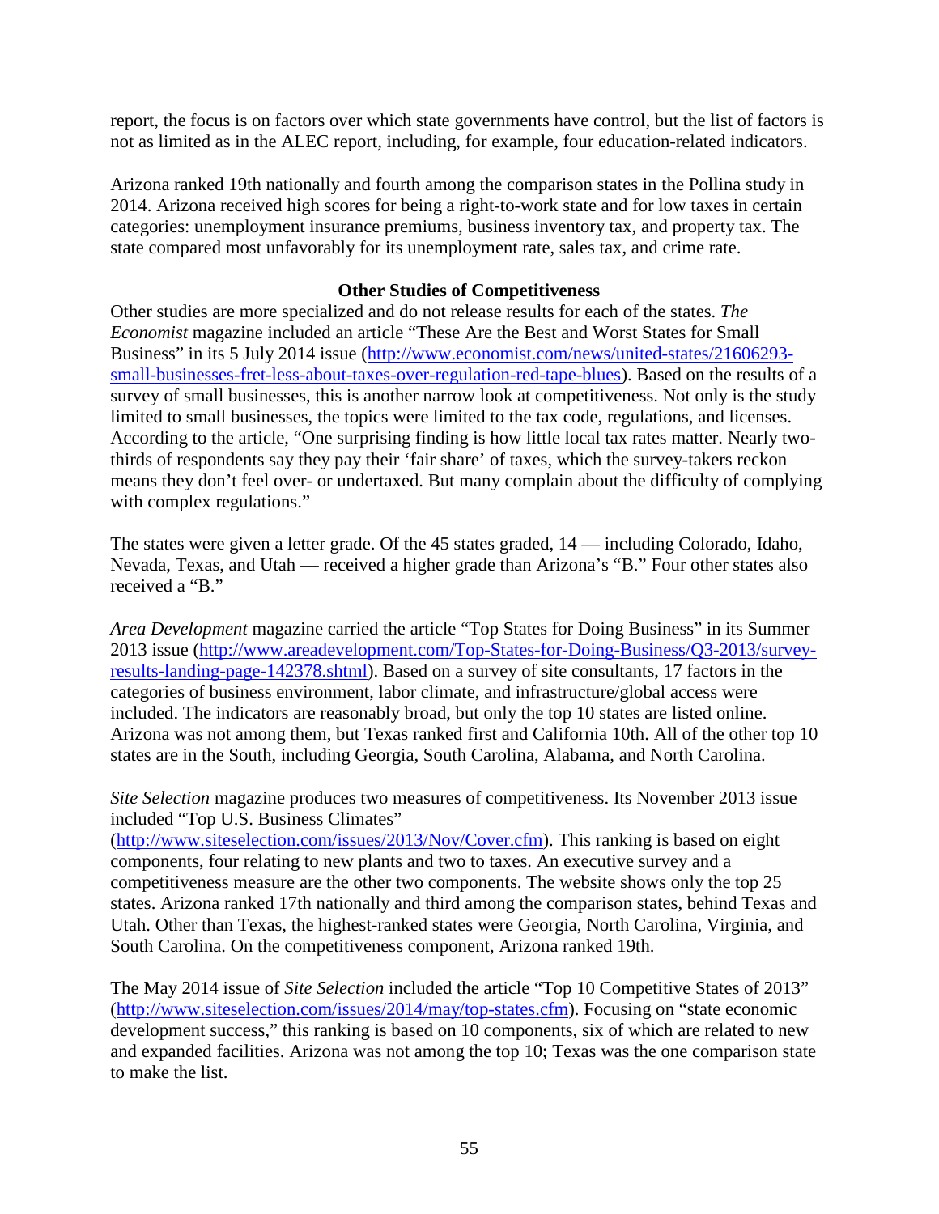report, the focus is on factors over which state governments have control, but the list of factors is not as limited as in the ALEC report, including, for example, four education-related indicators.

Arizona ranked 19th nationally and fourth among the comparison states in the Pollina study in 2014. Arizona received high scores for being a right-to-work state and for low taxes in certain categories: unemployment insurance premiums, business inventory tax, and property tax. The state compared most unfavorably for its unemployment rate, sales tax, and crime rate.

## Other Studies of Competitiveness

Other studies are more specialized and do not release results for each of the states. *The Economist* magazine included an article "These Are the Best and Worst States for Small Business" in its 5 July 2014 issue (http://www.economist.com/news/united-states/21606293-small-businesses-fret-less-about-taxes-over-regulation-red-tape-blues). Based on the results of a survey of small businesses, this is another narrow look at competitiveness. Not only is the study limited to small businesses, the topics were limited to the tax code, regulations, and licenses. According to the article, "One surprising finding is how little local tax rates matter. Nearly two-thirds of respondents say they pay their 'fair share' of taxes, which the survey-takers reckon means they don't feel over- or undertaxed. But many complain about the difficulty of complying with complex regulations."

The states were given a letter grade. Of the 45 states graded, 14 — including Colorado, Idaho, Nevada, Texas, and Utah — received a higher grade than Arizona's "B." Four other states also received a "B."

*Area Development* magazine carried the article "Top States for Doing Business" in its Summer 2013 issue (http://www.areadevelopment.com/Top-States-for-Doing-Business/Q3-2013/survey-results-landing-page-142378.shtml). Based on a survey of site consultants, 17 factors in the categories of business environment, labor climate, and infrastructure/global access were included. The indicators are reasonably broad, but only the top 10 states are listed online. Arizona was not among them, but Texas ranked first and California 10th. All of the other top 10 states are in the South, including Georgia, South Carolina, Alabama, and North Carolina.

*Site Selection* magazine produces two measures of competitiveness. Its November 2013 issue included "Top U.S. Business Climates" (http://www.siteselection.com/issues/2013/Nov/Cover.cfm). This ranking is based on eight components, four relating to new plants and two to taxes. An executive survey and a competitiveness measure are the other two components. The website shows only the top 25 states. Arizona ranked 17th nationally and third among the comparison states, behind Texas and Utah. Other than Texas, the highest-ranked states were Georgia, North Carolina, Virginia, and South Carolina. On the competitiveness component, Arizona ranked 19th.

The May 2014 issue of *Site Selection* included the article "Top 10 Competitive States of 2013" (http://www.siteselection.com/issues/2014/may/top-states.cfm). Focusing on "state economic development success," this ranking is based on 10 components, six of which are related to new and expanded facilities. Arizona was not among the top 10; Texas was the one comparison state to make the list.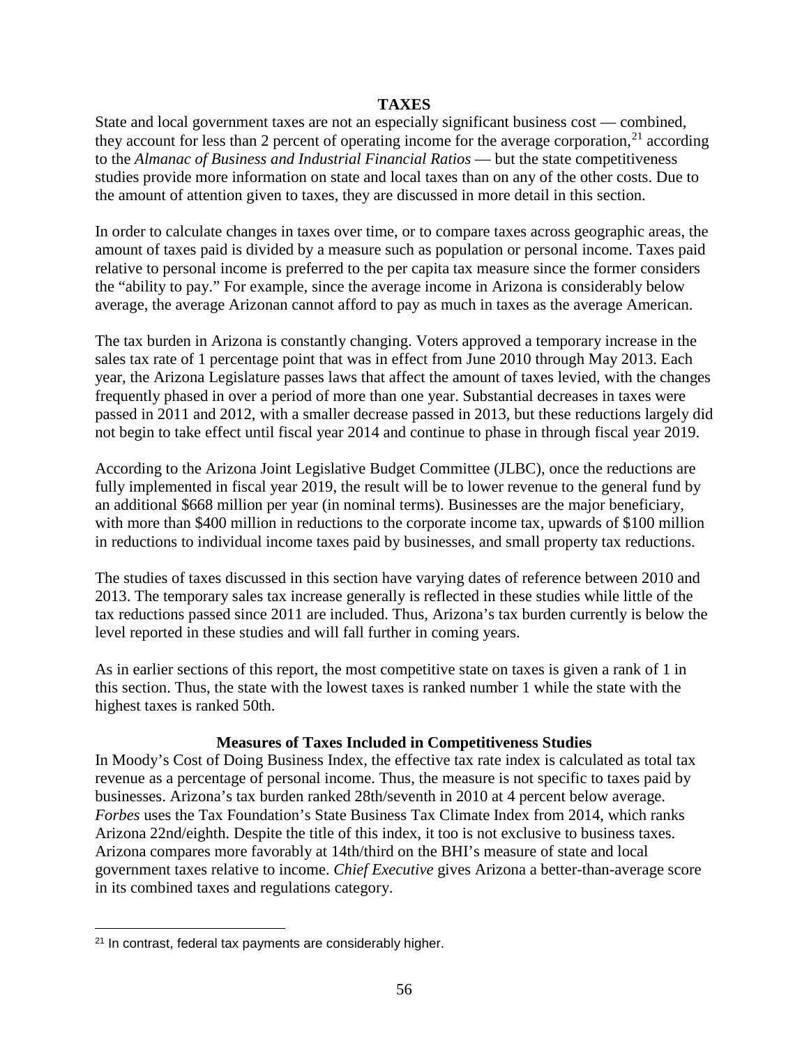## TAXES

State and local government taxes are not an especially significant business cost — combined, they account for less than 2 percent of operating income for the average corporation,[21] according to the *Almanac of Business and Industrial Financial Ratios* — but the state competitiveness studies provide more information on state and local taxes than on any of the other costs. Due to the amount of attention given to taxes, they are discussed in more detail in this section.

In order to calculate changes in taxes over time, or to compare taxes across geographic areas, the amount of taxes paid is divided by a measure such as population or personal income. Taxes paid relative to personal income is preferred to the per capita tax measure since the former considers the "ability to pay." For example, since the average income in Arizona is considerably below average, the average Arizonan cannot afford to pay as much in taxes as the average American.

The tax burden in Arizona is constantly changing. Voters approved a temporary increase in the sales tax rate of 1 percentage point that was in effect from June 2010 through May 2013. Each year, the Arizona Legislature passes laws that affect the amount of taxes levied, with the changes frequently phased in over a period of more than one year. Substantial decreases in taxes were passed in 2011 and 2012, with a smaller decrease passed in 2013, but these reductions largely did not begin to take effect until fiscal year 2014 and continue to phase in through fiscal year 2019.

According to the Arizona Joint Legislative Budget Committee (JLBC), once the reductions are fully implemented in fiscal year 2019, the result will be to lower revenue to the general fund by an additional $668 million per year (in nominal terms). Businesses are the major beneficiary, with more than $400 million in reductions to the corporate income tax, upwards of $100 million in reductions to individual income taxes paid by businesses, and small property tax reductions.

The studies of taxes discussed in this section have varying dates of reference between 2010 and 2013. The temporary sales tax increase generally is reflected in these studies while little of the tax reductions passed since 2011 are included. Thus, Arizona's tax burden currently is below the level reported in these studies and will fall further in coming years.

As in earlier sections of this report, the most competitive state on taxes is given a rank of 1 in this section. Thus, the state with the lowest taxes is ranked number 1 while the state with the highest taxes is ranked 50th.

### Measures of Taxes Included in Competitiveness Studies

In Moody's Cost of Doing Business Index, the effective tax rate index is calculated as total tax revenue as a percentage of personal income. Thus, the measure is not specific to taxes paid by businesses. Arizona's tax burden ranked 28th/seventh in 2010 at 4 percent below average. *Forbes* uses the Tax Foundation's State Business Tax Climate Index from 2014, which ranks Arizona 22nd/eighth. Despite the title of this index, it too is not exclusive to business taxes. Arizona compares more favorably at 14th/third on the BHI's measure of state and local government taxes relative to income. *Chief Executive* gives Arizona a better-than-average score in its combined taxes and regulations category.

[21] In contrast, federal tax payments are considerably higher.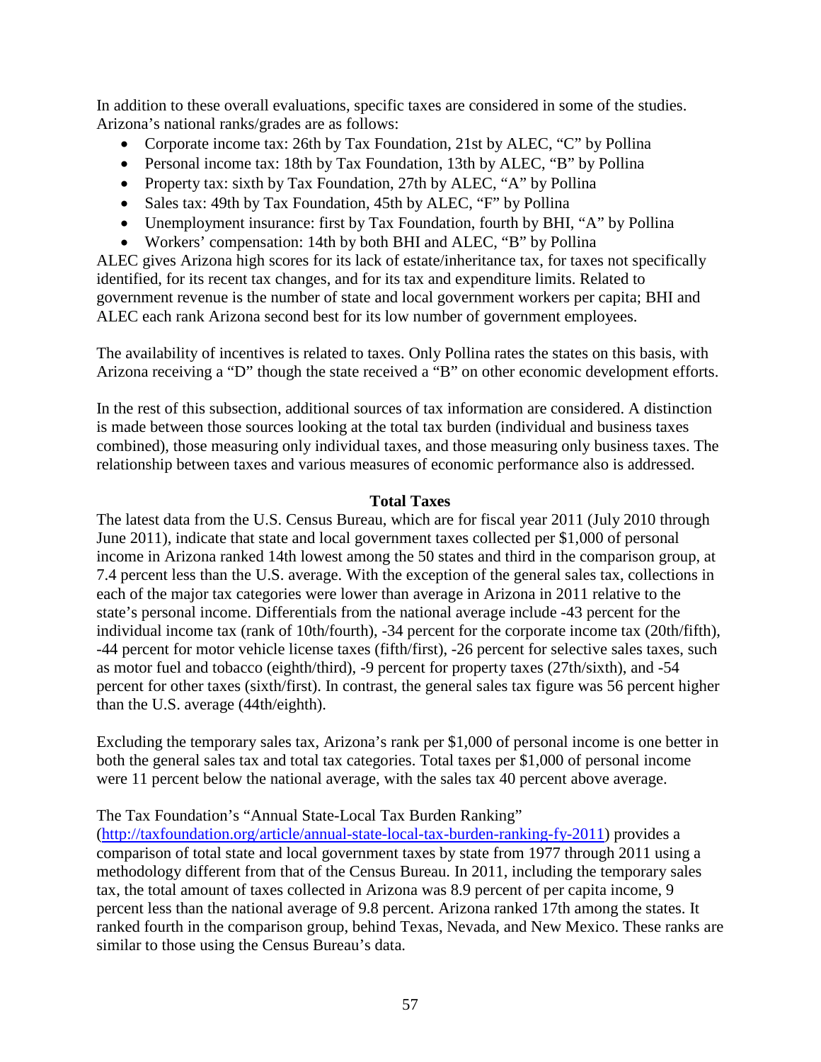In addition to these overall evaluations, specific taxes are considered in some of the studies. Arizona's national ranks/grades are as follows:

- Corporate income tax: 26th by Tax Foundation, 21st by ALEC, "C" by Pollina
- Personal income tax: 18th by Tax Foundation, 13th by ALEC, "B" by Pollina
- Property tax: sixth by Tax Foundation, 27th by ALEC, "A" by Pollina
- Sales tax: 49th by Tax Foundation, 45th by ALEC, "F" by Pollina
- Unemployment insurance: first by Tax Foundation, fourth by BHI, "A" by Pollina
- Workers' compensation: 14th by both BHI and ALEC, "B" by Pollina

ALEC gives Arizona high scores for its lack of estate/inheritance tax, for taxes not specifically identified, for its recent tax changes, and for its tax and expenditure limits. Related to government revenue is the number of state and local government workers per capita; BHI and ALEC each rank Arizona second best for its low number of government employees.

The availability of incentives is related to taxes. Only Pollina rates the states on this basis, with Arizona receiving a "D" though the state received a "B" on other economic development efforts.

In the rest of this subsection, additional sources of tax information are considered. A distinction is made between those sources looking at the total tax burden (individual and business taxes combined), those measuring only individual taxes, and those measuring only business taxes. The relationship between taxes and various measures of economic performance also is addressed.

**Total Taxes**

The latest data from the U.S. Census Bureau, which are for fiscal year 2011 (July 2010 through June 2011), indicate that state and local government taxes collected per $1,000 of personal income in Arizona ranked 14th lowest among the 50 states and third in the comparison group, at 7.4 percent less than the U.S. average. With the exception of the general sales tax, collections in each of the major tax categories were lower than average in Arizona in 2011 relative to the state's personal income. Differentials from the national average include -43 percent for the individual income tax (rank of 10th/fourth), -34 percent for the corporate income tax (20th/fifth), -44 percent for motor vehicle license taxes (fifth/first), -26 percent for selective sales taxes, such as motor fuel and tobacco (eighth/third), -9 percent for property taxes (27th/sixth), and -54 percent for other taxes (sixth/first). In contrast, the general sales tax figure was 56 percent higher than the U.S. average (44th/eighth).

Excluding the temporary sales tax, Arizona's rank per $1,000 of personal income is one better in both the general sales tax and total tax categories. Total taxes per $1,000 of personal income were 11 percent below the national average, with the sales tax 40 percent above average.

The Tax Foundation's "Annual State-Local Tax Burden Ranking" (http://taxfoundation.org/article/annual-state-local-tax-burden-ranking-fy-2011) provides a comparison of total state and local government taxes by state from 1977 through 2011 using a methodology different from that of the Census Bureau. In 2011, including the temporary sales tax, the total amount of taxes collected in Arizona was 8.9 percent of per capita income, 9 percent less than the national average of 9.8 percent. Arizona ranked 17th among the states. It ranked fourth in the comparison group, behind Texas, Nevada, and New Mexico. These ranks are similar to those using the Census Bureau's data.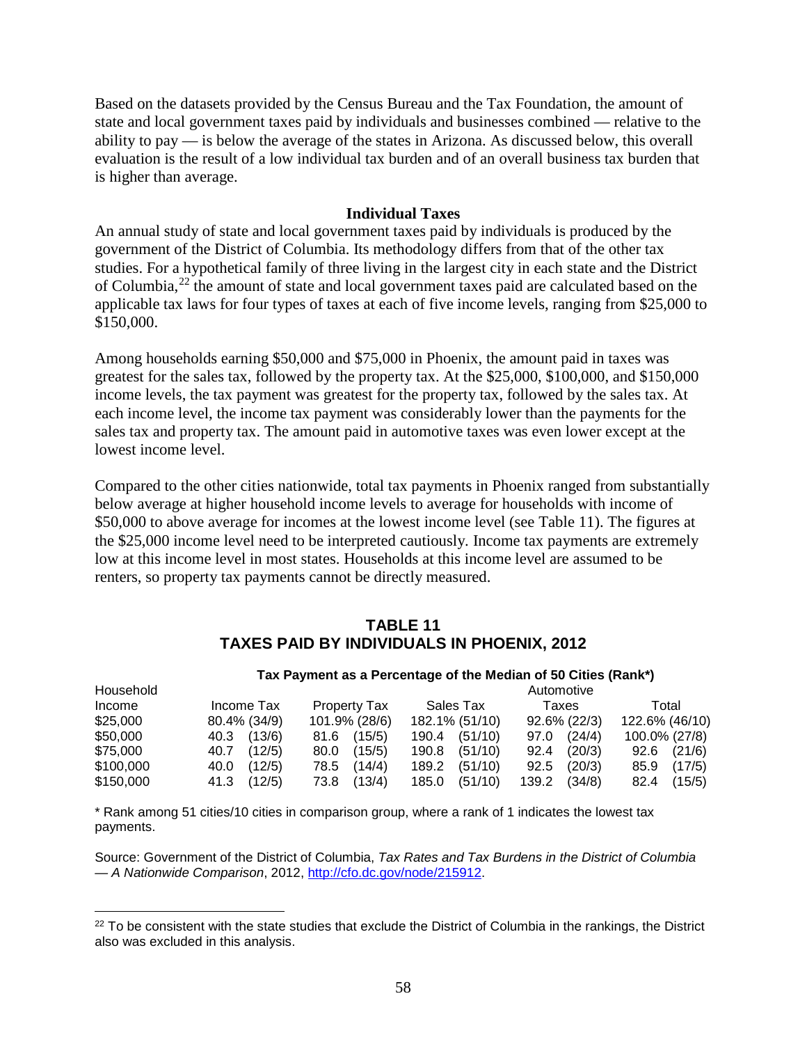Based on the datasets provided by the Census Bureau and the Tax Foundation, the amount of state and local government taxes paid by individuals and businesses combined — relative to the ability to pay — is below the average of the states in Arizona. As discussed below, this overall evaluation is the result of a low individual tax burden and of an overall business tax burden that is higher than average.

### Individual Taxes

An annual study of state and local government taxes paid by individuals is produced by the government of the District of Columbia. Its methodology differs from that of the other tax studies. For a hypothetical family of three living in the largest city in each state and the District of Columbia,[22] the amount of state and local government taxes paid are calculated based on the applicable tax laws for four types of taxes at each of five income levels, ranging from $25,000 to $150,000.

Among households earning $50,000 and $75,000 in Phoenix, the amount paid in taxes was greatest for the sales tax, followed by the property tax. At the $25,000, $100,000, and $150,000 income levels, the tax payment was greatest for the property tax, followed by the sales tax. At each income level, the income tax payment was considerably lower than the payments for the sales tax and property tax. The amount paid in automotive taxes was even lower except at the lowest income level.

Compared to the other cities nationwide, total tax payments in Phoenix ranged from substantially below average at higher household income levels to average for households with income of $50,000 to above average for incomes at the lowest income level (see Table 11). The figures at the $25,000 income level need to be interpreted cautiously. Income tax payments are extremely low at this income level in most states. Households at this income level are assumed to be renters, so property tax payments cannot be directly measured.

**TABLE 11**
**TAXES PAID BY INDIVIDUALS IN PHOENIX, 2012**

| | Tax Payment as a Percentage of the Median of 50 Cities (Rank*) | | | | |
|---|---|---|---|---|---|
| Household Income | Income Tax | Property Tax | Sales Tax | Automotive Taxes | Total |
| $25,000 | 80.4% (34/9) | 101.9% (28/6) | 182.1% (51/10) | 92.6% (22/3) | 122.6% (46/10) |
| $50,000 | 40.3 (13/6) | 81.6 (15/5) | 190.4 (51/10) | 97.0 (24/4) | 100.0% (27/8) |
| $75,000 | 40.7 (12/5) | 80.0 (15/5) | 190.8 (51/10) | 92.4 (20/3) | 92.6 (21/6) |
| $100,000 | 40.0 (12/5) | 78.5 (14/4) | 189.2 (51/10) | 92.5 (20/3) | 85.9 (17/5) |
| $150,000 | 41.3 (12/5) | 73.8 (13/4) | 185.0 (51/10) | 139.2 (34/8) | 82.4 (15/5) |

\* Rank among 51 cities/10 cities in comparison group, where a rank of 1 indicates the lowest tax payments.

Source: Government of the District of Columbia, *Tax Rates and Tax Burdens in the District of Columbia — A Nationwide Comparison*, 2012, http://cfo.dc.gov/node/215912.

[22] To be consistent with the state studies that exclude the District of Columbia in the rankings, the District also was excluded in this analysis.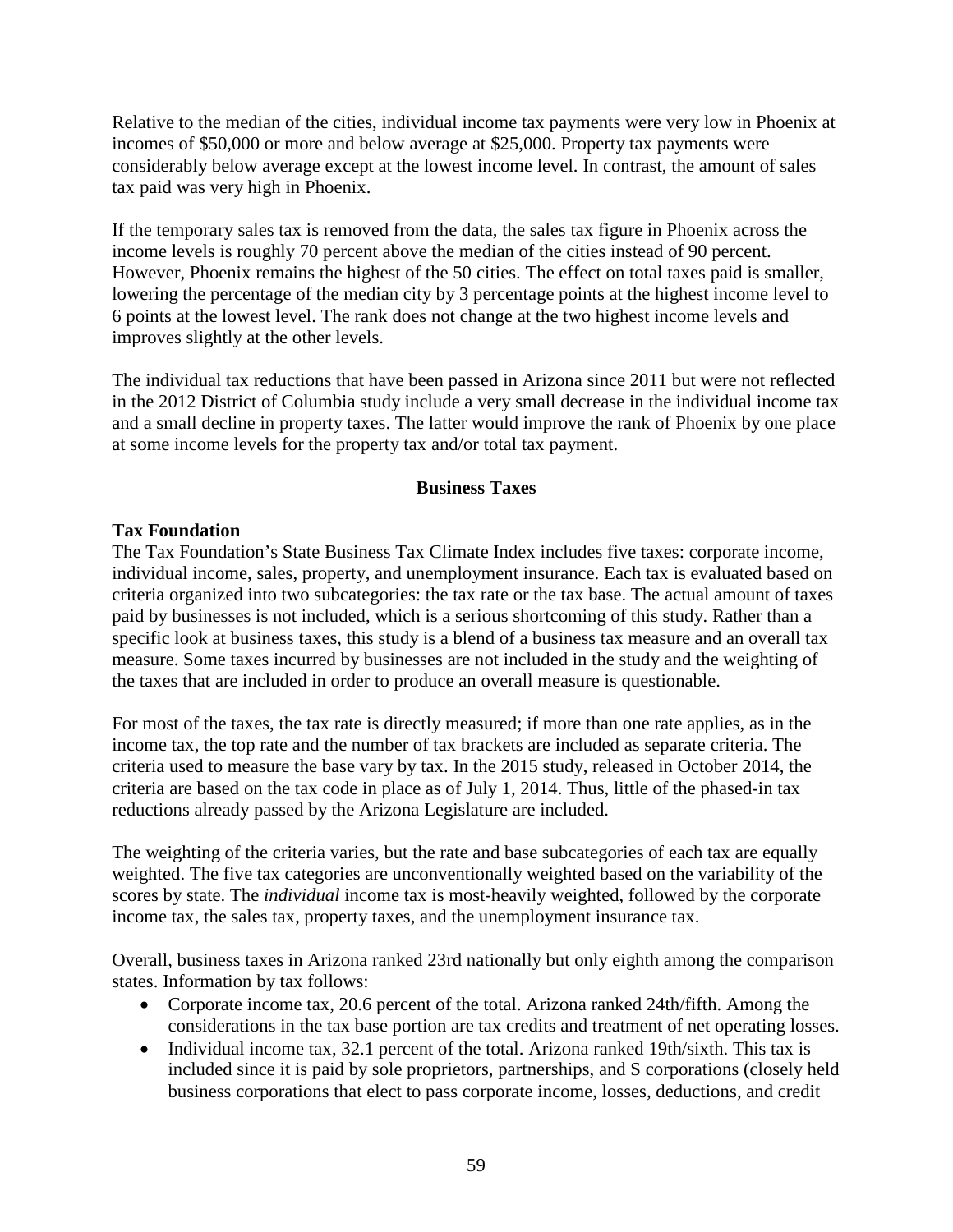Relative to the median of the cities, individual income tax payments were very low in Phoenix at incomes of $50,000 or more and below average at $25,000. Property tax payments were considerably below average except at the lowest income level. In contrast, the amount of sales tax paid was very high in Phoenix.

If the temporary sales tax is removed from the data, the sales tax figure in Phoenix across the income levels is roughly 70 percent above the median of the cities instead of 90 percent. However, Phoenix remains the highest of the 50 cities. The effect on total taxes paid is smaller, lowering the percentage of the median city by 3 percentage points at the highest income level to 6 points at the lowest level. The rank does not change at the two highest income levels and improves slightly at the other levels.

The individual tax reductions that have been passed in Arizona since 2011 but were not reflected in the 2012 District of Columbia study include a very small decrease in the individual income tax and a small decline in property taxes. The latter would improve the rank of Phoenix by one place at some income levels for the property tax and/or total tax payment.

## Business Taxes

### Tax Foundation

The Tax Foundation's State Business Tax Climate Index includes five taxes: corporate income, individual income, sales, property, and unemployment insurance. Each tax is evaluated based on criteria organized into two subcategories: the tax rate or the tax base. The actual amount of taxes paid by businesses is not included, which is a serious shortcoming of this study. Rather than a specific look at business taxes, this study is a blend of a business tax measure and an overall tax measure. Some taxes incurred by businesses are not included in the study and the weighting of the taxes that are included in order to produce an overall measure is questionable.

For most of the taxes, the tax rate is directly measured; if more than one rate applies, as in the income tax, the top rate and the number of tax brackets are included as separate criteria. The criteria used to measure the base vary by tax. In the 2015 study, released in October 2014, the criteria are based on the tax code in place as of July 1, 2014. Thus, little of the phased-in tax reductions already passed by the Arizona Legislature are included.

The weighting of the criteria varies, but the rate and base subcategories of each tax are equally weighted. The five tax categories are unconventionally weighted based on the variability of the scores by state. The *individual* income tax is most-heavily weighted, followed by the corporate income tax, the sales tax, property taxes, and the unemployment insurance tax.

Overall, business taxes in Arizona ranked 23rd nationally but only eighth among the comparison states. Information by tax follows:

- Corporate income tax, 20.6 percent of the total. Arizona ranked 24th/fifth. Among the considerations in the tax base portion are tax credits and treatment of net operating losses.
- Individual income tax, 32.1 percent of the total. Arizona ranked 19th/sixth. This tax is included since it is paid by sole proprietors, partnerships, and S corporations (closely held business corporations that elect to pass corporate income, losses, deductions, and credit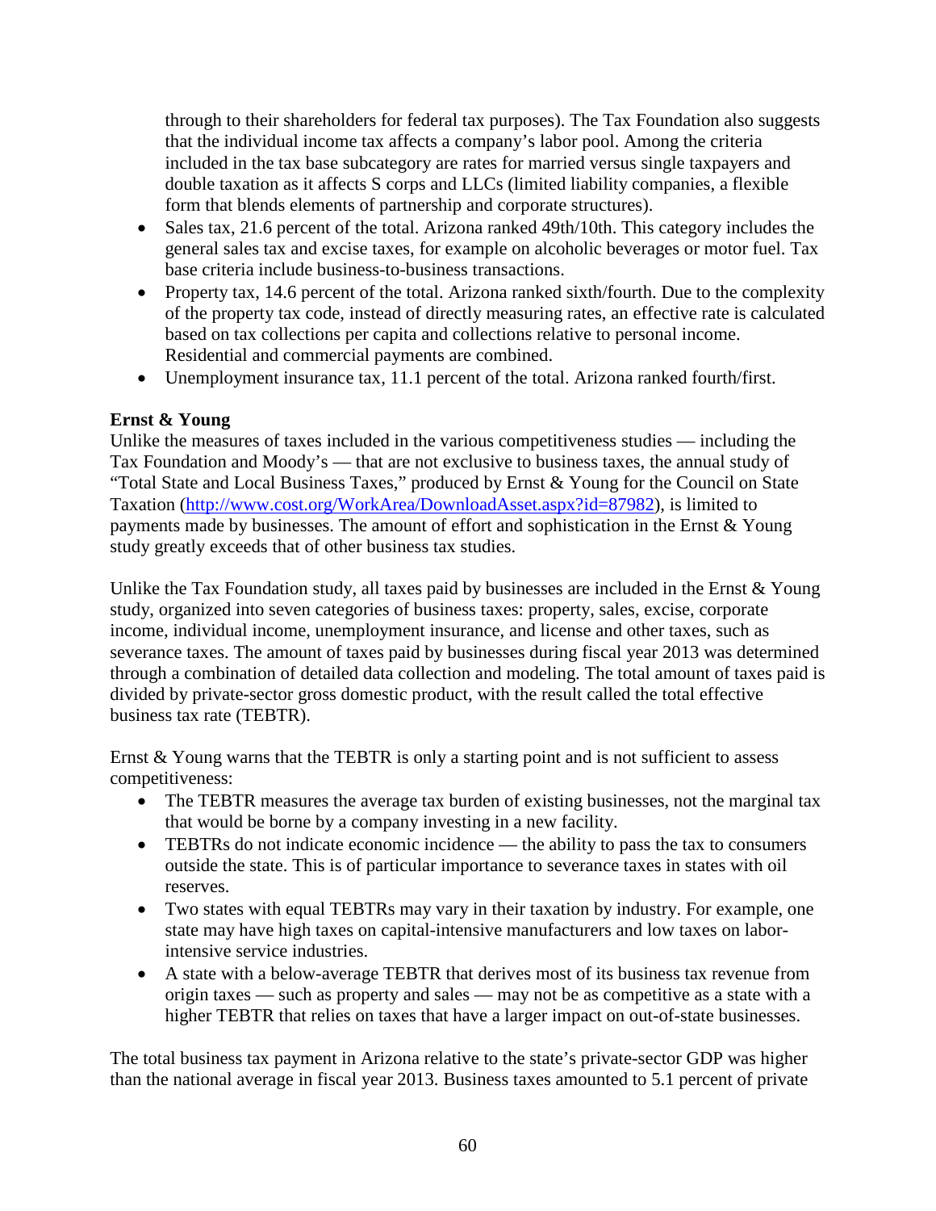through to their shareholders for federal tax purposes). The Tax Foundation also suggests that the individual income tax affects a company's labor pool. Among the criteria included in the tax base subcategory are rates for married versus single taxpayers and double taxation as it affects S corps and LLCs (limited liability companies, a flexible form that blends elements of partnership and corporate structures).

- Sales tax, 21.6 percent of the total. Arizona ranked 49th/10th. This category includes the general sales tax and excise taxes, for example on alcoholic beverages or motor fuel. Tax base criteria include business-to-business transactions.
- Property tax, 14.6 percent of the total. Arizona ranked sixth/fourth. Due to the complexity of the property tax code, instead of directly measuring rates, an effective rate is calculated based on tax collections per capita and collections relative to personal income. Residential and commercial payments are combined.
- Unemployment insurance tax, 11.1 percent of the total. Arizona ranked fourth/first.

**Ernst & Young**

Unlike the measures of taxes included in the various competitiveness studies — including the Tax Foundation and Moody's — that are not exclusive to business taxes, the annual study of "Total State and Local Business Taxes," produced by Ernst & Young for the Council on State Taxation (http://www.cost.org/WorkArea/DownloadAsset.aspx?id=87982), is limited to payments made by businesses. The amount of effort and sophistication in the Ernst & Young study greatly exceeds that of other business tax studies.

Unlike the Tax Foundation study, all taxes paid by businesses are included in the Ernst & Young study, organized into seven categories of business taxes: property, sales, excise, corporate income, individual income, unemployment insurance, and license and other taxes, such as severance taxes. The amount of taxes paid by businesses during fiscal year 2013 was determined through a combination of detailed data collection and modeling. The total amount of taxes paid is divided by private-sector gross domestic product, with the result called the total effective business tax rate (TEBTR).

Ernst & Young warns that the TEBTR is only a starting point and is not sufficient to assess competitiveness:

- The TEBTR measures the average tax burden of existing businesses, not the marginal tax that would be borne by a company investing in a new facility.
- TEBTRs do not indicate economic incidence — the ability to pass the tax to consumers outside the state. This is of particular importance to severance taxes in states with oil reserves.
- Two states with equal TEBTRs may vary in their taxation by industry. For example, one state may have high taxes on capital-intensive manufacturers and low taxes on labor-intensive service industries.
- A state with a below-average TEBTR that derives most of its business tax revenue from origin taxes — such as property and sales — may not be as competitive as a state with a higher TEBTR that relies on taxes that have a larger impact on out-of-state businesses.

The total business tax payment in Arizona relative to the state's private-sector GDP was higher than the national average in fiscal year 2013. Business taxes amounted to 5.1 percent of private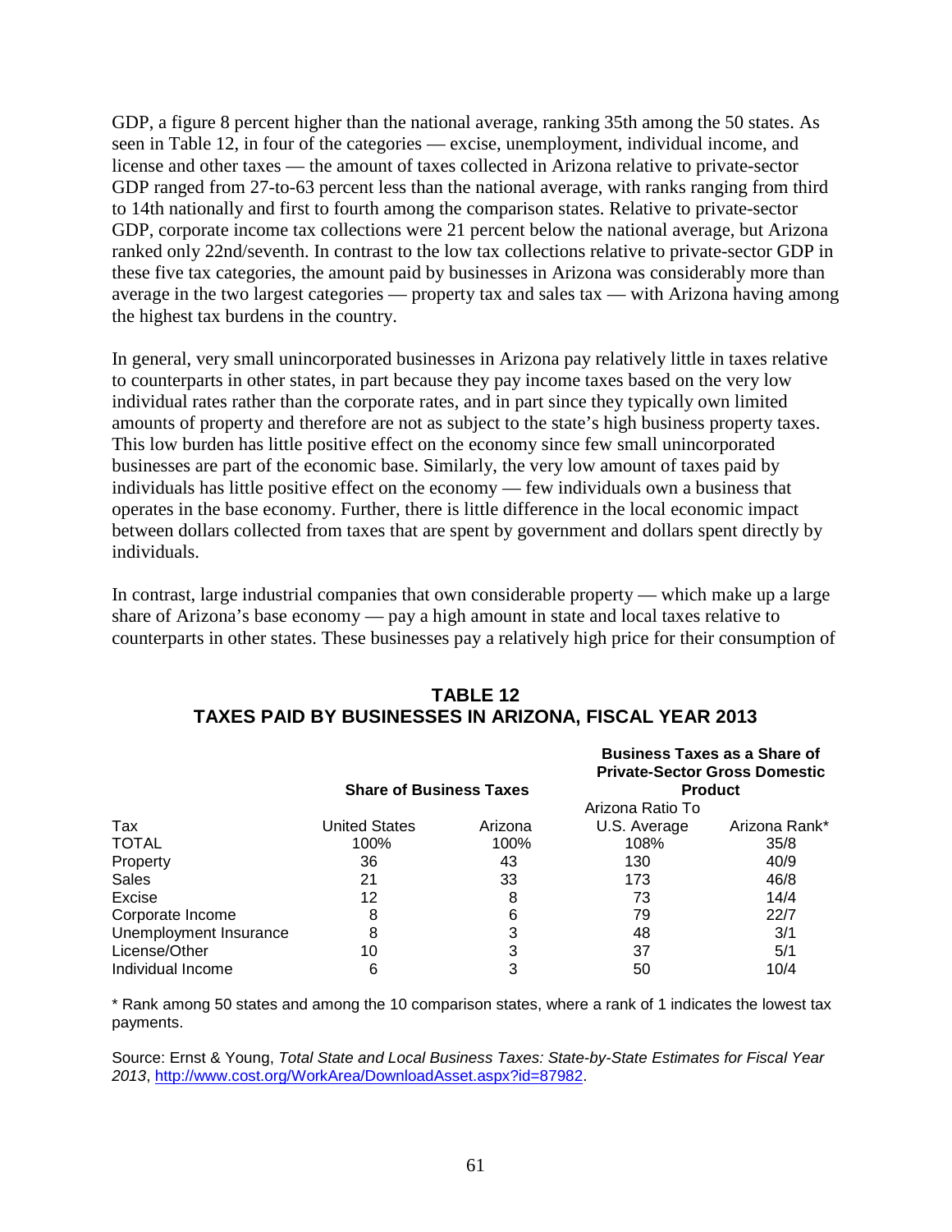GDP, a figure 8 percent higher than the national average, ranking 35th among the 50 states. As seen in Table 12, in four of the categories — excise, unemployment, individual income, and license and other taxes — the amount of taxes collected in Arizona relative to private-sector GDP ranged from 27-to-63 percent less than the national average, with ranks ranging from third to 14th nationally and first to fourth among the comparison states. Relative to private-sector GDP, corporate income tax collections were 21 percent below the national average, but Arizona ranked only 22nd/seventh. In contrast to the low tax collections relative to private-sector GDP in these five tax categories, the amount paid by businesses in Arizona was considerably more than average in the two largest categories — property tax and sales tax — with Arizona having among the highest tax burdens in the country.

In general, very small unincorporated businesses in Arizona pay relatively little in taxes relative to counterparts in other states, in part because they pay income taxes based on the very low individual rates rather than the corporate rates, and in part since they typically own limited amounts of property and therefore are not as subject to the state's high business property taxes. This low burden has little positive effect on the economy since few small unincorporated businesses are part of the economic base. Similarly, the very low amount of taxes paid by individuals has little positive effect on the economy — few individuals own a business that operates in the base economy. Further, there is little difference in the local economic impact between dollars collected from taxes that are spent by government and dollars spent directly by individuals.

In contrast, large industrial companies that own considerable property — which make up a large share of Arizona's base economy — pay a high amount in state and local taxes relative to counterparts in other states. These businesses pay a relatively high price for their consumption of

## TABLE 12
## TAXES PAID BY BUSINESSES IN ARIZONA, FISCAL YEAR 2013

| | **Share of Business Taxes** | | **Business Taxes as a Share of Private-Sector Gross Domestic Product** | |
|---|---|---|---|---|
| Tax | United States | Arizona | Arizona Ratio To U.S. Average | Arizona Rank* |
| TOTAL | 100% | 100% | 108% | 35/8 |
| Property | 36 | 43 | 130 | 40/9 |
| Sales | 21 | 33 | 173 | 46/8 |
| Excise | 12 | 8 | 73 | 14/4 |
| Corporate Income | 8 | 6 | 79 | 22/7 |
| Unemployment Insurance | 8 | 3 | 48 | 3/1 |
| License/Other | 10 | 3 | 37 | 5/1 |
| Individual Income | 6 | 3 | 50 | 10/4 |

* Rank among 50 states and among the 10 comparison states, where a rank of 1 indicates the lowest tax payments.

Source: Ernst & Young, *Total State and Local Business Taxes: State-by-State Estimates for Fiscal Year 2013*, http://www.cost.org/WorkArea/DownloadAsset.aspx?id=87982.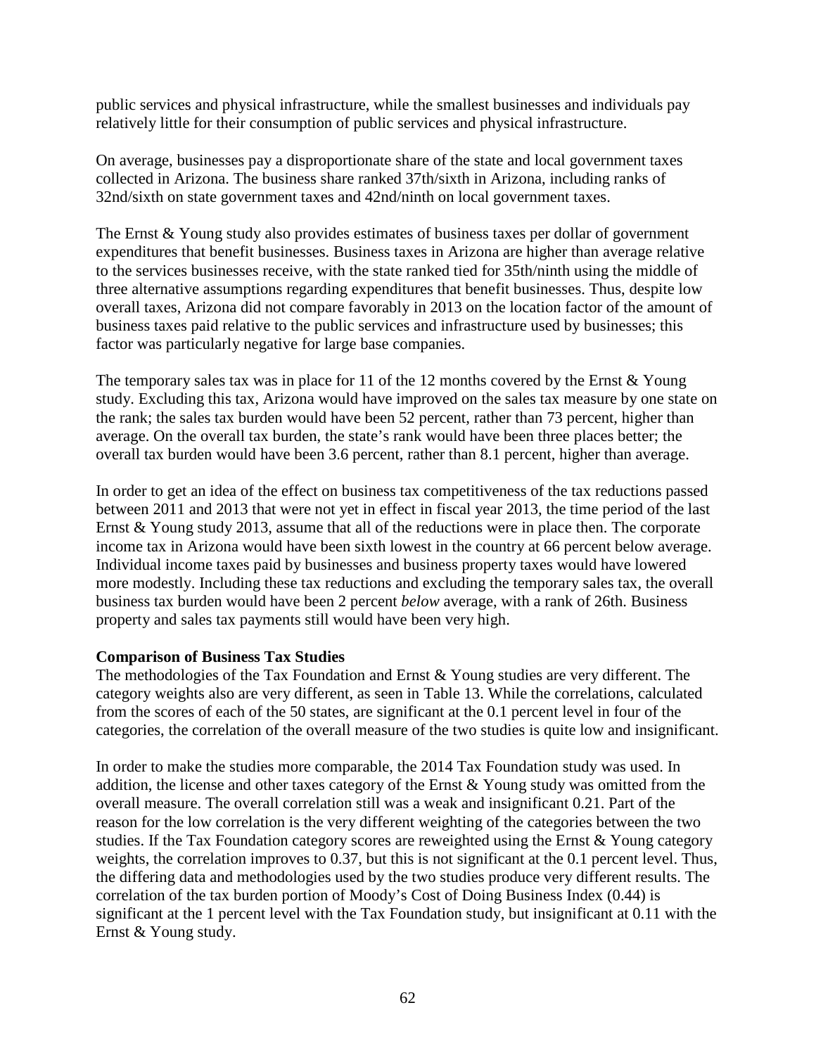public services and physical infrastructure, while the smallest businesses and individuals pay relatively little for their consumption of public services and physical infrastructure.

On average, businesses pay a disproportionate share of the state and local government taxes collected in Arizona. The business share ranked 37th/sixth in Arizona, including ranks of 32nd/sixth on state government taxes and 42nd/ninth on local government taxes.

The Ernst & Young study also provides estimates of business taxes per dollar of government expenditures that benefit businesses. Business taxes in Arizona are higher than average relative to the services businesses receive, with the state ranked tied for 35th/ninth using the middle of three alternative assumptions regarding expenditures that benefit businesses. Thus, despite low overall taxes, Arizona did not compare favorably in 2013 on the location factor of the amount of business taxes paid relative to the public services and infrastructure used by businesses; this factor was particularly negative for large base companies.

The temporary sales tax was in place for 11 of the 12 months covered by the Ernst & Young study. Excluding this tax, Arizona would have improved on the sales tax measure by one state on the rank; the sales tax burden would have been 52 percent, rather than 73 percent, higher than average. On the overall tax burden, the state's rank would have been three places better; the overall tax burden would have been 3.6 percent, rather than 8.1 percent, higher than average.

In order to get an idea of the effect on business tax competitiveness of the tax reductions passed between 2011 and 2013 that were not yet in effect in fiscal year 2013, the time period of the last Ernst & Young study 2013, assume that all of the reductions were in place then. The corporate income tax in Arizona would have been sixth lowest in the country at 66 percent below average. Individual income taxes paid by businesses and business property taxes would have lowered more modestly. Including these tax reductions and excluding the temporary sales tax, the overall business tax burden would have been 2 percent *below* average, with a rank of 26th. Business property and sales tax payments still would have been very high.

**Comparison of Business Tax Studies**

The methodologies of the Tax Foundation and Ernst & Young studies are very different. The category weights also are very different, as seen in Table 13. While the correlations, calculated from the scores of each of the 50 states, are significant at the 0.1 percent level in four of the categories, the correlation of the overall measure of the two studies is quite low and insignificant.

In order to make the studies more comparable, the 2014 Tax Foundation study was used. In addition, the license and other taxes category of the Ernst & Young study was omitted from the overall measure. The overall correlation still was a weak and insignificant 0.21. Part of the reason for the low correlation is the very different weighting of the categories between the two studies. If the Tax Foundation category scores are reweighted using the Ernst & Young category weights, the correlation improves to 0.37, but this is not significant at the 0.1 percent level. Thus, the differing data and methodologies used by the two studies produce very different results. The correlation of the tax burden portion of Moody's Cost of Doing Business Index (0.44) is significant at the 1 percent level with the Tax Foundation study, but insignificant at 0.11 with the Ernst & Young study.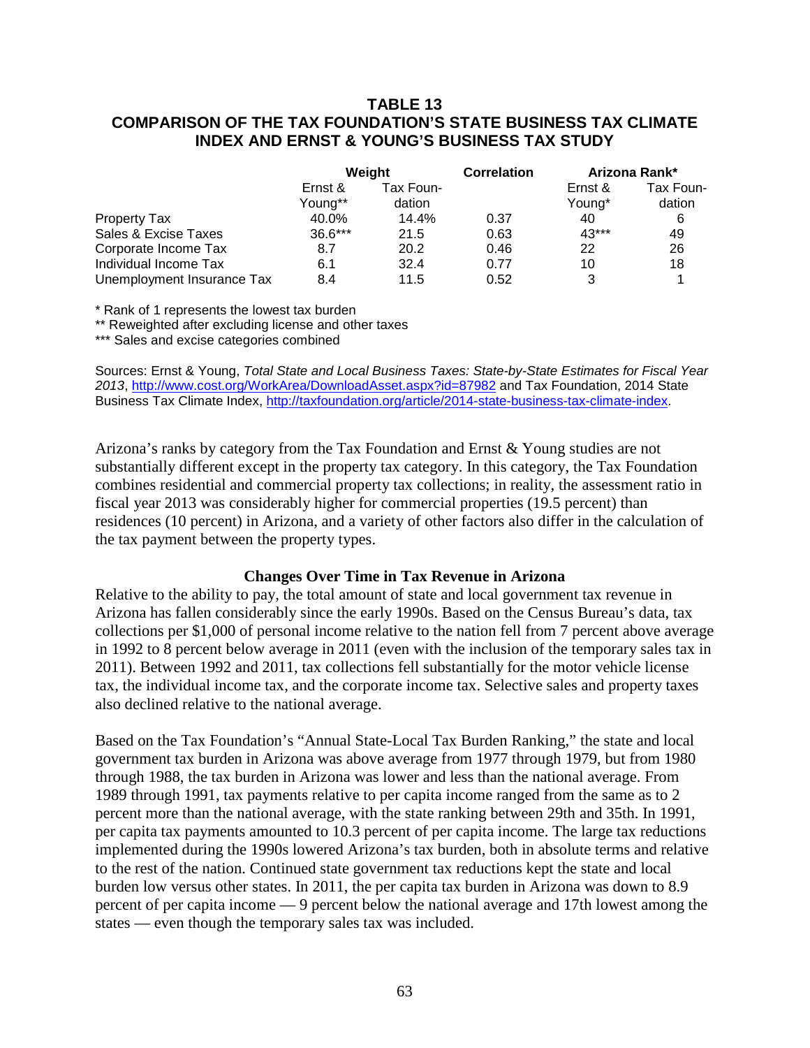## TABLE 13
## COMPARISON OF THE TAX FOUNDATION'S STATE BUSINESS TAX CLIMATE INDEX AND ERNST & YOUNG'S BUSINESS TAX STUDY

| | Weight | | Correlation | Arizona Rank* | |
|---|---|---|---|---|---|
| | Ernst & Young** | Tax Foundation | | Ernst & Young* | Tax Foundation |
| Property Tax | 40.0% | 14.4% | 0.37 | 40 | 6 |
| Sales & Excise Taxes | 36.6*** | 21.5 | 0.63 | 43*** | 49 |
| Corporate Income Tax | 8.7 | 20.2 | 0.46 | 22 | 26 |
| Individual Income Tax | 6.1 | 32.4 | 0.77 | 10 | 18 |
| Unemployment Insurance Tax | 8.4 | 11.5 | 0.52 | 3 | 1 |

\* Rank of 1 represents the lowest tax burden

** Reweighted after excluding license and other taxes

*** Sales and excise categories combined

Sources: Ernst & Young, *Total State and Local Business Taxes: State-by-State Estimates for Fiscal Year 2013*, http://www.cost.org/WorkArea/DownloadAsset.aspx?id=87982 and Tax Foundation, 2014 State Business Tax Climate Index, http://taxfoundation.org/article/2014-state-business-tax-climate-index.

Arizona's ranks by category from the Tax Foundation and Ernst & Young studies are not substantially different except in the property tax category. In this category, the Tax Foundation combines residential and commercial property tax collections; in reality, the assessment ratio in fiscal year 2013 was considerably higher for commercial properties (19.5 percent) than residences (10 percent) in Arizona, and a variety of other factors also differ in the calculation of the tax payment between the property types.

### Changes Over Time in Tax Revenue in Arizona

Relative to the ability to pay, the total amount of state and local government tax revenue in Arizona has fallen considerably since the early 1990s. Based on the Census Bureau's data, tax collections per $1,000 of personal income relative to the nation fell from 7 percent above average in 1992 to 8 percent below average in 2011 (even with the inclusion of the temporary sales tax in 2011). Between 1992 and 2011, tax collections fell substantially for the motor vehicle license tax, the individual income tax, and the corporate income tax. Selective sales and property taxes also declined relative to the national average.

Based on the Tax Foundation's "Annual State-Local Tax Burden Ranking," the state and local government tax burden in Arizona was above average from 1977 through 1979, but from 1980 through 1988, the tax burden in Arizona was lower and less than the national average. From 1989 through 1991, tax payments relative to per capita income ranged from the same as to 2 percent more than the national average, with the state ranking between 29th and 35th. In 1991, per capita tax payments amounted to 10.3 percent of per capita income. The large tax reductions implemented during the 1990s lowered Arizona's tax burden, both in absolute terms and relative to the rest of the nation. Continued state government tax reductions kept the state and local burden low versus other states. In 2011, the per capita tax burden in Arizona was down to 8.9 percent of per capita income — 9 percent below the national average and 17th lowest among the states — even though the temporary sales tax was included.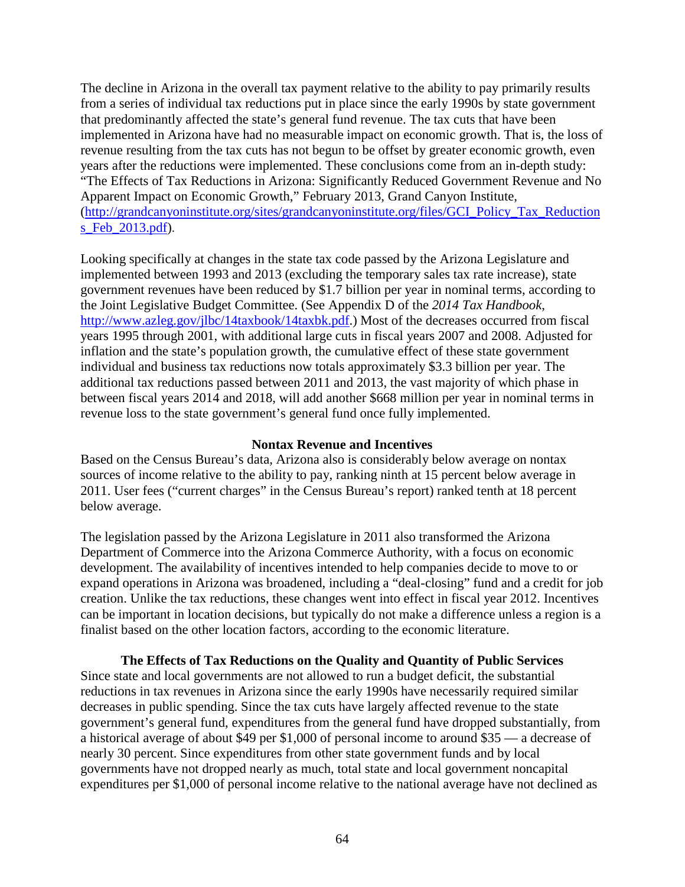The decline in Arizona in the overall tax payment relative to the ability to pay primarily results from a series of individual tax reductions put in place since the early 1990s by state government that predominantly affected the state's general fund revenue. The tax cuts that have been implemented in Arizona have had no measurable impact on economic growth. That is, the loss of revenue resulting from the tax cuts has not begun to be offset by greater economic growth, even years after the reductions were implemented. These conclusions come from an in-depth study: "The Effects of Tax Reductions in Arizona: Significantly Reduced Government Revenue and No Apparent Impact on Economic Growth," February 2013, Grand Canyon Institute, (http://grandcanyoninstitute.org/sites/grandcanyoninstitute.org/files/GCI_Policy_Tax_Reductions_Feb_2013.pdf).

Looking specifically at changes in the state tax code passed by the Arizona Legislature and implemented between 1993 and 2013 (excluding the temporary sales tax rate increase), state government revenues have been reduced by $1.7 billion per year in nominal terms, according to the Joint Legislative Budget Committee. (See Appendix D of the *2014 Tax Handbook*, http://www.azleg.gov/jlbc/14taxbook/14taxbk.pdf.) Most of the decreases occurred from fiscal years 1995 through 2001, with additional large cuts in fiscal years 2007 and 2008. Adjusted for inflation and the state's population growth, the cumulative effect of these state government individual and business tax reductions now totals approximately $3.3 billion per year. The additional tax reductions passed between 2011 and 2013, the vast majority of which phase in between fiscal years 2014 and 2018, will add another $668 million per year in nominal terms in revenue loss to the state government's general fund once fully implemented.

### Nontax Revenue and Incentives

Based on the Census Bureau's data, Arizona also is considerably below average on nontax sources of income relative to the ability to pay, ranking ninth at 15 percent below average in 2011. User fees ("current charges" in the Census Bureau's report) ranked tenth at 18 percent below average.

The legislation passed by the Arizona Legislature in 2011 also transformed the Arizona Department of Commerce into the Arizona Commerce Authority, with a focus on economic development. The availability of incentives intended to help companies decide to move to or expand operations in Arizona was broadened, including a "deal-closing" fund and a credit for job creation. Unlike the tax reductions, these changes went into effect in fiscal year 2012. Incentives can be important in location decisions, but typically do not make a difference unless a region is a finalist based on the other location factors, according to the economic literature.

### The Effects of Tax Reductions on the Quality and Quantity of Public Services

Since state and local governments are not allowed to run a budget deficit, the substantial reductions in tax revenues in Arizona since the early 1990s have necessarily required similar decreases in public spending. Since the tax cuts have largely affected revenue to the state government's general fund, expenditures from the general fund have dropped substantially, from a historical average of about $49 per $1,000 of personal income to around $35 — a decrease of nearly 30 percent. Since expenditures from other state government funds and by local governments have not dropped nearly as much, total state and local government noncapital expenditures per $1,000 of personal income relative to the national average have not declined as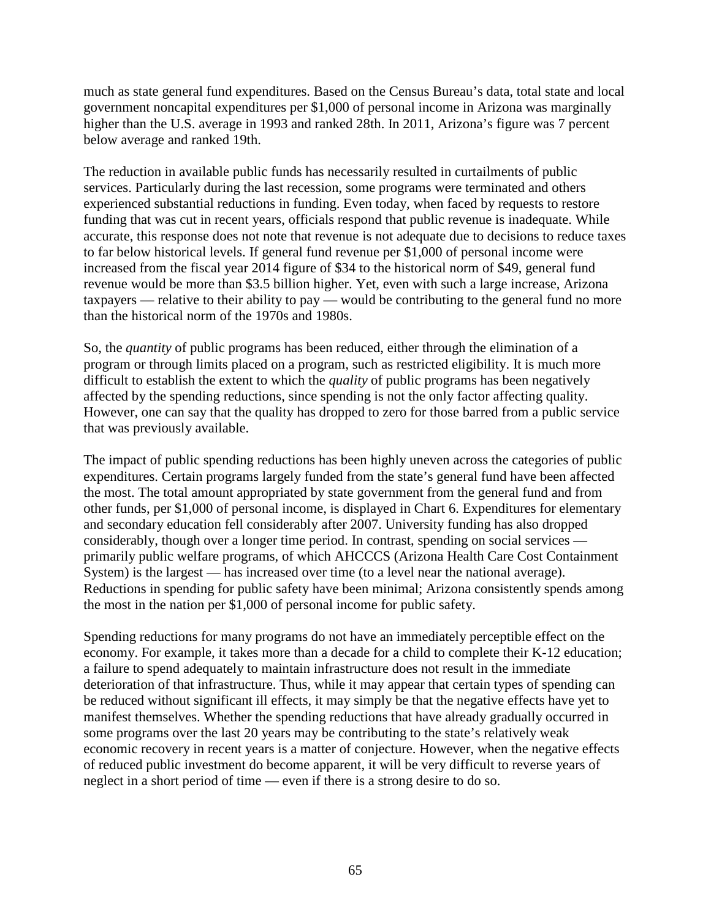much as state general fund expenditures. Based on the Census Bureau's data, total state and local government noncapital expenditures per $1,000 of personal income in Arizona was marginally higher than the U.S. average in 1993 and ranked 28th. In 2011, Arizona's figure was 7 percent below average and ranked 19th.

The reduction in available public funds has necessarily resulted in curtailments of public services. Particularly during the last recession, some programs were terminated and others experienced substantial reductions in funding. Even today, when faced by requests to restore funding that was cut in recent years, officials respond that public revenue is inadequate. While accurate, this response does not note that revenue is not adequate due to decisions to reduce taxes to far below historical levels. If general fund revenue per $1,000 of personal income were increased from the fiscal year 2014 figure of $34 to the historical norm of $49, general fund revenue would be more than $3.5 billion higher. Yet, even with such a large increase, Arizona taxpayers — relative to their ability to pay — would be contributing to the general fund no more than the historical norm of the 1970s and 1980s.

So, the *quantity* of public programs has been reduced, either through the elimination of a program or through limits placed on a program, such as restricted eligibility. It is much more difficult to establish the extent to which the *quality* of public programs has been negatively affected by the spending reductions, since spending is not the only factor affecting quality. However, one can say that the quality has dropped to zero for those barred from a public service that was previously available.

The impact of public spending reductions has been highly uneven across the categories of public expenditures. Certain programs largely funded from the state's general fund have been affected the most. The total amount appropriated by state government from the general fund and from other funds, per $1,000 of personal income, is displayed in Chart 6. Expenditures for elementary and secondary education fell considerably after 2007. University funding has also dropped considerably, though over a longer time period. In contrast, spending on social services — primarily public welfare programs, of which AHCCCS (Arizona Health Care Cost Containment System) is the largest — has increased over time (to a level near the national average). Reductions in spending for public safety have been minimal; Arizona consistently spends among the most in the nation per $1,000 of personal income for public safety.

Spending reductions for many programs do not have an immediately perceptible effect on the economy. For example, it takes more than a decade for a child to complete their K-12 education; a failure to spend adequately to maintain infrastructure does not result in the immediate deterioration of that infrastructure. Thus, while it may appear that certain types of spending can be reduced without significant ill effects, it may simply be that the negative effects have yet to manifest themselves. Whether the spending reductions that have already gradually occurred in some programs over the last 20 years may be contributing to the state's relatively weak economic recovery in recent years is a matter of conjecture. However, when the negative effects of reduced public investment do become apparent, it will be very difficult to reverse years of neglect in a short period of time — even if there is a strong desire to do so.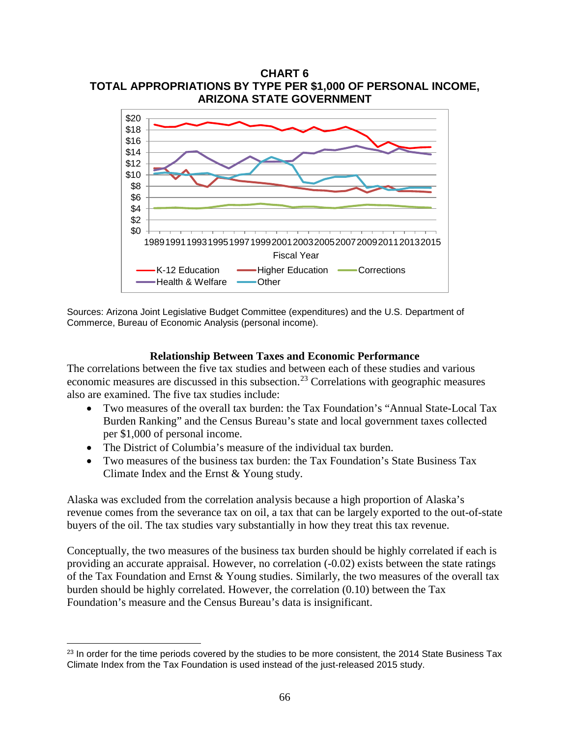**CHART 6**
**TOTAL APPROPRIATIONS BY TYPE PER $1,000 OF PERSONAL INCOME, ARIZONA STATE GOVERNMENT**

Sources: Arizona Joint Legislative Budget Committee (expenditures) and the U.S. Department of Commerce, Bureau of Economic Analysis (personal income).

## Relationship Between Taxes and Economic Performance

The correlations between the five tax studies and between each of these studies and various economic measures are discussed in this subsection.[23] Correlations with geographic measures also are examined. The five tax studies include:

- Two measures of the overall tax burden: the Tax Foundation's "Annual State-Local Tax Burden Ranking" and the Census Bureau's state and local government taxes collected per $1,000 of personal income.
- The District of Columbia's measure of the individual tax burden.
- Two measures of the business tax burden: the Tax Foundation's State Business Tax Climate Index and the Ernst & Young study.

Alaska was excluded from the correlation analysis because a high proportion of Alaska's revenue comes from the severance tax on oil, a tax that can be largely exported to the out-of-state buyers of the oil. The tax studies vary substantially in how they treat this tax revenue.

Conceptually, the two measures of the business tax burden should be highly correlated if each is providing an accurate appraisal. However, no correlation (-0.02) exists between the state ratings of the Tax Foundation and Ernst & Young studies. Similarly, the two measures of the overall tax burden should be highly correlated. However, the correlation (0.10) between the Tax Foundation's measure and the Census Bureau's data is insignificant.

[23] In order for the time periods covered by the studies to be more consistent, the 2014 State Business Tax Climate Index from the Tax Foundation is used instead of the just-released 2015 study.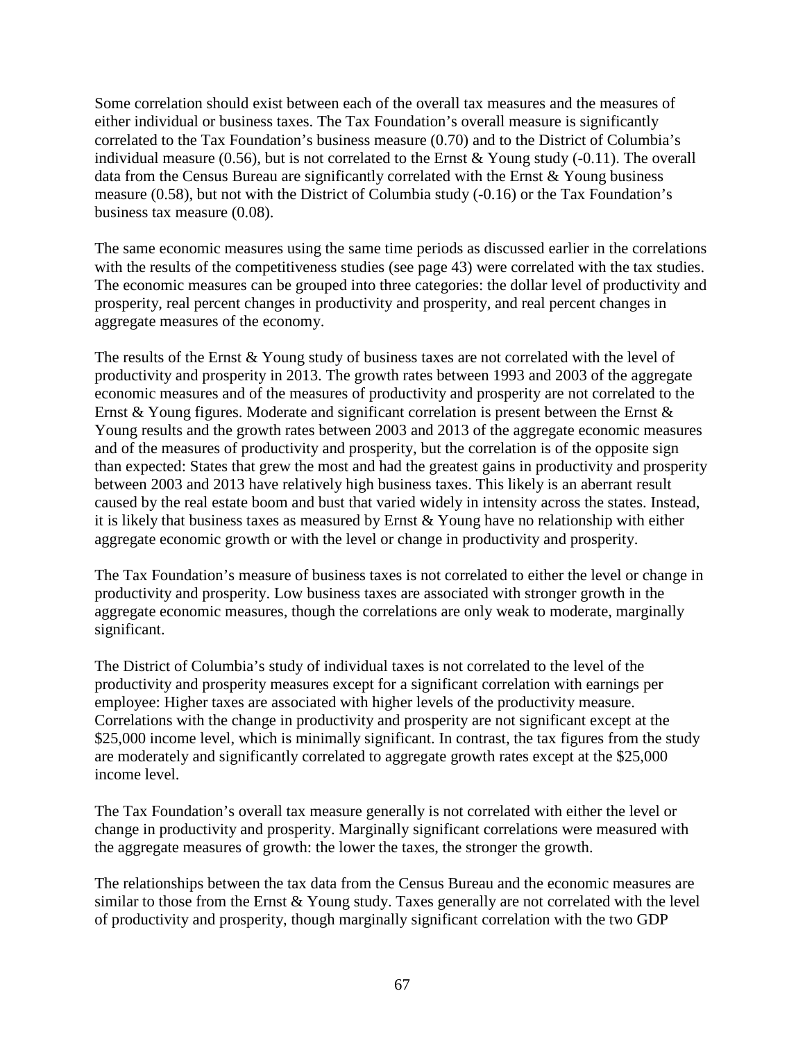Some correlation should exist between each of the overall tax measures and the measures of either individual or business taxes. The Tax Foundation's overall measure is significantly correlated to the Tax Foundation's business measure (0.70) and to the District of Columbia's individual measure (0.56), but is not correlated to the Ernst & Young study (-0.11). The overall data from the Census Bureau are significantly correlated with the Ernst & Young business measure (0.58), but not with the District of Columbia study (-0.16) or the Tax Foundation's business tax measure (0.08).

The same economic measures using the same time periods as discussed earlier in the correlations with the results of the competitiveness studies (see page 43) were correlated with the tax studies. The economic measures can be grouped into three categories: the dollar level of productivity and prosperity, real percent changes in productivity and prosperity, and real percent changes in aggregate measures of the economy.

The results of the Ernst & Young study of business taxes are not correlated with the level of productivity and prosperity in 2013. The growth rates between 1993 and 2003 of the aggregate economic measures and of the measures of productivity and prosperity are not correlated to the Ernst & Young figures. Moderate and significant correlation is present between the Ernst & Young results and the growth rates between 2003 and 2013 of the aggregate economic measures and of the measures of productivity and prosperity, but the correlation is of the opposite sign than expected: States that grew the most and had the greatest gains in productivity and prosperity between 2003 and 2013 have relatively high business taxes. This likely is an aberrant result caused by the real estate boom and bust that varied widely in intensity across the states. Instead, it is likely that business taxes as measured by Ernst & Young have no relationship with either aggregate economic growth or with the level or change in productivity and prosperity.

The Tax Foundation's measure of business taxes is not correlated to either the level or change in productivity and prosperity. Low business taxes are associated with stronger growth in the aggregate economic measures, though the correlations are only weak to moderate, marginally significant.

The District of Columbia's study of individual taxes is not correlated to the level of the productivity and prosperity measures except for a significant correlation with earnings per employee: Higher taxes are associated with higher levels of the productivity measure. Correlations with the change in productivity and prosperity are not significant except at the $25,000 income level, which is minimally significant. In contrast, the tax figures from the study are moderately and significantly correlated to aggregate growth rates except at the $25,000 income level.

The Tax Foundation's overall tax measure generally is not correlated with either the level or change in productivity and prosperity. Marginally significant correlations were measured with the aggregate measures of growth: the lower the taxes, the stronger the growth.

The relationships between the tax data from the Census Bureau and the economic measures are similar to those from the Ernst & Young study. Taxes generally are not correlated with the level of productivity and prosperity, though marginally significant correlation with the two GDP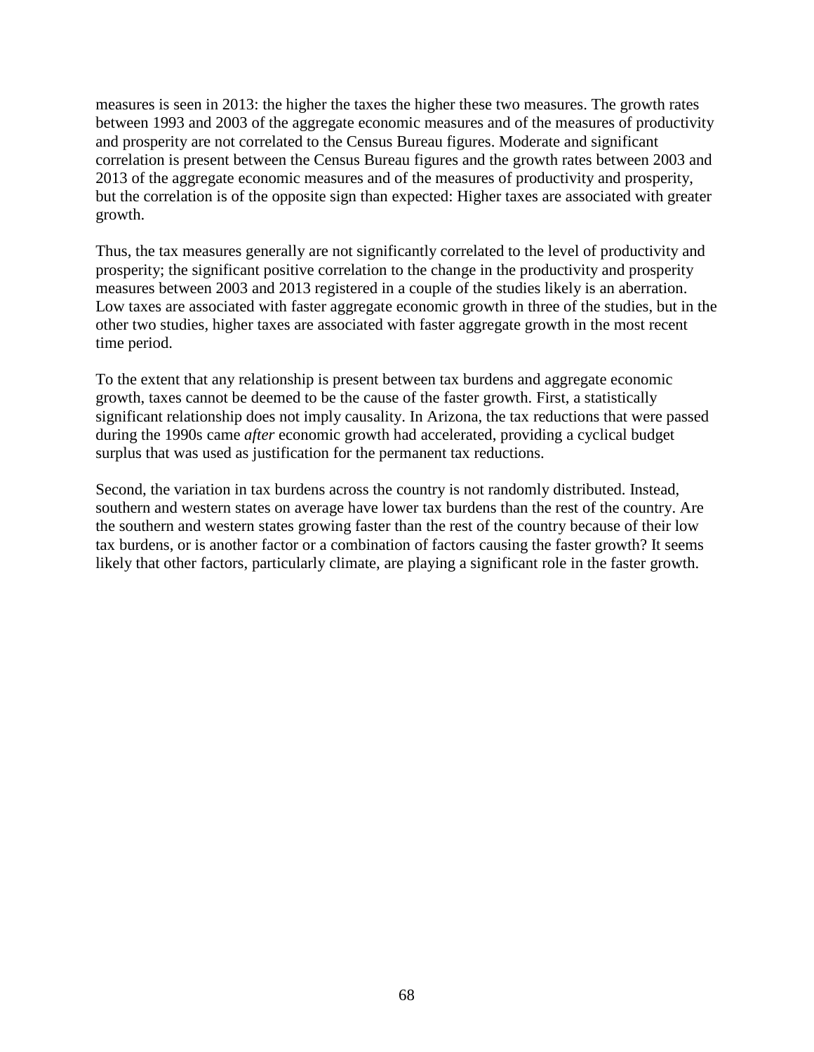measures is seen in 2013: the higher the taxes the higher these two measures. The growth rates between 1993 and 2003 of the aggregate economic measures and of the measures of productivity and prosperity are not correlated to the Census Bureau figures. Moderate and significant correlation is present between the Census Bureau figures and the growth rates between 2003 and 2013 of the aggregate economic measures and of the measures of productivity and prosperity, but the correlation is of the opposite sign than expected: Higher taxes are associated with greater growth.

Thus, the tax measures generally are not significantly correlated to the level of productivity and prosperity; the significant positive correlation to the change in the productivity and prosperity measures between 2003 and 2013 registered in a couple of the studies likely is an aberration. Low taxes are associated with faster aggregate economic growth in three of the studies, but in the other two studies, higher taxes are associated with faster aggregate growth in the most recent time period.

To the extent that any relationship is present between tax burdens and aggregate economic growth, taxes cannot be deemed to be the cause of the faster growth. First, a statistically significant relationship does not imply causality. In Arizona, the tax reductions that were passed during the 1990s came *after* economic growth had accelerated, providing a cyclical budget surplus that was used as justification for the permanent tax reductions.

Second, the variation in tax burdens across the country is not randomly distributed. Instead, southern and western states on average have lower tax burdens than the rest of the country. Are the southern and western states growing faster than the rest of the country because of their low tax burdens, or is another factor or a combination of factors causing the faster growth? It seems likely that other factors, particularly climate, are playing a significant role in the faster growth.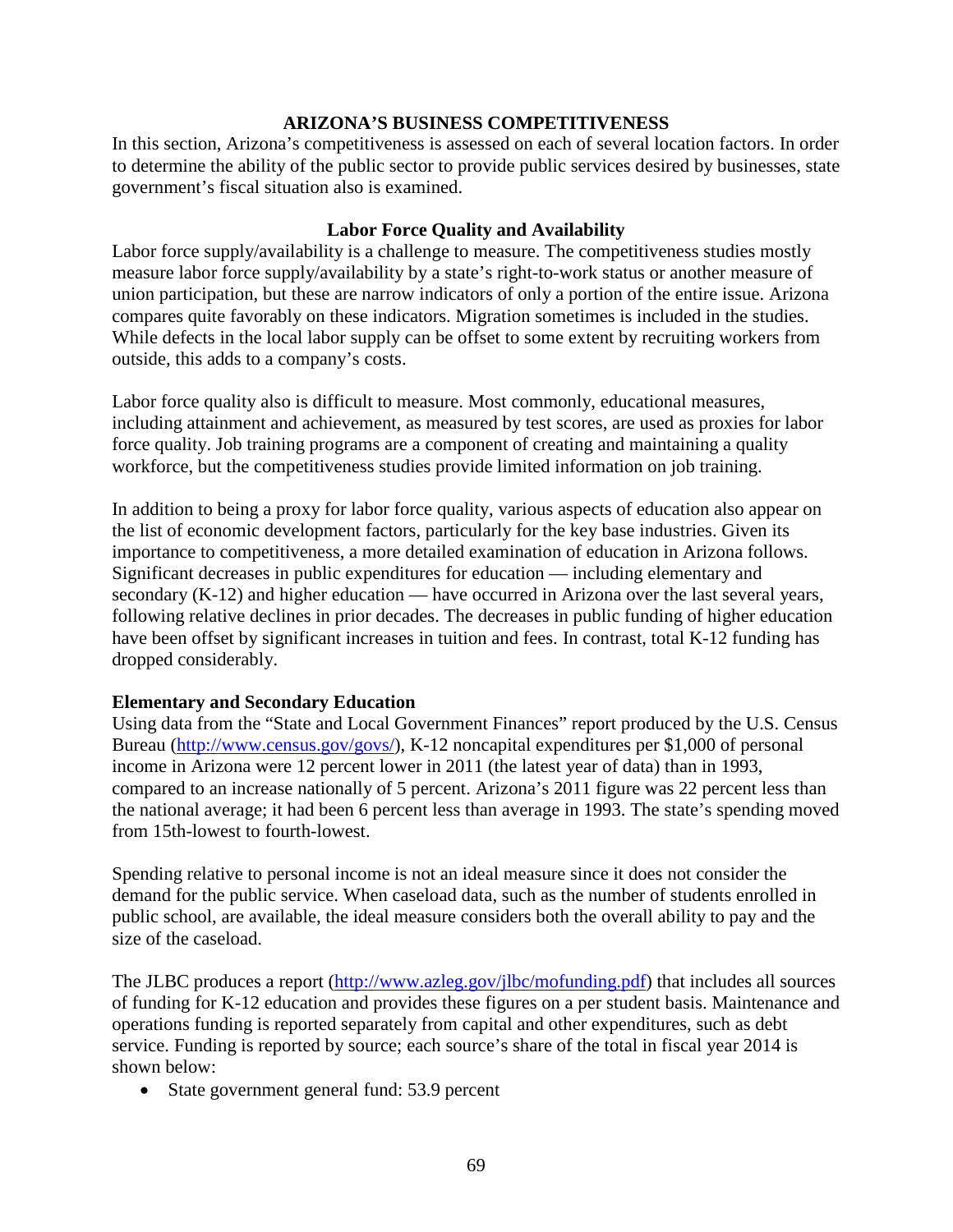## ARIZONA'S BUSINESS COMPETITIVENESS

In this section, Arizona's competitiveness is assessed on each of several location factors. In order to determine the ability of the public sector to provide public services desired by businesses, state government's fiscal situation also is examined.

### Labor Force Quality and Availability

Labor force supply/availability is a challenge to measure. The competitiveness studies mostly measure labor force supply/availability by a state's right-to-work status or another measure of union participation, but these are narrow indicators of only a portion of the entire issue. Arizona compares quite favorably on these indicators. Migration sometimes is included in the studies. While defects in the local labor supply can be offset to some extent by recruiting workers from outside, this adds to a company's costs.

Labor force quality also is difficult to measure. Most commonly, educational measures, including attainment and achievement, as measured by test scores, are used as proxies for labor force quality. Job training programs are a component of creating and maintaining a quality workforce, but the competitiveness studies provide limited information on job training.

In addition to being a proxy for labor force quality, various aspects of education also appear on the list of economic development factors, particularly for the key base industries. Given its importance to competitiveness, a more detailed examination of education in Arizona follows. Significant decreases in public expenditures for education — including elementary and secondary (K-12) and higher education — have occurred in Arizona over the last several years, following relative declines in prior decades. The decreases in public funding of higher education have been offset by significant increases in tuition and fees. In contrast, total K-12 funding has dropped considerably.

#### Elementary and Secondary Education

Using data from the "State and Local Government Finances" report produced by the U.S. Census Bureau (http://www.census.gov/govs/), K-12 noncapital expenditures per $1,000 of personal income in Arizona were 12 percent lower in 2011 (the latest year of data) than in 1993, compared to an increase nationally of 5 percent. Arizona's 2011 figure was 22 percent less than the national average; it had been 6 percent less than average in 1993. The state's spending moved from 15th-lowest to fourth-lowest.

Spending relative to personal income is not an ideal measure since it does not consider the demand for the public service. When caseload data, such as the number of students enrolled in public school, are available, the ideal measure considers both the overall ability to pay and the size of the caseload.

The JLBC produces a report (http://www.azleg.gov/jlbc/mofunding.pdf) that includes all sources of funding for K-12 education and provides these figures on a per student basis. Maintenance and operations funding is reported separately from capital and other expenditures, such as debt service. Funding is reported by source; each source's share of the total in fiscal year 2014 is shown below:

- State government general fund: 53.9 percent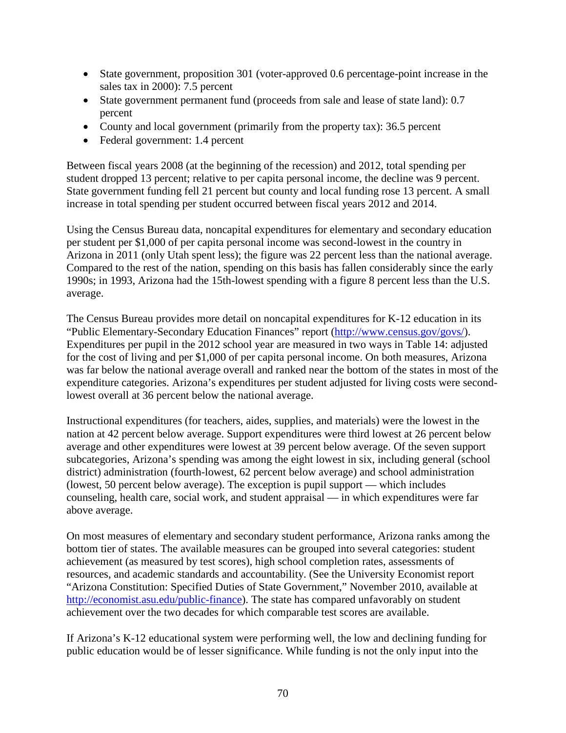- State government, proposition 301 (voter-approved 0.6 percentage-point increase in the sales tax in 2000): 7.5 percent
- State government permanent fund (proceeds from sale and lease of state land): 0.7 percent
- County and local government (primarily from the property tax): 36.5 percent
- Federal government: 1.4 percent

Between fiscal years 2008 (at the beginning of the recession) and 2012, total spending per student dropped 13 percent; relative to per capita personal income, the decline was 9 percent. State government funding fell 21 percent but county and local funding rose 13 percent. A small increase in total spending per student occurred between fiscal years 2012 and 2014.

Using the Census Bureau data, noncapital expenditures for elementary and secondary education per student per $1,000 of per capita personal income was second-lowest in the country in Arizona in 2011 (only Utah spent less); the figure was 22 percent less than the national average. Compared to the rest of the nation, spending on this basis has fallen considerably since the early 1990s; in 1993, Arizona had the 15th-lowest spending with a figure 8 percent less than the U.S. average.

The Census Bureau provides more detail on noncapital expenditures for K-12 education in its "Public Elementary-Secondary Education Finances" report (http://www.census.gov/govs/). Expenditures per pupil in the 2012 school year are measured in two ways in Table 14: adjusted for the cost of living and per $1,000 of per capita personal income. On both measures, Arizona was far below the national average overall and ranked near the bottom of the states in most of the expenditure categories. Arizona's expenditures per student adjusted for living costs were second-lowest overall at 36 percent below the national average.

Instructional expenditures (for teachers, aides, supplies, and materials) were the lowest in the nation at 42 percent below average. Support expenditures were third lowest at 26 percent below average and other expenditures were lowest at 39 percent below average. Of the seven support subcategories, Arizona's spending was among the eight lowest in six, including general (school district) administration (fourth-lowest, 62 percent below average) and school administration (lowest, 50 percent below average). The exception is pupil support — which includes counseling, health care, social work, and student appraisal — in which expenditures were far above average.

On most measures of elementary and secondary student performance, Arizona ranks among the bottom tier of states. The available measures can be grouped into several categories: student achievement (as measured by test scores), high school completion rates, assessments of resources, and academic standards and accountability. (See the University Economist report "Arizona Constitution: Specified Duties of State Government," November 2010, available at http://economist.asu.edu/public-finance). The state has compared unfavorably on student achievement over the two decades for which comparable test scores are available.

If Arizona's K-12 educational system were performing well, the low and declining funding for public education would be of lesser significance. While funding is not the only input into the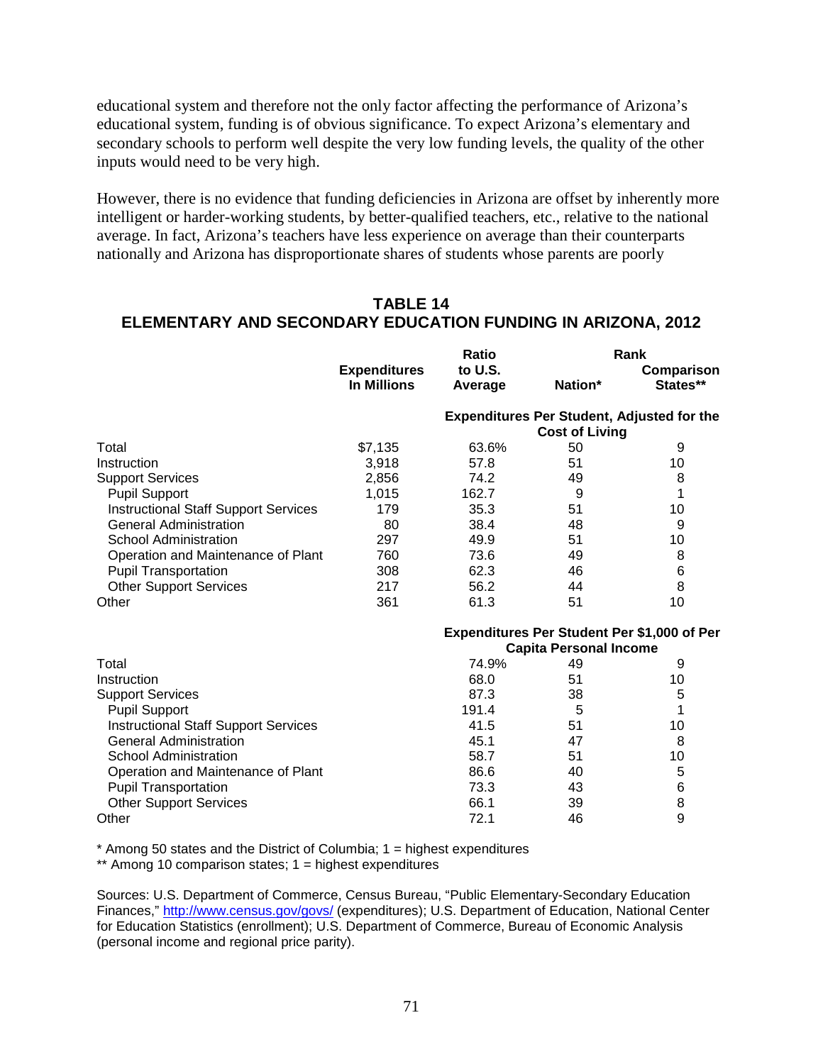educational system and therefore not the only factor affecting the performance of Arizona's educational system, funding is of obvious significance. To expect Arizona's elementary and secondary schools to perform well despite the very low funding levels, the quality of the other inputs would need to be very high.

However, there is no evidence that funding deficiencies in Arizona are offset by inherently more intelligent or harder-working students, by better-qualified teachers, etc., relative to the national average. In fact, Arizona's teachers have less experience on average than their counterparts nationally and Arizona has disproportionate shares of students whose parents are poorly

## TABLE 14
## ELEMENTARY AND SECONDARY EDUCATION FUNDING IN ARIZONA, 2012

| | Expenditures In Millions | Ratio to U.S. Average | Rank: Nation* | Rank: Comparison States** |
|---|---|---|---|---|
| | | **Expenditures Per Student, Adjusted for the Cost of Living** | | |
| Total | $7,135 | 63.6% | 50 | 9 |
| Instruction | 3,918 | 57.8 | 51 | 10 |
| Support Services | 2,856 | 74.2 | 49 | 8 |
| Pupil Support | 1,015 | 162.7 | 9 | 1 |
| Instructional Staff Support Services | 179 | 35.3 | 51 | 10 |
| General Administration | 80 | 38.4 | 48 | 9 |
| School Administration | 297 | 49.9 | 51 | 10 |
| Operation and Maintenance of Plant | 760 | 73.6 | 49 | 8 |
| Pupil Transportation | 308 | 62.3 | 46 | 6 |
| Other Support Services | 217 | 56.2 | 44 | 8 |
| Other | 361 | 61.3 | 51 | 10 |
| | | **Expenditures Per Student Per $1,000 of Per Capita Personal Income** | | |
| Total | | 74.9% | 49 | 9 |
| Instruction | | 68.0 | 51 | 10 |
| Support Services | | 87.3 | 38 | 5 |
| Pupil Support | | 191.4 | 5 | 1 |
| Instructional Staff Support Services | | 41.5 | 51 | 10 |
| General Administration | | 45.1 | 47 | 8 |
| School Administration | | 58.7 | 51 | 10 |
| Operation and Maintenance of Plant | | 86.6 | 40 | 5 |
| Pupil Transportation | | 73.3 | 43 | 6 |
| Other Support Services | | 66.1 | 39 | 8 |
| Other | | 72.1 | 46 | 9 |

* Among 50 states and the District of Columbia; 1 = highest expenditures
** Among 10 comparison states; 1 = highest expenditures

Sources: U.S. Department of Commerce, Census Bureau, "Public Elementary-Secondary Education Finances," http://www.census.gov/govs/ (expenditures); U.S. Department of Education, National Center for Education Statistics (enrollment); U.S. Department of Commerce, Bureau of Economic Analysis (personal income and regional price parity).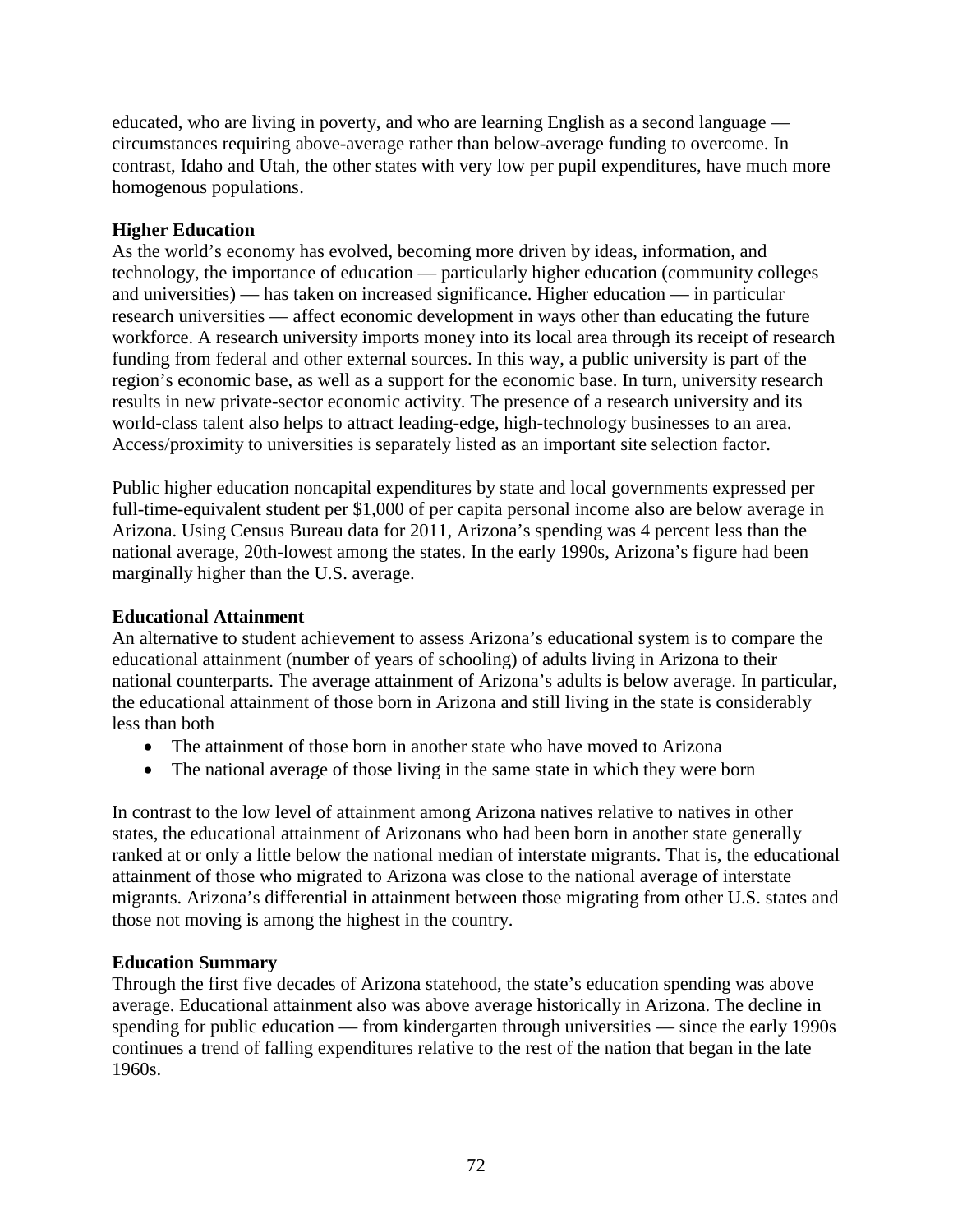educated, who are living in poverty, and who are learning English as a second language — circumstances requiring above-average rather than below-average funding to overcome. In contrast, Idaho and Utah, the other states with very low per pupil expenditures, have much more homogenous populations.

**Higher Education**

As the world's economy has evolved, becoming more driven by ideas, information, and technology, the importance of education — particularly higher education (community colleges and universities) — has taken on increased significance. Higher education — in particular research universities — affect economic development in ways other than educating the future workforce. A research university imports money into its local area through its receipt of research funding from federal and other external sources. In this way, a public university is part of the region's economic base, as well as a support for the economic base. In turn, university research results in new private-sector economic activity. The presence of a research university and its world-class talent also helps to attract leading-edge, high-technology businesses to an area. Access/proximity to universities is separately listed as an important site selection factor.

Public higher education noncapital expenditures by state and local governments expressed per full-time-equivalent student per $1,000 of per capita personal income also are below average in Arizona. Using Census Bureau data for 2011, Arizona's spending was 4 percent less than the national average, 20th-lowest among the states. In the early 1990s, Arizona's figure had been marginally higher than the U.S. average.

**Educational Attainment**

An alternative to student achievement to assess Arizona's educational system is to compare the educational attainment (number of years of schooling) of adults living in Arizona to their national counterparts. The average attainment of Arizona's adults is below average. In particular, the educational attainment of those born in Arizona and still living in the state is considerably less than both

- The attainment of those born in another state who have moved to Arizona
- The national average of those living in the same state in which they were born

In contrast to the low level of attainment among Arizona natives relative to natives in other states, the educational attainment of Arizonans who had been born in another state generally ranked at or only a little below the national median of interstate migrants. That is, the educational attainment of those who migrated to Arizona was close to the national average of interstate migrants. Arizona's differential in attainment between those migrating from other U.S. states and those not moving is among the highest in the country.

**Education Summary**

Through the first five decades of Arizona statehood, the state's education spending was above average. Educational attainment also was above average historically in Arizona. The decline in spending for public education — from kindergarten through universities — since the early 1990s continues a trend of falling expenditures relative to the rest of the nation that began in the late 1960s.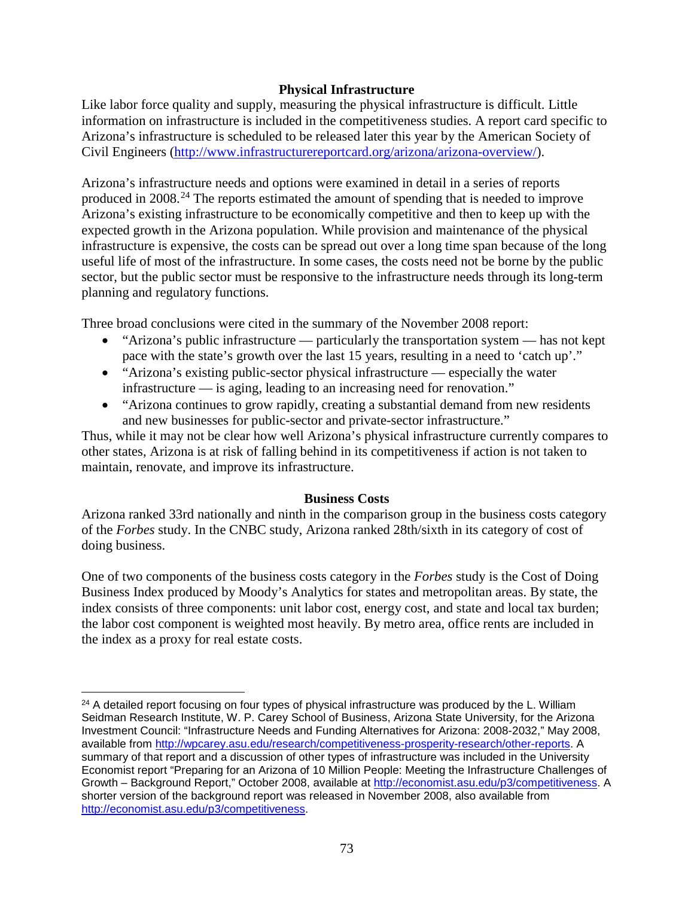## Physical Infrastructure

Like labor force quality and supply, measuring the physical infrastructure is difficult. Little information on infrastructure is included in the competitiveness studies. A report card specific to Arizona's infrastructure is scheduled to be released later this year by the American Society of Civil Engineers (http://www.infrastructurereportcard.org/arizona/arizona-overview/).

Arizona's infrastructure needs and options were examined in detail in a series of reports produced in 2008.[24] The reports estimated the amount of spending that is needed to improve Arizona's existing infrastructure to be economically competitive and then to keep up with the expected growth in the Arizona population. While provision and maintenance of the physical infrastructure is expensive, the costs can be spread out over a long time span because of the long useful life of most of the infrastructure. In some cases, the costs need not be borne by the public sector, but the public sector must be responsive to the infrastructure needs through its long-term planning and regulatory functions.

Three broad conclusions were cited in the summary of the November 2008 report:

- "Arizona's public infrastructure — particularly the transportation system — has not kept pace with the state's growth over the last 15 years, resulting in a need to 'catch up'."
- "Arizona's existing public-sector physical infrastructure — especially the water infrastructure — is aging, leading to an increasing need for renovation."
- "Arizona continues to grow rapidly, creating a substantial demand from new residents and new businesses for public-sector and private-sector infrastructure."

Thus, while it may not be clear how well Arizona's physical infrastructure currently compares to other states, Arizona is at risk of falling behind in its competitiveness if action is not taken to maintain, renovate, and improve its infrastructure.

## Business Costs

Arizona ranked 33rd nationally and ninth in the comparison group in the business costs category of the *Forbes* study. In the CNBC study, Arizona ranked 28th/sixth in its category of cost of doing business.

One of two components of the business costs category in the *Forbes* study is the Cost of Doing Business Index produced by Moody's Analytics for states and metropolitan areas. By state, the index consists of three components: unit labor cost, energy cost, and state and local tax burden; the labor cost component is weighted most heavily. By metro area, office rents are included in the index as a proxy for real estate costs.

---

[24] A detailed report focusing on four types of physical infrastructure was produced by the L. William Seidman Research Institute, W. P. Carey School of Business, Arizona State University, for the Arizona Investment Council: "Infrastructure Needs and Funding Alternatives for Arizona: 2008-2032," May 2008, available from http://wpcarey.asu.edu/research/competitiveness-prosperity-research/other-reports. A summary of that report and a discussion of other types of infrastructure was included in the University Economist report "Preparing for an Arizona of 10 Million People: Meeting the Infrastructure Challenges of Growth – Background Report," October 2008, available at http://economist.asu.edu/p3/competitiveness. A shorter version of the background report was released in November 2008, also available from http://economist.asu.edu/p3/competitiveness.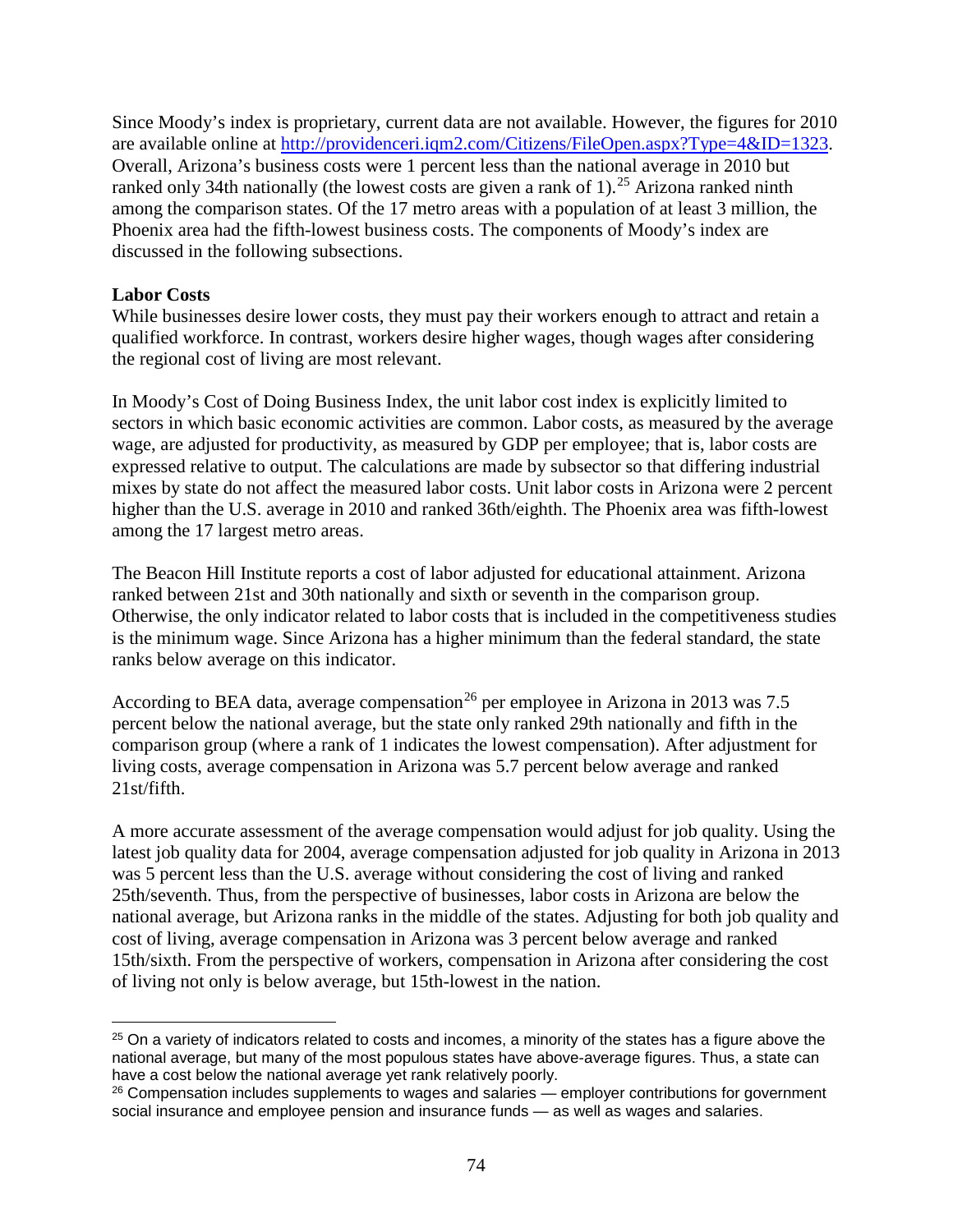Since Moody's index is proprietary, current data are not available. However, the figures for 2010 are available online at http://providenceri.iqm2.com/Citizens/FileOpen.aspx?Type=4&ID=1323. Overall, Arizona's business costs were 1 percent less than the national average in 2010 but ranked only 34th nationally (the lowest costs are given a rank of 1).[25] Arizona ranked ninth among the comparison states. Of the 17 metro areas with a population of at least 3 million, the Phoenix area had the fifth-lowest business costs. The components of Moody's index are discussed in the following subsections.

**Labor Costs**

While businesses desire lower costs, they must pay their workers enough to attract and retain a qualified workforce. In contrast, workers desire higher wages, though wages after considering the regional cost of living are most relevant.

In Moody's Cost of Doing Business Index, the unit labor cost index is explicitly limited to sectors in which basic economic activities are common. Labor costs, as measured by the average wage, are adjusted for productivity, as measured by GDP per employee; that is, labor costs are expressed relative to output. The calculations are made by subsector so that differing industrial mixes by state do not affect the measured labor costs. Unit labor costs in Arizona were 2 percent higher than the U.S. average in 2010 and ranked 36th/eighth. The Phoenix area was fifth-lowest among the 17 largest metro areas.

The Beacon Hill Institute reports a cost of labor adjusted for educational attainment. Arizona ranked between 21st and 30th nationally and sixth or seventh in the comparison group. Otherwise, the only indicator related to labor costs that is included in the competitiveness studies is the minimum wage. Since Arizona has a higher minimum than the federal standard, the state ranks below average on this indicator.

According to BEA data, average compensation[26] per employee in Arizona in 2013 was 7.5 percent below the national average, but the state only ranked 29th nationally and fifth in the comparison group (where a rank of 1 indicates the lowest compensation). After adjustment for living costs, average compensation in Arizona was 5.7 percent below average and ranked 21st/fifth.

A more accurate assessment of the average compensation would adjust for job quality. Using the latest job quality data for 2004, average compensation adjusted for job quality in Arizona in 2013 was 5 percent less than the U.S. average without considering the cost of living and ranked 25th/seventh. Thus, from the perspective of businesses, labor costs in Arizona are below the national average, but Arizona ranks in the middle of the states. Adjusting for both job quality and cost of living, average compensation in Arizona was 3 percent below average and ranked 15th/sixth. From the perspective of workers, compensation in Arizona after considering the cost of living not only is below average, but 15th-lowest in the nation.

---

[25] On a variety of indicators related to costs and incomes, a minority of the states has a figure above the national average, but many of the most populous states have above-average figures. Thus, a state can have a cost below the national average yet rank relatively poorly.

[26] Compensation includes supplements to wages and salaries — employer contributions for government social insurance and employee pension and insurance funds — as well as wages and salaries.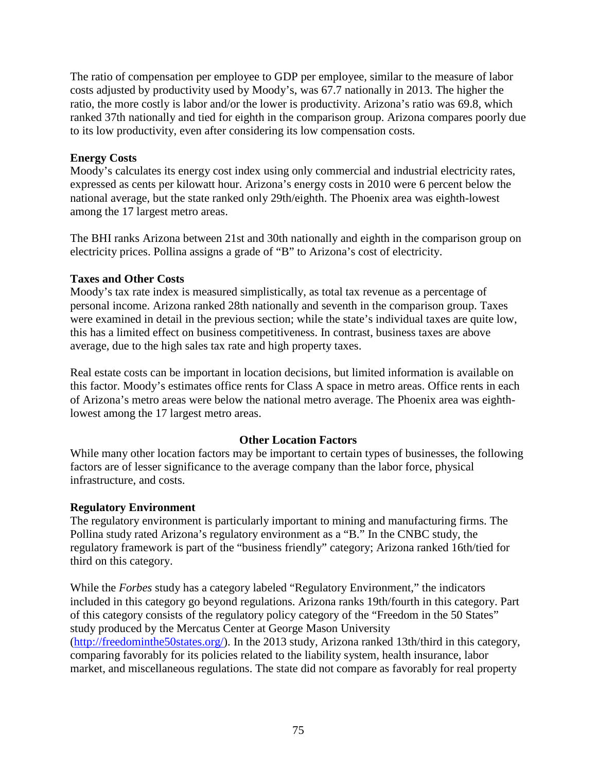The ratio of compensation per employee to GDP per employee, similar to the measure of labor costs adjusted by productivity used by Moody's, was 67.7 nationally in 2013. The higher the ratio, the more costly is labor and/or the lower is productivity. Arizona's ratio was 69.8, which ranked 37th nationally and tied for eighth in the comparison group. Arizona compares poorly due to its low productivity, even after considering its low compensation costs.

**Energy Costs**

Moody's calculates its energy cost index using only commercial and industrial electricity rates, expressed as cents per kilowatt hour. Arizona's energy costs in 2010 were 6 percent below the national average, but the state ranked only 29th/eighth. The Phoenix area was eighth-lowest among the 17 largest metro areas.

The BHI ranks Arizona between 21st and 30th nationally and eighth in the comparison group on electricity prices. Pollina assigns a grade of "B" to Arizona's cost of electricity.

**Taxes and Other Costs**

Moody's tax rate index is measured simplistically, as total tax revenue as a percentage of personal income. Arizona ranked 28th nationally and seventh in the comparison group. Taxes were examined in detail in the previous section; while the state's individual taxes are quite low, this has a limited effect on business competitiveness. In contrast, business taxes are above average, due to the high sales tax rate and high property taxes.

Real estate costs can be important in location decisions, but limited information is available on this factor. Moody's estimates office rents for Class A space in metro areas. Office rents in each of Arizona's metro areas were below the national metro average. The Phoenix area was eighth-lowest among the 17 largest metro areas.

## Other Location Factors

While many other location factors may be important to certain types of businesses, the following factors are of lesser significance to the average company than the labor force, physical infrastructure, and costs.

**Regulatory Environment**

The regulatory environment is particularly important to mining and manufacturing firms. The Pollina study rated Arizona's regulatory environment as a "B." In the CNBC study, the regulatory framework is part of the "business friendly" category; Arizona ranked 16th/tied for third on this category.

While the *Forbes* study has a category labeled "Regulatory Environment," the indicators included in this category go beyond regulations. Arizona ranks 19th/fourth in this category. Part of this category consists of the regulatory policy category of the "Freedom in the 50 States" study produced by the Mercatus Center at George Mason University (http://freedominthe50states.org/). In the 2013 study, Arizona ranked 13th/third in this category, comparing favorably for its policies related to the liability system, health insurance, labor market, and miscellaneous regulations. The state did not compare as favorably for real property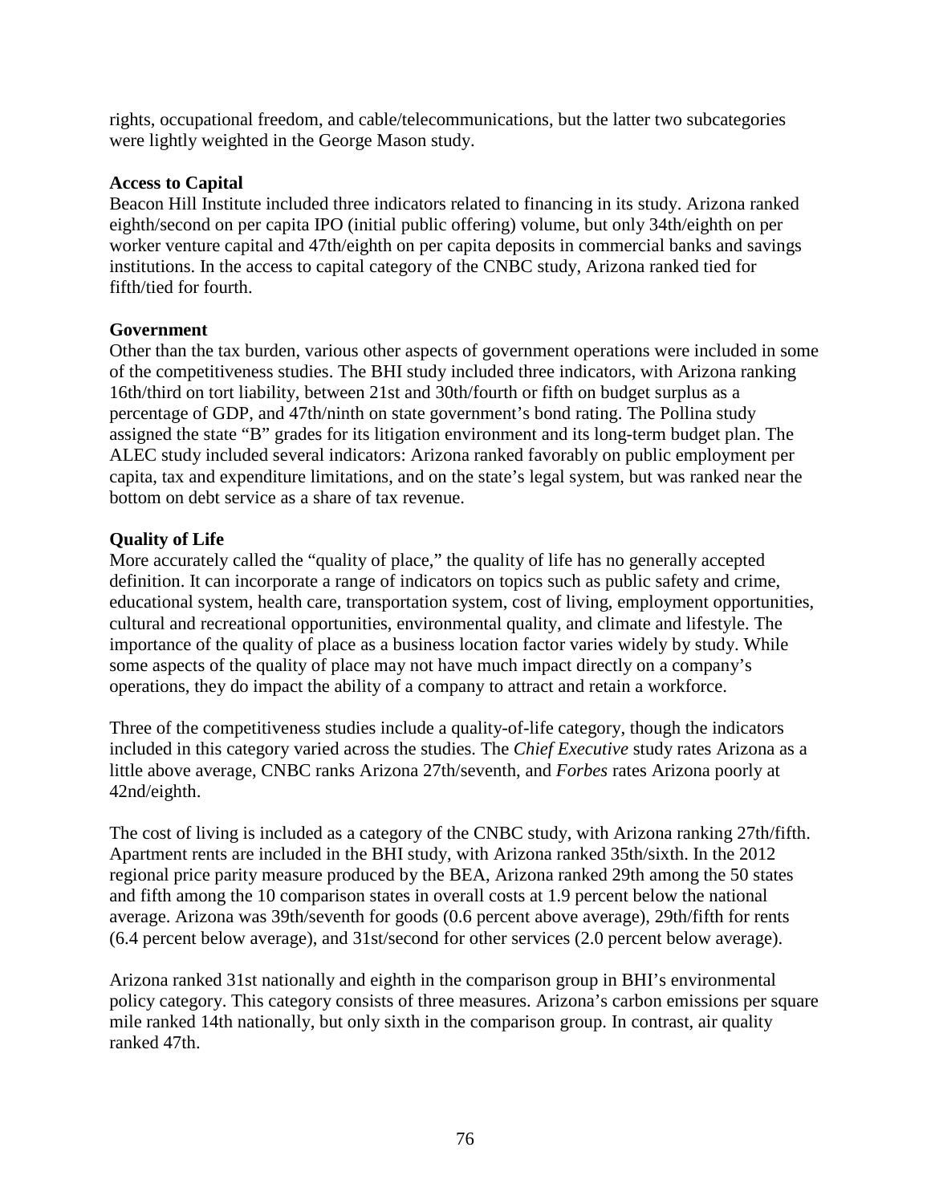rights, occupational freedom, and cable/telecommunications, but the latter two subcategories were lightly weighted in the George Mason study.

**Access to Capital**

Beacon Hill Institute included three indicators related to financing in its study. Arizona ranked eighth/second on per capita IPO (initial public offering) volume, but only 34th/eighth on per worker venture capital and 47th/eighth on per capita deposits in commercial banks and savings institutions. In the access to capital category of the CNBC study, Arizona ranked tied for fifth/tied for fourth.

**Government**

Other than the tax burden, various other aspects of government operations were included in some of the competitiveness studies. The BHI study included three indicators, with Arizona ranking 16th/third on tort liability, between 21st and 30th/fourth or fifth on budget surplus as a percentage of GDP, and 47th/ninth on state government's bond rating. The Pollina study assigned the state "B" grades for its litigation environment and its long-term budget plan. The ALEC study included several indicators: Arizona ranked favorably on public employment per capita, tax and expenditure limitations, and on the state's legal system, but was ranked near the bottom on debt service as a share of tax revenue.

**Quality of Life**

More accurately called the "quality of place," the quality of life has no generally accepted definition. It can incorporate a range of indicators on topics such as public safety and crime, educational system, health care, transportation system, cost of living, employment opportunities, cultural and recreational opportunities, environmental quality, and climate and lifestyle. The importance of the quality of place as a business location factor varies widely by study. While some aspects of the quality of place may not have much impact directly on a company's operations, they do impact the ability of a company to attract and retain a workforce.

Three of the competitiveness studies include a quality-of-life category, though the indicators included in this category varied across the studies. The *Chief Executive* study rates Arizona as a little above average, CNBC ranks Arizona 27th/seventh, and *Forbes* rates Arizona poorly at 42nd/eighth.

The cost of living is included as a category of the CNBC study, with Arizona ranking 27th/fifth. Apartment rents are included in the BHI study, with Arizona ranked 35th/sixth. In the 2012 regional price parity measure produced by the BEA, Arizona ranked 29th among the 50 states and fifth among the 10 comparison states in overall costs at 1.9 percent below the national average. Arizona was 39th/seventh for goods (0.6 percent above average), 29th/fifth for rents (6.4 percent below average), and 31st/second for other services (2.0 percent below average).

Arizona ranked 31st nationally and eighth in the comparison group in BHI's environmental policy category. This category consists of three measures. Arizona's carbon emissions per square mile ranked 14th nationally, but only sixth in the comparison group. In contrast, air quality ranked 47th.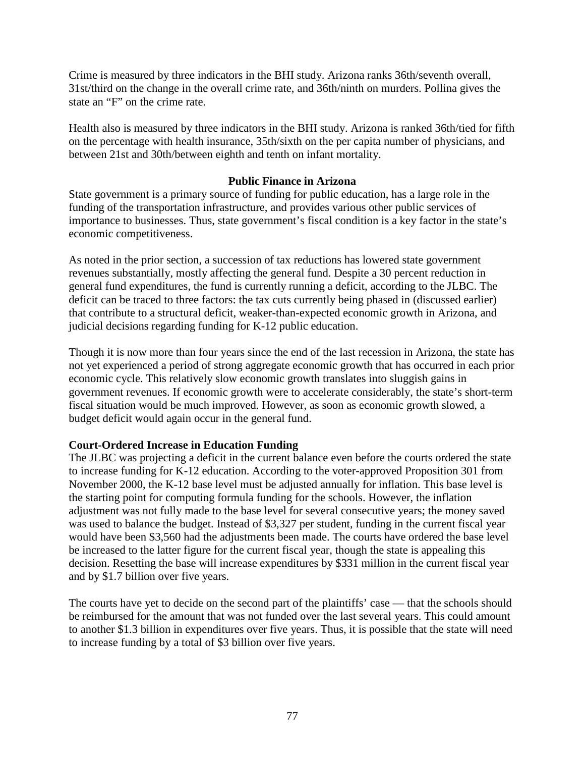Crime is measured by three indicators in the BHI study. Arizona ranks 36th/seventh overall, 31st/third on the change in the overall crime rate, and 36th/ninth on murders. Pollina gives the state an "F" on the crime rate.

Health also is measured by three indicators in the BHI study. Arizona is ranked 36th/tied for fifth on the percentage with health insurance, 35th/sixth on the per capita number of physicians, and between 21st and 30th/between eighth and tenth on infant mortality.

## Public Finance in Arizona

State government is a primary source of funding for public education, has a large role in the funding of the transportation infrastructure, and provides various other public services of importance to businesses. Thus, state government's fiscal condition is a key factor in the state's economic competitiveness.

As noted in the prior section, a succession of tax reductions has lowered state government revenues substantially, mostly affecting the general fund. Despite a 30 percent reduction in general fund expenditures, the fund is currently running a deficit, according to the JLBC. The deficit can be traced to three factors: the tax cuts currently being phased in (discussed earlier) that contribute to a structural deficit, weaker-than-expected economic growth in Arizona, and judicial decisions regarding funding for K-12 public education.

Though it is now more than four years since the end of the last recession in Arizona, the state has not yet experienced a period of strong aggregate economic growth that has occurred in each prior economic cycle. This relatively slow economic growth translates into sluggish gains in government revenues. If economic growth were to accelerate considerably, the state's short-term fiscal situation would be much improved. However, as soon as economic growth slowed, a budget deficit would again occur in the general fund.

### Court-Ordered Increase in Education Funding

The JLBC was projecting a deficit in the current balance even before the courts ordered the state to increase funding for K-12 education. According to the voter-approved Proposition 301 from November 2000, the K-12 base level must be adjusted annually for inflation. This base level is the starting point for computing formula funding for the schools. However, the inflation adjustment was not fully made to the base level for several consecutive years; the money saved was used to balance the budget. Instead of $3,327 per student, funding in the current fiscal year would have been $3,560 had the adjustments been made. The courts have ordered the base level be increased to the latter figure for the current fiscal year, though the state is appealing this decision. Resetting the base will increase expenditures by $331 million in the current fiscal year and by $1.7 billion over five years.

The courts have yet to decide on the second part of the plaintiffs' case — that the schools should be reimbursed for the amount that was not funded over the last several years. This could amount to another $1.3 billion in expenditures over five years. Thus, it is possible that the state will need to increase funding by a total of $3 billion over five years.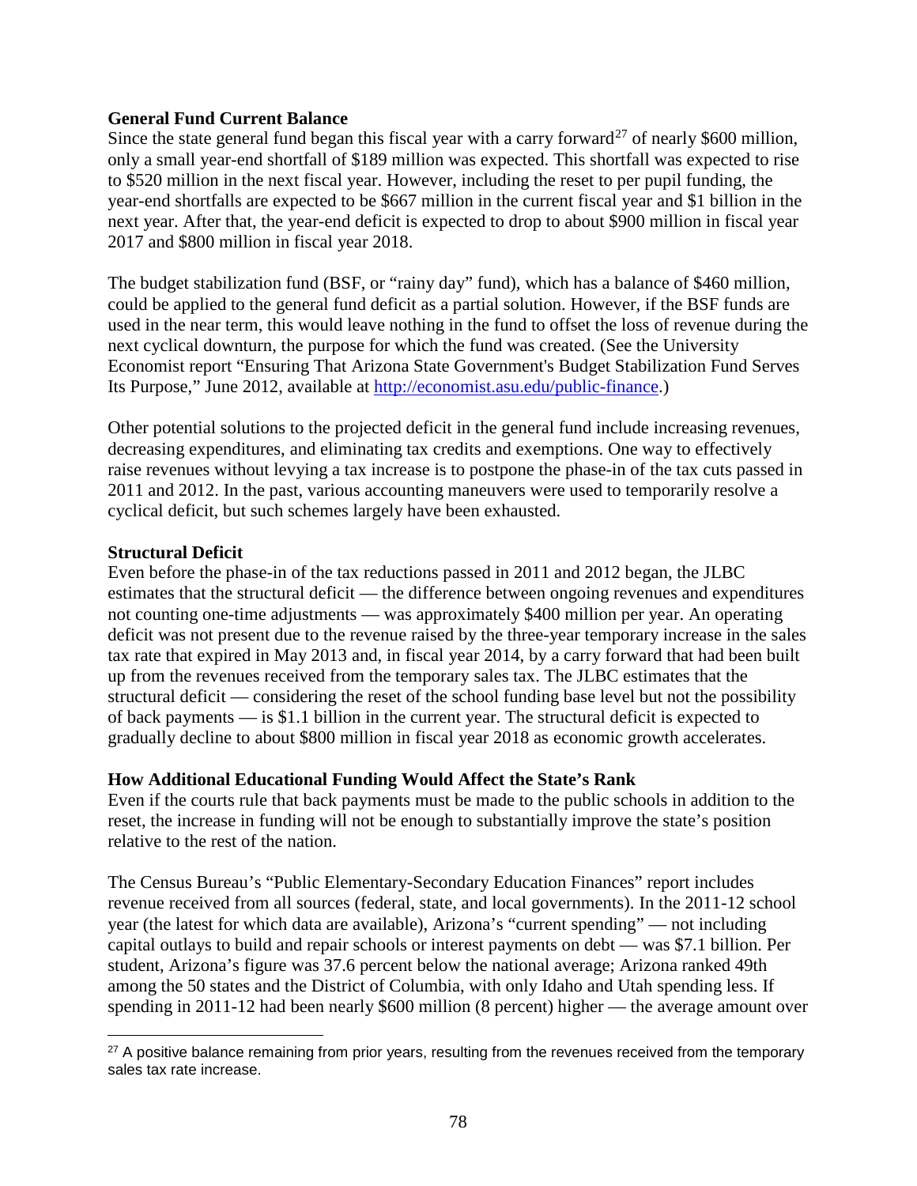**General Fund Current Balance**

Since the state general fund began this fiscal year with a carry forward[27] of nearly $600 million, only a small year-end shortfall of $189 million was expected. This shortfall was expected to rise to $520 million in the next fiscal year. However, including the reset to per pupil funding, the year-end shortfalls are expected to be $667 million in the current fiscal year and $1 billion in the next year. After that, the year-end deficit is expected to drop to about $900 million in fiscal year 2017 and $800 million in fiscal year 2018.

The budget stabilization fund (BSF, or "rainy day" fund), which has a balance of $460 million, could be applied to the general fund deficit as a partial solution. However, if the BSF funds are used in the near term, this would leave nothing in the fund to offset the loss of revenue during the next cyclical downturn, the purpose for which the fund was created. (See the University Economist report "Ensuring That Arizona State Government's Budget Stabilization Fund Serves Its Purpose," June 2012, available at [http://economist.asu.edu/public-finance](http://economist.asu.edu/public-finance).)

Other potential solutions to the projected deficit in the general fund include increasing revenues, decreasing expenditures, and eliminating tax credits and exemptions. One way to effectively raise revenues without levying a tax increase is to postpone the phase-in of the tax cuts passed in 2011 and 2012. In the past, various accounting maneuvers were used to temporarily resolve a cyclical deficit, but such schemes largely have been exhausted.

**Structural Deficit**

Even before the phase-in of the tax reductions passed in 2011 and 2012 began, the JLBC estimates that the structural deficit — the difference between ongoing revenues and expenditures not counting one-time adjustments — was approximately $400 million per year. An operating deficit was not present due to the revenue raised by the three-year temporary increase in the sales tax rate that expired in May 2013 and, in fiscal year 2014, by a carry forward that had been built up from the revenues received from the temporary sales tax. The JLBC estimates that the structural deficit — considering the reset of the school funding base level but not the possibility of back payments — is $1.1 billion in the current year. The structural deficit is expected to gradually decline to about $800 million in fiscal year 2018 as economic growth accelerates.

**How Additional Educational Funding Would Affect the State's Rank**

Even if the courts rule that back payments must be made to the public schools in addition to the reset, the increase in funding will not be enough to substantially improve the state's position relative to the rest of the nation.

The Census Bureau's "Public Elementary-Secondary Education Finances" report includes revenue received from all sources (federal, state, and local governments). In the 2011-12 school year (the latest for which data are available), Arizona's "current spending" — not including capital outlays to build and repair schools or interest payments on debt — was $7.1 billion. Per student, Arizona's figure was 37.6 percent below the national average; Arizona ranked 49th among the 50 states and the District of Columbia, with only Idaho and Utah spending less. If spending in 2011-12 had been nearly $600 million (8 percent) higher — the average amount over

[27] A positive balance remaining from prior years, resulting from the revenues received from the temporary sales tax rate increase.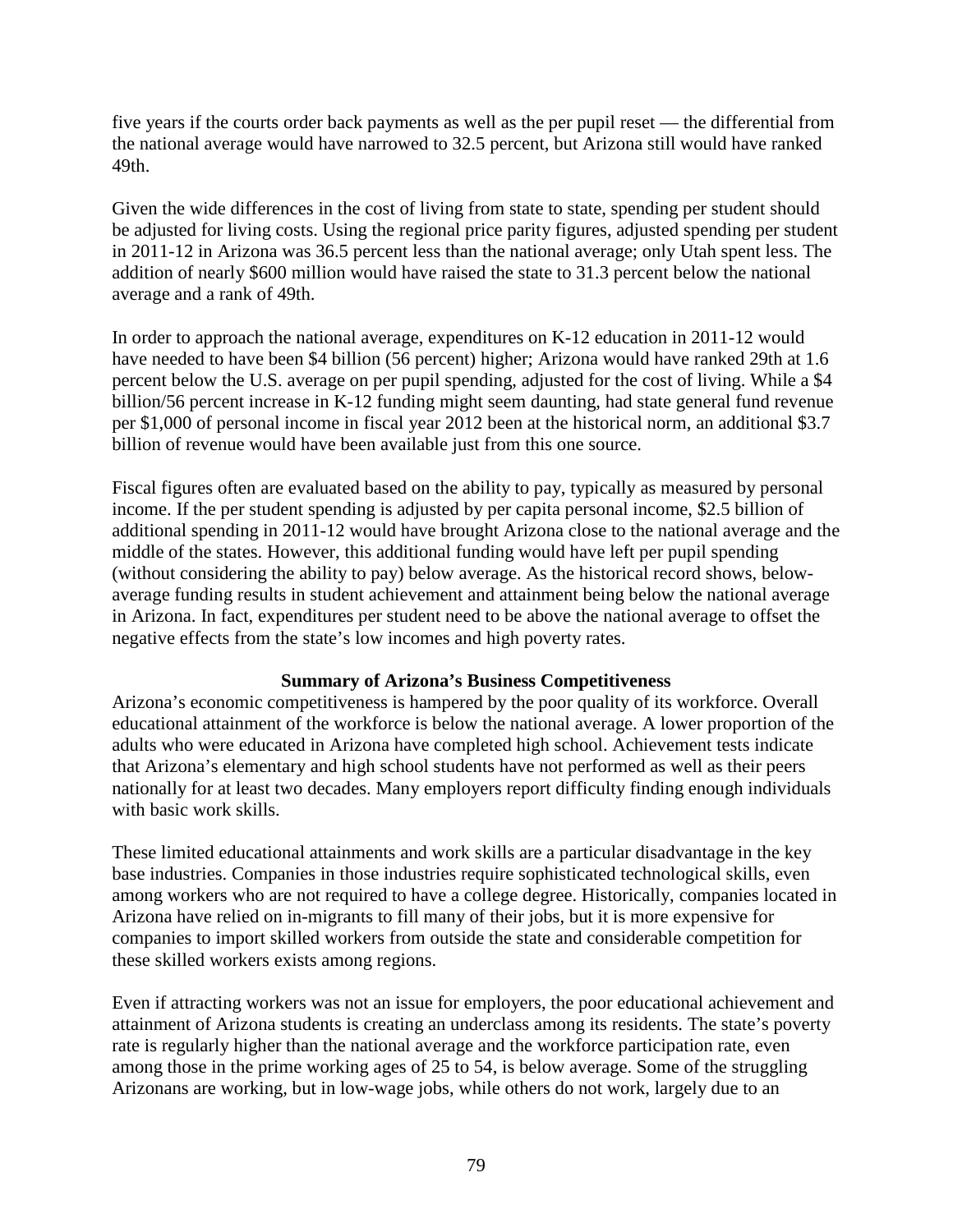five years if the courts order back payments as well as the per pupil reset — the differential from the national average would have narrowed to 32.5 percent, but Arizona still would have ranked 49th.

Given the wide differences in the cost of living from state to state, spending per student should be adjusted for living costs. Using the regional price parity figures, adjusted spending per student in 2011-12 in Arizona was 36.5 percent less than the national average; only Utah spent less. The addition of nearly $600 million would have raised the state to 31.3 percent below the national average and a rank of 49th.

In order to approach the national average, expenditures on K-12 education in 2011-12 would have needed to have been $4 billion (56 percent) higher; Arizona would have ranked 29th at 1.6 percent below the U.S. average on per pupil spending, adjusted for the cost of living. While a $4 billion/56 percent increase in K-12 funding might seem daunting, had state general fund revenue per $1,000 of personal income in fiscal year 2012 been at the historical norm, an additional $3.7 billion of revenue would have been available just from this one source.

Fiscal figures often are evaluated based on the ability to pay, typically as measured by personal income. If the per student spending is adjusted by per capita personal income, $2.5 billion of additional spending in 2011-12 would have brought Arizona close to the national average and the middle of the states. However, this additional funding would have left per pupil spending (without considering the ability to pay) below average. As the historical record shows, below-average funding results in student achievement and attainment being below the national average in Arizona. In fact, expenditures per student need to be above the national average to offset the negative effects from the state's low incomes and high poverty rates.

## Summary of Arizona's Business Competitiveness

Arizona's economic competitiveness is hampered by the poor quality of its workforce. Overall educational attainment of the workforce is below the national average. A lower proportion of the adults who were educated in Arizona have completed high school. Achievement tests indicate that Arizona's elementary and high school students have not performed as well as their peers nationally for at least two decades. Many employers report difficulty finding enough individuals with basic work skills.

These limited educational attainments and work skills are a particular disadvantage in the key base industries. Companies in those industries require sophisticated technological skills, even among workers who are not required to have a college degree. Historically, companies located in Arizona have relied on in-migrants to fill many of their jobs, but it is more expensive for companies to import skilled workers from outside the state and considerable competition for these skilled workers exists among regions.

Even if attracting workers was not an issue for employers, the poor educational achievement and attainment of Arizona students is creating an underclass among its residents. The state's poverty rate is regularly higher than the national average and the workforce participation rate, even among those in the prime working ages of 25 to 54, is below average. Some of the struggling Arizonans are working, but in low-wage jobs, while others do not work, largely due to an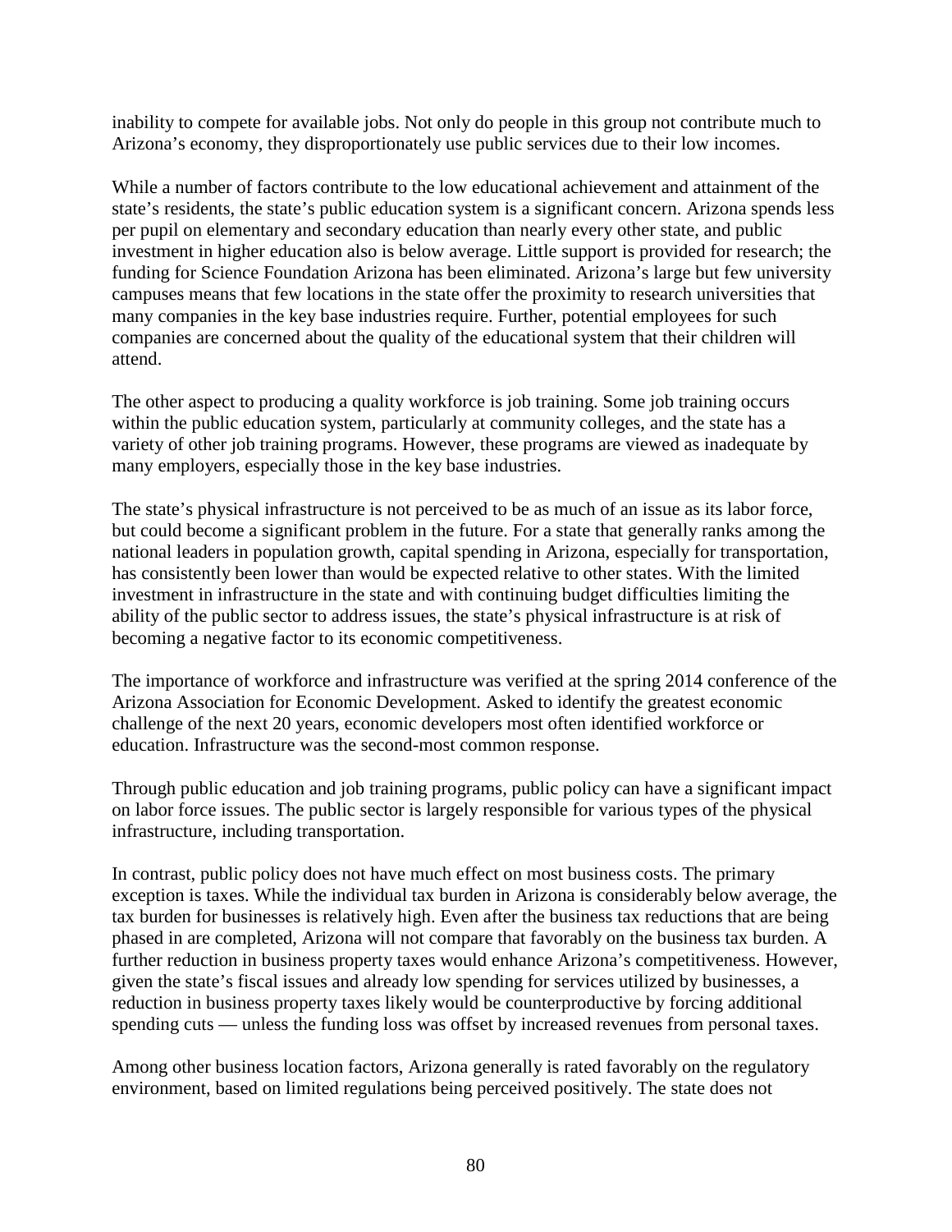inability to compete for available jobs. Not only do people in this group not contribute much to Arizona's economy, they disproportionately use public services due to their low incomes.

While a number of factors contribute to the low educational achievement and attainment of the state's residents, the state's public education system is a significant concern. Arizona spends less per pupil on elementary and secondary education than nearly every other state, and public investment in higher education also is below average. Little support is provided for research; the funding for Science Foundation Arizona has been eliminated. Arizona's large but few university campuses means that few locations in the state offer the proximity to research universities that many companies in the key base industries require. Further, potential employees for such companies are concerned about the quality of the educational system that their children will attend.

The other aspect to producing a quality workforce is job training. Some job training occurs within the public education system, particularly at community colleges, and the state has a variety of other job training programs. However, these programs are viewed as inadequate by many employers, especially those in the key base industries.

The state's physical infrastructure is not perceived to be as much of an issue as its labor force, but could become a significant problem in the future. For a state that generally ranks among the national leaders in population growth, capital spending in Arizona, especially for transportation, has consistently been lower than would be expected relative to other states. With the limited investment in infrastructure in the state and with continuing budget difficulties limiting the ability of the public sector to address issues, the state's physical infrastructure is at risk of becoming a negative factor to its economic competitiveness.

The importance of workforce and infrastructure was verified at the spring 2014 conference of the Arizona Association for Economic Development. Asked to identify the greatest economic challenge of the next 20 years, economic developers most often identified workforce or education. Infrastructure was the second-most common response.

Through public education and job training programs, public policy can have a significant impact on labor force issues. The public sector is largely responsible for various types of the physical infrastructure, including transportation.

In contrast, public policy does not have much effect on most business costs. The primary exception is taxes. While the individual tax burden in Arizona is considerably below average, the tax burden for businesses is relatively high. Even after the business tax reductions that are being phased in are completed, Arizona will not compare that favorably on the business tax burden. A further reduction in business property taxes would enhance Arizona's competitiveness. However, given the state's fiscal issues and already low spending for services utilized by businesses, a reduction in business property taxes likely would be counterproductive by forcing additional spending cuts — unless the funding loss was offset by increased revenues from personal taxes.

Among other business location factors, Arizona generally is rated favorably on the regulatory environment, based on limited regulations being perceived positively. The state does not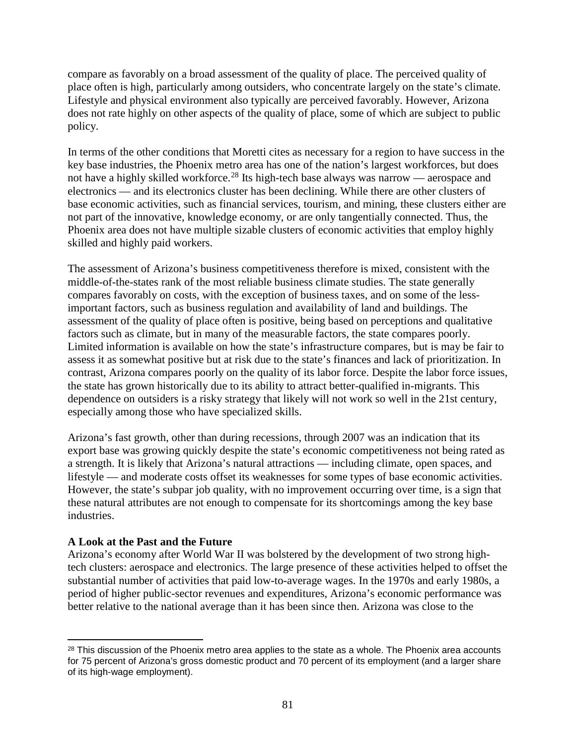compare as favorably on a broad assessment of the quality of place. The perceived quality of place often is high, particularly among outsiders, who concentrate largely on the state's climate. Lifestyle and physical environment also typically are perceived favorably. However, Arizona does not rate highly on other aspects of the quality of place, some of which are subject to public policy.

In terms of the other conditions that Moretti cites as necessary for a region to have success in the key base industries, the Phoenix metro area has one of the nation's largest workforces, but does not have a highly skilled workforce.[28] Its high-tech base always was narrow — aerospace and electronics — and its electronics cluster has been declining. While there are other clusters of base economic activities, such as financial services, tourism, and mining, these clusters either are not part of the innovative, knowledge economy, or are only tangentially connected. Thus, the Phoenix area does not have multiple sizable clusters of economic activities that employ highly skilled and highly paid workers.

The assessment of Arizona's business competitiveness therefore is mixed, consistent with the middle-of-the-states rank of the most reliable business climate studies. The state generally compares favorably on costs, with the exception of business taxes, and on some of the less-important factors, such as business regulation and availability of land and buildings. The assessment of the quality of place often is positive, being based on perceptions and qualitative factors such as climate, but in many of the measurable factors, the state compares poorly. Limited information is available on how the state's infrastructure compares, but is may be fair to assess it as somewhat positive but at risk due to the state's finances and lack of prioritization. In contrast, Arizona compares poorly on the quality of its labor force. Despite the labor force issues, the state has grown historically due to its ability to attract better-qualified in-migrants. This dependence on outsiders is a risky strategy that likely will not work so well in the 21st century, especially among those who have specialized skills.

Arizona's fast growth, other than during recessions, through 2007 was an indication that its export base was growing quickly despite the state's economic competitiveness not being rated as a strength. It is likely that Arizona's natural attractions — including climate, open spaces, and lifestyle — and moderate costs offset its weaknesses for some types of base economic activities. However, the state's subpar job quality, with no improvement occurring over time, is a sign that these natural attributes are not enough to compensate for its shortcomings among the key base industries.

**A Look at the Past and the Future**

Arizona's economy after World War II was bolstered by the development of two strong high-tech clusters: aerospace and electronics. The large presence of these activities helped to offset the substantial number of activities that paid low-to-average wages. In the 1970s and early 1980s, a period of higher public-sector revenues and expenditures, Arizona's economic performance was better relative to the national average than it has been since then. Arizona was close to the

[28] This discussion of the Phoenix metro area applies to the state as a whole. The Phoenix area accounts for 75 percent of Arizona's gross domestic product and 70 percent of its employment (and a larger share of its high-wage employment).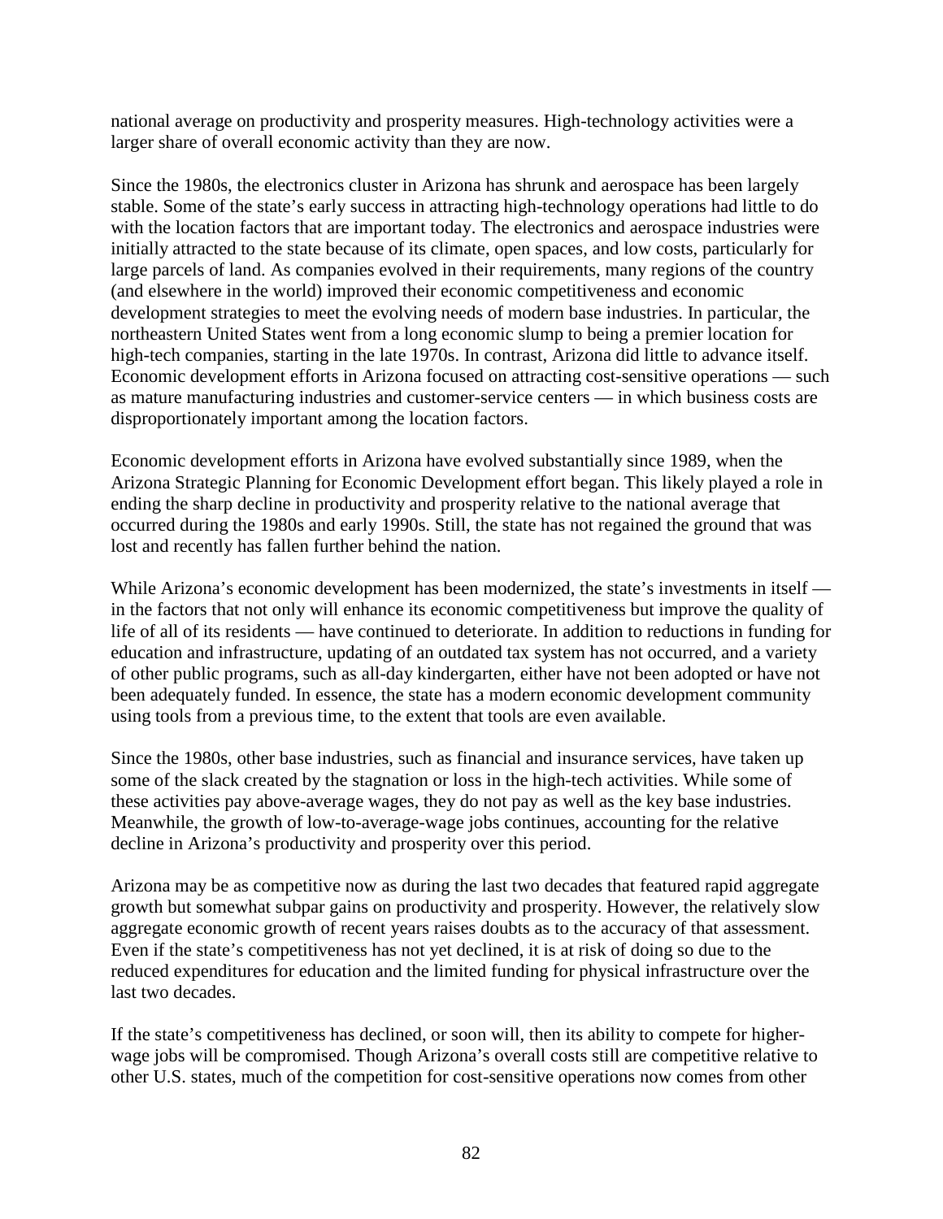national average on productivity and prosperity measures. High-technology activities were a larger share of overall economic activity than they are now.

Since the 1980s, the electronics cluster in Arizona has shrunk and aerospace has been largely stable. Some of the state's early success in attracting high-technology operations had little to do with the location factors that are important today. The electronics and aerospace industries were initially attracted to the state because of its climate, open spaces, and low costs, particularly for large parcels of land. As companies evolved in their requirements, many regions of the country (and elsewhere in the world) improved their economic competitiveness and economic development strategies to meet the evolving needs of modern base industries. In particular, the northeastern United States went from a long economic slump to being a premier location for high-tech companies, starting in the late 1970s. In contrast, Arizona did little to advance itself. Economic development efforts in Arizona focused on attracting cost-sensitive operations — such as mature manufacturing industries and customer-service centers — in which business costs are disproportionately important among the location factors.

Economic development efforts in Arizona have evolved substantially since 1989, when the Arizona Strategic Planning for Economic Development effort began. This likely played a role in ending the sharp decline in productivity and prosperity relative to the national average that occurred during the 1980s and early 1990s. Still, the state has not regained the ground that was lost and recently has fallen further behind the nation.

While Arizona's economic development has been modernized, the state's investments in itself — in the factors that not only will enhance its economic competitiveness but improve the quality of life of all of its residents — have continued to deteriorate. In addition to reductions in funding for education and infrastructure, updating of an outdated tax system has not occurred, and a variety of other public programs, such as all-day kindergarten, either have not been adopted or have not been adequately funded. In essence, the state has a modern economic development community using tools from a previous time, to the extent that tools are even available.

Since the 1980s, other base industries, such as financial and insurance services, have taken up some of the slack created by the stagnation or loss in the high-tech activities. While some of these activities pay above-average wages, they do not pay as well as the key base industries. Meanwhile, the growth of low-to-average-wage jobs continues, accounting for the relative decline in Arizona's productivity and prosperity over this period.

Arizona may be as competitive now as during the last two decades that featured rapid aggregate growth but somewhat subpar gains on productivity and prosperity. However, the relatively slow aggregate economic growth of recent years raises doubts as to the accuracy of that assessment. Even if the state's competitiveness has not yet declined, it is at risk of doing so due to the reduced expenditures for education and the limited funding for physical infrastructure over the last two decades.

If the state's competitiveness has declined, or soon will, then its ability to compete for higher-wage jobs will be compromised. Though Arizona's overall costs still are competitive relative to other U.S. states, much of the competition for cost-sensitive operations now comes from other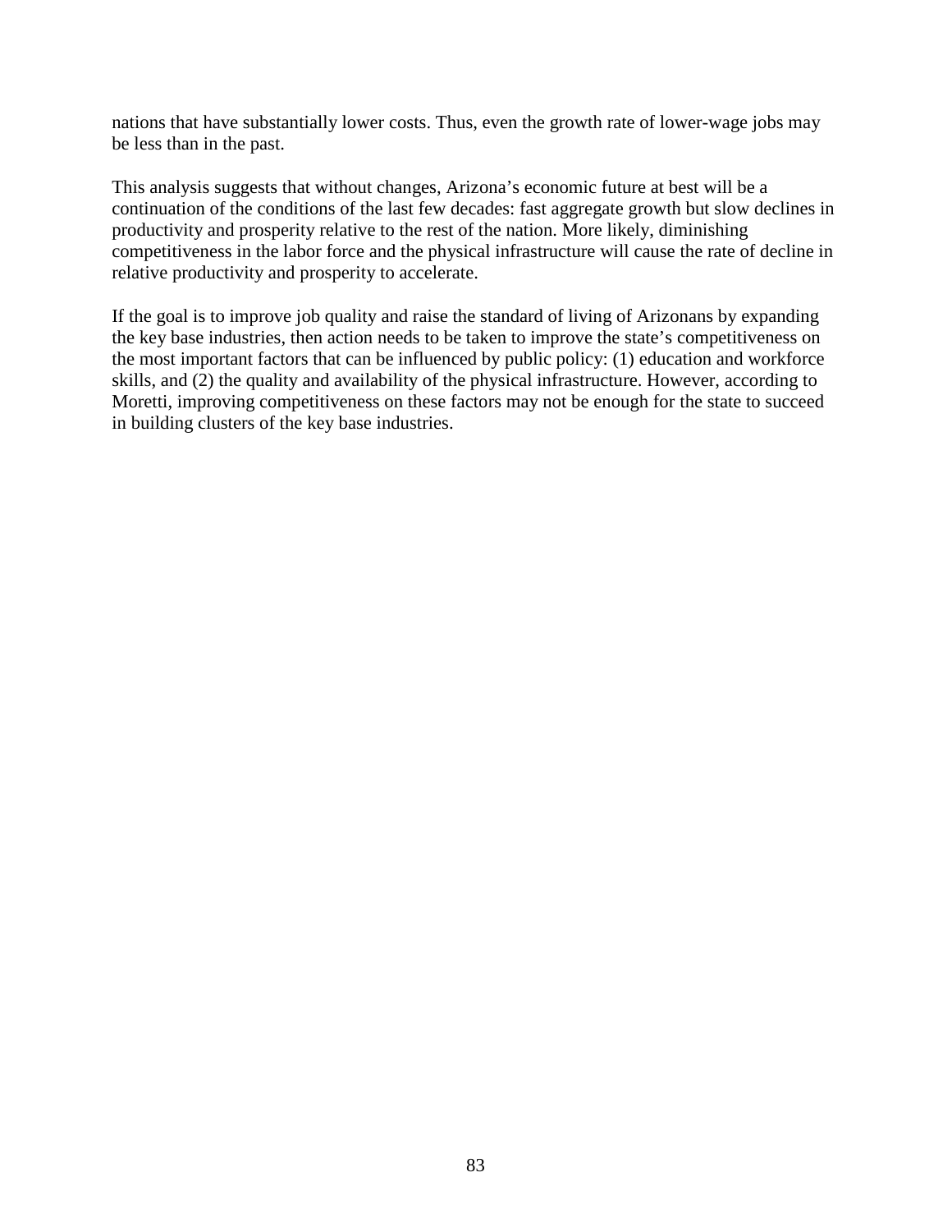nations that have substantially lower costs. Thus, even the growth rate of lower-wage jobs may be less than in the past.

This analysis suggests that without changes, Arizona's economic future at best will be a continuation of the conditions of the last few decades: fast aggregate growth but slow declines in productivity and prosperity relative to the rest of the nation. More likely, diminishing competitiveness in the labor force and the physical infrastructure will cause the rate of decline in relative productivity and prosperity to accelerate.

If the goal is to improve job quality and raise the standard of living of Arizonans by expanding the key base industries, then action needs to be taken to improve the state's competitiveness on the most important factors that can be influenced by public policy: (1) education and workforce skills, and (2) the quality and availability of the physical infrastructure. However, according to Moretti, improving competitiveness on these factors may not be enough for the state to succeed in building clusters of the key base industries.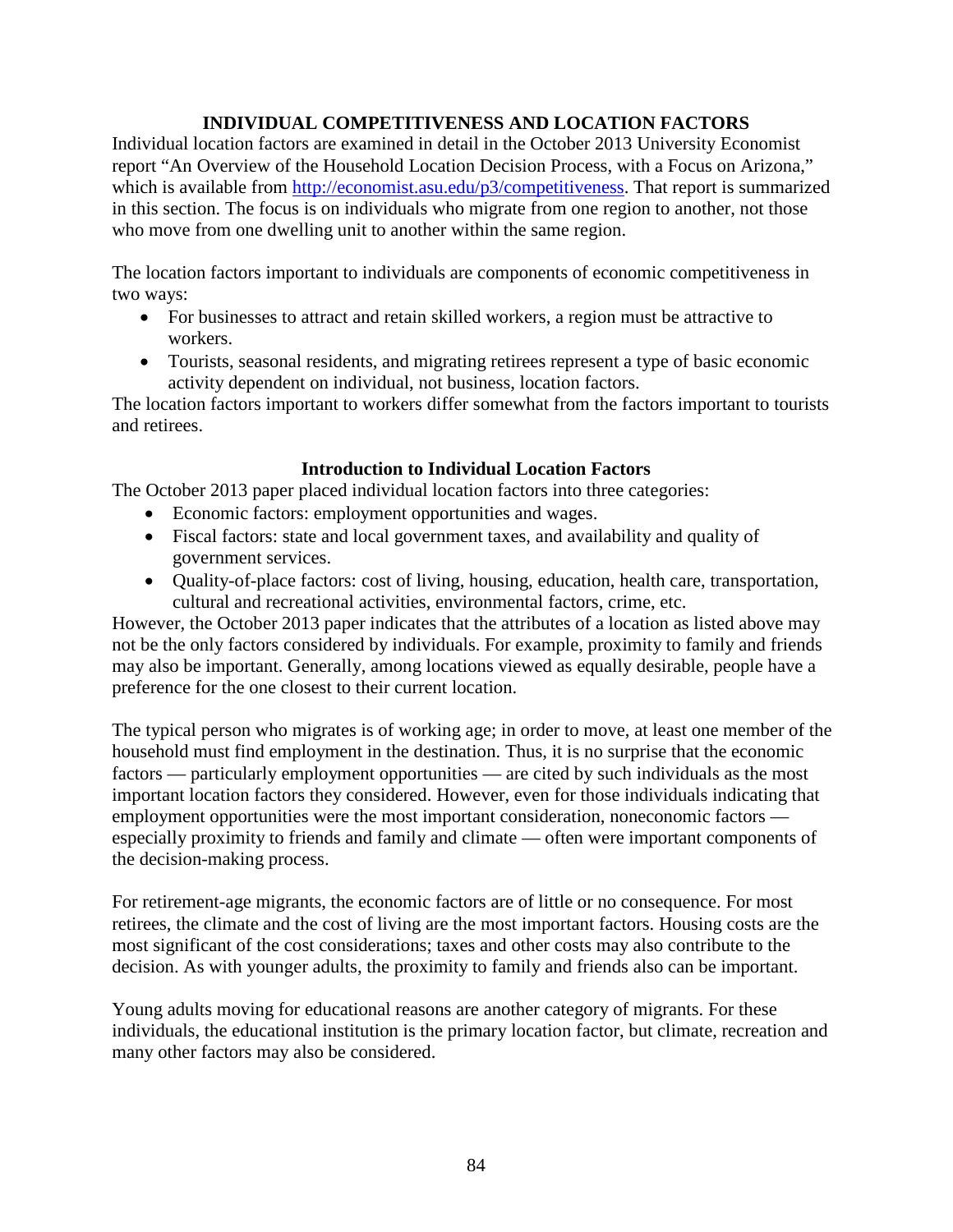## INDIVIDUAL COMPETITIVENESS AND LOCATION FACTORS

Individual location factors are examined in detail in the October 2013 University Economist report "An Overview of the Household Location Decision Process, with a Focus on Arizona," which is available from http://economist.asu.edu/p3/competitiveness. That report is summarized in this section. The focus is on individuals who migrate from one region to another, not those who move from one dwelling unit to another within the same region.

The location factors important to individuals are components of economic competitiveness in two ways:

- For businesses to attract and retain skilled workers, a region must be attractive to workers.
- Tourists, seasonal residents, and migrating retirees represent a type of basic economic activity dependent on individual, not business, location factors.

The location factors important to workers differ somewhat from the factors important to tourists and retirees.

### Introduction to Individual Location Factors

The October 2013 paper placed individual location factors into three categories:

- Economic factors: employment opportunities and wages.
- Fiscal factors: state and local government taxes, and availability and quality of government services.
- Quality-of-place factors: cost of living, housing, education, health care, transportation, cultural and recreational activities, environmental factors, crime, etc.

However, the October 2013 paper indicates that the attributes of a location as listed above may not be the only factors considered by individuals. For example, proximity to family and friends may also be important. Generally, among locations viewed as equally desirable, people have a preference for the one closest to their current location.

The typical person who migrates is of working age; in order to move, at least one member of the household must find employment in the destination. Thus, it is no surprise that the economic factors — particularly employment opportunities — are cited by such individuals as the most important location factors they considered. However, even for those individuals indicating that employment opportunities were the most important consideration, noneconomic factors — especially proximity to friends and family and climate — often were important components of the decision-making process.

For retirement-age migrants, the economic factors are of little or no consequence. For most retirees, the climate and the cost of living are the most important factors. Housing costs are the most significant of the cost considerations; taxes and other costs may also contribute to the decision. As with younger adults, the proximity to family and friends also can be important.

Young adults moving for educational reasons are another category of migrants. For these individuals, the educational institution is the primary location factor, but climate, recreation and many other factors may also be considered.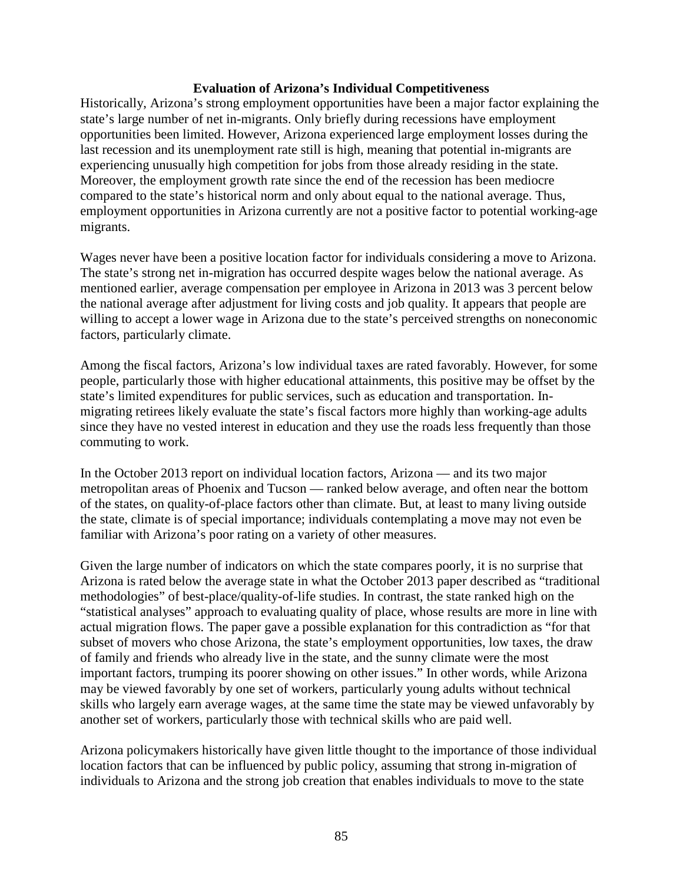### Evaluation of Arizona's Individual Competitiveness

Historically, Arizona's strong employment opportunities have been a major factor explaining the state's large number of net in-migrants. Only briefly during recessions have employment opportunities been limited. However, Arizona experienced large employment losses during the last recession and its unemployment rate still is high, meaning that potential in-migrants are experiencing unusually high competition for jobs from those already residing in the state. Moreover, the employment growth rate since the end of the recession has been mediocre compared to the state's historical norm and only about equal to the national average. Thus, employment opportunities in Arizona currently are not a positive factor to potential working-age migrants.

Wages never have been a positive location factor for individuals considering a move to Arizona. The state's strong net in-migration has occurred despite wages below the national average. As mentioned earlier, average compensation per employee in Arizona in 2013 was 3 percent below the national average after adjustment for living costs and job quality. It appears that people are willing to accept a lower wage in Arizona due to the state's perceived strengths on noneconomic factors, particularly climate.

Among the fiscal factors, Arizona's low individual taxes are rated favorably. However, for some people, particularly those with higher educational attainments, this positive may be offset by the state's limited expenditures for public services, such as education and transportation. In-migrating retirees likely evaluate the state's fiscal factors more highly than working-age adults since they have no vested interest in education and they use the roads less frequently than those commuting to work.

In the October 2013 report on individual location factors, Arizona — and its two major metropolitan areas of Phoenix and Tucson — ranked below average, and often near the bottom of the states, on quality-of-place factors other than climate. But, at least to many living outside the state, climate is of special importance; individuals contemplating a move may not even be familiar with Arizona's poor rating on a variety of other measures.

Given the large number of indicators on which the state compares poorly, it is no surprise that Arizona is rated below the average state in what the October 2013 paper described as "traditional methodologies" of best-place/quality-of-life studies. In contrast, the state ranked high on the "statistical analyses" approach to evaluating quality of place, whose results are more in line with actual migration flows. The paper gave a possible explanation for this contradiction as "for that subset of movers who chose Arizona, the state's employment opportunities, low taxes, the draw of family and friends who already live in the state, and the sunny climate were the most important factors, trumping its poorer showing on other issues." In other words, while Arizona may be viewed favorably by one set of workers, particularly young adults without technical skills who largely earn average wages, at the same time the state may be viewed unfavorably by another set of workers, particularly those with technical skills who are paid well.

Arizona policymakers historically have given little thought to the importance of those individual location factors that can be influenced by public policy, assuming that strong in-migration of individuals to Arizona and the strong job creation that enables individuals to move to the state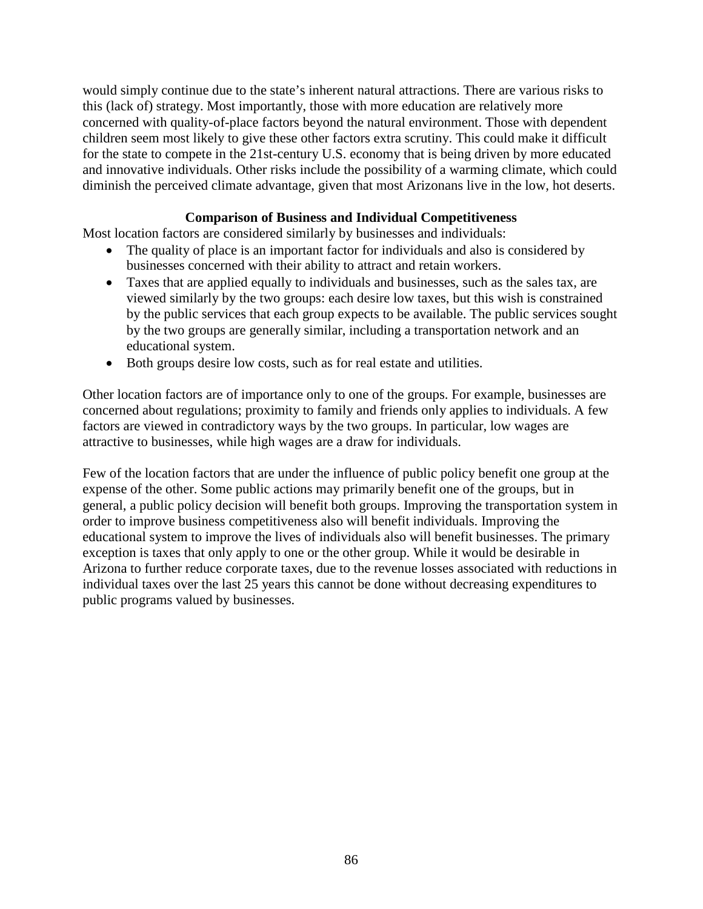would simply continue due to the state's inherent natural attractions. There are various risks to this (lack of) strategy. Most importantly, those with more education are relatively more concerned with quality-of-place factors beyond the natural environment. Those with dependent children seem most likely to give these other factors extra scrutiny. This could make it difficult for the state to compete in the 21st-century U.S. economy that is being driven by more educated and innovative individuals. Other risks include the possibility of a warming climate, which could diminish the perceived climate advantage, given that most Arizonans live in the low, hot deserts.

### Comparison of Business and Individual Competitiveness

Most location factors are considered similarly by businesses and individuals:

- The quality of place is an important factor for individuals and also is considered by businesses concerned with their ability to attract and retain workers.
- Taxes that are applied equally to individuals and businesses, such as the sales tax, are viewed similarly by the two groups: each desire low taxes, but this wish is constrained by the public services that each group expects to be available. The public services sought by the two groups are generally similar, including a transportation network and an educational system.
- Both groups desire low costs, such as for real estate and utilities.

Other location factors are of importance only to one of the groups. For example, businesses are concerned about regulations; proximity to family and friends only applies to individuals. A few factors are viewed in contradictory ways by the two groups. In particular, low wages are attractive to businesses, while high wages are a draw for individuals.

Few of the location factors that are under the influence of public policy benefit one group at the expense of the other. Some public actions may primarily benefit one of the groups, but in general, a public policy decision will benefit both groups. Improving the transportation system in order to improve business competitiveness also will benefit individuals. Improving the educational system to improve the lives of individuals also will benefit businesses. The primary exception is taxes that only apply to one or the other group. While it would be desirable in Arizona to further reduce corporate taxes, due to the revenue losses associated with reductions in individual taxes over the last 25 years this cannot be done without decreasing expenditures to public programs valued by businesses.